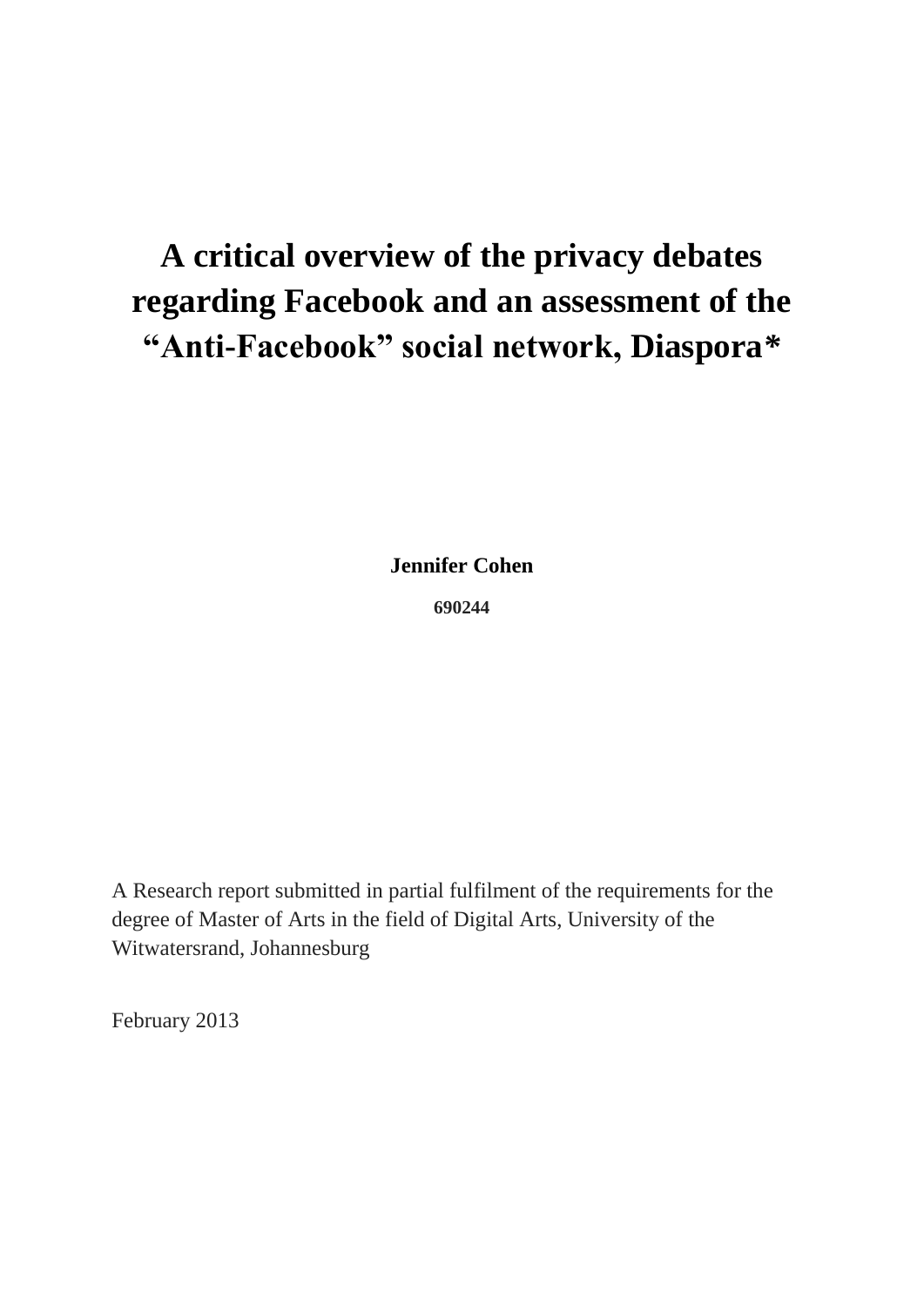# A critical overview of the privacy debates regarding Facebook and an assessment of the "Anti-Facebook" social network, Diaspora*

**Jennifer Cohen**

**690244**

A Research report submitted in partial fulfilment of the requirements for the degree of Master of Arts in the field of Digital Arts, University of the Witwatersrand, Johannesburg

February 2013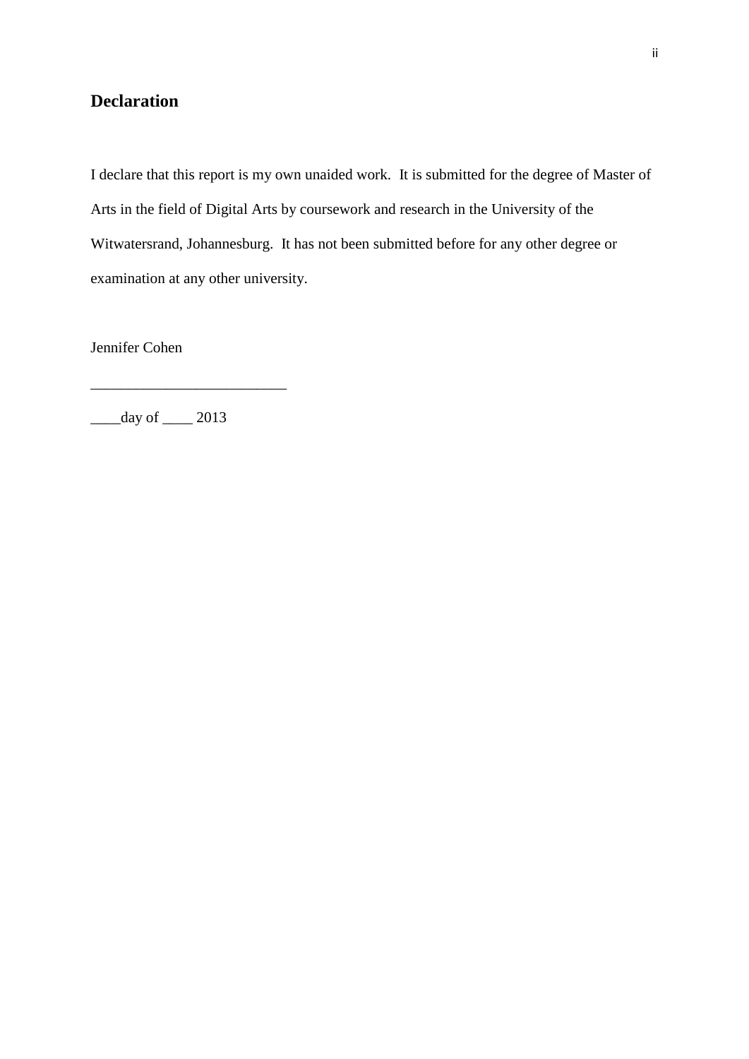## Declaration

I declare that this report is my own unaided work. It is submitted for the degree of Master of Arts in the field of Digital Arts by coursework and research in the University of the Witwatersrand, Johannesburg. It has not been submitted before for any other degree or examination at any other university.

Jennifer Cohen

__________________________

____day of ____ 2013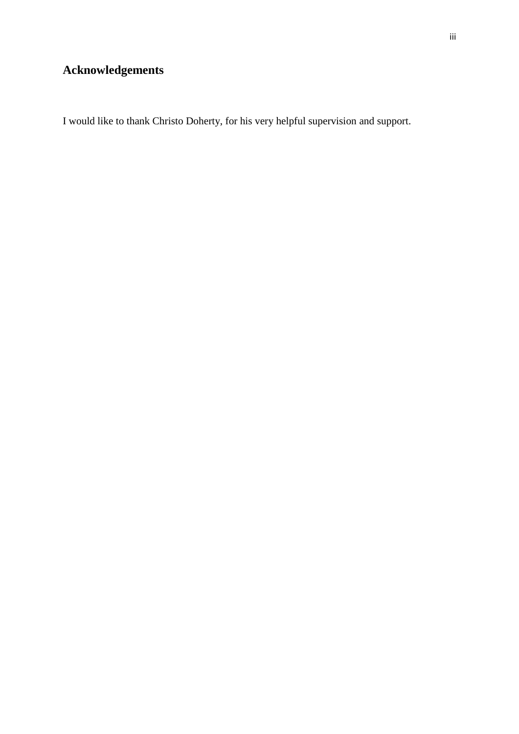# Acknowledgements

I would like to thank Christo Doherty, for his very helpful supervision and support.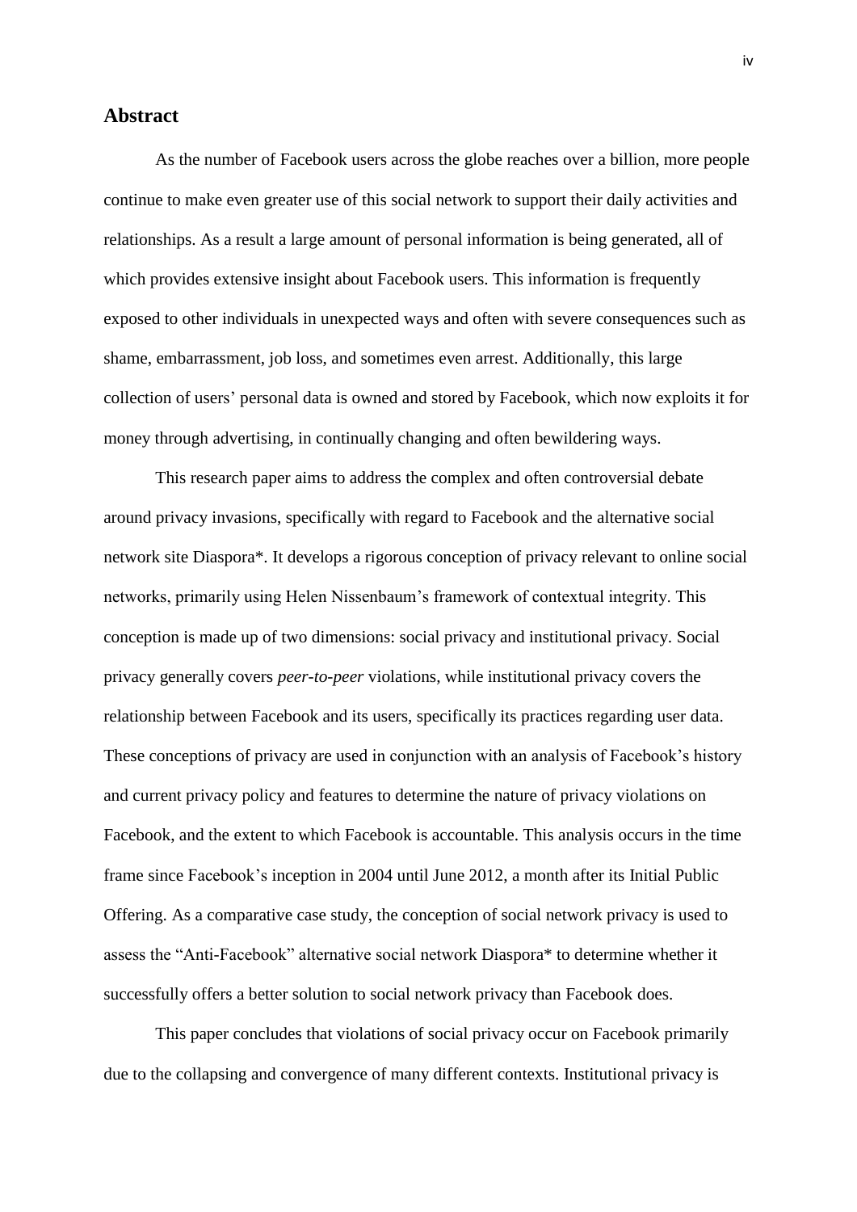## Abstract

As the number of Facebook users across the globe reaches over a billion, more people continue to make even greater use of this social network to support their daily activities and relationships. As a result a large amount of personal information is being generated, all of which provides extensive insight about Facebook users. This information is frequently exposed to other individuals in unexpected ways and often with severe consequences such as shame, embarrassment, job loss, and sometimes even arrest. Additionally, this large collection of users' personal data is owned and stored by Facebook, which now exploits it for money through advertising, in continually changing and often bewildering ways.

This research paper aims to address the complex and often controversial debate around privacy invasions, specifically with regard to Facebook and the alternative social network site Diaspora*. It develops a rigorous conception of privacy relevant to online social networks, primarily using Helen Nissenbaum's framework of contextual integrity. This conception is made up of two dimensions: social privacy and institutional privacy. Social privacy generally covers *peer-to-peer* violations, while institutional privacy covers the relationship between Facebook and its users, specifically its practices regarding user data. These conceptions of privacy are used in conjunction with an analysis of Facebook's history and current privacy policy and features to determine the nature of privacy violations on Facebook, and the extent to which Facebook is accountable. This analysis occurs in the time frame since Facebook's inception in 2004 until June 2012, a month after its Initial Public Offering. As a comparative case study, the conception of social network privacy is used to assess the "Anti-Facebook" alternative social network Diaspora* to determine whether it successfully offers a better solution to social network privacy than Facebook does.

This paper concludes that violations of social privacy occur on Facebook primarily due to the collapsing and convergence of many different contexts. Institutional privacy is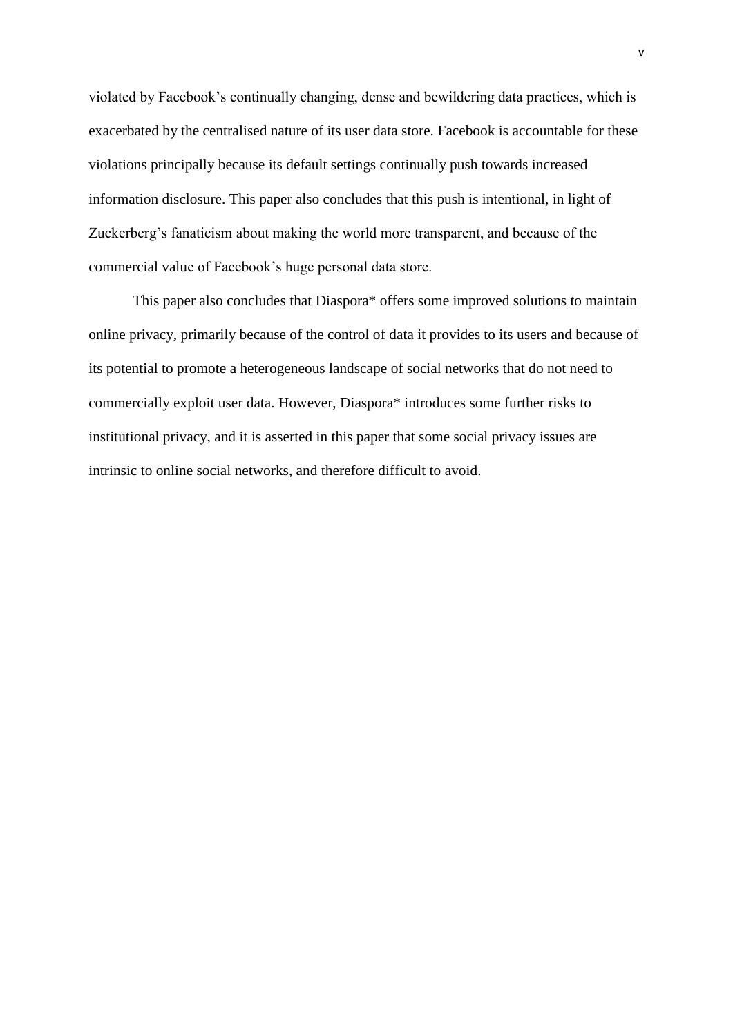violated by Facebook's continually changing, dense and bewildering data practices, which is exacerbated by the centralised nature of its user data store. Facebook is accountable for these violations principally because its default settings continually push towards increased information disclosure. This paper also concludes that this push is intentional, in light of Zuckerberg's fanaticism about making the world more transparent, and because of the commercial value of Facebook's huge personal data store.

This paper also concludes that Diaspora* offers some improved solutions to maintain online privacy, primarily because of the control of data it provides to its users and because of its potential to promote a heterogeneous landscape of social networks that do not need to commercially exploit user data. However, Diaspora* introduces some further risks to institutional privacy, and it is asserted in this paper that some social privacy issues are intrinsic to online social networks, and therefore difficult to avoid.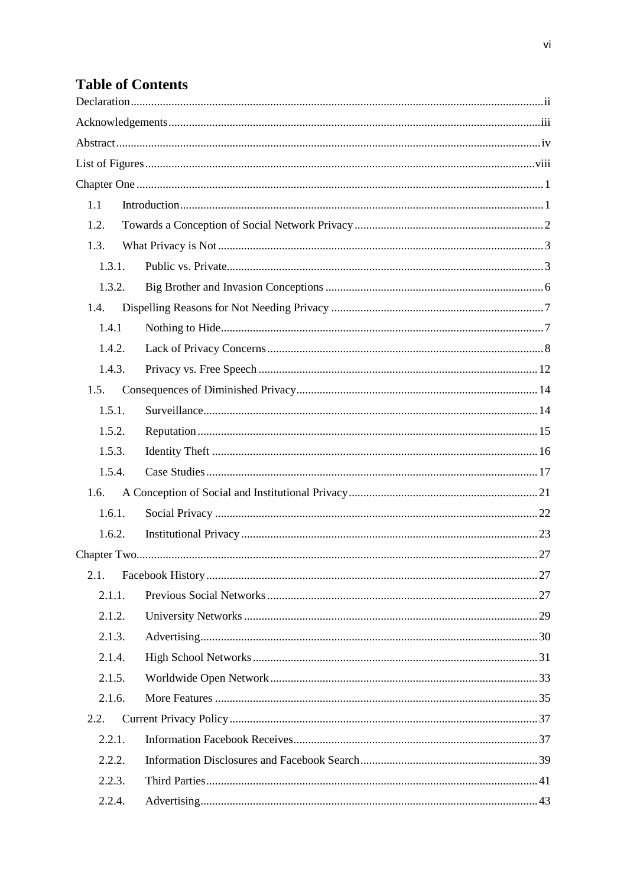# Table of Contents

Declaration ii

Acknowledgements iii

Abstract iv

List of Figures viii

Chapter One 1

- 1.1 Introduction 1
- 1.2. Towards a Conception of Social Network Privacy 2
- 1.3. What Privacy is Not 3
  - 1.3.1. Public vs. Private 3
  - 1.3.2. Big Brother and Invasion Conceptions 6
- 1.4. Dispelling Reasons for Not Needing Privacy 7
  - 1.4.1 Nothing to Hide 7
  - 1.4.2. Lack of Privacy Concerns 8
  - 1.4.3. Privacy vs. Free Speech 12
- 1.5. Consequences of Diminished Privacy 14
  - 1.5.1. Surveillance 14
  - 1.5.2. Reputation 15
  - 1.5.3. Identity Theft 16
  - 1.5.4. Case Studies 17
- 1.6. A Conception of Social and Institutional Privacy 21
  - 1.6.1. Social Privacy 22
  - 1.6.2. Institutional Privacy 23

Chapter Two 27

- 2.1. Facebook History 27
  - 2.1.1. Previous Social Networks 27
  - 2.1.2. University Networks 29
  - 2.1.3. Advertising 30
  - 2.1.4. High School Networks 31
  - 2.1.5. Worldwide Open Network 33
  - 2.1.6. More Features 35
- 2.2. Current Privacy Policy 37
  - 2.2.1. Information Facebook Receives 37
  - 2.2.2. Information Disclosures and Facebook Search 39
  - 2.2.3. Third Parties 41
  - 2.2.4. Advertising 43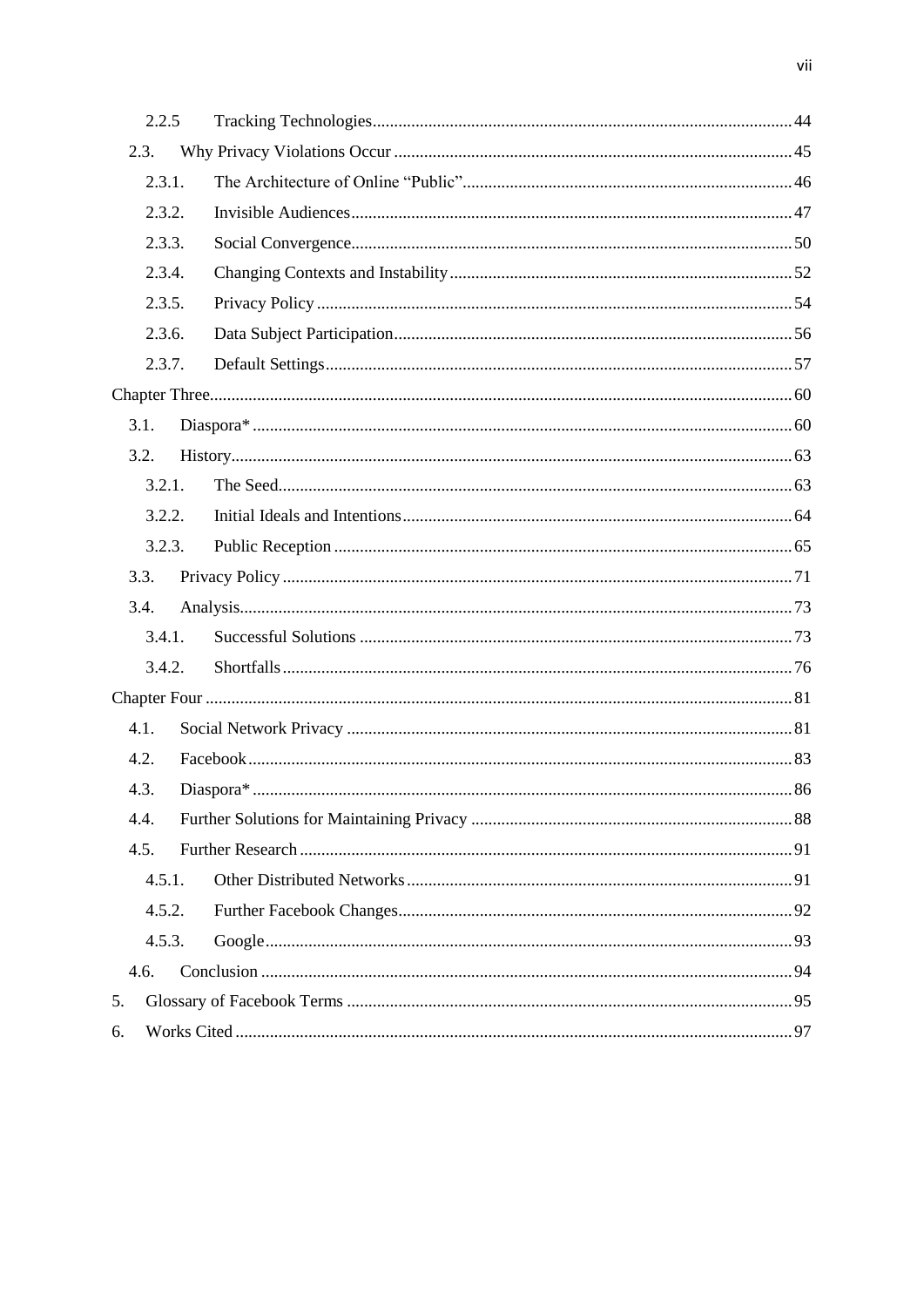2.2.5 Tracking Technologies ..... 44

2.3. Why Privacy Violations Occur ..... 45

2.3.1. The Architecture of Online "Public" ..... 46

2.3.2. Invisible Audiences ..... 47

2.3.3. Social Convergence ..... 50

2.3.4. Changing Contexts and Instability ..... 52

2.3.5. Privacy Policy ..... 54

2.3.6. Data Subject Participation ..... 56

2.3.7. Default Settings ..... 57

Chapter Three ..... 60

3.1. Diaspora* ..... 60

3.2. History ..... 63

3.2.1. The Seed ..... 63

3.2.2. Initial Ideals and Intentions ..... 64

3.2.3. Public Reception ..... 65

3.3. Privacy Policy ..... 71

3.4. Analysis ..... 73

3.4.1. Successful Solutions ..... 73

3.4.2. Shortfalls ..... 76

Chapter Four ..... 81

4.1. Social Network Privacy ..... 81

4.2. Facebook ..... 83

4.3. Diaspora* ..... 86

4.4. Further Solutions for Maintaining Privacy ..... 88

4.5. Further Research ..... 91

4.5.1. Other Distributed Networks ..... 91

4.5.2. Further Facebook Changes ..... 92

4.5.3. Google ..... 93

4.6. Conclusion ..... 94

5. Glossary of Facebook Terms ..... 95

6. Works Cited ..... 97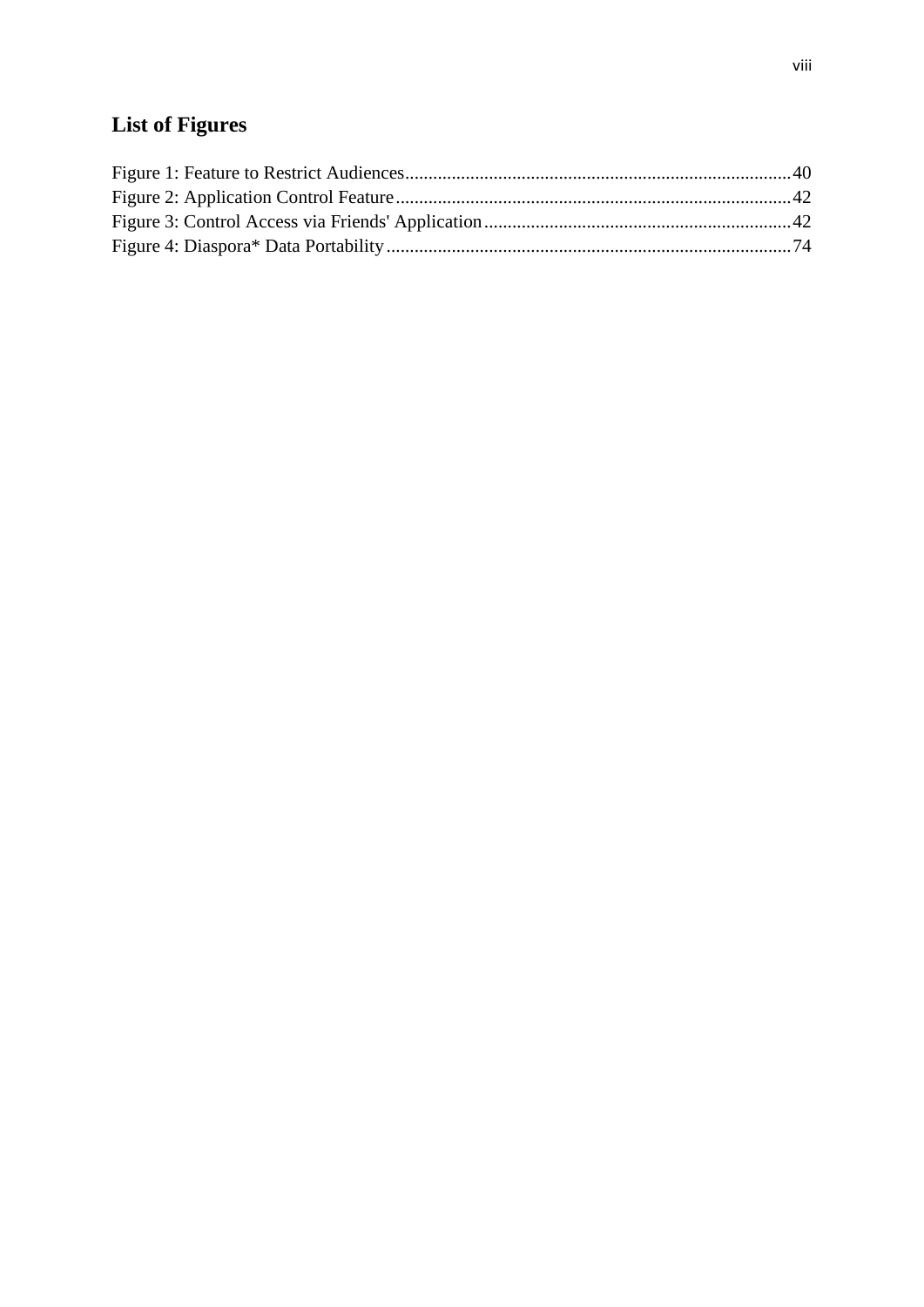# List of Figures

Figure 1: Feature to Restrict Audiences....................................................................................40
Figure 2: Application Control Feature......................................................................................42
Figure 3: Control Access via Friends' Application...................................................................42
Figure 4: Diaspora* Data Portability........................................................................................74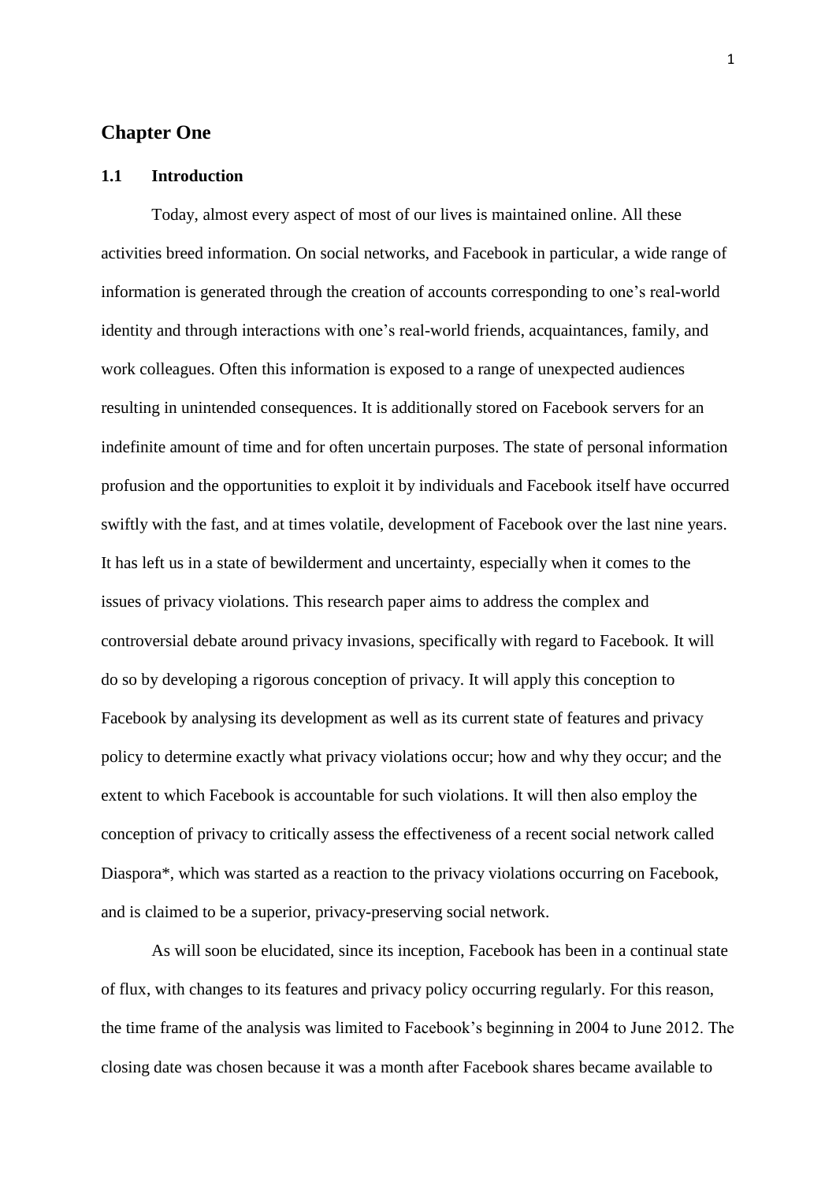# Chapter One

## 1.1 Introduction

Today, almost every aspect of most of our lives is maintained online. All these activities breed information. On social networks, and Facebook in particular, a wide range of information is generated through the creation of accounts corresponding to one's real-world identity and through interactions with one's real-world friends, acquaintances, family, and work colleagues. Often this information is exposed to a range of unexpected audiences resulting in unintended consequences. It is additionally stored on Facebook servers for an indefinite amount of time and for often uncertain purposes. The state of personal information profusion and the opportunities to exploit it by individuals and Facebook itself have occurred swiftly with the fast, and at times volatile, development of Facebook over the last nine years. It has left us in a state of bewilderment and uncertainty, especially when it comes to the issues of privacy violations. This research paper aims to address the complex and controversial debate around privacy invasions, specifically with regard to Facebook. It will do so by developing a rigorous conception of privacy. It will apply this conception to Facebook by analysing its development as well as its current state of features and privacy policy to determine exactly what privacy violations occur; how and why they occur; and the extent to which Facebook is accountable for such violations. It will then also employ the conception of privacy to critically assess the effectiveness of a recent social network called Diaspora*, which was started as a reaction to the privacy violations occurring on Facebook, and is claimed to be a superior, privacy-preserving social network.

As will soon be elucidated, since its inception, Facebook has been in a continual state of flux, with changes to its features and privacy policy occurring regularly. For this reason, the time frame of the analysis was limited to Facebook's beginning in 2004 to June 2012. The closing date was chosen because it was a month after Facebook shares became available to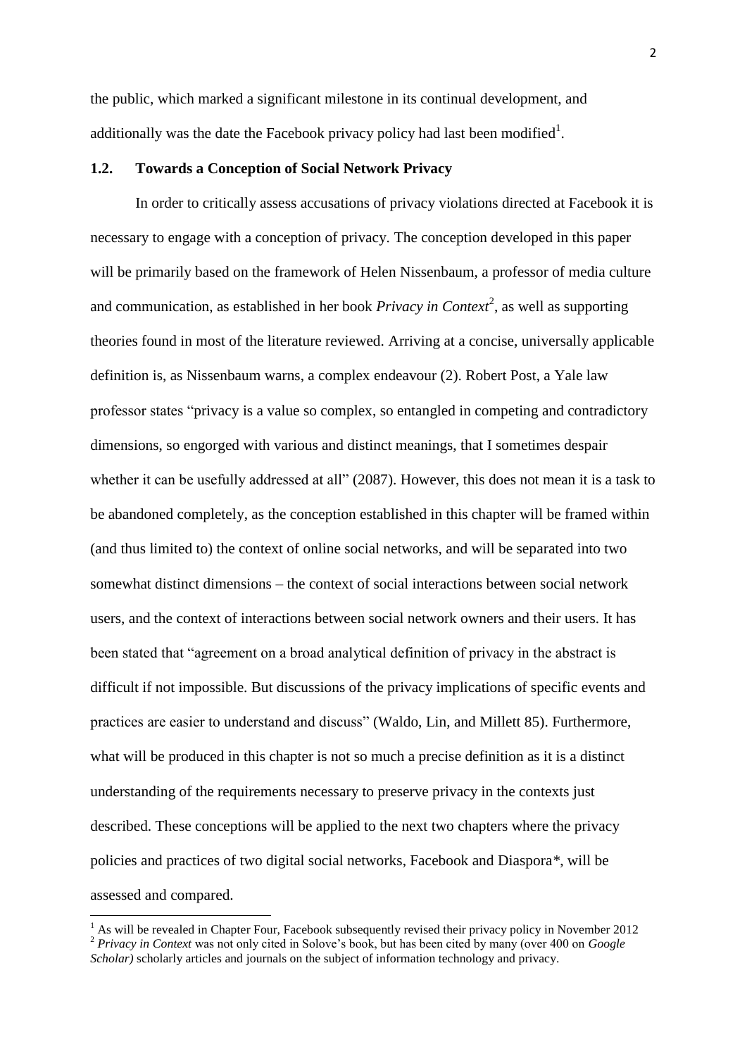the public, which marked a significant milestone in its continual development, and additionally was the date the Facebook privacy policy had last been modified[1].

## 1.2. Towards a Conception of Social Network Privacy

In order to critically assess accusations of privacy violations directed at Facebook it is necessary to engage with a conception of privacy. The conception developed in this paper will be primarily based on the framework of Helen Nissenbaum, a professor of media culture and communication, as established in her book *Privacy in Context*[2], as well as supporting theories found in most of the literature reviewed. Arriving at a concise, universally applicable definition is, as Nissenbaum warns, a complex endeavour (2). Robert Post, a Yale law professor states "privacy is a value so complex, so entangled in competing and contradictory dimensions, so engorged with various and distinct meanings, that I sometimes despair whether it can be usefully addressed at all" (2087). However, this does not mean it is a task to be abandoned completely, as the conception established in this chapter will be framed within (and thus limited to) the context of online social networks, and will be separated into two somewhat distinct dimensions – the context of social interactions between social network users, and the context of interactions between social network owners and their users. It has been stated that "agreement on a broad analytical definition of privacy in the abstract is difficult if not impossible. But discussions of the privacy implications of specific events and practices are easier to understand and discuss" (Waldo, Lin, and Millett 85). Furthermore, what will be produced in this chapter is not so much a precise definition as it is a distinct understanding of the requirements necessary to preserve privacy in the contexts just described. These conceptions will be applied to the next two chapters where the privacy policies and practices of two digital social networks, Facebook and Diaspora*, will be assessed and compared.

---

[1] As will be revealed in Chapter Four, Facebook subsequently revised their privacy policy in November 2012

[2] *Privacy in Context* was not only cited in Solove's book, but has been cited by many (over 400 on *Google Scholar)* scholarly articles and journals on the subject of information technology and privacy.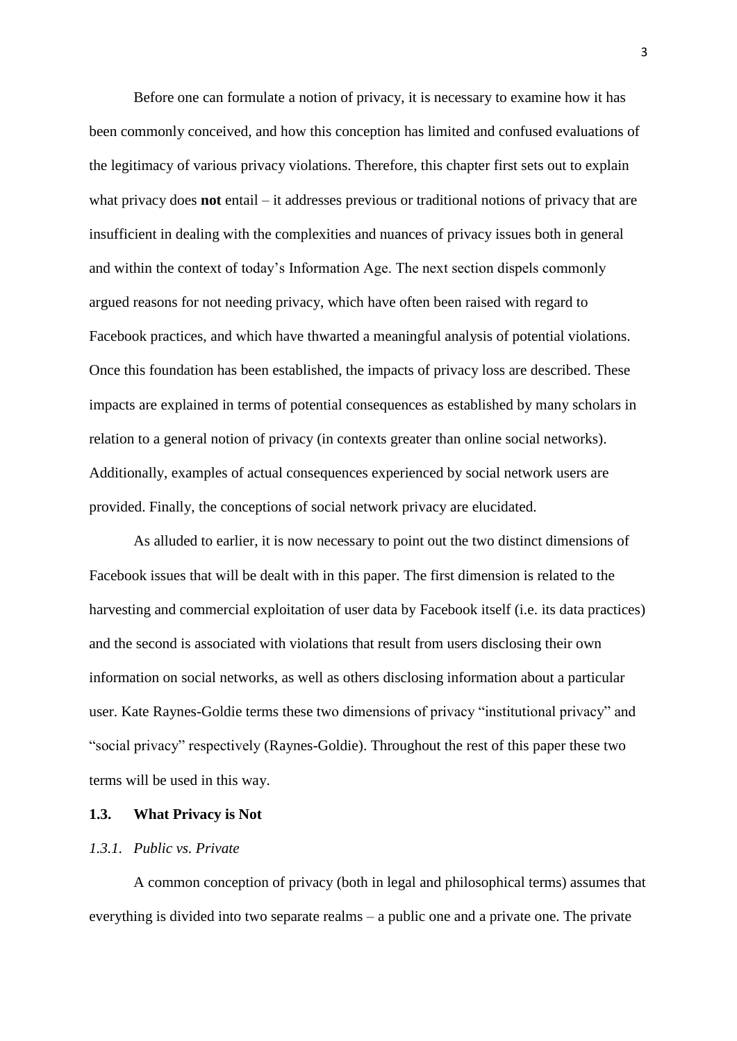Before one can formulate a notion of privacy, it is necessary to examine how it has been commonly conceived, and how this conception has limited and confused evaluations of the legitimacy of various privacy violations. Therefore, this chapter first sets out to explain what privacy does **not** entail – it addresses previous or traditional notions of privacy that are insufficient in dealing with the complexities and nuances of privacy issues both in general and within the context of today's Information Age. The next section dispels commonly argued reasons for not needing privacy, which have often been raised with regard to Facebook practices, and which have thwarted a meaningful analysis of potential violations. Once this foundation has been established, the impacts of privacy loss are described. These impacts are explained in terms of potential consequences as established by many scholars in relation to a general notion of privacy (in contexts greater than online social networks). Additionally, examples of actual consequences experienced by social network users are provided. Finally, the conceptions of social network privacy are elucidated.

As alluded to earlier, it is now necessary to point out the two distinct dimensions of Facebook issues that will be dealt with in this paper. The first dimension is related to the harvesting and commercial exploitation of user data by Facebook itself (i.e. its data practices) and the second is associated with violations that result from users disclosing their own information on social networks, as well as others disclosing information about a particular user. Kate Raynes-Goldie terms these two dimensions of privacy "institutional privacy" and "social privacy" respectively (Raynes-Goldie). Throughout the rest of this paper these two terms will be used in this way.

### 1.3. What Privacy is Not

#### *1.3.1. Public vs. Private*

A common conception of privacy (both in legal and philosophical terms) assumes that everything is divided into two separate realms – a public one and a private one. The private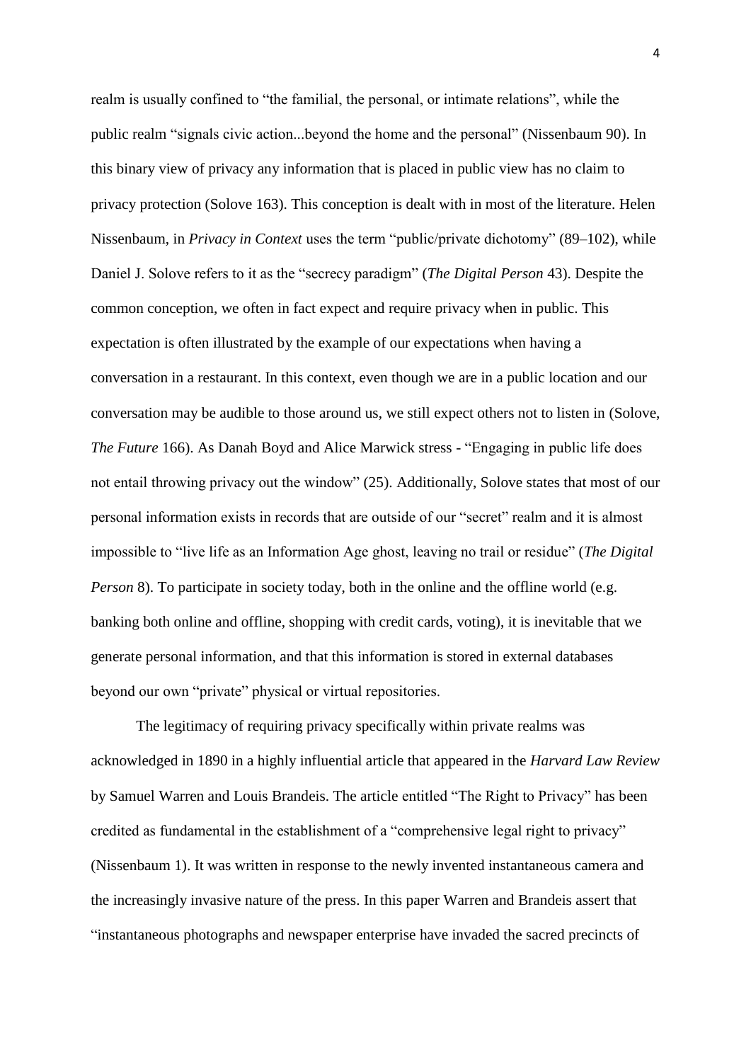realm is usually confined to "the familial, the personal, or intimate relations", while the public realm "signals civic action...beyond the home and the personal" (Nissenbaum 90). In this binary view of privacy any information that is placed in public view has no claim to privacy protection (Solove 163). This conception is dealt with in most of the literature. Helen Nissenbaum, in *Privacy in Context* uses the term "public/private dichotomy" (89–102), while Daniel J. Solove refers to it as the "secrecy paradigm" (*The Digital Person* 43). Despite the common conception, we often in fact expect and require privacy when in public. This expectation is often illustrated by the example of our expectations when having a conversation in a restaurant. In this context, even though we are in a public location and our conversation may be audible to those around us, we still expect others not to listen in (Solove, *The Future* 166). As Danah Boyd and Alice Marwick stress - "Engaging in public life does not entail throwing privacy out the window" (25). Additionally, Solove states that most of our personal information exists in records that are outside of our "secret" realm and it is almost impossible to "live life as an Information Age ghost, leaving no trail or residue" (*The Digital Person* 8). To participate in society today, both in the online and the offline world (e.g. banking both online and offline, shopping with credit cards, voting), it is inevitable that we generate personal information, and that this information is stored in external databases beyond our own "private" physical or virtual repositories.

The legitimacy of requiring privacy specifically within private realms was acknowledged in 1890 in a highly influential article that appeared in the *Harvard Law Review* by Samuel Warren and Louis Brandeis. The article entitled "The Right to Privacy" has been credited as fundamental in the establishment of a "comprehensive legal right to privacy" (Nissenbaum 1). It was written in response to the newly invented instantaneous camera and the increasingly invasive nature of the press. In this paper Warren and Brandeis assert that "instantaneous photographs and newspaper enterprise have invaded the sacred precincts of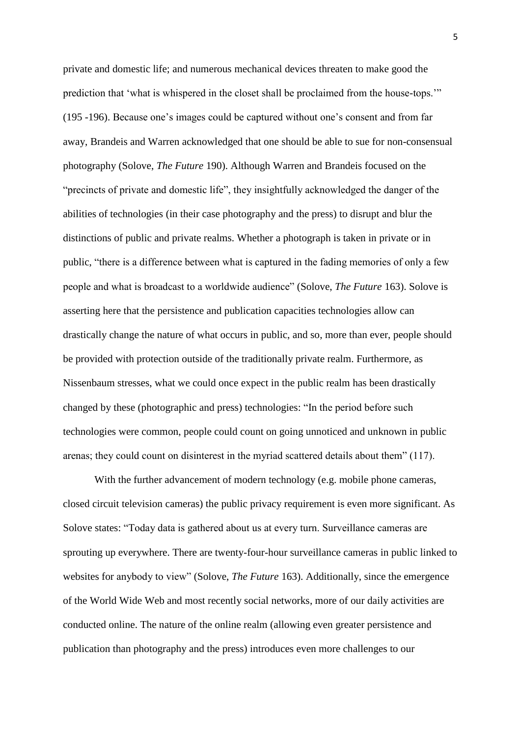private and domestic life; and numerous mechanical devices threaten to make good the prediction that 'what is whispered in the closet shall be proclaimed from the house-tops.'" (195 -196). Because one's images could be captured without one's consent and from far away, Brandeis and Warren acknowledged that one should be able to sue for non-consensual photography (Solove, *The Future* 190). Although Warren and Brandeis focused on the "precincts of private and domestic life", they insightfully acknowledged the danger of the abilities of technologies (in their case photography and the press) to disrupt and blur the distinctions of public and private realms. Whether a photograph is taken in private or in public, "there is a difference between what is captured in the fading memories of only a few people and what is broadcast to a worldwide audience" (Solove, *The Future* 163). Solove is asserting here that the persistence and publication capacities technologies allow can drastically change the nature of what occurs in public, and so, more than ever, people should be provided with protection outside of the traditionally private realm. Furthermore, as Nissenbaum stresses, what we could once expect in the public realm has been drastically changed by these (photographic and press) technologies: "In the period before such technologies were common, people could count on going unnoticed and unknown in public arenas; they could count on disinterest in the myriad scattered details about them" (117).

With the further advancement of modern technology (e.g. mobile phone cameras, closed circuit television cameras) the public privacy requirement is even more significant. As Solove states: "Today data is gathered about us at every turn. Surveillance cameras are sprouting up everywhere. There are twenty-four-hour surveillance cameras in public linked to websites for anybody to view" (Solove, *The Future* 163). Additionally, since the emergence of the World Wide Web and most recently social networks, more of our daily activities are conducted online. The nature of the online realm (allowing even greater persistence and publication than photography and the press) introduces even more challenges to our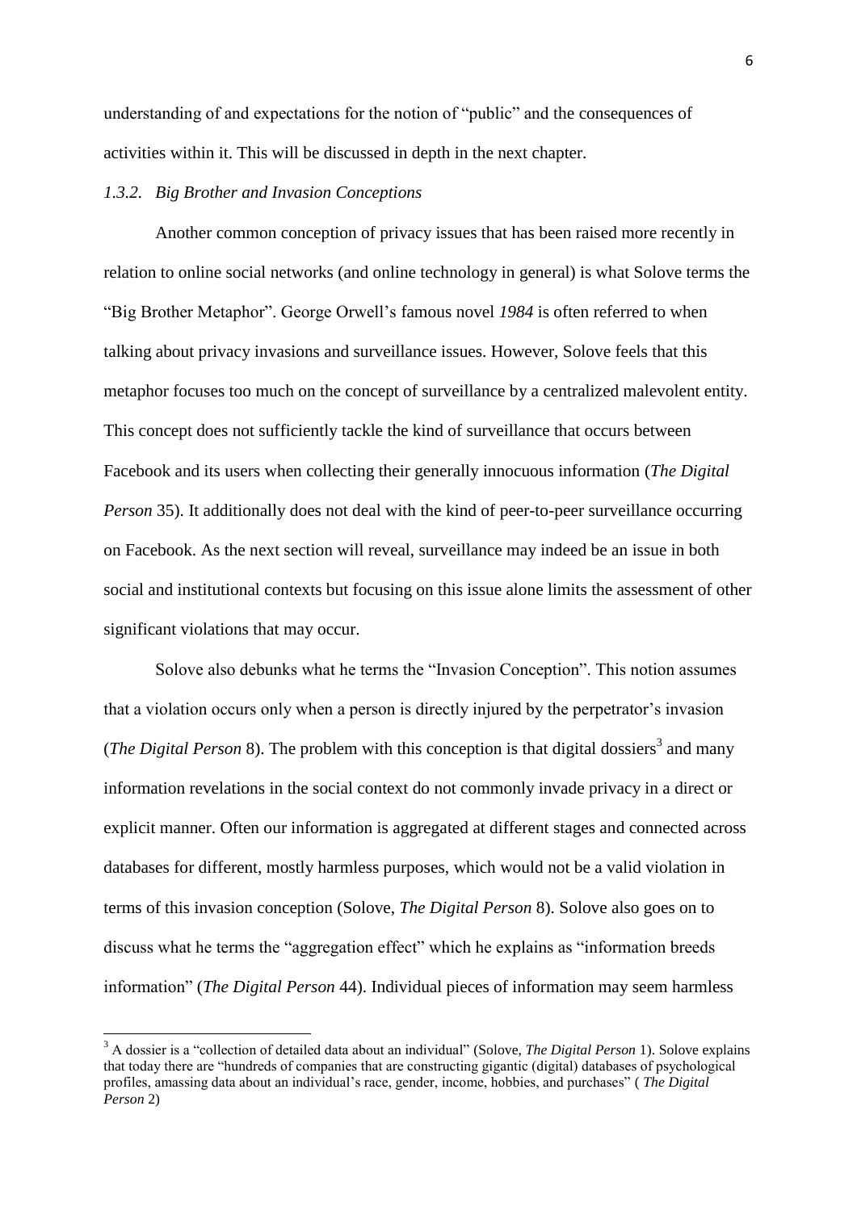understanding of and expectations for the notion of "public" and the consequences of activities within it. This will be discussed in depth in the next chapter.

### *1.3.2. Big Brother and Invasion Conceptions*

Another common conception of privacy issues that has been raised more recently in relation to online social networks (and online technology in general) is what Solove terms the "Big Brother Metaphor". George Orwell's famous novel *1984* is often referred to when talking about privacy invasions and surveillance issues. However, Solove feels that this metaphor focuses too much on the concept of surveillance by a centralized malevolent entity. This concept does not sufficiently tackle the kind of surveillance that occurs between Facebook and its users when collecting their generally innocuous information (*The Digital Person* 35). It additionally does not deal with the kind of peer-to-peer surveillance occurring on Facebook. As the next section will reveal, surveillance may indeed be an issue in both social and institutional contexts but focusing on this issue alone limits the assessment of other significant violations that may occur.

Solove also debunks what he terms the "Invasion Conception". This notion assumes that a violation occurs only when a person is directly injured by the perpetrator's invasion (*The Digital Person* 8). The problem with this conception is that digital dossiers[3] and many information revelations in the social context do not commonly invade privacy in a direct or explicit manner. Often our information is aggregated at different stages and connected across databases for different, mostly harmless purposes, which would not be a valid violation in terms of this invasion conception (Solove, *The Digital Person* 8). Solove also goes on to discuss what he terms the "aggregation effect" which he explains as "information breeds information" (*The Digital Person* 44). Individual pieces of information may seem harmless

---

[3] A dossier is a "collection of detailed data about an individual" (Solove, *The Digital Person* 1). Solove explains that today there are "hundreds of companies that are constructing gigantic (digital) databases of psychological profiles, amassing data about an individual's race, gender, income, hobbies, and purchases" ( *The Digital Person* 2)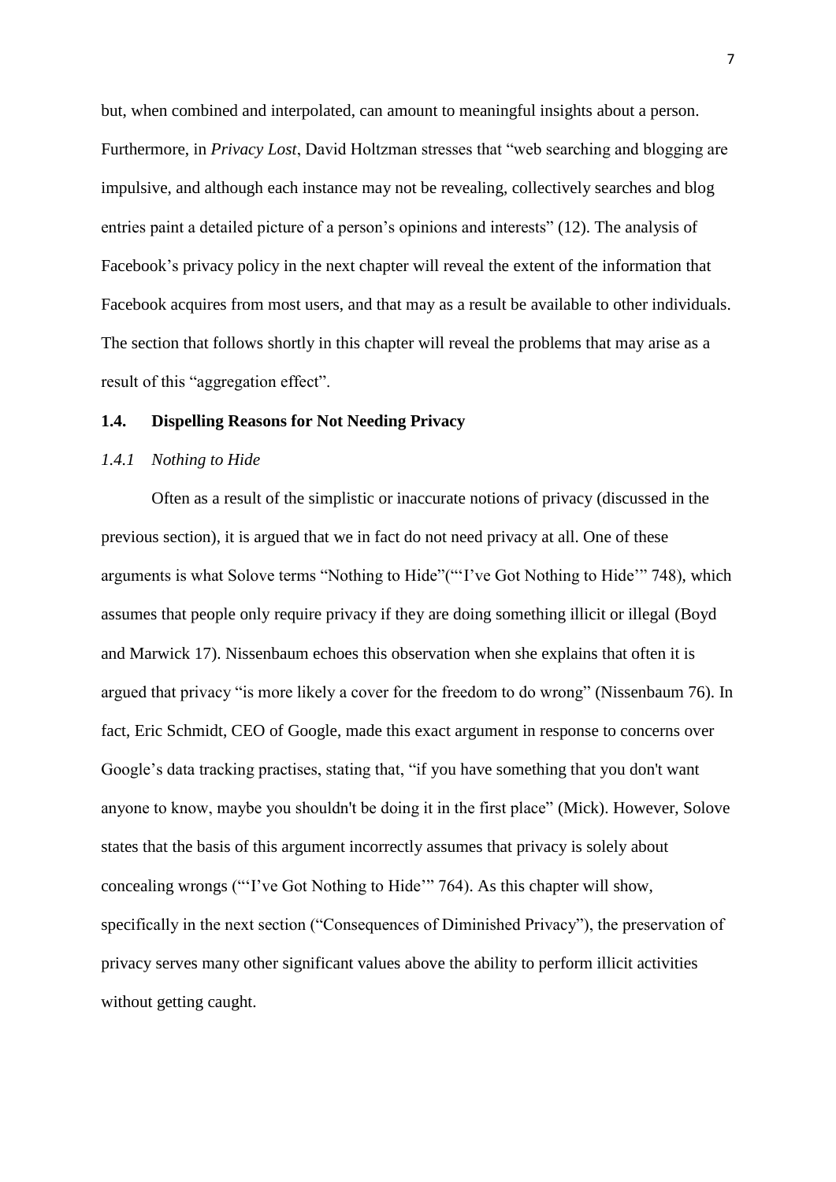but, when combined and interpolated, can amount to meaningful insights about a person. Furthermore, in *Privacy Lost*, David Holtzman stresses that "web searching and blogging are impulsive, and although each instance may not be revealing, collectively searches and blog entries paint a detailed picture of a person's opinions and interests" (12). The analysis of Facebook's privacy policy in the next chapter will reveal the extent of the information that Facebook acquires from most users, and that may as a result be available to other individuals. The section that follows shortly in this chapter will reveal the problems that may arise as a result of this "aggregation effect".

## 1.4. Dispelling Reasons for Not Needing Privacy

### *1.4.1 Nothing to Hide*

Often as a result of the simplistic or inaccurate notions of privacy (discussed in the previous section), it is argued that we in fact do not need privacy at all. One of these arguments is what Solove terms "Nothing to Hide"("'I've Got Nothing to Hide'" 748), which assumes that people only require privacy if they are doing something illicit or illegal (Boyd and Marwick 17). Nissenbaum echoes this observation when she explains that often it is argued that privacy "is more likely a cover for the freedom to do wrong" (Nissenbaum 76). In fact, Eric Schmidt, CEO of Google, made this exact argument in response to concerns over Google's data tracking practises, stating that, "if you have something that you don't want anyone to know, maybe you shouldn't be doing it in the first place" (Mick). However, Solove states that the basis of this argument incorrectly assumes that privacy is solely about concealing wrongs ("'I've Got Nothing to Hide'" 764). As this chapter will show, specifically in the next section ("Consequences of Diminished Privacy"), the preservation of privacy serves many other significant values above the ability to perform illicit activities without getting caught.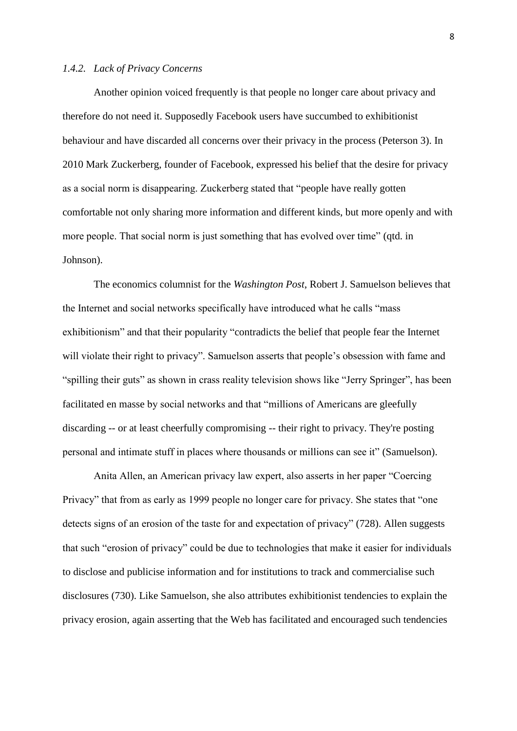### *1.4.2. Lack of Privacy Concerns*

Another opinion voiced frequently is that people no longer care about privacy and therefore do not need it. Supposedly Facebook users have succumbed to exhibitionist behaviour and have discarded all concerns over their privacy in the process (Peterson 3). In 2010 Mark Zuckerberg, founder of Facebook, expressed his belief that the desire for privacy as a social norm is disappearing. Zuckerberg stated that "people have really gotten comfortable not only sharing more information and different kinds, but more openly and with more people. That social norm is just something that has evolved over time" (qtd. in Johnson).

The economics columnist for the *Washington Post*, Robert J. Samuelson believes that the Internet and social networks specifically have introduced what he calls "mass exhibitionism" and that their popularity "contradicts the belief that people fear the Internet will violate their right to privacy". Samuelson asserts that people's obsession with fame and "spilling their guts" as shown in crass reality television shows like "Jerry Springer", has been facilitated en masse by social networks and that "millions of Americans are gleefully discarding -- or at least cheerfully compromising -- their right to privacy. They're posting personal and intimate stuff in places where thousands or millions can see it" (Samuelson).

Anita Allen, an American privacy law expert, also asserts in her paper "Coercing Privacy" that from as early as 1999 people no longer care for privacy. She states that "one detects signs of an erosion of the taste for and expectation of privacy" (728). Allen suggests that such "erosion of privacy" could be due to technologies that make it easier for individuals to disclose and publicise information and for institutions to track and commercialise such disclosures (730). Like Samuelson, she also attributes exhibitionist tendencies to explain the privacy erosion, again asserting that the Web has facilitated and encouraged such tendencies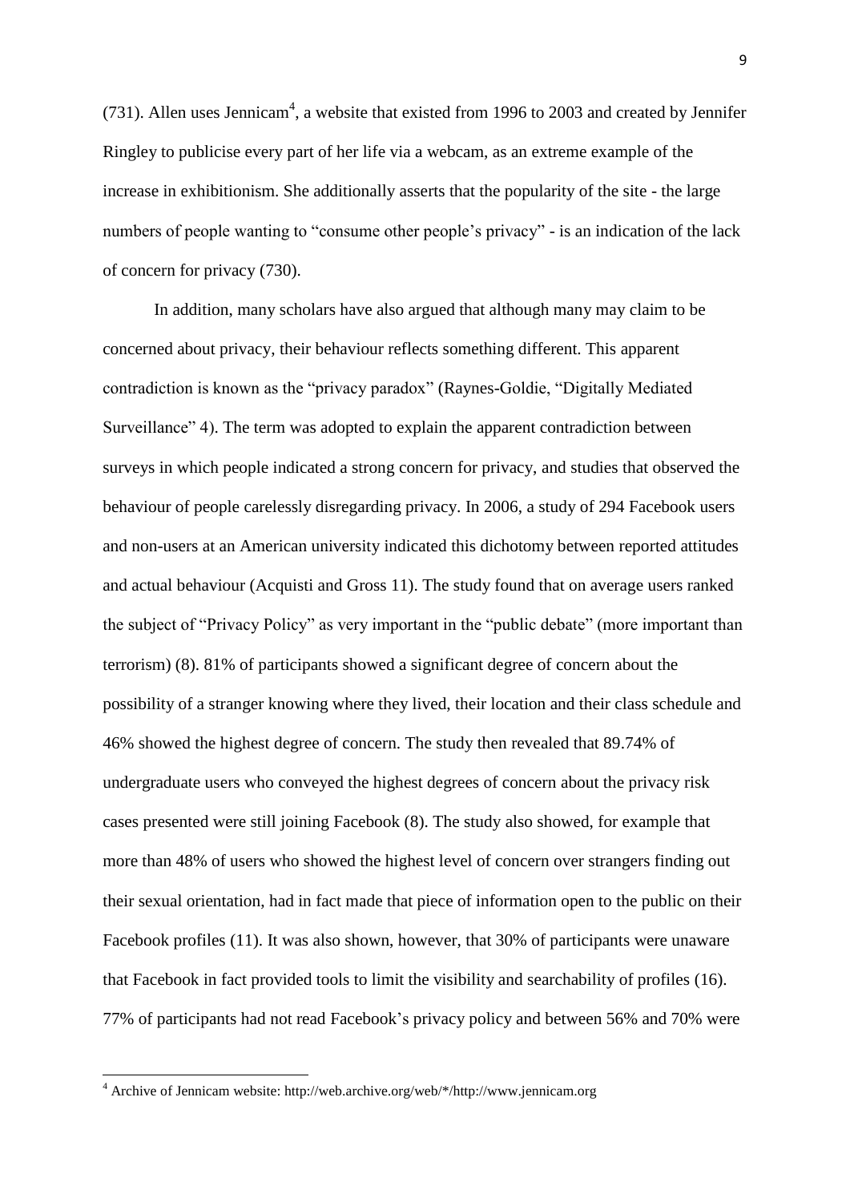(731). Allen uses Jennicam[4], a website that existed from 1996 to 2003 and created by Jennifer Ringley to publicise every part of her life via a webcam, as an extreme example of the increase in exhibitionism. She additionally asserts that the popularity of the site - the large numbers of people wanting to "consume other people's privacy" - is an indication of the lack of concern for privacy (730).

In addition, many scholars have also argued that although many may claim to be concerned about privacy, their behaviour reflects something different. This apparent contradiction is known as the "privacy paradox" (Raynes-Goldie, "Digitally Mediated Surveillance" 4). The term was adopted to explain the apparent contradiction between surveys in which people indicated a strong concern for privacy, and studies that observed the behaviour of people carelessly disregarding privacy. In 2006, a study of 294 Facebook users and non-users at an American university indicated this dichotomy between reported attitudes and actual behaviour (Acquisti and Gross 11). The study found that on average users ranked the subject of "Privacy Policy" as very important in the "public debate" (more important than terrorism) (8). 81% of participants showed a significant degree of concern about the possibility of a stranger knowing where they lived, their location and their class schedule and 46% showed the highest degree of concern. The study then revealed that 89.74% of undergraduate users who conveyed the highest degrees of concern about the privacy risk cases presented were still joining Facebook (8). The study also showed, for example that more than 48% of users who showed the highest level of concern over strangers finding out their sexual orientation, had in fact made that piece of information open to the public on their Facebook profiles (11). It was also shown, however, that 30% of participants were unaware that Facebook in fact provided tools to limit the visibility and searchability of profiles (16). 77% of participants had not read Facebook's privacy policy and between 56% and 70% were

[4] Archive of Jennicam website: http://web.archive.org/web/*/http://www.jennicam.org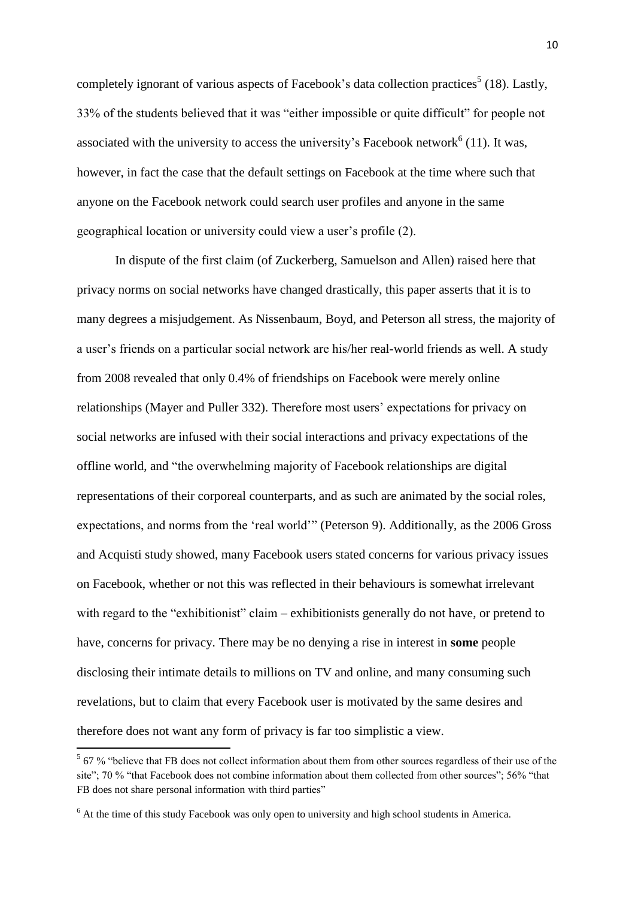completely ignorant of various aspects of Facebook's data collection practices[5] (18). Lastly, 33% of the students believed that it was "either impossible or quite difficult" for people not associated with the university to access the university's Facebook network[6] (11). It was, however, in fact the case that the default settings on Facebook at the time where such that anyone on the Facebook network could search user profiles and anyone in the same geographical location or university could view a user's profile (2).

In dispute of the first claim (of Zuckerberg, Samuelson and Allen) raised here that privacy norms on social networks have changed drastically, this paper asserts that it is to many degrees a misjudgement. As Nissenbaum, Boyd, and Peterson all stress, the majority of a user's friends on a particular social network are his/her real-world friends as well. A study from 2008 revealed that only 0.4% of friendships on Facebook were merely online relationships (Mayer and Puller 332). Therefore most users' expectations for privacy on social networks are infused with their social interactions and privacy expectations of the offline world, and "the overwhelming majority of Facebook relationships are digital representations of their corporeal counterparts, and as such are animated by the social roles, expectations, and norms from the 'real world'" (Peterson 9). Additionally, as the 2006 Gross and Acquisti study showed, many Facebook users stated concerns for various privacy issues on Facebook, whether or not this was reflected in their behaviours is somewhat irrelevant with regard to the "exhibitionist" claim – exhibitionists generally do not have, or pretend to have, concerns for privacy. There may be no denying a rise in interest in **some** people disclosing their intimate details to millions on TV and online, and many consuming such revelations, but to claim that every Facebook user is motivated by the same desires and therefore does not want any form of privacy is far too simplistic a view.

---

[5] 67 % "believe that FB does not collect information about them from other sources regardless of their use of the site"; 70 % "that Facebook does not combine information about them collected from other sources"; 56% "that FB does not share personal information with third parties"

[6] At the time of this study Facebook was only open to university and high school students in America.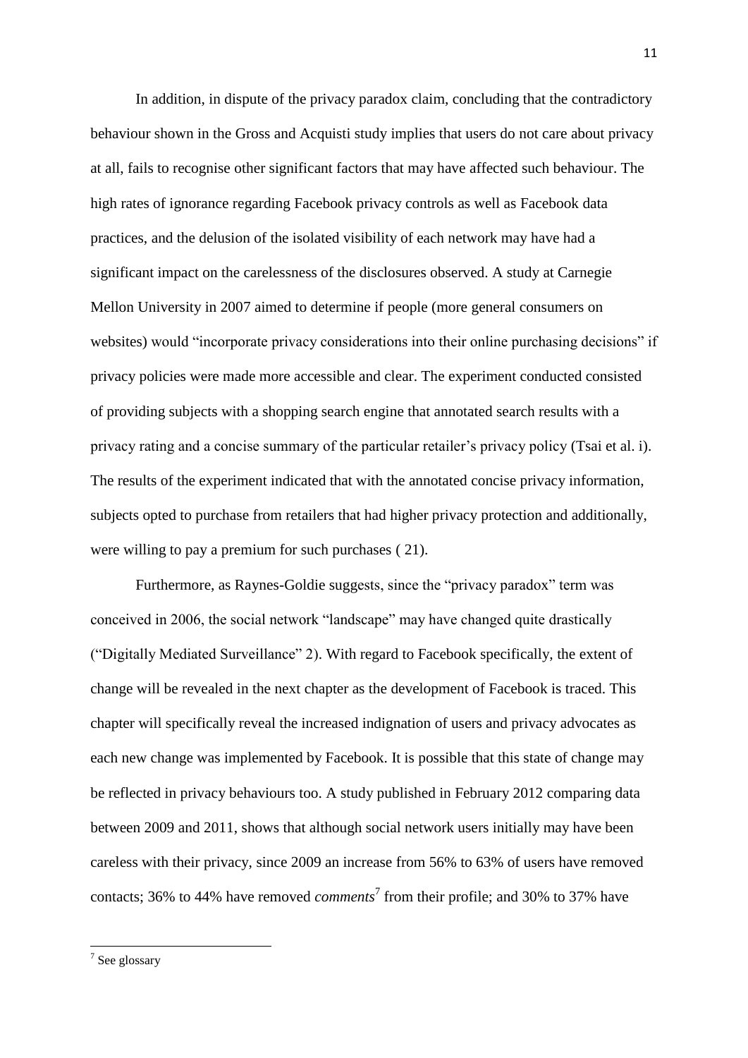In addition, in dispute of the privacy paradox claim, concluding that the contradictory behaviour shown in the Gross and Acquisti study implies that users do not care about privacy at all, fails to recognise other significant factors that may have affected such behaviour. The high rates of ignorance regarding Facebook privacy controls as well as Facebook data practices, and the delusion of the isolated visibility of each network may have had a significant impact on the carelessness of the disclosures observed. A study at Carnegie Mellon University in 2007 aimed to determine if people (more general consumers on websites) would "incorporate privacy considerations into their online purchasing decisions" if privacy policies were made more accessible and clear. The experiment conducted consisted of providing subjects with a shopping search engine that annotated search results with a privacy rating and a concise summary of the particular retailer's privacy policy (Tsai et al. i). The results of the experiment indicated that with the annotated concise privacy information, subjects opted to purchase from retailers that had higher privacy protection and additionally, were willing to pay a premium for such purchases ( 21).

Furthermore, as Raynes-Goldie suggests, since the "privacy paradox" term was conceived in 2006, the social network "landscape" may have changed quite drastically ("Digitally Mediated Surveillance" 2). With regard to Facebook specifically, the extent of change will be revealed in the next chapter as the development of Facebook is traced. This chapter will specifically reveal the increased indignation of users and privacy advocates as each new change was implemented by Facebook. It is possible that this state of change may be reflected in privacy behaviours too. A study published in February 2012 comparing data between 2009 and 2011, shows that although social network users initially may have been careless with their privacy, since 2009 an increase from 56% to 63% of users have removed contacts; 36% to 44% have removed *comments*[7] from their profile; and 30% to 37% have

[7] See glossary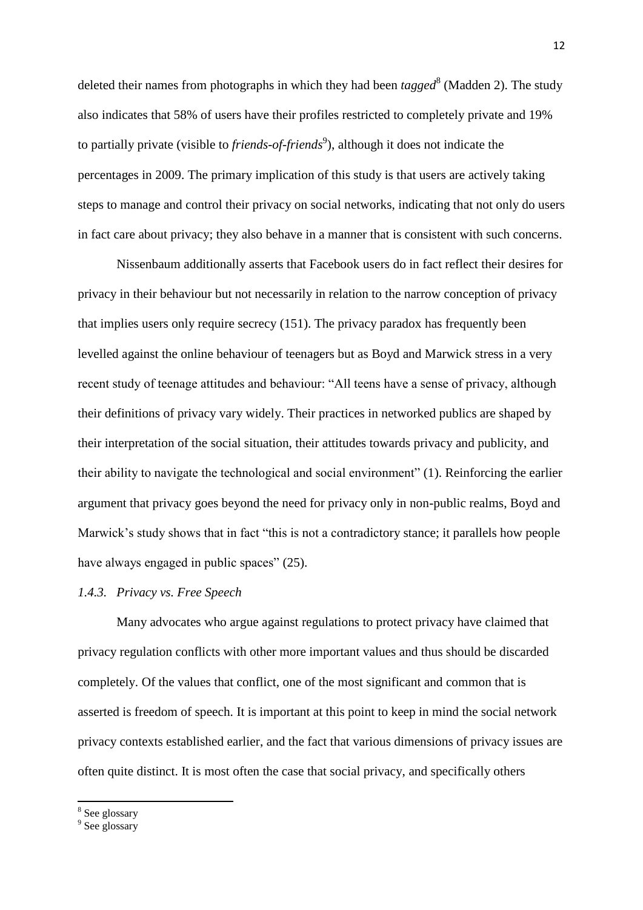deleted their names from photographs in which they had been *tagged*[8] (Madden 2). The study also indicates that 58% of users have their profiles restricted to completely private and 19% to partially private (visible to *friends-of-friends*[9]), although it does not indicate the percentages in 2009. The primary implication of this study is that users are actively taking steps to manage and control their privacy on social networks, indicating that not only do users in fact care about privacy; they also behave in a manner that is consistent with such concerns.

Nissenbaum additionally asserts that Facebook users do in fact reflect their desires for privacy in their behaviour but not necessarily in relation to the narrow conception of privacy that implies users only require secrecy (151). The privacy paradox has frequently been levelled against the online behaviour of teenagers but as Boyd and Marwick stress in a very recent study of teenage attitudes and behaviour: "All teens have a sense of privacy, although their definitions of privacy vary widely. Their practices in networked publics are shaped by their interpretation of the social situation, their attitudes towards privacy and publicity, and their ability to navigate the technological and social environment" (1). Reinforcing the earlier argument that privacy goes beyond the need for privacy only in non-public realms, Boyd and Marwick's study shows that in fact "this is not a contradictory stance; it parallels how people have always engaged in public spaces" (25).

### *1.4.3. Privacy vs. Free Speech*

Many advocates who argue against regulations to protect privacy have claimed that privacy regulation conflicts with other more important values and thus should be discarded completely. Of the values that conflict, one of the most significant and common that is asserted is freedom of speech. It is important at this point to keep in mind the social network privacy contexts established earlier, and the fact that various dimensions of privacy issues are often quite distinct. It is most often the case that social privacy, and specifically others

---

[8] See glossary

[9] See glossary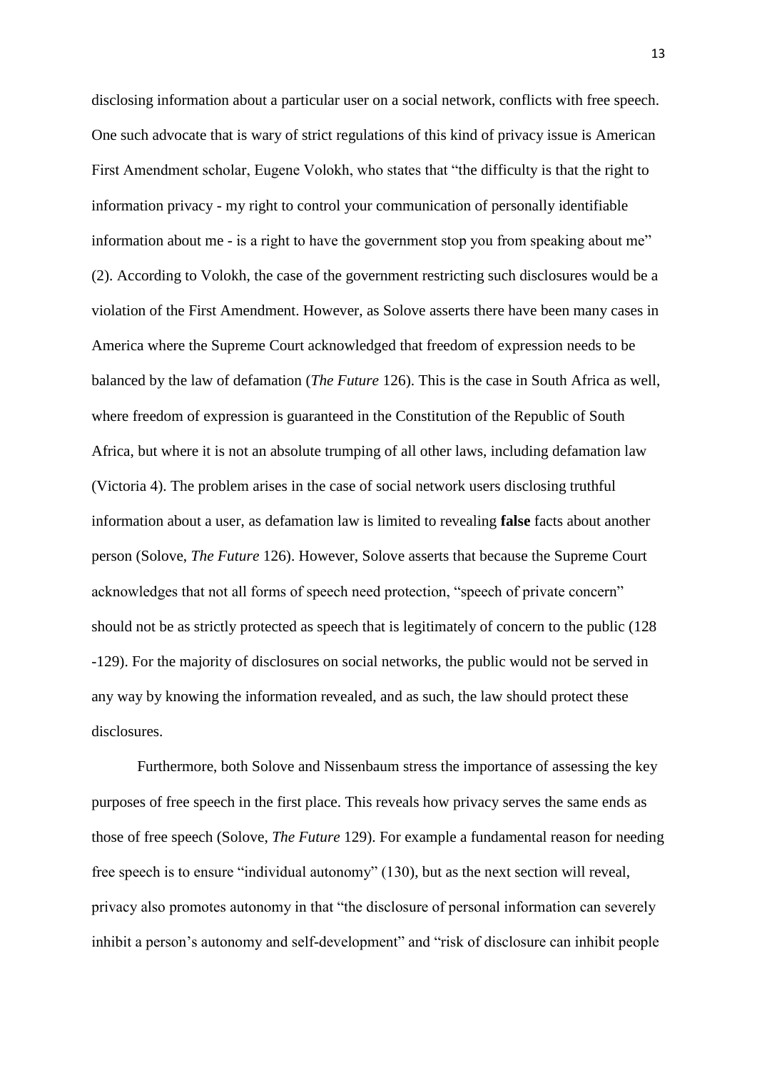disclosing information about a particular user on a social network, conflicts with free speech. One such advocate that is wary of strict regulations of this kind of privacy issue is American First Amendment scholar, Eugene Volokh, who states that "the difficulty is that the right to information privacy - my right to control your communication of personally identifiable information about me - is a right to have the government stop you from speaking about me" (2). According to Volokh, the case of the government restricting such disclosures would be a violation of the First Amendment. However, as Solove asserts there have been many cases in America where the Supreme Court acknowledged that freedom of expression needs to be balanced by the law of defamation (*The Future* 126). This is the case in South Africa as well, where freedom of expression is guaranteed in the Constitution of the Republic of South Africa, but where it is not an absolute trumping of all other laws, including defamation law (Victoria 4). The problem arises in the case of social network users disclosing truthful information about a user, as defamation law is limited to revealing **false** facts about another person (Solove, *The Future* 126). However, Solove asserts that because the Supreme Court acknowledges that not all forms of speech need protection, "speech of private concern" should not be as strictly protected as speech that is legitimately of concern to the public (128 -129). For the majority of disclosures on social networks, the public would not be served in any way by knowing the information revealed, and as such, the law should protect these disclosures.

Furthermore, both Solove and Nissenbaum stress the importance of assessing the key purposes of free speech in the first place. This reveals how privacy serves the same ends as those of free speech (Solove, *The Future* 129). For example a fundamental reason for needing free speech is to ensure "individual autonomy" (130), but as the next section will reveal, privacy also promotes autonomy in that "the disclosure of personal information can severely inhibit a person's autonomy and self-development" and "risk of disclosure can inhibit people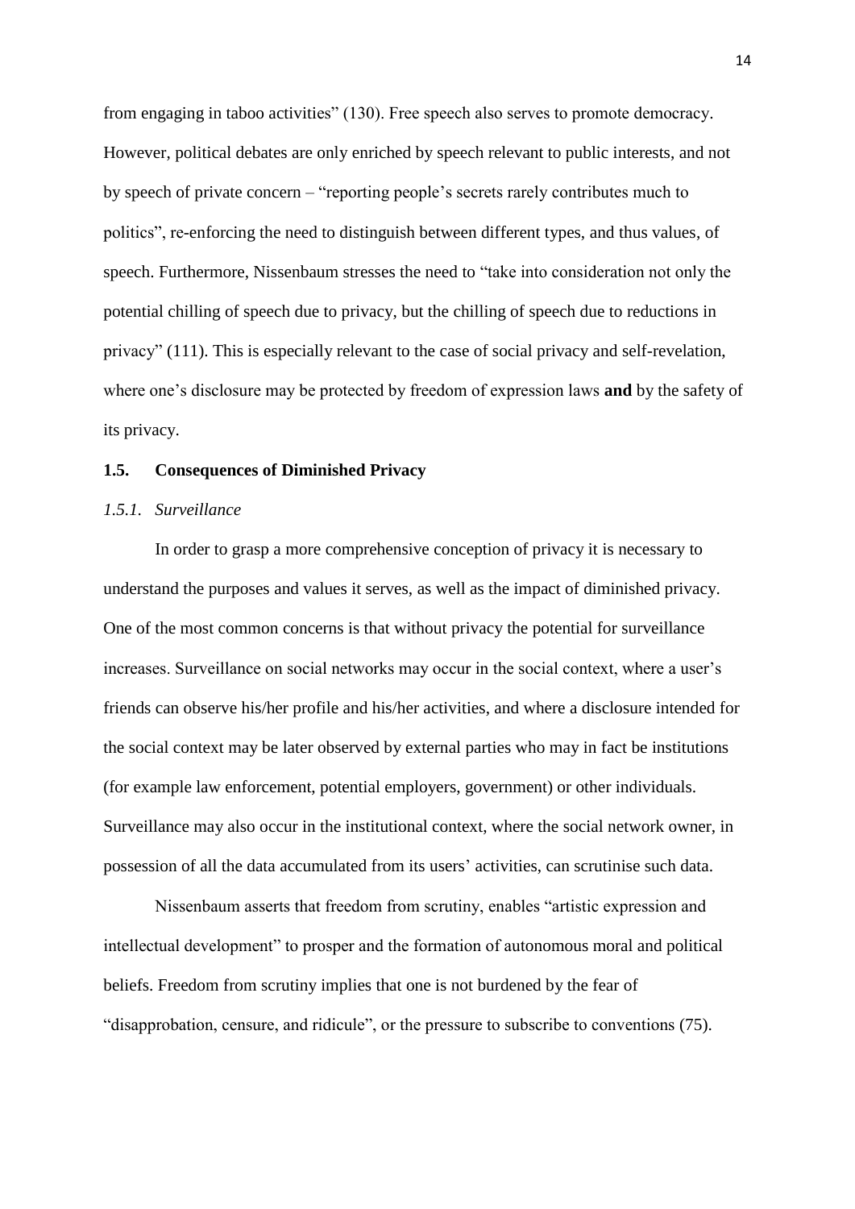from engaging in taboo activities" (130). Free speech also serves to promote democracy. However, political debates are only enriched by speech relevant to public interests, and not by speech of private concern – "reporting people's secrets rarely contributes much to politics", re-enforcing the need to distinguish between different types, and thus values, of speech. Furthermore, Nissenbaum stresses the need to "take into consideration not only the potential chilling of speech due to privacy, but the chilling of speech due to reductions in privacy" (111). This is especially relevant to the case of social privacy and self-revelation, where one's disclosure may be protected by freedom of expression laws **and** by the safety of its privacy.

## 1.5. Consequences of Diminished Privacy

### *1.5.1. Surveillance*

In order to grasp a more comprehensive conception of privacy it is necessary to understand the purposes and values it serves, as well as the impact of diminished privacy. One of the most common concerns is that without privacy the potential for surveillance increases. Surveillance on social networks may occur in the social context, where a user's friends can observe his/her profile and his/her activities, and where a disclosure intended for the social context may be later observed by external parties who may in fact be institutions (for example law enforcement, potential employers, government) or other individuals. Surveillance may also occur in the institutional context, where the social network owner, in possession of all the data accumulated from its users' activities, can scrutinise such data.

Nissenbaum asserts that freedom from scrutiny, enables "artistic expression and intellectual development" to prosper and the formation of autonomous moral and political beliefs. Freedom from scrutiny implies that one is not burdened by the fear of "disapprobation, censure, and ridicule", or the pressure to subscribe to conventions (75).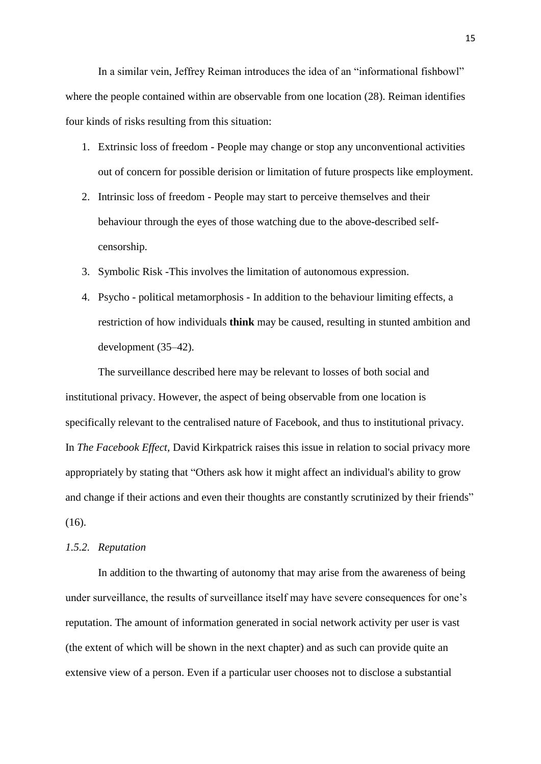In a similar vein, Jeffrey Reiman introduces the idea of an "informational fishbowl" where the people contained within are observable from one location (28). Reiman identifies four kinds of risks resulting from this situation:

1. Extrinsic loss of freedom - People may change or stop any unconventional activities out of concern for possible derision or limitation of future prospects like employment.
2. Intrinsic loss of freedom - People may start to perceive themselves and their behaviour through the eyes of those watching due to the above-described self-censorship.
3. Symbolic Risk -This involves the limitation of autonomous expression.
4. Psycho - political metamorphosis - In addition to the behaviour limiting effects, a restriction of how individuals **think** may be caused, resulting in stunted ambition and development (35–42).

The surveillance described here may be relevant to losses of both social and institutional privacy. However, the aspect of being observable from one location is specifically relevant to the centralised nature of Facebook, and thus to institutional privacy. In *The Facebook Effect,* David Kirkpatrick raises this issue in relation to social privacy more appropriately by stating that "Others ask how it might affect an individual's ability to grow and change if their actions and even their thoughts are constantly scrutinized by their friends" (16).

### *1.5.2. Reputation*

In addition to the thwarting of autonomy that may arise from the awareness of being under surveillance, the results of surveillance itself may have severe consequences for one's reputation. The amount of information generated in social network activity per user is vast (the extent of which will be shown in the next chapter) and as such can provide quite an extensive view of a person. Even if a particular user chooses not to disclose a substantial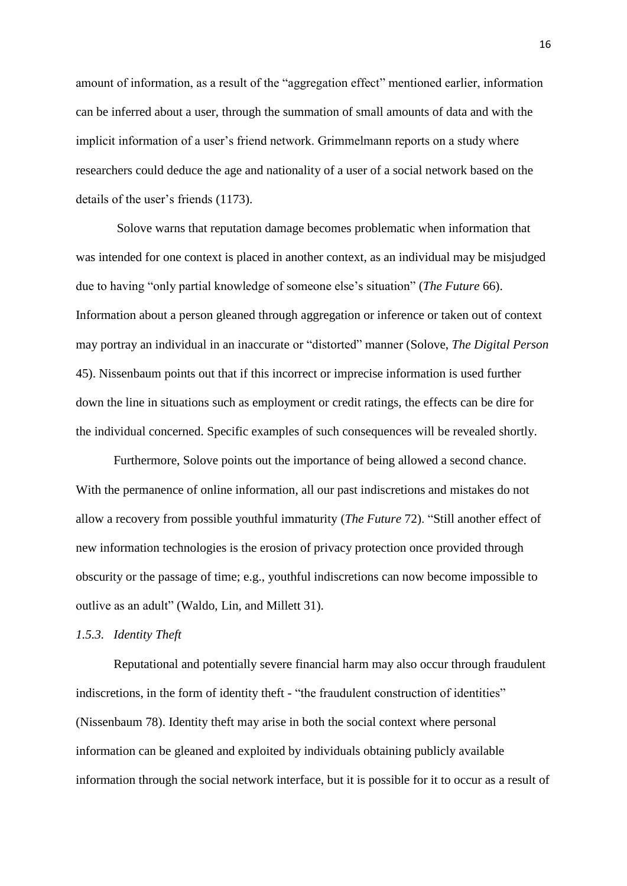amount of information, as a result of the "aggregation effect" mentioned earlier, information can be inferred about a user, through the summation of small amounts of data and with the implicit information of a user's friend network. Grimmelmann reports on a study where researchers could deduce the age and nationality of a user of a social network based on the details of the user's friends (1173).

Solove warns that reputation damage becomes problematic when information that was intended for one context is placed in another context, as an individual may be misjudged due to having "only partial knowledge of someone else's situation" (*The Future* 66). Information about a person gleaned through aggregation or inference or taken out of context may portray an individual in an inaccurate or "distorted" manner (Solove, *The Digital Person* 45). Nissenbaum points out that if this incorrect or imprecise information is used further down the line in situations such as employment or credit ratings, the effects can be dire for the individual concerned. Specific examples of such consequences will be revealed shortly.

Furthermore, Solove points out the importance of being allowed a second chance. With the permanence of online information, all our past indiscretions and mistakes do not allow a recovery from possible youthful immaturity (*The Future* 72). "Still another effect of new information technologies is the erosion of privacy protection once provided through obscurity or the passage of time; e.g., youthful indiscretions can now become impossible to outlive as an adult" (Waldo, Lin, and Millett 31).

### *1.5.3. Identity Theft*

Reputational and potentially severe financial harm may also occur through fraudulent indiscretions, in the form of identity theft - "the fraudulent construction of identities" (Nissenbaum 78). Identity theft may arise in both the social context where personal information can be gleaned and exploited by individuals obtaining publicly available information through the social network interface, but it is possible for it to occur as a result of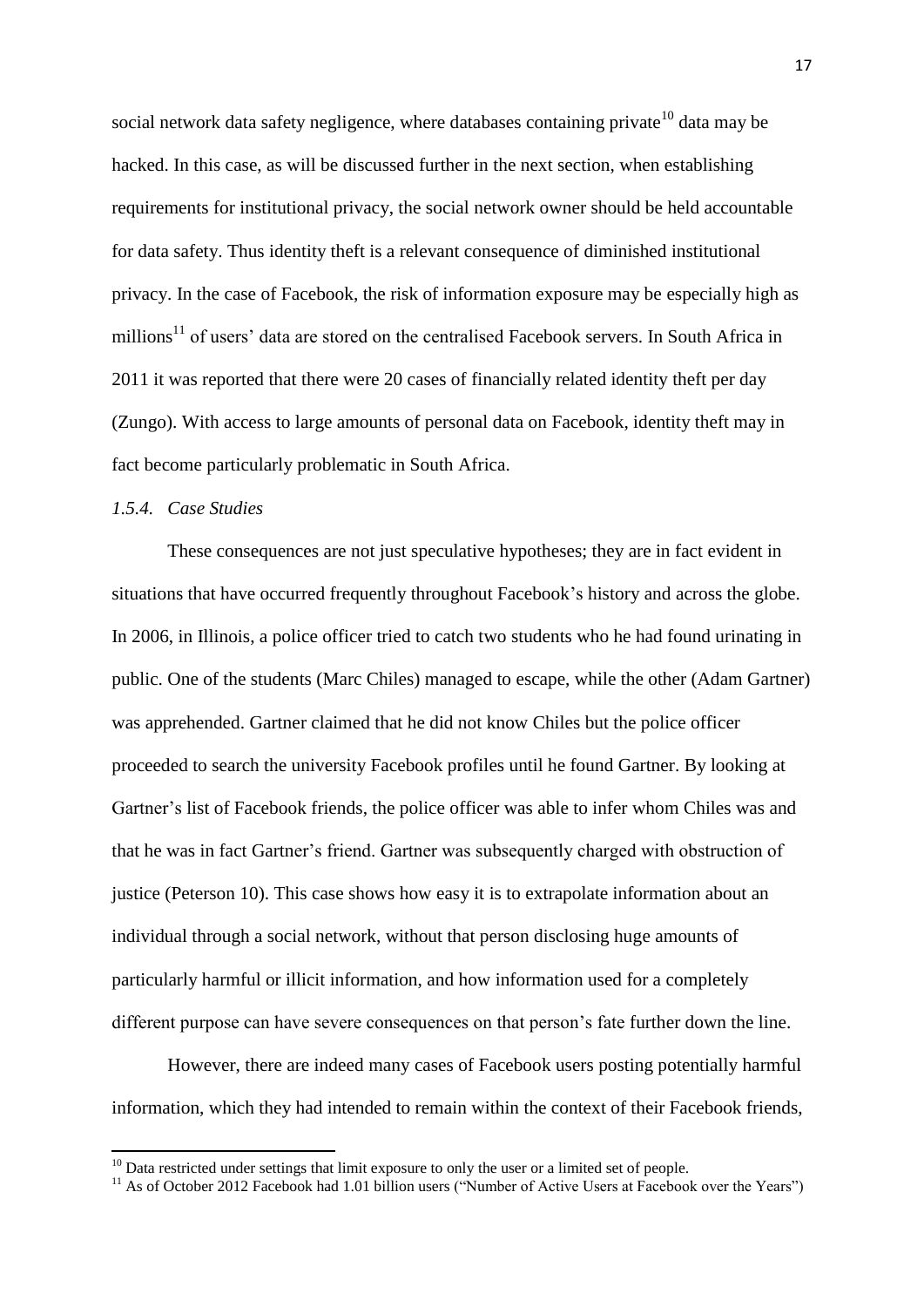social network data safety negligence, where databases containing private[10] data may be hacked. In this case, as will be discussed further in the next section, when establishing requirements for institutional privacy, the social network owner should be held accountable for data safety. Thus identity theft is a relevant consequence of diminished institutional privacy. In the case of Facebook, the risk of information exposure may be especially high as millions[11] of users' data are stored on the centralised Facebook servers. In South Africa in 2011 it was reported that there were 20 cases of financially related identity theft per day (Zungo). With access to large amounts of personal data on Facebook, identity theft may in fact become particularly problematic in South Africa.

### *1.5.4. Case Studies*

These consequences are not just speculative hypotheses; they are in fact evident in situations that have occurred frequently throughout Facebook's history and across the globe. In 2006, in Illinois, a police officer tried to catch two students who he had found urinating in public. One of the students (Marc Chiles) managed to escape, while the other (Adam Gartner) was apprehended. Gartner claimed that he did not know Chiles but the police officer proceeded to search the university Facebook profiles until he found Gartner. By looking at Gartner's list of Facebook friends, the police officer was able to infer whom Chiles was and that he was in fact Gartner's friend. Gartner was subsequently charged with obstruction of justice (Peterson 10). This case shows how easy it is to extrapolate information about an individual through a social network, without that person disclosing huge amounts of particularly harmful or illicit information, and how information used for a completely different purpose can have severe consequences on that person's fate further down the line.

However, there are indeed many cases of Facebook users posting potentially harmful information, which they had intended to remain within the context of their Facebook friends,

---

[10] Data restricted under settings that limit exposure to only the user or a limited set of people.

[11] As of October 2012 Facebook had 1.01 billion users ("Number of Active Users at Facebook over the Years")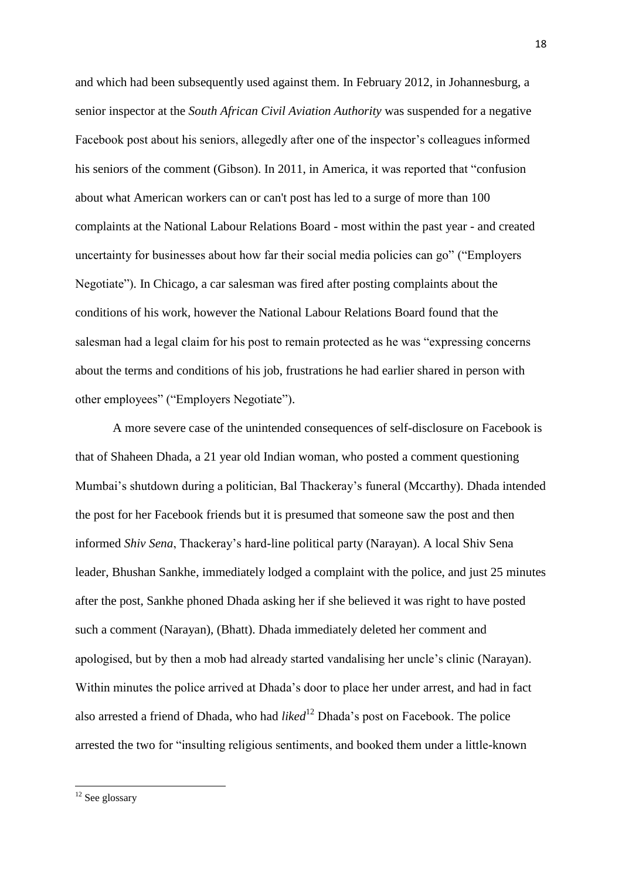and which had been subsequently used against them. In February 2012, in Johannesburg, a senior inspector at the *South African Civil Aviation Authority* was suspended for a negative Facebook post about his seniors, allegedly after one of the inspector's colleagues informed his seniors of the comment (Gibson). In 2011, in America, it was reported that "confusion about what American workers can or can't post has led to a surge of more than 100 complaints at the National Labour Relations Board - most within the past year - and created uncertainty for businesses about how far their social media policies can go" ("Employers Negotiate"). In Chicago, a car salesman was fired after posting complaints about the conditions of his work, however the National Labour Relations Board found that the salesman had a legal claim for his post to remain protected as he was "expressing concerns about the terms and conditions of his job, frustrations he had earlier shared in person with other employees" ("Employers Negotiate").

A more severe case of the unintended consequences of self-disclosure on Facebook is that of Shaheen Dhada, a 21 year old Indian woman, who posted a comment questioning Mumbai's shutdown during a politician, Bal Thackeray's funeral (Mccarthy). Dhada intended the post for her Facebook friends but it is presumed that someone saw the post and then informed *Shiv Sena*, Thackeray's hard-line political party (Narayan). A local Shiv Sena leader, Bhushan Sankhe, immediately lodged a complaint with the police, and just 25 minutes after the post, Sankhe phoned Dhada asking her if she believed it was right to have posted such a comment (Narayan), (Bhatt). Dhada immediately deleted her comment and apologised, but by then a mob had already started vandalising her uncle's clinic (Narayan). Within minutes the police arrived at Dhada's door to place her under arrest, and had in fact also arrested a friend of Dhada, who had *liked*[12] Dhada's post on Facebook. The police arrested the two for "insulting religious sentiments, and booked them under a little-known

[12] See glossary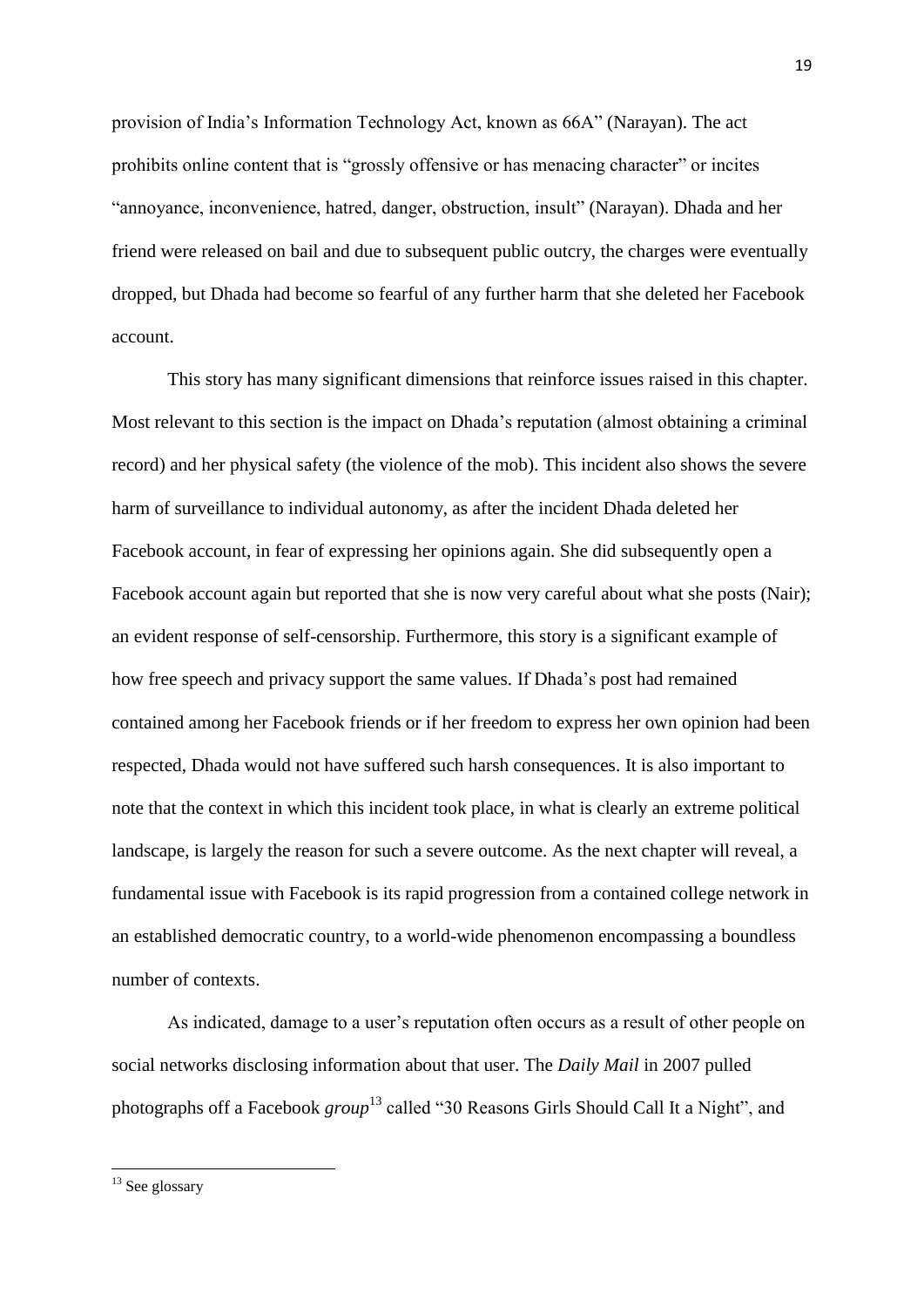provision of India's Information Technology Act, known as 66A" (Narayan). The act prohibits online content that is "grossly offensive or has menacing character" or incites "annoyance, inconvenience, hatred, danger, obstruction, insult" (Narayan). Dhada and her friend were released on bail and due to subsequent public outcry, the charges were eventually dropped, but Dhada had become so fearful of any further harm that she deleted her Facebook account.

This story has many significant dimensions that reinforce issues raised in this chapter. Most relevant to this section is the impact on Dhada's reputation (almost obtaining a criminal record) and her physical safety (the violence of the mob). This incident also shows the severe harm of surveillance to individual autonomy, as after the incident Dhada deleted her Facebook account, in fear of expressing her opinions again. She did subsequently open a Facebook account again but reported that she is now very careful about what she posts (Nair); an evident response of self-censorship. Furthermore, this story is a significant example of how free speech and privacy support the same values. If Dhada's post had remained contained among her Facebook friends or if her freedom to express her own opinion had been respected, Dhada would not have suffered such harsh consequences. It is also important to note that the context in which this incident took place, in what is clearly an extreme political landscape, is largely the reason for such a severe outcome. As the next chapter will reveal, a fundamental issue with Facebook is its rapid progression from a contained college network in an established democratic country, to a world-wide phenomenon encompassing a boundless number of contexts.

As indicated, damage to a user's reputation often occurs as a result of other people on social networks disclosing information about that user. The *Daily Mail* in 2007 pulled photographs off a Facebook *group*[13] called "30 Reasons Girls Should Call It a Night", and

---

[13] See glossary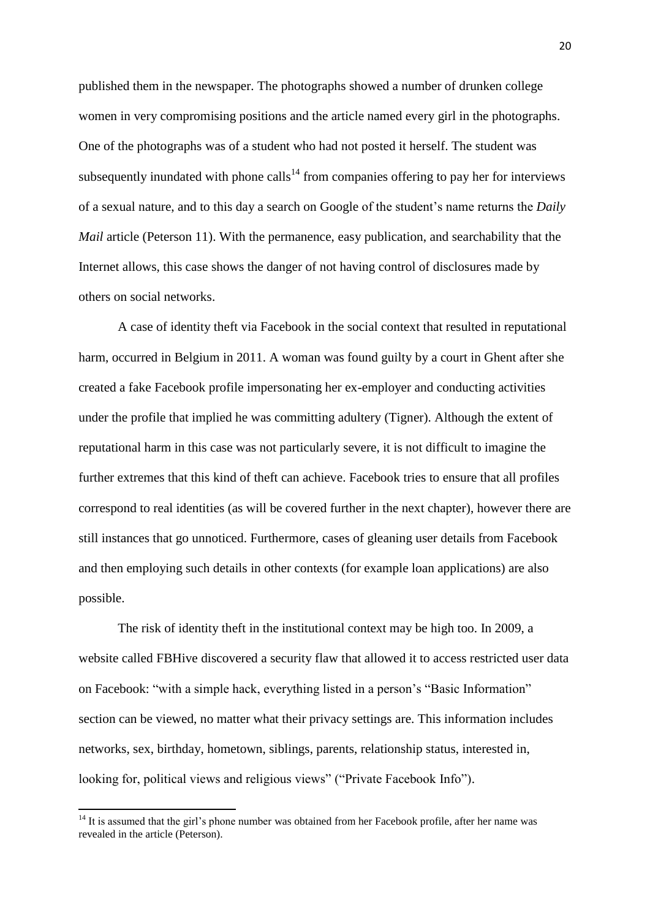published them in the newspaper. The photographs showed a number of drunken college women in very compromising positions and the article named every girl in the photographs. One of the photographs was of a student who had not posted it herself. The student was subsequently inundated with phone calls[14] from companies offering to pay her for interviews of a sexual nature, and to this day a search on Google of the student's name returns the *Daily Mail* article (Peterson 11). With the permanence, easy publication, and searchability that the Internet allows, this case shows the danger of not having control of disclosures made by others on social networks.

A case of identity theft via Facebook in the social context that resulted in reputational harm, occurred in Belgium in 2011. A woman was found guilty by a court in Ghent after she created a fake Facebook profile impersonating her ex-employer and conducting activities under the profile that implied he was committing adultery (Tigner). Although the extent of reputational harm in this case was not particularly severe, it is not difficult to imagine the further extremes that this kind of theft can achieve. Facebook tries to ensure that all profiles correspond to real identities (as will be covered further in the next chapter), however there are still instances that go unnoticed. Furthermore, cases of gleaning user details from Facebook and then employing such details in other contexts (for example loan applications) are also possible.

The risk of identity theft in the institutional context may be high too. In 2009, a website called FBHive discovered a security flaw that allowed it to access restricted user data on Facebook: "with a simple hack, everything listed in a person's "Basic Information" section can be viewed, no matter what their privacy settings are. This information includes networks, sex, birthday, hometown, siblings, parents, relationship status, interested in, looking for, political views and religious views" ("Private Facebook Info").

---

[14] It is assumed that the girl's phone number was obtained from her Facebook profile, after her name was revealed in the article (Peterson).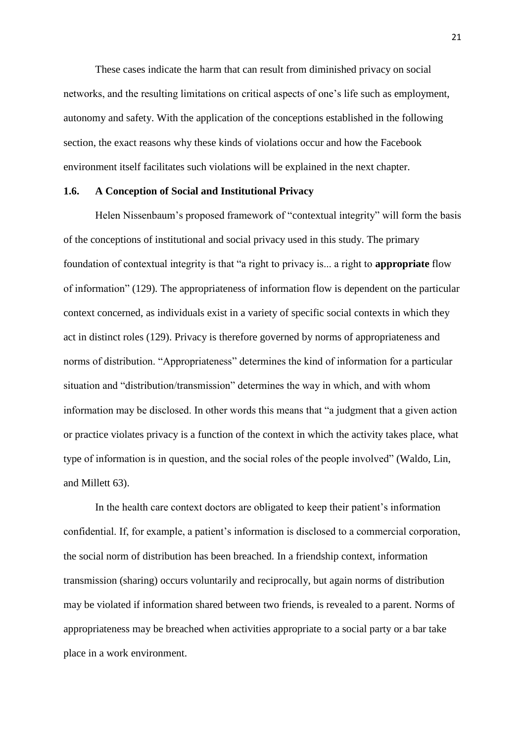These cases indicate the harm that can result from diminished privacy on social networks, and the resulting limitations on critical aspects of one's life such as employment, autonomy and safety. With the application of the conceptions established in the following section, the exact reasons why these kinds of violations occur and how the Facebook environment itself facilitates such violations will be explained in the next chapter.

### 1.6. A Conception of Social and Institutional Privacy

Helen Nissenbaum's proposed framework of "contextual integrity" will form the basis of the conceptions of institutional and social privacy used in this study. The primary foundation of contextual integrity is that "a right to privacy is... a right to **appropriate** flow of information" (129). The appropriateness of information flow is dependent on the particular context concerned, as individuals exist in a variety of specific social contexts in which they act in distinct roles (129). Privacy is therefore governed by norms of appropriateness and norms of distribution. "Appropriateness" determines the kind of information for a particular situation and "distribution/transmission" determines the way in which, and with whom information may be disclosed. In other words this means that "a judgment that a given action or practice violates privacy is a function of the context in which the activity takes place, what type of information is in question, and the social roles of the people involved" (Waldo, Lin, and Millett 63).

In the health care context doctors are obligated to keep their patient's information confidential. If, for example, a patient's information is disclosed to a commercial corporation, the social norm of distribution has been breached. In a friendship context, information transmission (sharing) occurs voluntarily and reciprocally, but again norms of distribution may be violated if information shared between two friends, is revealed to a parent. Norms of appropriateness may be breached when activities appropriate to a social party or a bar take place in a work environment.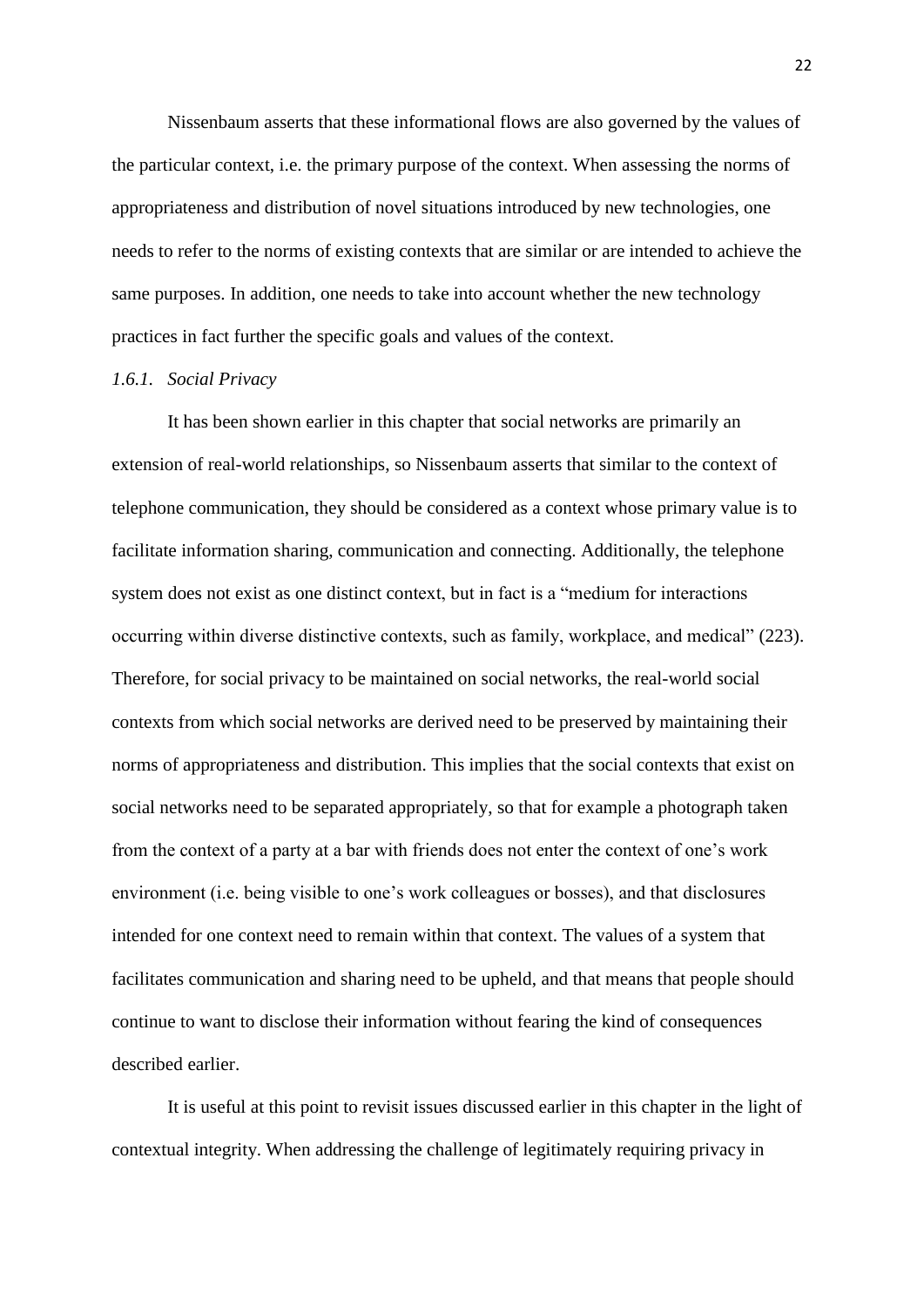Nissenbaum asserts that these informational flows are also governed by the values of the particular context, i.e. the primary purpose of the context. When assessing the norms of appropriateness and distribution of novel situations introduced by new technologies, one needs to refer to the norms of existing contexts that are similar or are intended to achieve the same purposes. In addition, one needs to take into account whether the new technology practices in fact further the specific goals and values of the context.

### *1.6.1. Social Privacy*

It has been shown earlier in this chapter that social networks are primarily an extension of real-world relationships, so Nissenbaum asserts that similar to the context of telephone communication, they should be considered as a context whose primary value is to facilitate information sharing, communication and connecting. Additionally, the telephone system does not exist as one distinct context, but in fact is a "medium for interactions occurring within diverse distinctive contexts, such as family, workplace, and medical" (223). Therefore, for social privacy to be maintained on social networks, the real-world social contexts from which social networks are derived need to be preserved by maintaining their norms of appropriateness and distribution. This implies that the social contexts that exist on social networks need to be separated appropriately, so that for example a photograph taken from the context of a party at a bar with friends does not enter the context of one's work environment (i.e. being visible to one's work colleagues or bosses), and that disclosures intended for one context need to remain within that context. The values of a system that facilitates communication and sharing need to be upheld, and that means that people should continue to want to disclose their information without fearing the kind of consequences described earlier.

It is useful at this point to revisit issues discussed earlier in this chapter in the light of contextual integrity. When addressing the challenge of legitimately requiring privacy in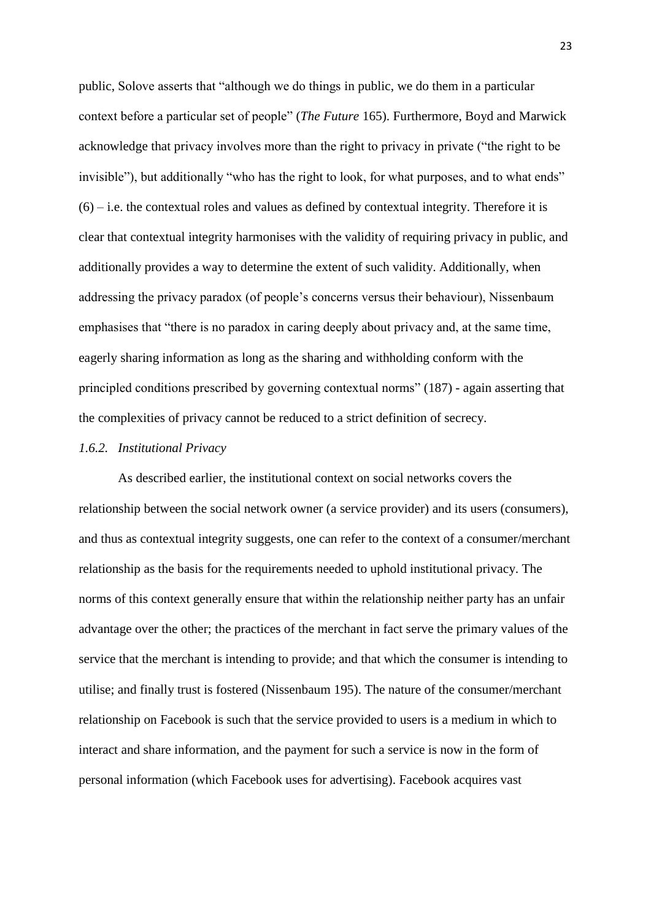public, Solove asserts that “although we do things in public, we do them in a particular context before a particular set of people” (*The Future* 165). Furthermore, Boyd and Marwick acknowledge that privacy involves more than the right to privacy in private (“the right to be invisible”), but additionally “who has the right to look, for what purposes, and to what ends” (6) – i.e. the contextual roles and values as defined by contextual integrity. Therefore it is clear that contextual integrity harmonises with the validity of requiring privacy in public, and additionally provides a way to determine the extent of such validity. Additionally, when addressing the privacy paradox (of people’s concerns versus their behaviour), Nissenbaum emphasises that “there is no paradox in caring deeply about privacy and, at the same time, eagerly sharing information as long as the sharing and withholding conform with the principled conditions prescribed by governing contextual norms” (187) - again asserting that the complexities of privacy cannot be reduced to a strict definition of secrecy.

### *1.6.2. Institutional Privacy*

As described earlier, the institutional context on social networks covers the relationship between the social network owner (a service provider) and its users (consumers), and thus as contextual integrity suggests, one can refer to the context of a consumer/merchant relationship as the basis for the requirements needed to uphold institutional privacy. The norms of this context generally ensure that within the relationship neither party has an unfair advantage over the other; the practices of the merchant in fact serve the primary values of the service that the merchant is intending to provide; and that which the consumer is intending to utilise; and finally trust is fostered (Nissenbaum 195). The nature of the consumer/merchant relationship on Facebook is such that the service provided to users is a medium in which to interact and share information, and the payment for such a service is now in the form of personal information (which Facebook uses for advertising). Facebook acquires vast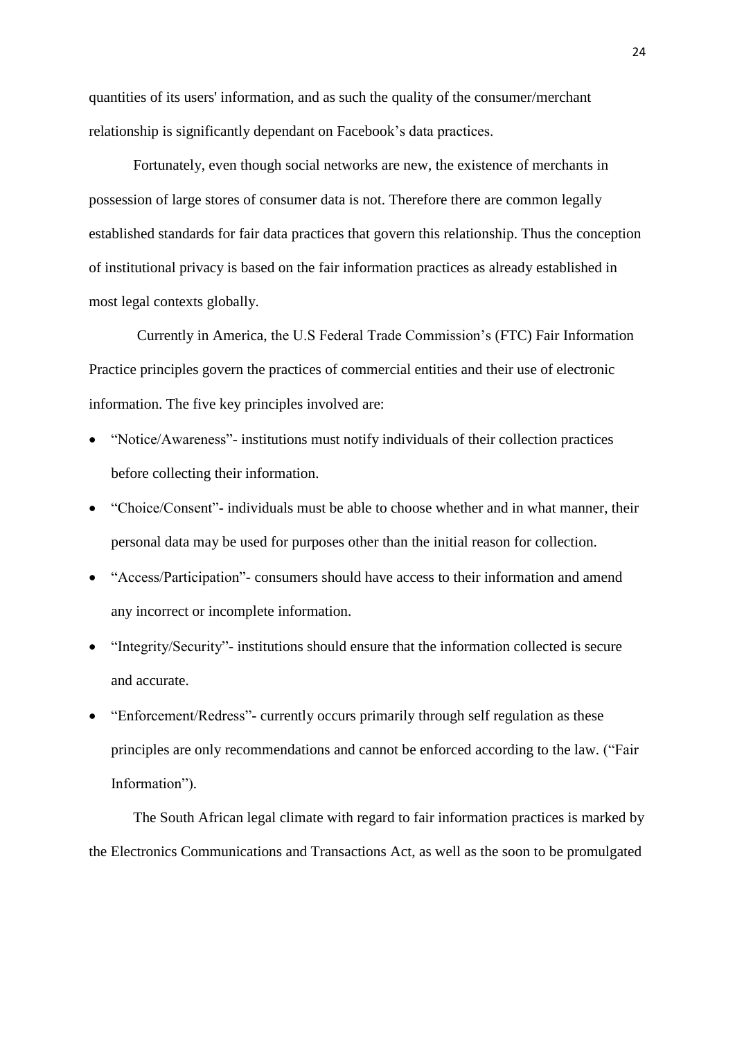quantities of its users' information, and as such the quality of the consumer/merchant relationship is significantly dependant on Facebook's data practices.

Fortunately, even though social networks are new, the existence of merchants in possession of large stores of consumer data is not. Therefore there are common legally established standards for fair data practices that govern this relationship. Thus the conception of institutional privacy is based on the fair information practices as already established in most legal contexts globally.

Currently in America, the U.S Federal Trade Commission's (FTC) Fair Information Practice principles govern the practices of commercial entities and their use of electronic information. The five key principles involved are:

- "Notice/Awareness"- institutions must notify individuals of their collection practices before collecting their information.
- "Choice/Consent"- individuals must be able to choose whether and in what manner, their personal data may be used for purposes other than the initial reason for collection.
- "Access/Participation"- consumers should have access to their information and amend any incorrect or incomplete information.
- "Integrity/Security"- institutions should ensure that the information collected is secure and accurate.
- "Enforcement/Redress"- currently occurs primarily through self regulation as these principles are only recommendations and cannot be enforced according to the law. ("Fair Information").

The South African legal climate with regard to fair information practices is marked by the Electronics Communications and Transactions Act, as well as the soon to be promulgated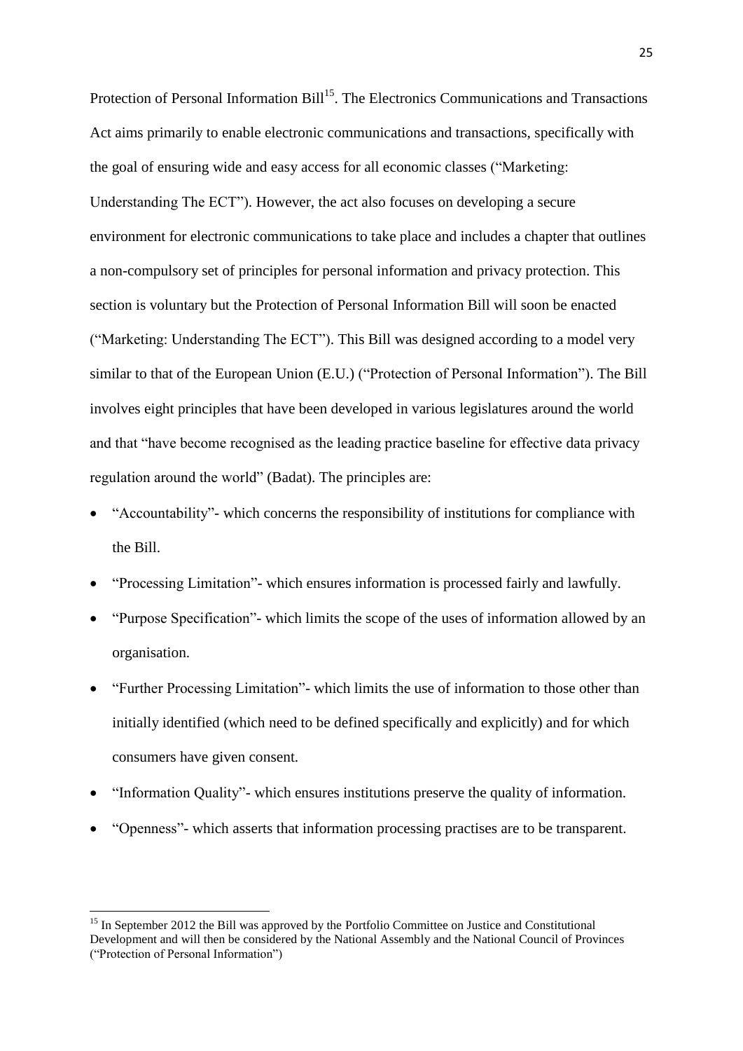Protection of Personal Information Bill[15]. The Electronics Communications and Transactions Act aims primarily to enable electronic communications and transactions, specifically with the goal of ensuring wide and easy access for all economic classes ("Marketing: Understanding The ECT"). However, the act also focuses on developing a secure environment for electronic communications to take place and includes a chapter that outlines a non-compulsory set of principles for personal information and privacy protection. This section is voluntary but the Protection of Personal Information Bill will soon be enacted ("Marketing: Understanding The ECT"). This Bill was designed according to a model very similar to that of the European Union (E.U.) ("Protection of Personal Information"). The Bill involves eight principles that have been developed in various legislatures around the world and that "have become recognised as the leading practice baseline for effective data privacy regulation around the world" (Badat). The principles are:

- "Accountability"- which concerns the responsibility of institutions for compliance with the Bill.
- "Processing Limitation"- which ensures information is processed fairly and lawfully.
- "Purpose Specification"- which limits the scope of the uses of information allowed by an organisation.
- "Further Processing Limitation"- which limits the use of information to those other than initially identified (which need to be defined specifically and explicitly) and for which consumers have given consent.
- "Information Quality"- which ensures institutions preserve the quality of information.
- "Openness"- which asserts that information processing practises are to be transparent.

[15] In September 2012 the Bill was approved by the Portfolio Committee on Justice and Constitutional Development and will then be considered by the National Assembly and the National Council of Provinces ("Protection of Personal Information")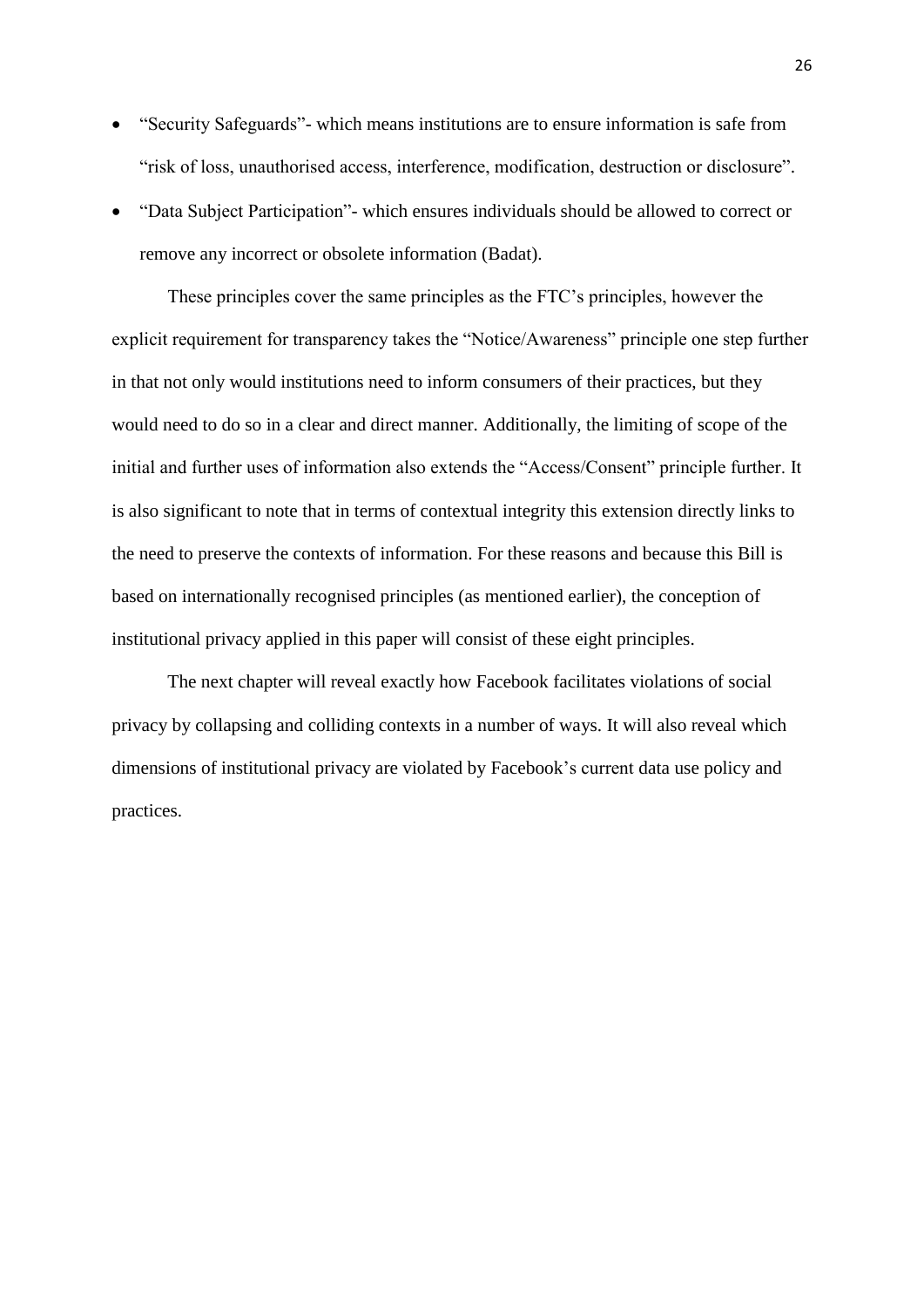- "Security Safeguards"- which means institutions are to ensure information is safe from "risk of loss, unauthorised access, interference, modification, destruction or disclosure".
- "Data Subject Participation"- which ensures individuals should be allowed to correct or remove any incorrect or obsolete information (Badat).

These principles cover the same principles as the FTC's principles, however the explicit requirement for transparency takes the "Notice/Awareness" principle one step further in that not only would institutions need to inform consumers of their practices, but they would need to do so in a clear and direct manner. Additionally, the limiting of scope of the initial and further uses of information also extends the "Access/Consent" principle further. It is also significant to note that in terms of contextual integrity this extension directly links to the need to preserve the contexts of information. For these reasons and because this Bill is based on internationally recognised principles (as mentioned earlier), the conception of institutional privacy applied in this paper will consist of these eight principles.

The next chapter will reveal exactly how Facebook facilitates violations of social privacy by collapsing and colliding contexts in a number of ways. It will also reveal which dimensions of institutional privacy are violated by Facebook's current data use policy and practices.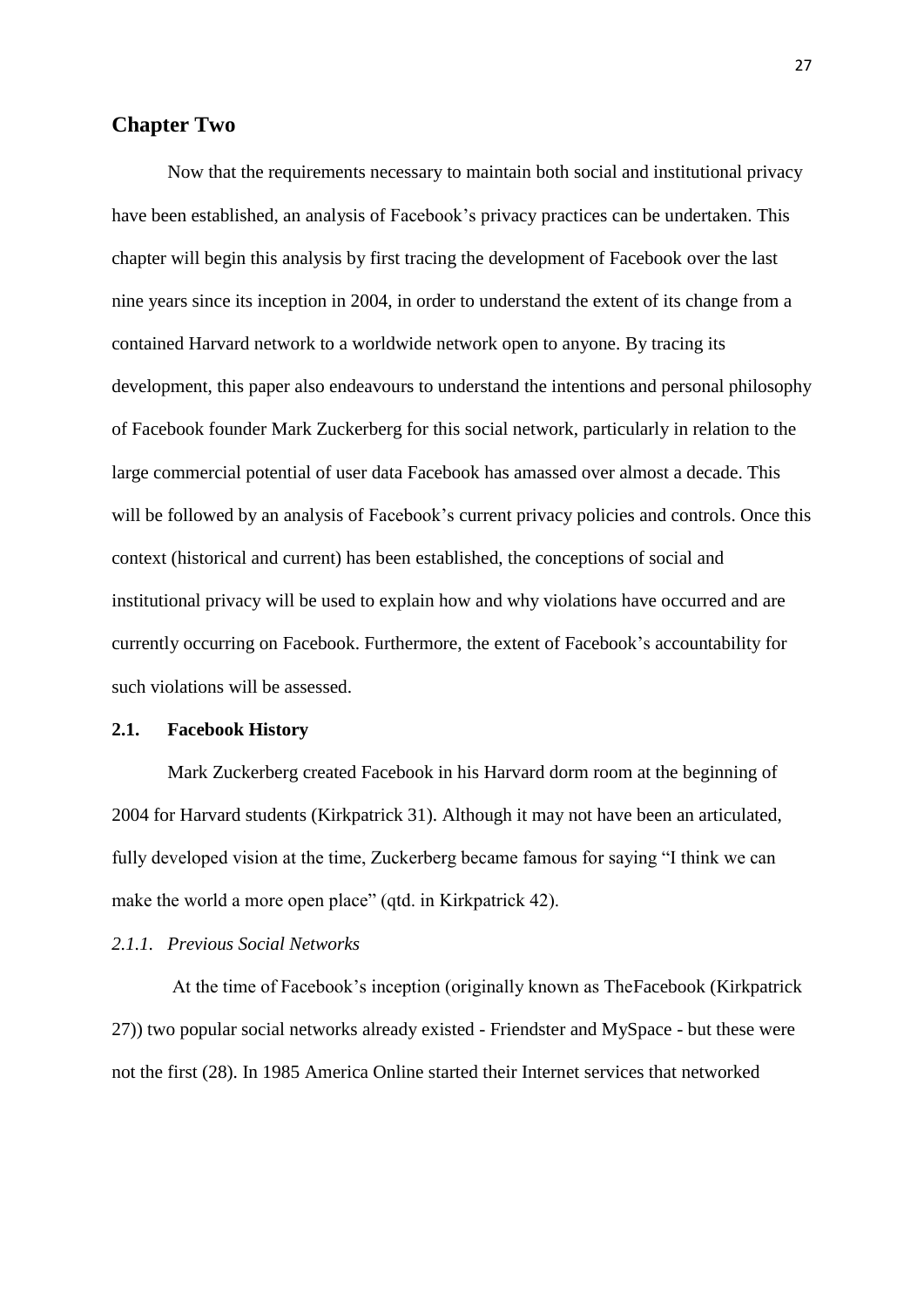## Chapter Two

Now that the requirements necessary to maintain both social and institutional privacy have been established, an analysis of Facebook's privacy practices can be undertaken. This chapter will begin this analysis by first tracing the development of Facebook over the last nine years since its inception in 2004, in order to understand the extent of its change from a contained Harvard network to a worldwide network open to anyone. By tracing its development, this paper also endeavours to understand the intentions and personal philosophy of Facebook founder Mark Zuckerberg for this social network, particularly in relation to the large commercial potential of user data Facebook has amassed over almost a decade. This will be followed by an analysis of Facebook's current privacy policies and controls. Once this context (historical and current) has been established, the conceptions of social and institutional privacy will be used to explain how and why violations have occurred and are currently occurring on Facebook. Furthermore, the extent of Facebook's accountability for such violations will be assessed.

### 2.1. Facebook History

Mark Zuckerberg created Facebook in his Harvard dorm room at the beginning of 2004 for Harvard students (Kirkpatrick 31). Although it may not have been an articulated, fully developed vision at the time, Zuckerberg became famous for saying "I think we can make the world a more open place" (qtd. in Kirkpatrick 42).

#### *2.1.1. Previous Social Networks*

At the time of Facebook's inception (originally known as TheFacebook (Kirkpatrick 27)) two popular social networks already existed - Friendster and MySpace - but these were not the first (28). In 1985 America Online started their Internet services that networked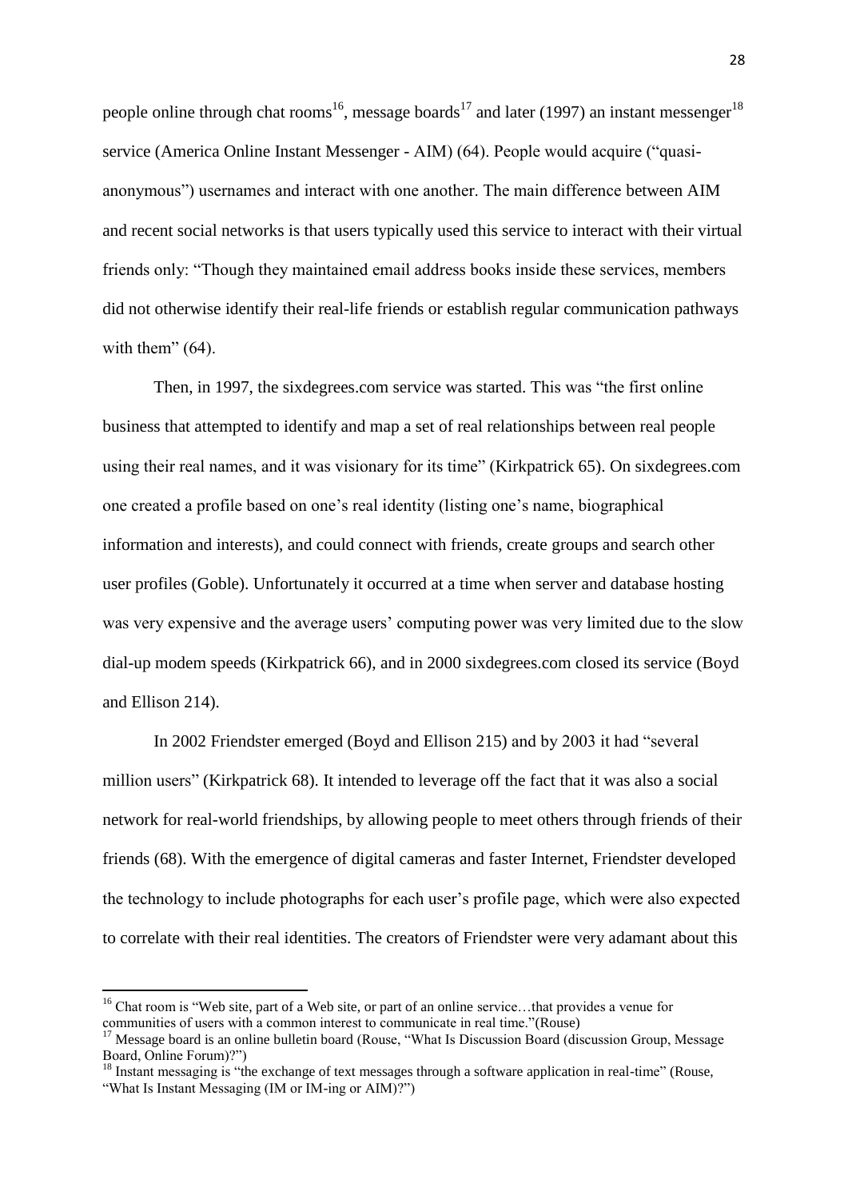people online through chat rooms[16], message boards[17] and later (1997) an instant messenger[18] service (America Online Instant Messenger - AIM) (64). People would acquire ("quasi-anonymous") usernames and interact with one another. The main difference between AIM and recent social networks is that users typically used this service to interact with their virtual friends only: "Though they maintained email address books inside these services, members did not otherwise identify their real-life friends or establish regular communication pathways with them" (64).

Then, in 1997, the sixdegrees.com service was started. This was "the first online business that attempted to identify and map a set of real relationships between real people using their real names, and it was visionary for its time" (Kirkpatrick 65). On sixdegrees.com one created a profile based on one's real identity (listing one's name, biographical information and interests), and could connect with friends, create groups and search other user profiles (Goble). Unfortunately it occurred at a time when server and database hosting was very expensive and the average users' computing power was very limited due to the slow dial-up modem speeds (Kirkpatrick 66), and in 2000 sixdegrees.com closed its service (Boyd and Ellison 214).

In 2002 Friendster emerged (Boyd and Ellison 215) and by 2003 it had "several million users" (Kirkpatrick 68). It intended to leverage off the fact that it was also a social network for real-world friendships, by allowing people to meet others through friends of their friends (68). With the emergence of digital cameras and faster Internet, Friendster developed the technology to include photographs for each user's profile page, which were also expected to correlate with their real identities. The creators of Friendster were very adamant about this

---

[16] Chat room is "Web site, part of a Web site, or part of an online service…that provides a venue for communities of users with a common interest to communicate in real time."(Rouse)

[17] Message board is an online bulletin board (Rouse, "What Is Discussion Board (discussion Group, Message Board, Online Forum)?")

[18] Instant messaging is "the exchange of text messages through a software application in real-time" (Rouse, "What Is Instant Messaging (IM or IM-ing or AIM)?")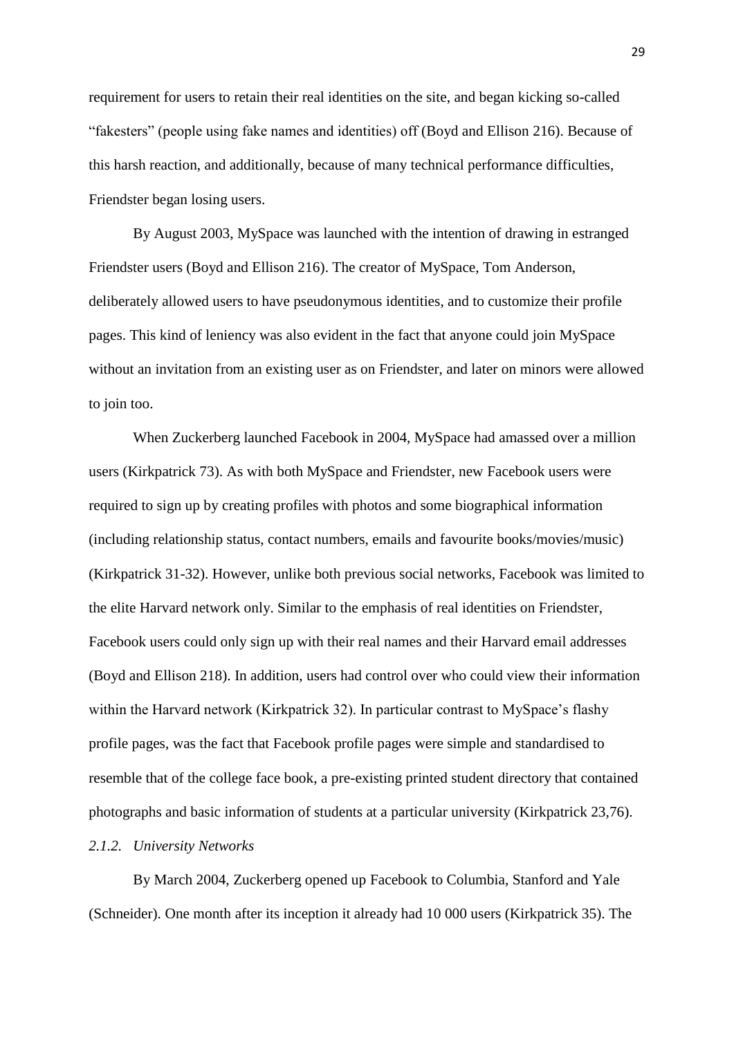requirement for users to retain their real identities on the site, and began kicking so-called "fakesters" (people using fake names and identities) off (Boyd and Ellison 216). Because of this harsh reaction, and additionally, because of many technical performance difficulties, Friendster began losing users.

By August 2003, MySpace was launched with the intention of drawing in estranged Friendster users (Boyd and Ellison 216). The creator of MySpace, Tom Anderson, deliberately allowed users to have pseudonymous identities, and to customize their profile pages. This kind of leniency was also evident in the fact that anyone could join MySpace without an invitation from an existing user as on Friendster, and later on minors were allowed to join too.

When Zuckerberg launched Facebook in 2004, MySpace had amassed over a million users (Kirkpatrick 73). As with both MySpace and Friendster, new Facebook users were required to sign up by creating profiles with photos and some biographical information (including relationship status, contact numbers, emails and favourite books/movies/music) (Kirkpatrick 31-32). However, unlike both previous social networks, Facebook was limited to the elite Harvard network only. Similar to the emphasis of real identities on Friendster, Facebook users could only sign up with their real names and their Harvard email addresses (Boyd and Ellison 218). In addition, users had control over who could view their information within the Harvard network (Kirkpatrick 32). In particular contrast to MySpace's flashy profile pages, was the fact that Facebook profile pages were simple and standardised to resemble that of the college face book, a pre-existing printed student directory that contained photographs and basic information of students at a particular university (Kirkpatrick 23,76).

### *2.1.2. University Networks*

By March 2004, Zuckerberg opened up Facebook to Columbia, Stanford and Yale (Schneider). One month after its inception it already had 10 000 users (Kirkpatrick 35). The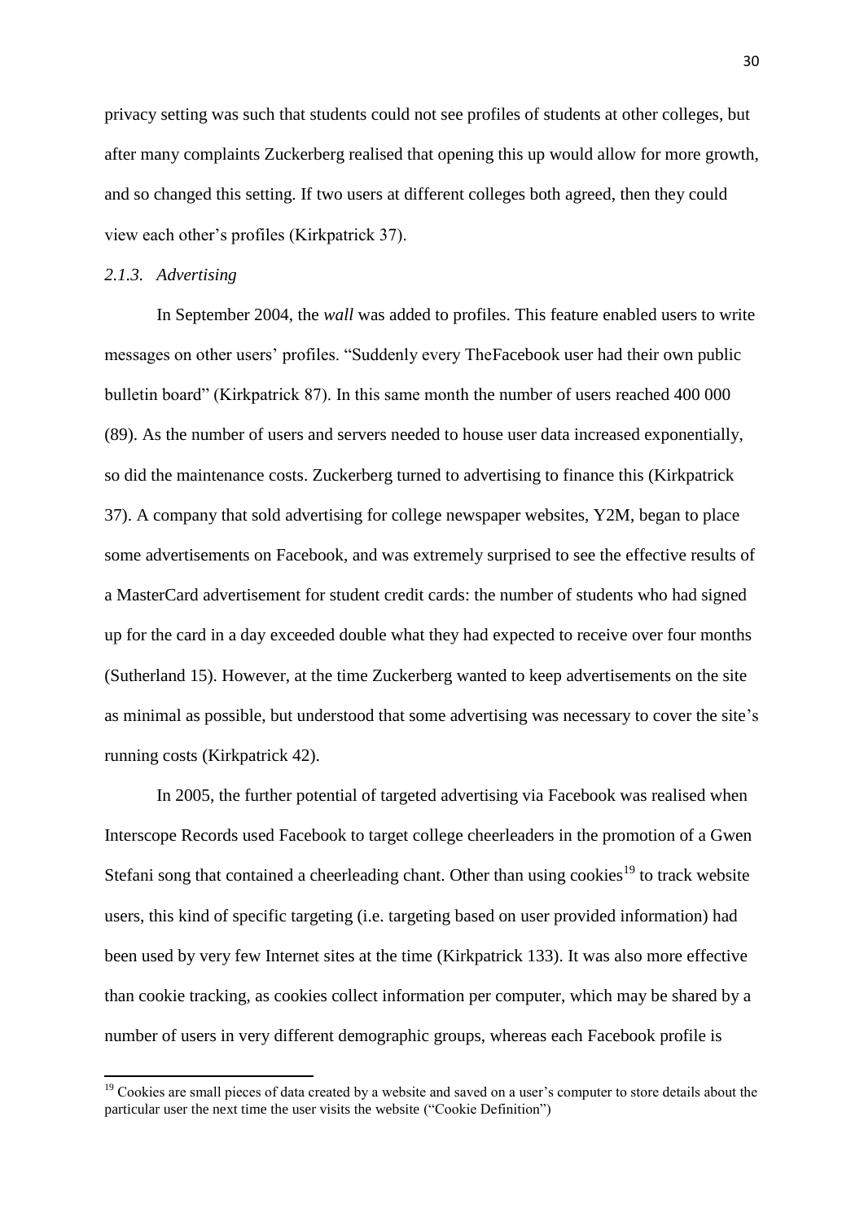privacy setting was such that students could not see profiles of students at other colleges, but after many complaints Zuckerberg realised that opening this up would allow for more growth, and so changed this setting. If two users at different colleges both agreed, then they could view each other's profiles (Kirkpatrick 37).

### *2.1.3. Advertising*

In September 2004, the *wall* was added to profiles. This feature enabled users to write messages on other users' profiles. "Suddenly every TheFacebook user had their own public bulletin board" (Kirkpatrick 87). In this same month the number of users reached 400 000 (89). As the number of users and servers needed to house user data increased exponentially, so did the maintenance costs. Zuckerberg turned to advertising to finance this (Kirkpatrick 37). A company that sold advertising for college newspaper websites, Y2M, began to place some advertisements on Facebook, and was extremely surprised to see the effective results of a MasterCard advertisement for student credit cards: the number of students who had signed up for the card in a day exceeded double what they had expected to receive over four months (Sutherland 15). However, at the time Zuckerberg wanted to keep advertisements on the site as minimal as possible, but understood that some advertising was necessary to cover the site's running costs (Kirkpatrick 42).

In 2005, the further potential of targeted advertising via Facebook was realised when Interscope Records used Facebook to target college cheerleaders in the promotion of a Gwen Stefani song that contained a cheerleading chant. Other than using cookies[19] to track website users, this kind of specific targeting (i.e. targeting based on user provided information) had been used by very few Internet sites at the time (Kirkpatrick 133). It was also more effective than cookie tracking, as cookies collect information per computer, which may be shared by a number of users in very different demographic groups, whereas each Facebook profile is

[19] Cookies are small pieces of data created by a website and saved on a user's computer to store details about the particular user the next time the user visits the website ("Cookie Definition")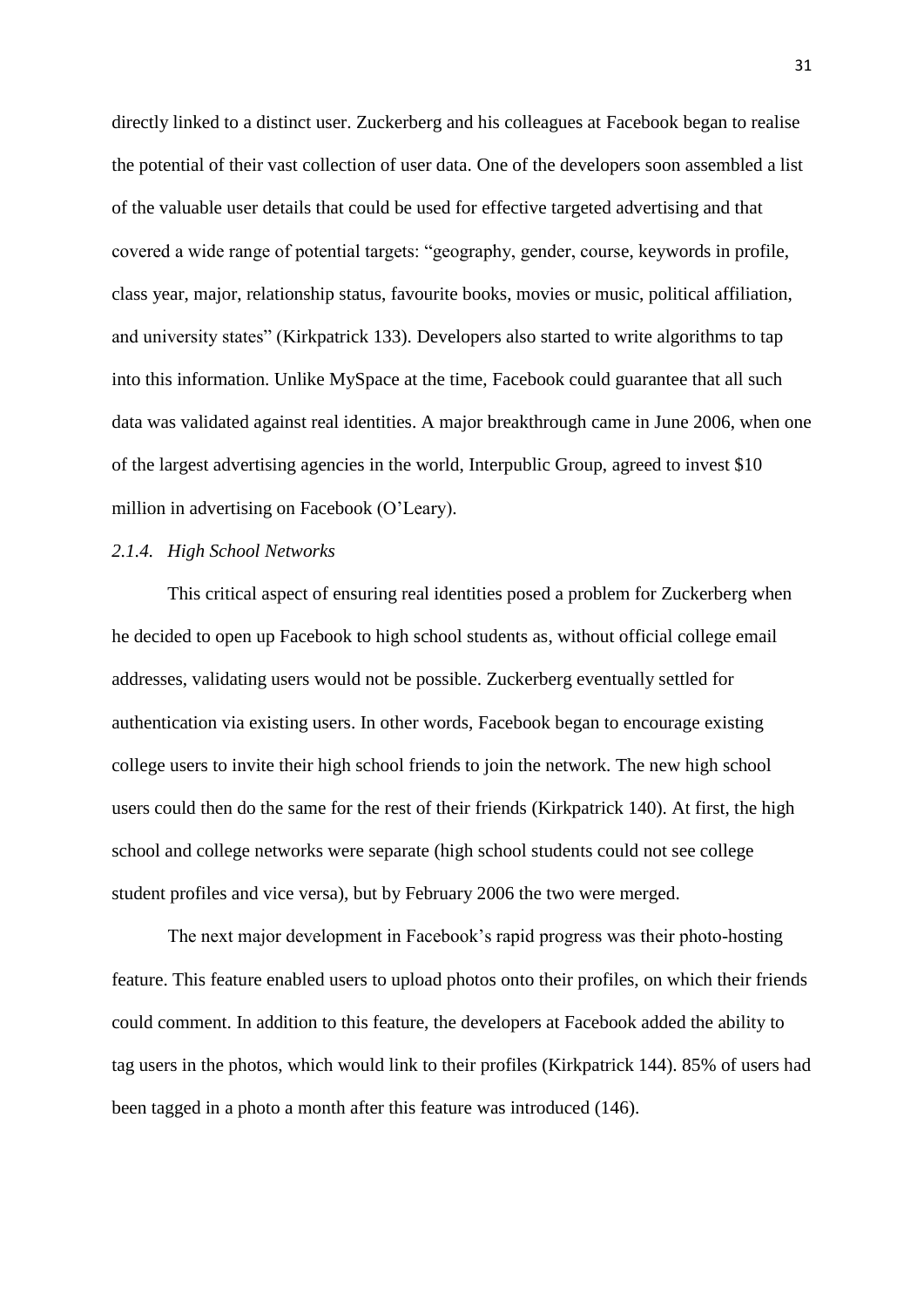directly linked to a distinct user. Zuckerberg and his colleagues at Facebook began to realise the potential of their vast collection of user data. One of the developers soon assembled a list of the valuable user details that could be used for effective targeted advertising and that covered a wide range of potential targets: "geography, gender, course, keywords in profile, class year, major, relationship status, favourite books, movies or music, political affiliation, and university states" (Kirkpatrick 133). Developers also started to write algorithms to tap into this information. Unlike MySpace at the time, Facebook could guarantee that all such data was validated against real identities. A major breakthrough came in June 2006, when one of the largest advertising agencies in the world, Interpublic Group, agreed to invest $10 million in advertising on Facebook (O'Leary).

#### *2.1.4. High School Networks*

This critical aspect of ensuring real identities posed a problem for Zuckerberg when he decided to open up Facebook to high school students as, without official college email addresses, validating users would not be possible. Zuckerberg eventually settled for authentication via existing users. In other words, Facebook began to encourage existing college users to invite their high school friends to join the network. The new high school users could then do the same for the rest of their friends (Kirkpatrick 140). At first, the high school and college networks were separate (high school students could not see college student profiles and vice versa), but by February 2006 the two were merged.

The next major development in Facebook's rapid progress was their photo-hosting feature. This feature enabled users to upload photos onto their profiles, on which their friends could comment. In addition to this feature, the developers at Facebook added the ability to tag users in the photos, which would link to their profiles (Kirkpatrick 144). 85% of users had been tagged in a photo a month after this feature was introduced (146).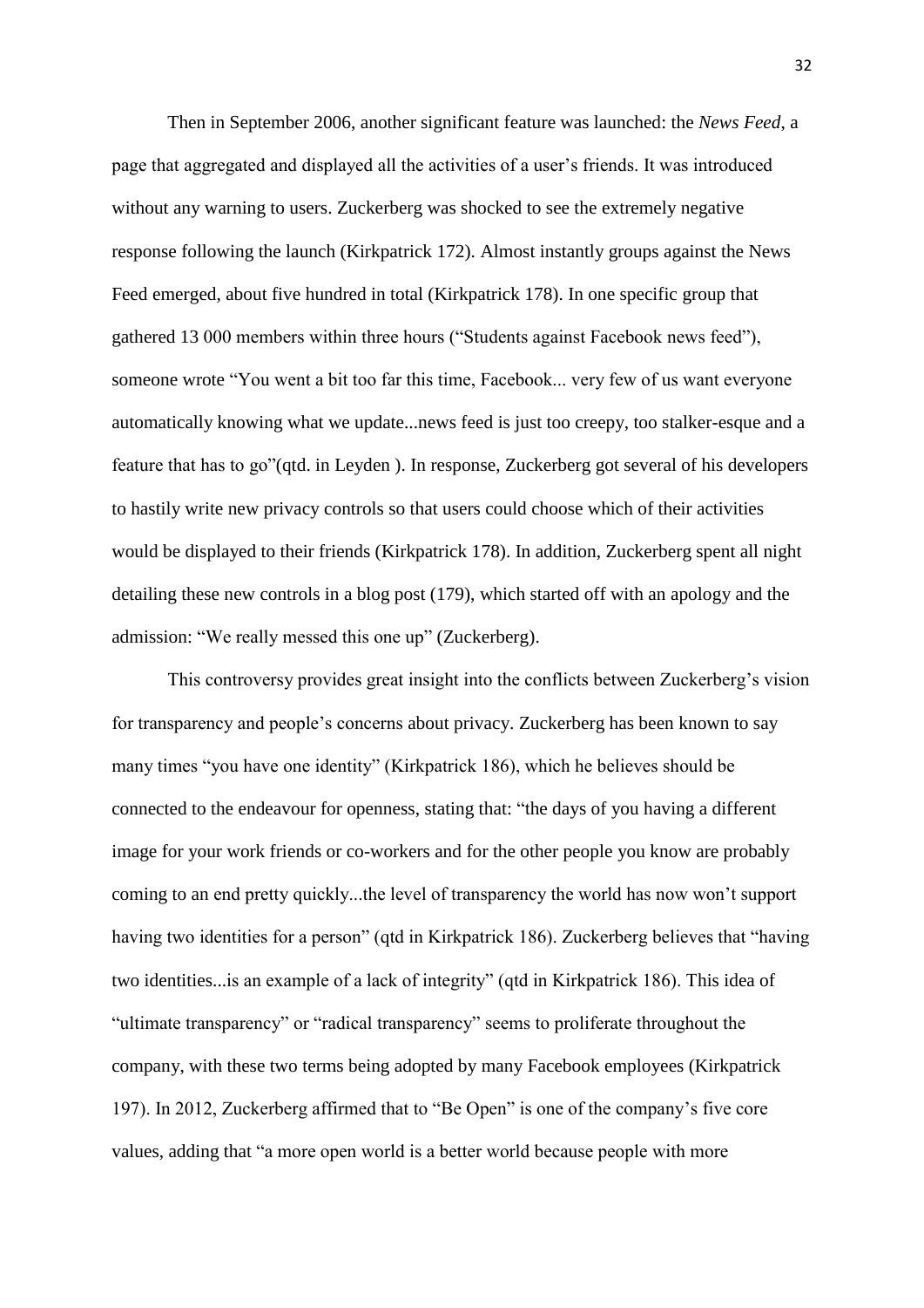Then in September 2006, another significant feature was launched: the *News Feed*, a page that aggregated and displayed all the activities of a user's friends. It was introduced without any warning to users. Zuckerberg was shocked to see the extremely negative response following the launch (Kirkpatrick 172). Almost instantly groups against the News Feed emerged, about five hundred in total (Kirkpatrick 178). In one specific group that gathered 13 000 members within three hours ("Students against Facebook news feed"), someone wrote "You went a bit too far this time, Facebook... very few of us want everyone automatically knowing what we update...news feed is just too creepy, too stalker-esque and a feature that has to go"(qtd. in Leyden ). In response, Zuckerberg got several of his developers to hastily write new privacy controls so that users could choose which of their activities would be displayed to their friends (Kirkpatrick 178). In addition, Zuckerberg spent all night detailing these new controls in a blog post (179), which started off with an apology and the admission: "We really messed this one up" (Zuckerberg).

This controversy provides great insight into the conflicts between Zuckerberg's vision for transparency and people's concerns about privacy. Zuckerberg has been known to say many times "you have one identity" (Kirkpatrick 186), which he believes should be connected to the endeavour for openness, stating that: "the days of you having a different image for your work friends or co-workers and for the other people you know are probably coming to an end pretty quickly...the level of transparency the world has now won't support having two identities for a person" (qtd in Kirkpatrick 186). Zuckerberg believes that "having two identities...is an example of a lack of integrity" (qtd in Kirkpatrick 186). This idea of "ultimate transparency" or "radical transparency" seems to proliferate throughout the company, with these two terms being adopted by many Facebook employees (Kirkpatrick 197). In 2012, Zuckerberg affirmed that to "Be Open" is one of the company's five core values, adding that "a more open world is a better world because people with more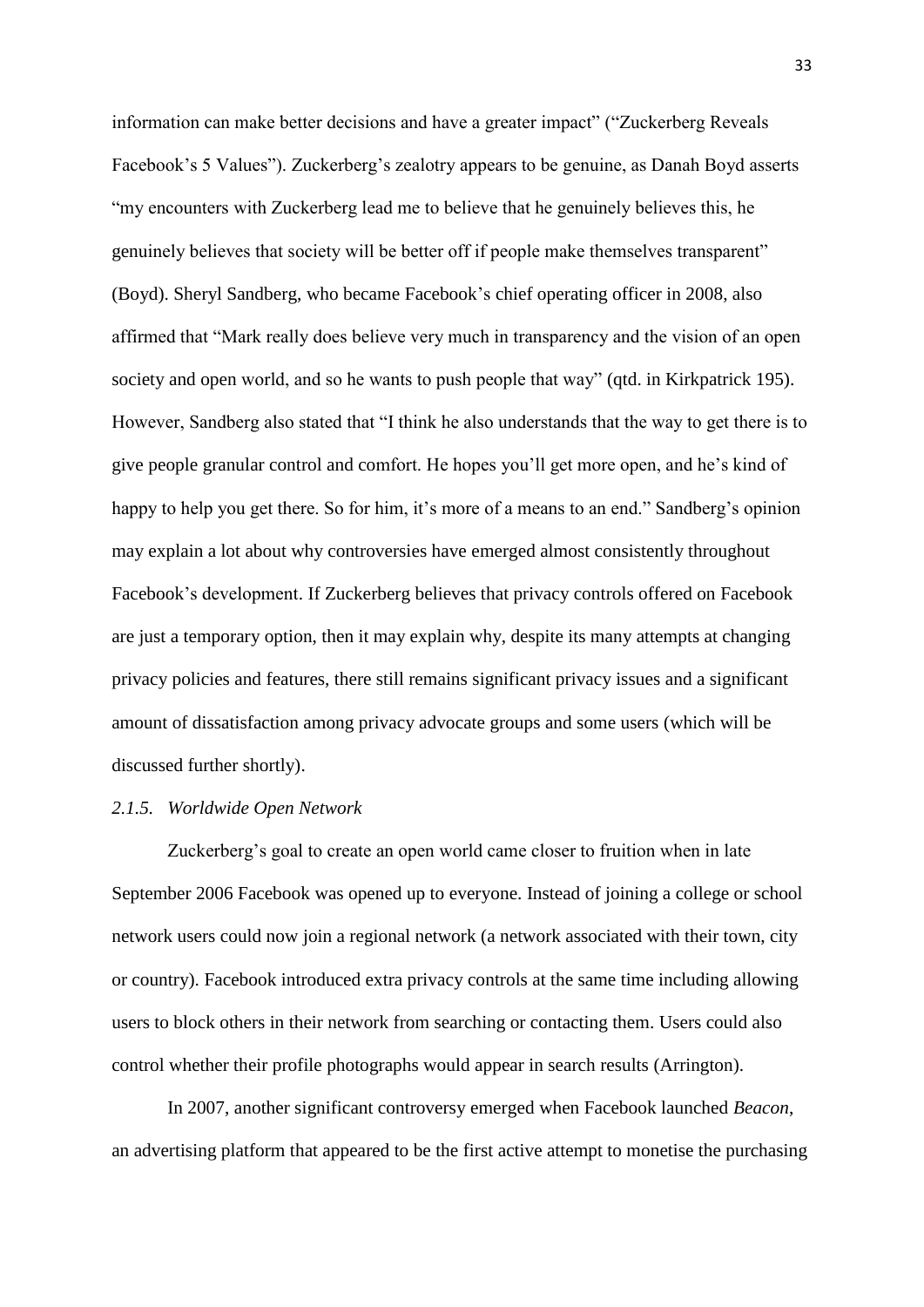information can make better decisions and have a greater impact" ("Zuckerberg Reveals Facebook's 5 Values"). Zuckerberg's zealotry appears to be genuine, as Danah Boyd asserts "my encounters with Zuckerberg lead me to believe that he genuinely believes this, he genuinely believes that society will be better off if people make themselves transparent" (Boyd). Sheryl Sandberg, who became Facebook's chief operating officer in 2008, also affirmed that "Mark really does believe very much in transparency and the vision of an open society and open world, and so he wants to push people that way" (qtd. in Kirkpatrick 195). However, Sandberg also stated that "I think he also understands that the way to get there is to give people granular control and comfort. He hopes you'll get more open, and he's kind of happy to help you get there. So for him, it's more of a means to an end." Sandberg's opinion may explain a lot about why controversies have emerged almost consistently throughout Facebook's development. If Zuckerberg believes that privacy controls offered on Facebook are just a temporary option, then it may explain why, despite its many attempts at changing privacy policies and features, there still remains significant privacy issues and a significant amount of dissatisfaction among privacy advocate groups and some users (which will be discussed further shortly).

#### *2.1.5. Worldwide Open Network*

Zuckerberg's goal to create an open world came closer to fruition when in late September 2006 Facebook was opened up to everyone. Instead of joining a college or school network users could now join a regional network (a network associated with their town, city or country). Facebook introduced extra privacy controls at the same time including allowing users to block others in their network from searching or contacting them. Users could also control whether their profile photographs would appear in search results (Arrington).

In 2007, another significant controversy emerged when Facebook launched *Beacon*, an advertising platform that appeared to be the first active attempt to monetise the purchasing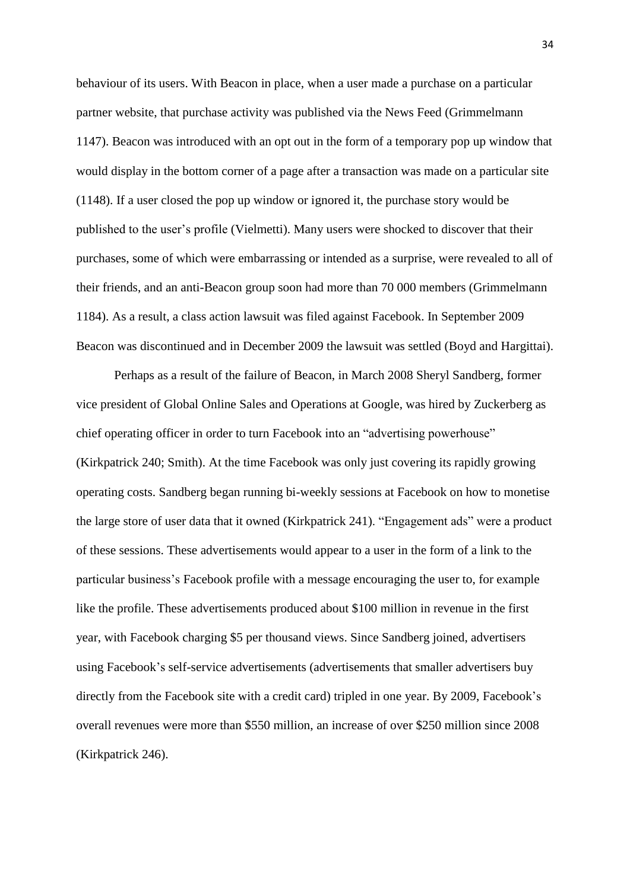behaviour of its users. With Beacon in place, when a user made a purchase on a particular partner website, that purchase activity was published via the News Feed (Grimmelmann 1147). Beacon was introduced with an opt out in the form of a temporary pop up window that would display in the bottom corner of a page after a transaction was made on a particular site (1148). If a user closed the pop up window or ignored it, the purchase story would be published to the user's profile (Vielmetti). Many users were shocked to discover that their purchases, some of which were embarrassing or intended as a surprise, were revealed to all of their friends, and an anti-Beacon group soon had more than 70 000 members (Grimmelmann 1184). As a result, a class action lawsuit was filed against Facebook. In September 2009 Beacon was discontinued and in December 2009 the lawsuit was settled (Boyd and Hargittai).

Perhaps as a result of the failure of Beacon, in March 2008 Sheryl Sandberg, former vice president of Global Online Sales and Operations at Google, was hired by Zuckerberg as chief operating officer in order to turn Facebook into an "advertising powerhouse" (Kirkpatrick 240; Smith). At the time Facebook was only just covering its rapidly growing operating costs. Sandberg began running bi-weekly sessions at Facebook on how to monetise the large store of user data that it owned (Kirkpatrick 241). "Engagement ads" were a product of these sessions. These advertisements would appear to a user in the form of a link to the particular business's Facebook profile with a message encouraging the user to, for example like the profile. These advertisements produced about $100 million in revenue in the first year, with Facebook charging $5 per thousand views. Since Sandberg joined, advertisers using Facebook's self-service advertisements (advertisements that smaller advertisers buy directly from the Facebook site with a credit card) tripled in one year. By 2009, Facebook's overall revenues were more than $550 million, an increase of over $250 million since 2008 (Kirkpatrick 246).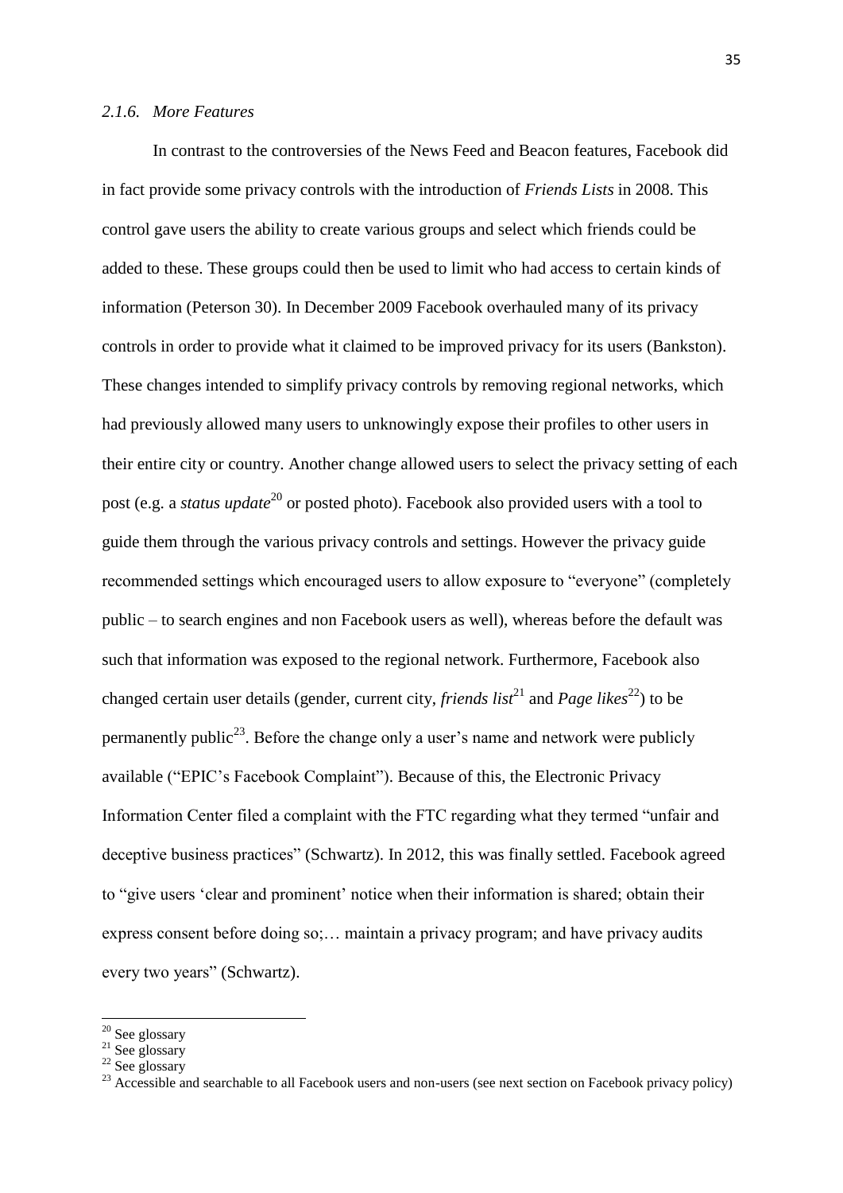### *2.1.6. More Features*

In contrast to the controversies of the News Feed and Beacon features, Facebook did in fact provide some privacy controls with the introduction of *Friends Lists* in 2008. This control gave users the ability to create various groups and select which friends could be added to these. These groups could then be used to limit who had access to certain kinds of information (Peterson 30). In December 2009 Facebook overhauled many of its privacy controls in order to provide what it claimed to be improved privacy for its users (Bankston). These changes intended to simplify privacy controls by removing regional networks, which had previously allowed many users to unknowingly expose their profiles to other users in their entire city or country. Another change allowed users to select the privacy setting of each post (e.g. a *status update*[20] or posted photo). Facebook also provided users with a tool to guide them through the various privacy controls and settings. However the privacy guide recommended settings which encouraged users to allow exposure to "everyone" (completely public – to search engines and non Facebook users as well), whereas before the default was such that information was exposed to the regional network. Furthermore, Facebook also changed certain user details (gender, current city, *friends list*[21] and *Page likes*[22]) to be permanently public[23]. Before the change only a user's name and network were publicly available ("EPIC's Facebook Complaint"). Because of this, the Electronic Privacy Information Center filed a complaint with the FTC regarding what they termed "unfair and deceptive business practices" (Schwartz). In 2012, this was finally settled. Facebook agreed to "give users 'clear and prominent' notice when their information is shared; obtain their express consent before doing so;… maintain a privacy program; and have privacy audits every two years" (Schwartz).

---

[20] See glossary

[21] See glossary

[22] See glossary

[23] Accessible and searchable to all Facebook users and non-users (see next section on Facebook privacy policy)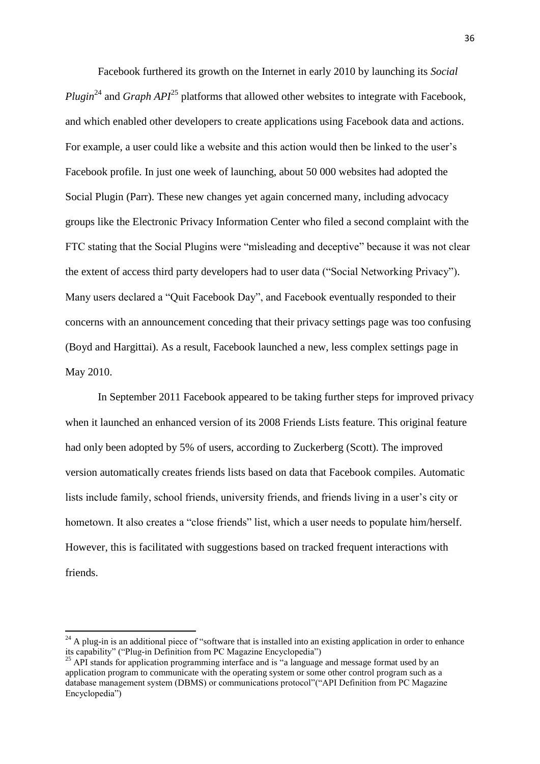Facebook furthered its growth on the Internet in early 2010 by launching its *Social Plugin*[24] and *Graph API*[25] platforms that allowed other websites to integrate with Facebook, and which enabled other developers to create applications using Facebook data and actions. For example, a user could like a website and this action would then be linked to the user's Facebook profile. In just one week of launching, about 50 000 websites had adopted the Social Plugin (Parr). These new changes yet again concerned many, including advocacy groups like the Electronic Privacy Information Center who filed a second complaint with the FTC stating that the Social Plugins were "misleading and deceptive" because it was not clear the extent of access third party developers had to user data ("Social Networking Privacy"). Many users declared a "Quit Facebook Day", and Facebook eventually responded to their concerns with an announcement conceding that their privacy settings page was too confusing (Boyd and Hargittai). As a result, Facebook launched a new, less complex settings page in May 2010.

In September 2011 Facebook appeared to be taking further steps for improved privacy when it launched an enhanced version of its 2008 Friends Lists feature. This original feature had only been adopted by 5% of users, according to Zuckerberg (Scott). The improved version automatically creates friends lists based on data that Facebook compiles. Automatic lists include family, school friends, university friends, and friends living in a user's city or hometown. It also creates a "close friends" list, which a user needs to populate him/herself. However, this is facilitated with suggestions based on tracked frequent interactions with friends.

---

[24] A plug-in is an additional piece of "software that is installed into an existing application in order to enhance its capability" ("Plug-in Definition from PC Magazine Encyclopedia")

[25] API stands for application programming interface and is "a language and message format used by an application program to communicate with the operating system or some other control program such as a database management system (DBMS) or communications protocol"("API Definition from PC Magazine Encyclopedia")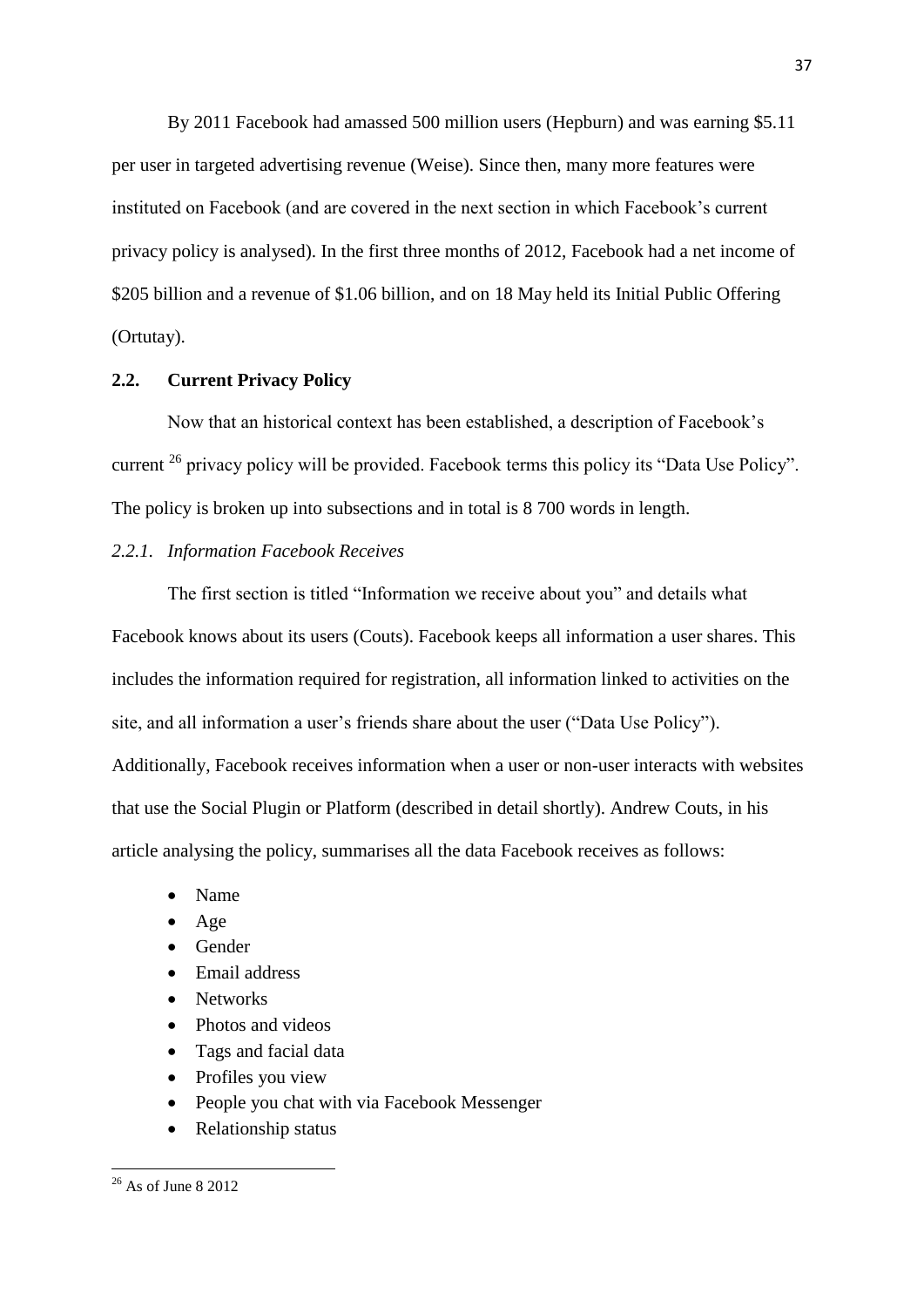By 2011 Facebook had amassed 500 million users (Hepburn) and was earning $5.11 per user in targeted advertising revenue (Weise). Since then, many more features were instituted on Facebook (and are covered in the next section in which Facebook's current privacy policy is analysed). In the first three months of 2012, Facebook had a net income of $205 billion and a revenue of $1.06 billion, and on 18 May held its Initial Public Offering (Ortutay).

## 2.2. Current Privacy Policy

Now that an historical context has been established, a description of Facebook's current [26] privacy policy will be provided. Facebook terms this policy its "Data Use Policy". The policy is broken up into subsections and in total is 8 700 words in length.

### *2.2.1. Information Facebook Receives*

The first section is titled "Information we receive about you" and details what Facebook knows about its users (Couts). Facebook keeps all information a user shares. This includes the information required for registration, all information linked to activities on the site, and all information a user's friends share about the user ("Data Use Policy"). Additionally, Facebook receives information when a user or non-user interacts with websites that use the Social Plugin or Platform (described in detail shortly). Andrew Couts, in his article analysing the policy, summarises all the data Facebook receives as follows:

- Name
- Age
- Gender
- Email address
- Networks
- Photos and videos
- Tags and facial data
- Profiles you view
- People you chat with via Facebook Messenger
- Relationship status

[26] As of June 8 2012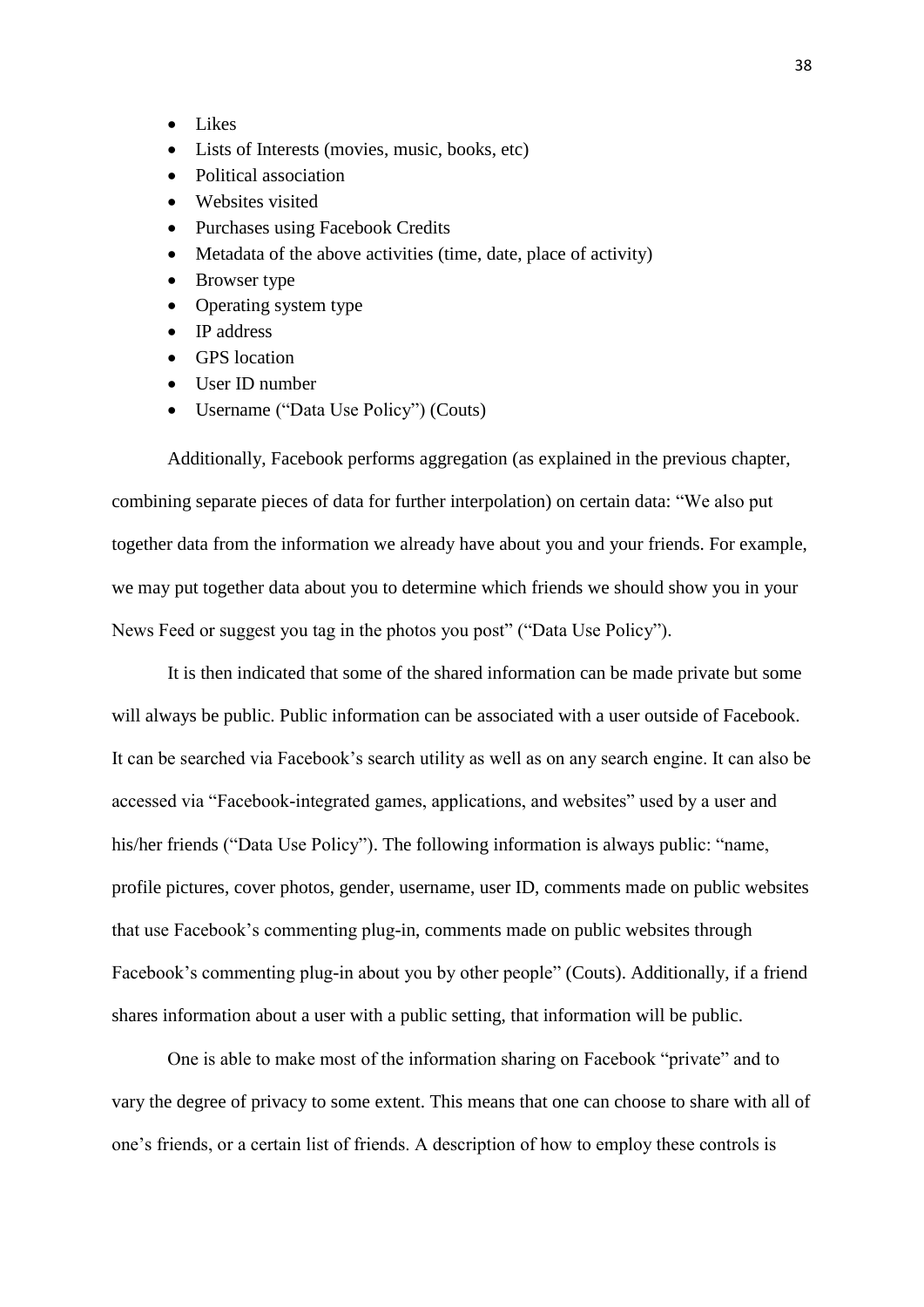- Likes
- Lists of Interests (movies, music, books, etc)
- Political association
- Websites visited
- Purchases using Facebook Credits
- Metadata of the above activities (time, date, place of activity)
- Browser type
- Operating system type
- IP address
- GPS location
- User ID number
- Username ("Data Use Policy") (Couts)

Additionally, Facebook performs aggregation (as explained in the previous chapter, combining separate pieces of data for further interpolation) on certain data: "We also put together data from the information we already have about you and your friends. For example, we may put together data about you to determine which friends we should show you in your News Feed or suggest you tag in the photos you post" ("Data Use Policy").

It is then indicated that some of the shared information can be made private but some will always be public. Public information can be associated with a user outside of Facebook. It can be searched via Facebook's search utility as well as on any search engine. It can also be accessed via "Facebook-integrated games, applications, and websites" used by a user and his/her friends ("Data Use Policy"). The following information is always public: "name, profile pictures, cover photos, gender, username, user ID, comments made on public websites that use Facebook's commenting plug-in, comments made on public websites through Facebook's commenting plug-in about you by other people" (Couts). Additionally, if a friend shares information about a user with a public setting, that information will be public.

One is able to make most of the information sharing on Facebook "private" and to vary the degree of privacy to some extent. This means that one can choose to share with all of one's friends, or a certain list of friends. A description of how to employ these controls is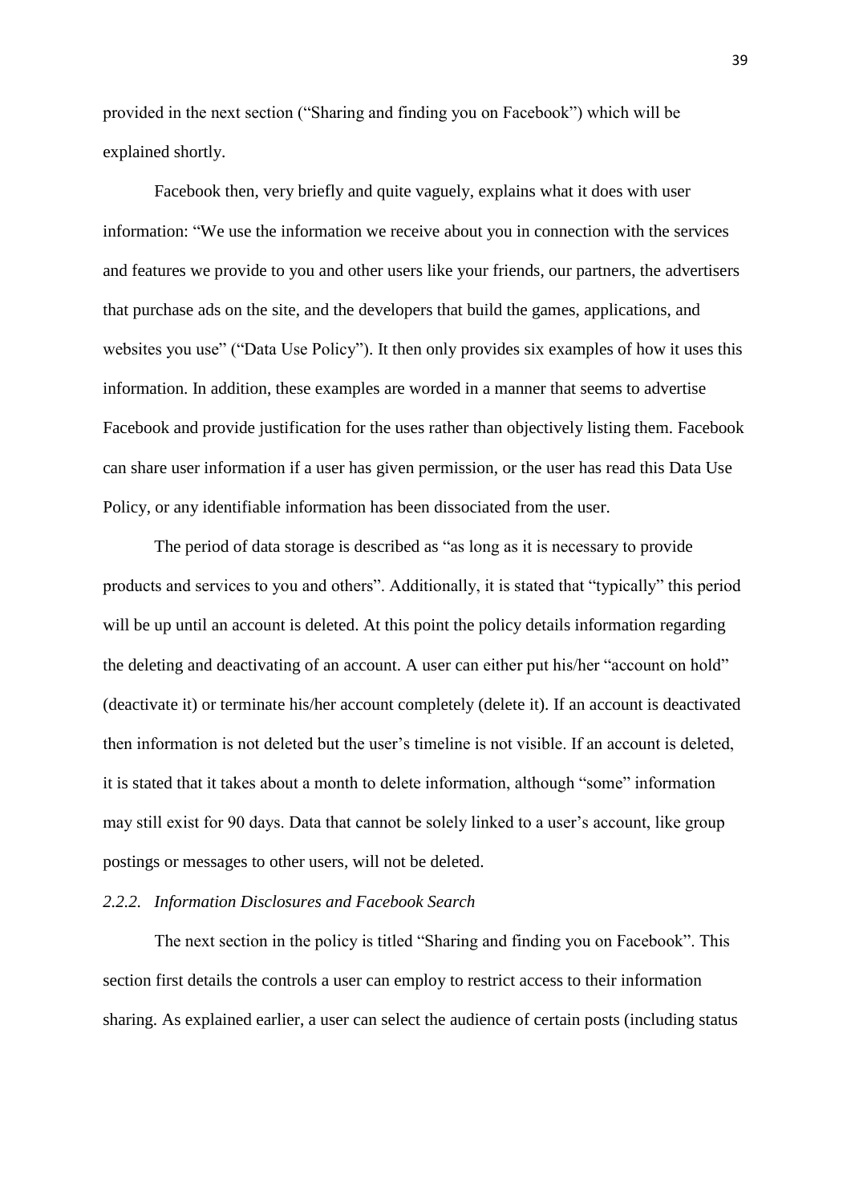provided in the next section ("Sharing and finding you on Facebook") which will be explained shortly.

Facebook then, very briefly and quite vaguely, explains what it does with user information: "We use the information we receive about you in connection with the services and features we provide to you and other users like your friends, our partners, the advertisers that purchase ads on the site, and the developers that build the games, applications, and websites you use" ("Data Use Policy"). It then only provides six examples of how it uses this information. In addition, these examples are worded in a manner that seems to advertise Facebook and provide justification for the uses rather than objectively listing them. Facebook can share user information if a user has given permission, or the user has read this Data Use Policy, or any identifiable information has been dissociated from the user.

The period of data storage is described as "as long as it is necessary to provide products and services to you and others". Additionally, it is stated that "typically" this period will be up until an account is deleted. At this point the policy details information regarding the deleting and deactivating of an account. A user can either put his/her "account on hold" (deactivate it) or terminate his/her account completely (delete it). If an account is deactivated then information is not deleted but the user's timeline is not visible. If an account is deleted, it is stated that it takes about a month to delete information, although "some" information may still exist for 90 days. Data that cannot be solely linked to a user's account, like group postings or messages to other users, will not be deleted.

### *2.2.2. Information Disclosures and Facebook Search*

The next section in the policy is titled "Sharing and finding you on Facebook". This section first details the controls a user can employ to restrict access to their information sharing. As explained earlier, a user can select the audience of certain posts (including status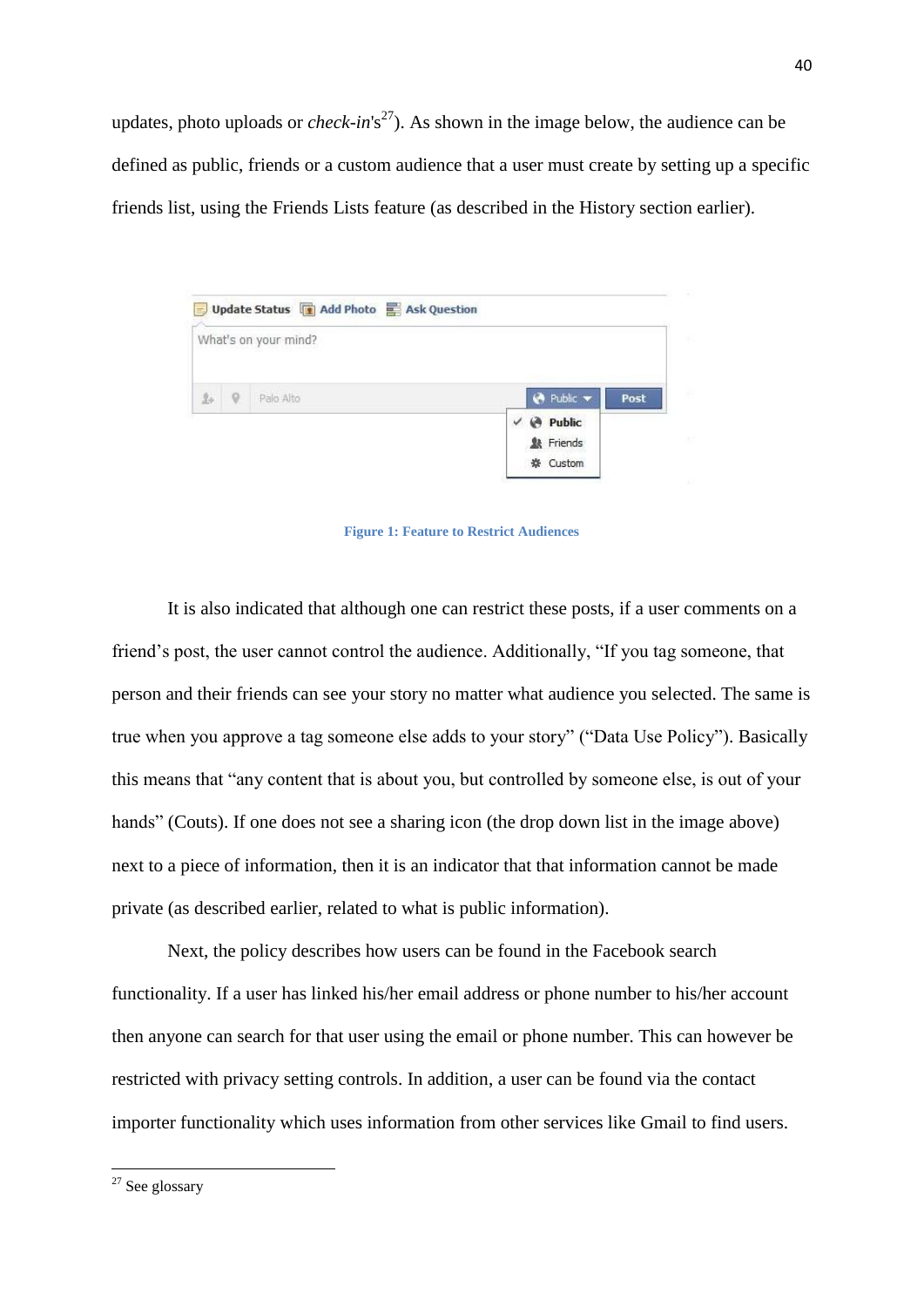updates, photo uploads or *check-in*'s[27]). As shown in the image below, the audience can be defined as public, friends or a custom audience that a user must create by setting up a specific friends list, using the Friends Lists feature (as described in the History section earlier).

**Figure 1: Feature to Restrict Audiences**

It is also indicated that although one can restrict these posts, if a user comments on a friend's post, the user cannot control the audience. Additionally, "If you tag someone, that person and their friends can see your story no matter what audience you selected. The same is true when you approve a tag someone else adds to your story" ("Data Use Policy"). Basically this means that "any content that is about you, but controlled by someone else, is out of your hands" (Couts). If one does not see a sharing icon (the drop down list in the image above) next to a piece of information, then it is an indicator that that information cannot be made private (as described earlier, related to what is public information).

Next, the policy describes how users can be found in the Facebook search functionality. If a user has linked his/her email address or phone number to his/her account then anyone can search for that user using the email or phone number. This can however be restricted with privacy setting controls. In addition, a user can be found via the contact importer functionality which uses information from other services like Gmail to find users.

---

[27] See glossary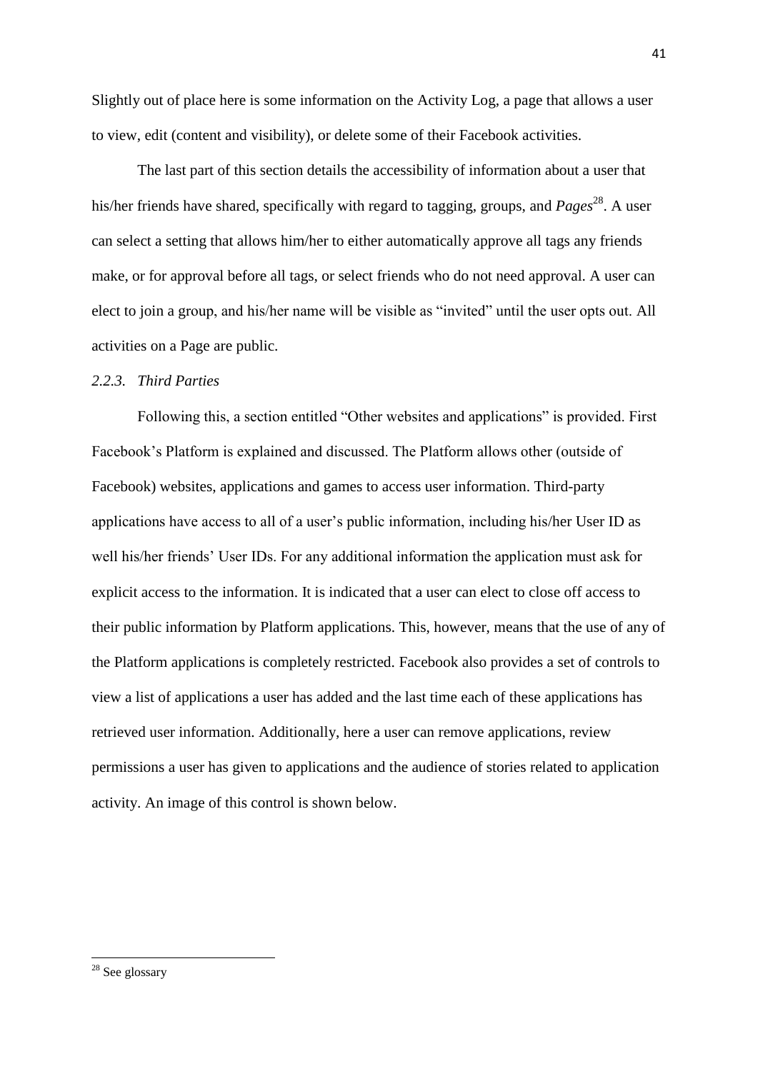Slightly out of place here is some information on the Activity Log, a page that allows a user to view, edit (content and visibility), or delete some of their Facebook activities.

The last part of this section details the accessibility of information about a user that his/her friends have shared, specifically with regard to tagging, groups, and *Pages*[28]. A user can select a setting that allows him/her to either automatically approve all tags any friends make, or for approval before all tags, or select friends who do not need approval. A user can elect to join a group, and his/her name will be visible as "invited" until the user opts out. All activities on a Page are public.

### *2.2.3. Third Parties*

Following this, a section entitled "Other websites and applications" is provided. First Facebook's Platform is explained and discussed. The Platform allows other (outside of Facebook) websites, applications and games to access user information. Third-party applications have access to all of a user's public information, including his/her User ID as well his/her friends' User IDs. For any additional information the application must ask for explicit access to the information. It is indicated that a user can elect to close off access to their public information by Platform applications. This, however, means that the use of any of the Platform applications is completely restricted. Facebook also provides a set of controls to view a list of applications a user has added and the last time each of these applications has retrieved user information. Additionally, here a user can remove applications, review permissions a user has given to applications and the audience of stories related to application activity. An image of this control is shown below.

---

[28] See glossary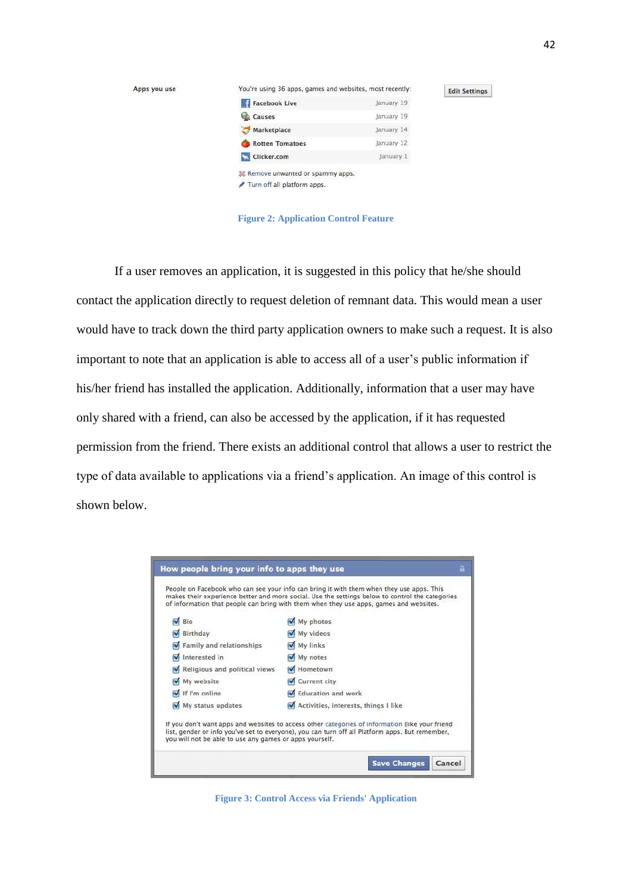Figure 2: Application Control Feature

If a user removes an application, it is suggested in this policy that he/she should contact the application directly to request deletion of remnant data. This would mean a user would have to track down the third party application owners to make such a request. It is also important to note that an application is able to access all of a user's public information if his/her friend has installed the application. Additionally, information that a user may have only shared with a friend, can also be accessed by the application, if it has requested permission from the friend. There exists an additional control that allows a user to restrict the type of data available to applications via a friend's application. An image of this control is shown below.

Figure 3: Control Access via Friends' Application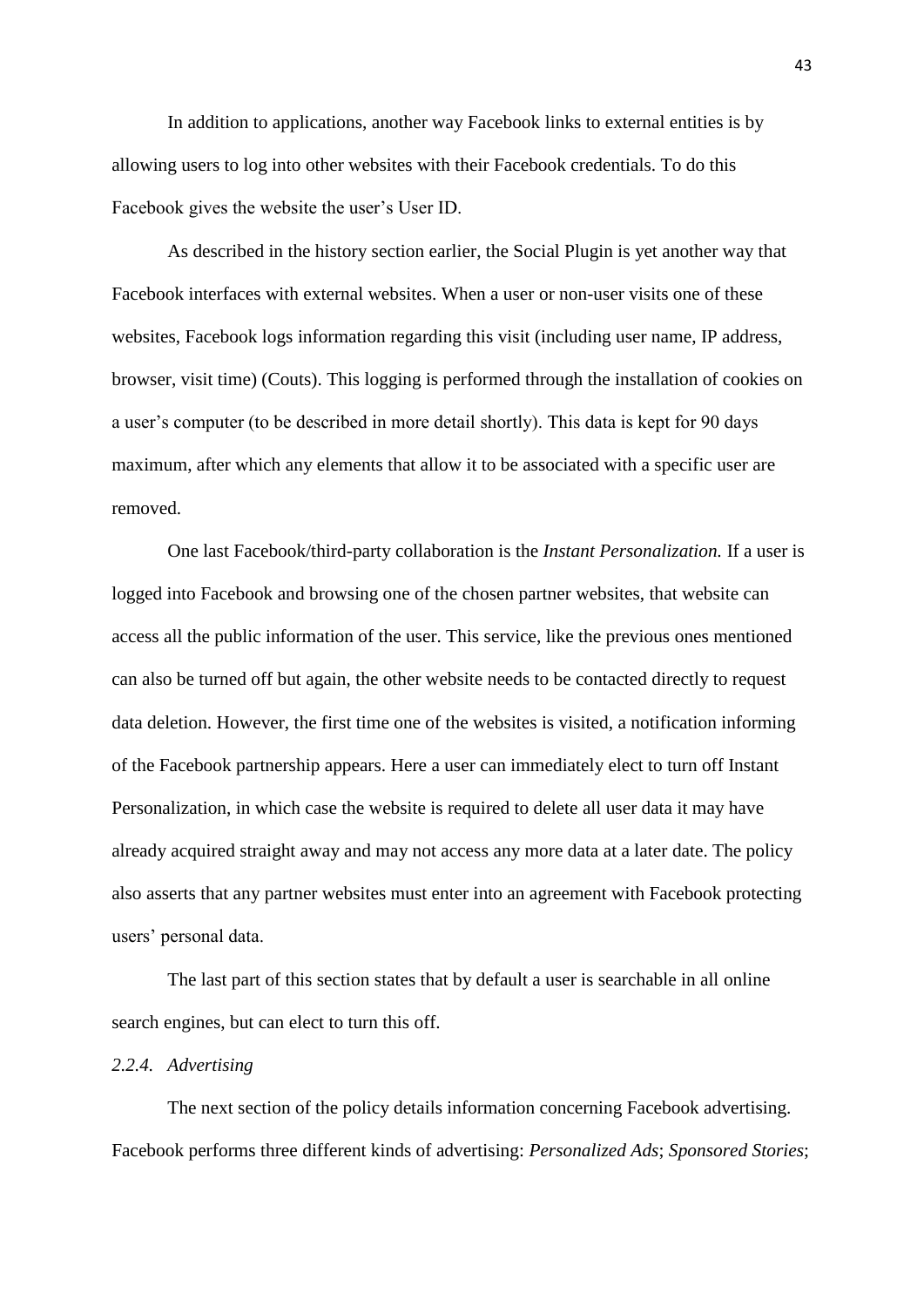In addition to applications, another way Facebook links to external entities is by allowing users to log into other websites with their Facebook credentials. To do this Facebook gives the website the user's User ID.

As described in the history section earlier, the Social Plugin is yet another way that Facebook interfaces with external websites. When a user or non-user visits one of these websites, Facebook logs information regarding this visit (including user name, IP address, browser, visit time) (Couts). This logging is performed through the installation of cookies on a user's computer (to be described in more detail shortly). This data is kept for 90 days maximum, after which any elements that allow it to be associated with a specific user are removed.

One last Facebook/third-party collaboration is the *Instant Personalization.* If a user is logged into Facebook and browsing one of the chosen partner websites, that website can access all the public information of the user. This service, like the previous ones mentioned can also be turned off but again, the other website needs to be contacted directly to request data deletion. However, the first time one of the websites is visited, a notification informing of the Facebook partnership appears. Here a user can immediately elect to turn off Instant Personalization, in which case the website is required to delete all user data it may have already acquired straight away and may not access any more data at a later date. The policy also asserts that any partner websites must enter into an agreement with Facebook protecting users' personal data.

The last part of this section states that by default a user is searchable in all online search engines, but can elect to turn this off.

### *2.2.4. Advertising*

The next section of the policy details information concerning Facebook advertising. Facebook performs three different kinds of advertising: *Personalized Ads*; *Sponsored Stories*;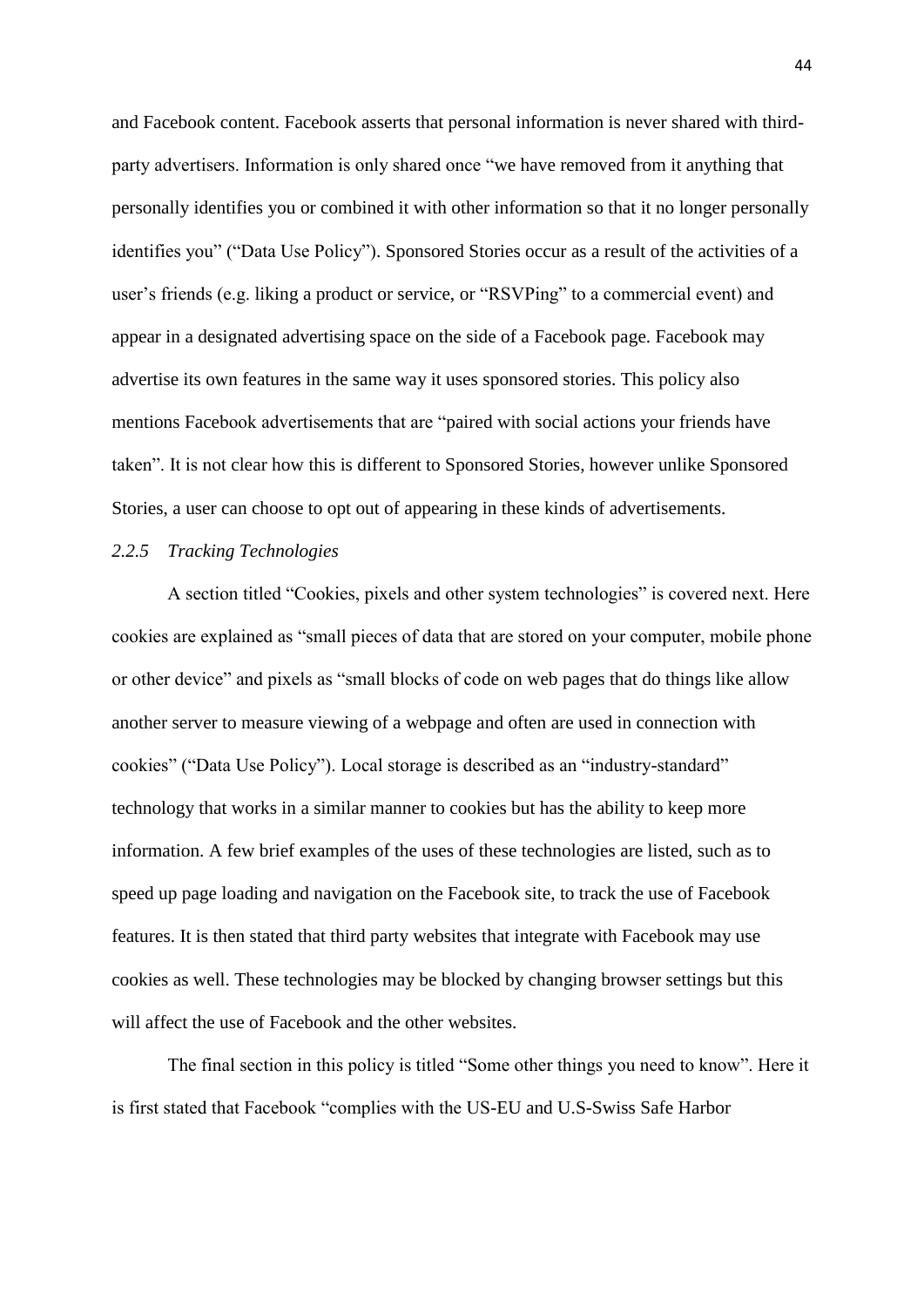and Facebook content. Facebook asserts that personal information is never shared with third-party advertisers. Information is only shared once "we have removed from it anything that personally identifies you or combined it with other information so that it no longer personally identifies you" ("Data Use Policy"). Sponsored Stories occur as a result of the activities of a user's friends (e.g. liking a product or service, or "RSVPing" to a commercial event) and appear in a designated advertising space on the side of a Facebook page. Facebook may advertise its own features in the same way it uses sponsored stories. This policy also mentions Facebook advertisements that are "paired with social actions your friends have taken". It is not clear how this is different to Sponsored Stories, however unlike Sponsored Stories, a user can choose to opt out of appearing in these kinds of advertisements.

### *2.2.5 Tracking Technologies*

A section titled "Cookies, pixels and other system technologies" is covered next. Here cookies are explained as "small pieces of data that are stored on your computer, mobile phone or other device" and pixels as "small blocks of code on web pages that do things like allow another server to measure viewing of a webpage and often are used in connection with cookies" ("Data Use Policy"). Local storage is described as an "industry-standard" technology that works in a similar manner to cookies but has the ability to keep more information. A few brief examples of the uses of these technologies are listed, such as to speed up page loading and navigation on the Facebook site, to track the use of Facebook features. It is then stated that third party websites that integrate with Facebook may use cookies as well. These technologies may be blocked by changing browser settings but this will affect the use of Facebook and the other websites.

The final section in this policy is titled "Some other things you need to know". Here it is first stated that Facebook "complies with the US-EU and U.S-Swiss Safe Harbor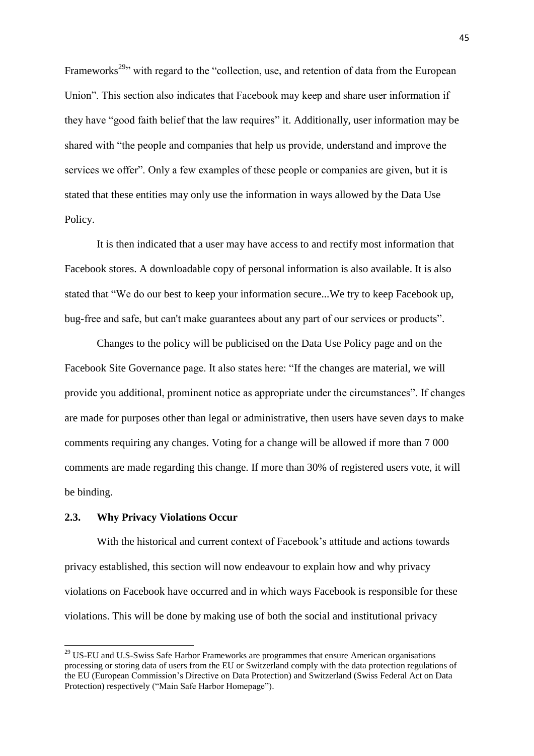Frameworks[29]" with regard to the "collection, use, and retention of data from the European Union". This section also indicates that Facebook may keep and share user information if they have "good faith belief that the law requires" it. Additionally, user information may be shared with "the people and companies that help us provide, understand and improve the services we offer". Only a few examples of these people or companies are given, but it is stated that these entities may only use the information in ways allowed by the Data Use Policy.

It is then indicated that a user may have access to and rectify most information that Facebook stores. A downloadable copy of personal information is also available. It is also stated that "We do our best to keep your information secure...We try to keep Facebook up, bug-free and safe, but can't make guarantees about any part of our services or products".

Changes to the policy will be publicised on the Data Use Policy page and on the Facebook Site Governance page. It also states here: "If the changes are material, we will provide you additional, prominent notice as appropriate under the circumstances". If changes are made for purposes other than legal or administrative, then users have seven days to make comments requiring any changes. Voting for a change will be allowed if more than 7 000 comments are made regarding this change. If more than 30% of registered users vote, it will be binding.

### 2.3. Why Privacy Violations Occur

With the historical and current context of Facebook's attitude and actions towards privacy established, this section will now endeavour to explain how and why privacy violations on Facebook have occurred and in which ways Facebook is responsible for these violations. This will be done by making use of both the social and institutional privacy

[29] US-EU and U.S-Swiss Safe Harbor Frameworks are programmes that ensure American organisations processing or storing data of users from the EU or Switzerland comply with the data protection regulations of the EU (European Commission's Directive on Data Protection) and Switzerland (Swiss Federal Act on Data Protection) respectively ("Main Safe Harbor Homepage").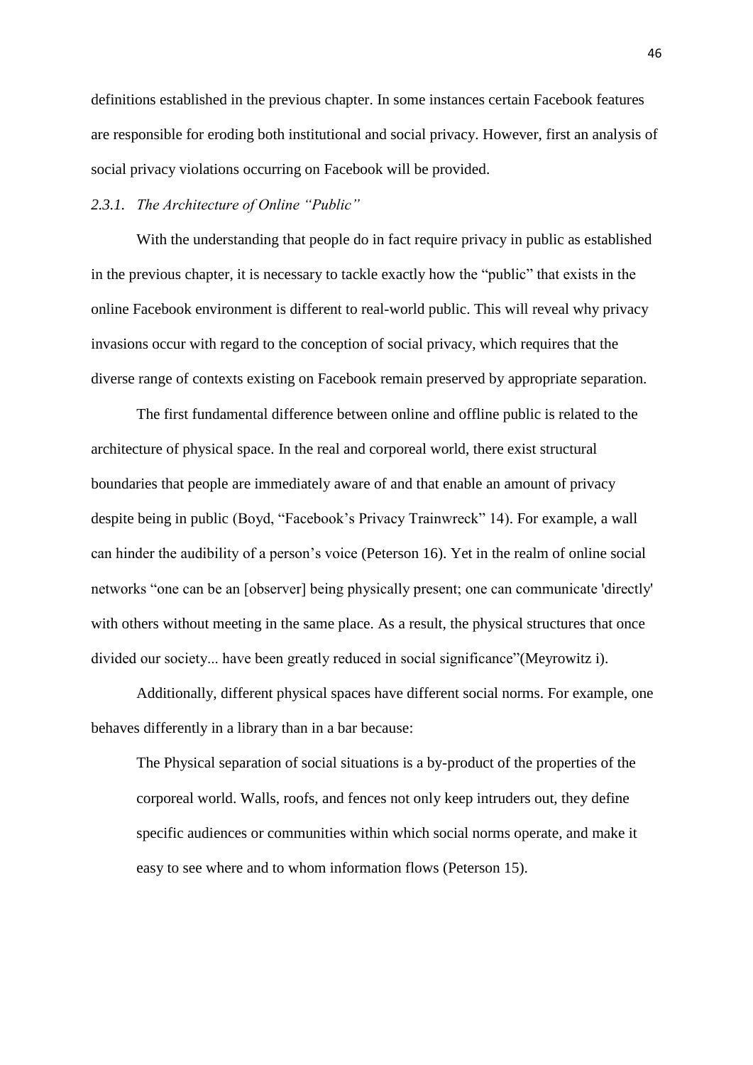definitions established in the previous chapter. In some instances certain Facebook features are responsible for eroding both institutional and social privacy. However, first an analysis of social privacy violations occurring on Facebook will be provided.

### *2.3.1. The Architecture of Online "Public"*

With the understanding that people do in fact require privacy in public as established in the previous chapter, it is necessary to tackle exactly how the "public" that exists in the online Facebook environment is different to real-world public. This will reveal why privacy invasions occur with regard to the conception of social privacy, which requires that the diverse range of contexts existing on Facebook remain preserved by appropriate separation.

The first fundamental difference between online and offline public is related to the architecture of physical space. In the real and corporeal world, there exist structural boundaries that people are immediately aware of and that enable an amount of privacy despite being in public (Boyd, "Facebook's Privacy Trainwreck" 14). For example, a wall can hinder the audibility of a person's voice (Peterson 16). Yet in the realm of online social networks "one can be an [observer] being physically present; one can communicate 'directly' with others without meeting in the same place. As a result, the physical structures that once divided our society... have been greatly reduced in social significance"(Meyrowitz i).

Additionally, different physical spaces have different social norms. For example, one behaves differently in a library than in a bar because:

> The Physical separation of social situations is a by-product of the properties of the corporeal world. Walls, roofs, and fences not only keep intruders out, they define specific audiences or communities within which social norms operate, and make it easy to see where and to whom information flows (Peterson 15).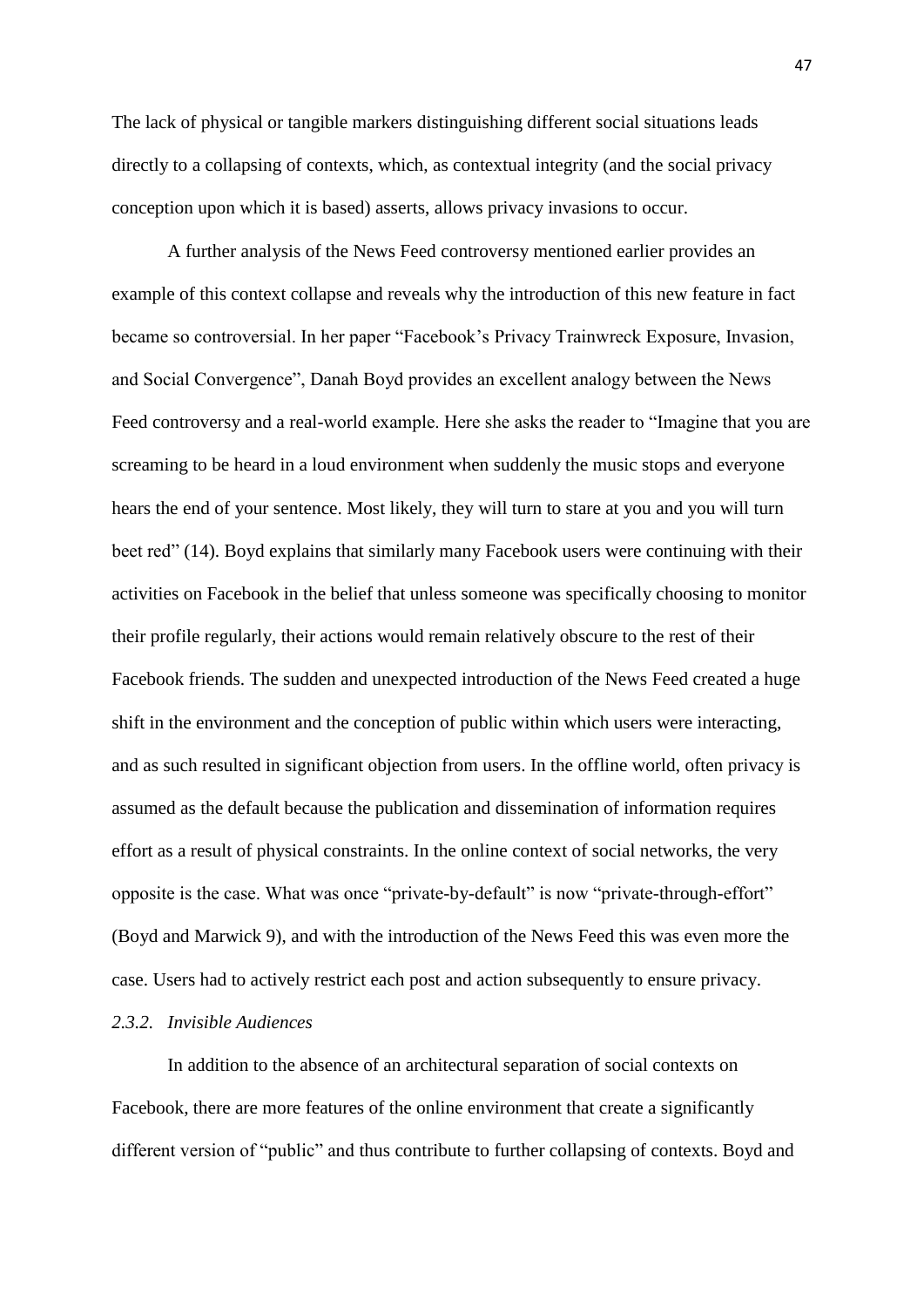The lack of physical or tangible markers distinguishing different social situations leads directly to a collapsing of contexts, which, as contextual integrity (and the social privacy conception upon which it is based) asserts, allows privacy invasions to occur.

A further analysis of the News Feed controversy mentioned earlier provides an example of this context collapse and reveals why the introduction of this new feature in fact became so controversial. In her paper "Facebook's Privacy Trainwreck Exposure, Invasion, and Social Convergence", Danah Boyd provides an excellent analogy between the News Feed controversy and a real-world example. Here she asks the reader to "Imagine that you are screaming to be heard in a loud environment when suddenly the music stops and everyone hears the end of your sentence. Most likely, they will turn to stare at you and you will turn beet red" (14). Boyd explains that similarly many Facebook users were continuing with their activities on Facebook in the belief that unless someone was specifically choosing to monitor their profile regularly, their actions would remain relatively obscure to the rest of their Facebook friends. The sudden and unexpected introduction of the News Feed created a huge shift in the environment and the conception of public within which users were interacting, and as such resulted in significant objection from users. In the offline world, often privacy is assumed as the default because the publication and dissemination of information requires effort as a result of physical constraints. In the online context of social networks, the very opposite is the case. What was once "private-by-default" is now "private-through-effort" (Boyd and Marwick 9), and with the introduction of the News Feed this was even more the case. Users had to actively restrict each post and action subsequently to ensure privacy.

### *2.3.2. Invisible Audiences*

In addition to the absence of an architectural separation of social contexts on Facebook, there are more features of the online environment that create a significantly different version of "public" and thus contribute to further collapsing of contexts. Boyd and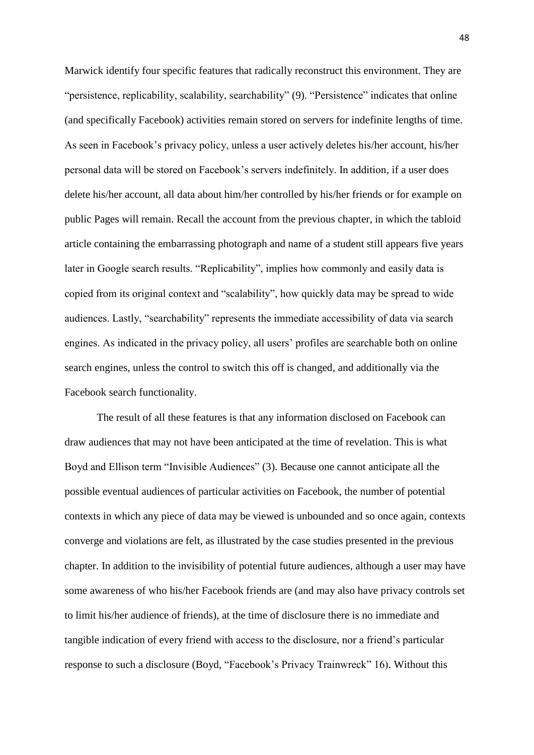Marwick identify four specific features that radically reconstruct this environment. They are "persistence, replicability, scalability, searchability" (9). "Persistence" indicates that online (and specifically Facebook) activities remain stored on servers for indefinite lengths of time. As seen in Facebook's privacy policy, unless a user actively deletes his/her account, his/her personal data will be stored on Facebook's servers indefinitely. In addition, if a user does delete his/her account, all data about him/her controlled by his/her friends or for example on public Pages will remain. Recall the account from the previous chapter, in which the tabloid article containing the embarrassing photograph and name of a student still appears five years later in Google search results. "Replicability", implies how commonly and easily data is copied from its original context and "scalability", how quickly data may be spread to wide audiences. Lastly, "searchability" represents the immediate accessibility of data via search engines. As indicated in the privacy policy, all users' profiles are searchable both on online search engines, unless the control to switch this off is changed, and additionally via the Facebook search functionality.

The result of all these features is that any information disclosed on Facebook can draw audiences that may not have been anticipated at the time of revelation. This is what Boyd and Ellison term "Invisible Audiences" (3). Because one cannot anticipate all the possible eventual audiences of particular activities on Facebook, the number of potential contexts in which any piece of data may be viewed is unbounded and so once again, contexts converge and violations are felt, as illustrated by the case studies presented in the previous chapter. In addition to the invisibility of potential future audiences, although a user may have some awareness of who his/her Facebook friends are (and may also have privacy controls set to limit his/her audience of friends), at the time of disclosure there is no immediate and tangible indication of every friend with access to the disclosure, nor a friend's particular response to such a disclosure (Boyd, "Facebook's Privacy Trainwreck" 16). Without this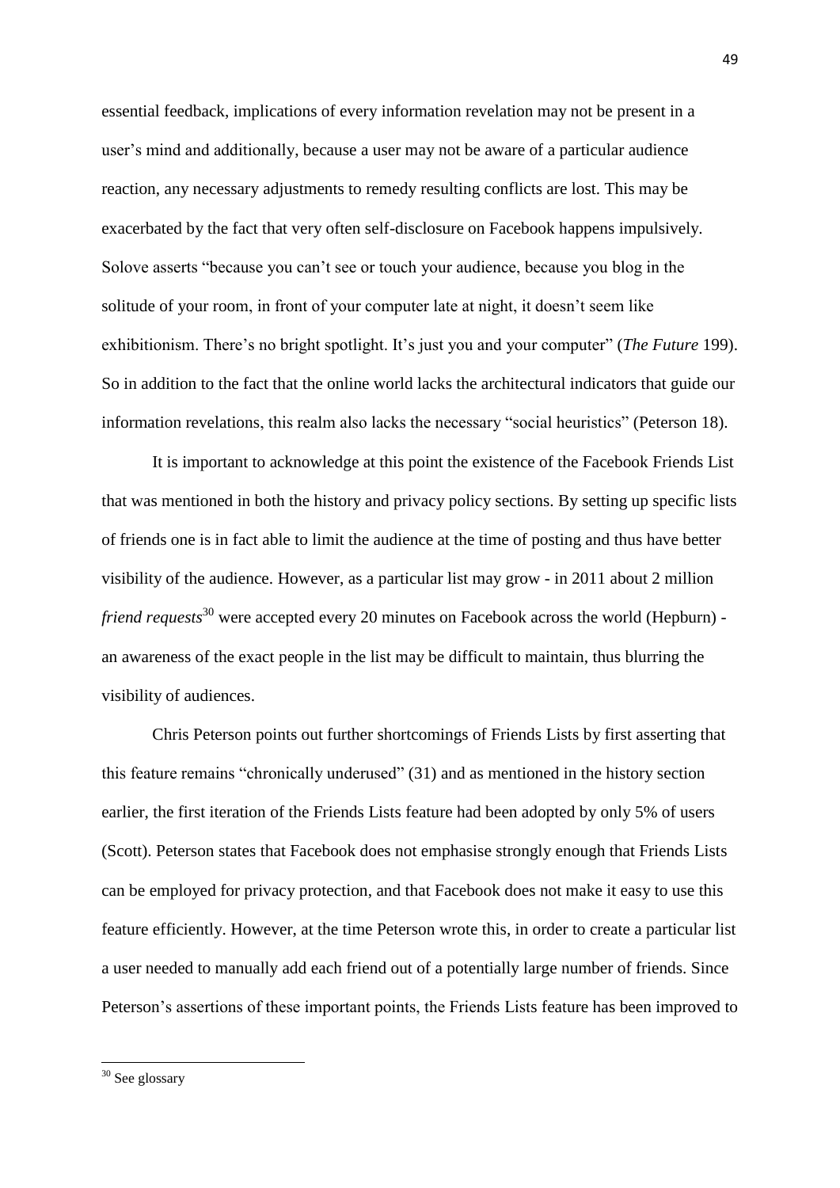essential feedback, implications of every information revelation may not be present in a user's mind and additionally, because a user may not be aware of a particular audience reaction, any necessary adjustments to remedy resulting conflicts are lost. This may be exacerbated by the fact that very often self-disclosure on Facebook happens impulsively. Solove asserts "because you can't see or touch your audience, because you blog in the solitude of your room, in front of your computer late at night, it doesn't seem like exhibitionism. There's no bright spotlight. It's just you and your computer" (*The Future* 199). So in addition to the fact that the online world lacks the architectural indicators that guide our information revelations, this realm also lacks the necessary "social heuristics" (Peterson 18).

It is important to acknowledge at this point the existence of the Facebook Friends List that was mentioned in both the history and privacy policy sections. By setting up specific lists of friends one is in fact able to limit the audience at the time of posting and thus have better visibility of the audience. However, as a particular list may grow - in 2011 about 2 million *friend requests*[30] were accepted every 20 minutes on Facebook across the world (Hepburn) - an awareness of the exact people in the list may be difficult to maintain, thus blurring the visibility of audiences.

Chris Peterson points out further shortcomings of Friends Lists by first asserting that this feature remains "chronically underused" (31) and as mentioned in the history section earlier, the first iteration of the Friends Lists feature had been adopted by only 5% of users (Scott). Peterson states that Facebook does not emphasise strongly enough that Friends Lists can be employed for privacy protection, and that Facebook does not make it easy to use this feature efficiently. However, at the time Peterson wrote this, in order to create a particular list a user needed to manually add each friend out of a potentially large number of friends. Since Peterson's assertions of these important points, the Friends Lists feature has been improved to

[30] See glossary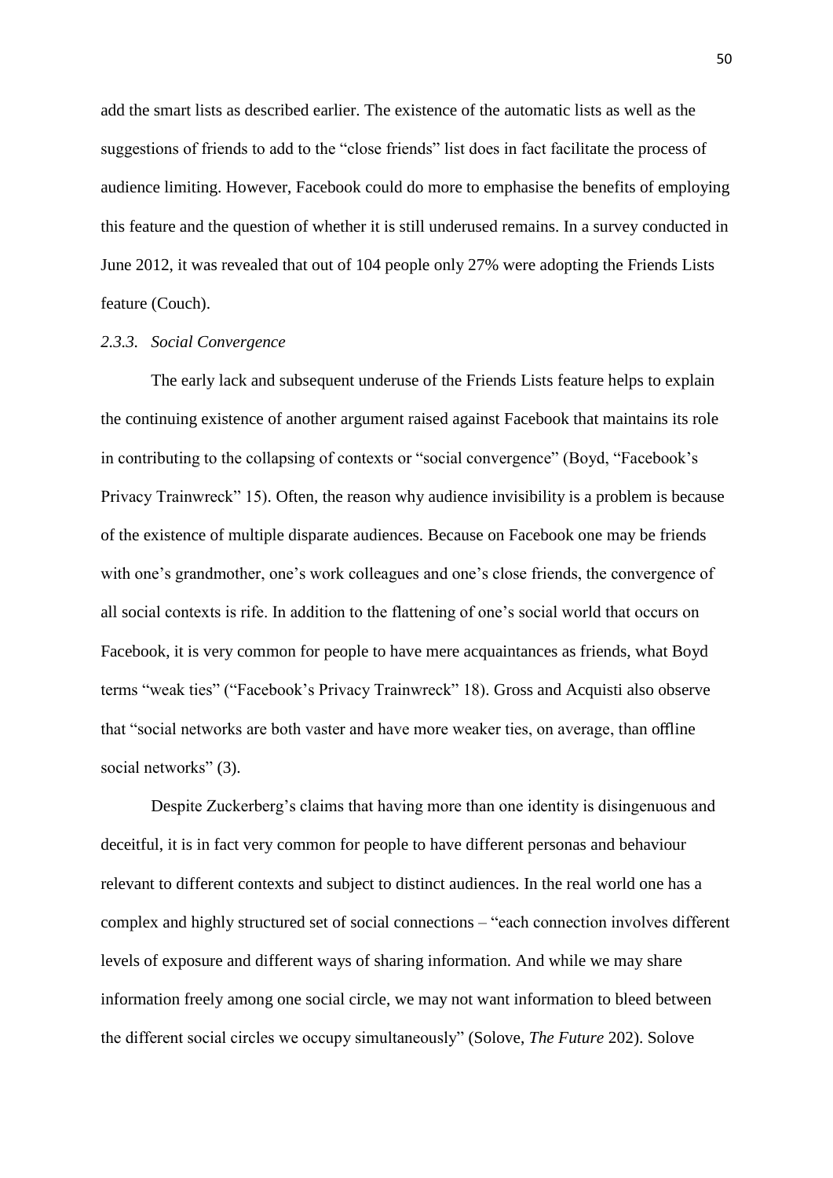add the smart lists as described earlier. The existence of the automatic lists as well as the suggestions of friends to add to the "close friends" list does in fact facilitate the process of audience limiting. However, Facebook could do more to emphasise the benefits of employing this feature and the question of whether it is still underused remains. In a survey conducted in June 2012, it was revealed that out of 104 people only 27% were adopting the Friends Lists feature (Couch).

### *2.3.3. Social Convergence*

The early lack and subsequent underuse of the Friends Lists feature helps to explain the continuing existence of another argument raised against Facebook that maintains its role in contributing to the collapsing of contexts or "social convergence" (Boyd, "Facebook's Privacy Trainwreck" 15). Often, the reason why audience invisibility is a problem is because of the existence of multiple disparate audiences. Because on Facebook one may be friends with one's grandmother, one's work colleagues and one's close friends, the convergence of all social contexts is rife. In addition to the flattening of one's social world that occurs on Facebook, it is very common for people to have mere acquaintances as friends, what Boyd terms "weak ties" ("Facebook's Privacy Trainwreck" 18). Gross and Acquisti also observe that "social networks are both vaster and have more weaker ties, on average, than offline social networks" (3).

Despite Zuckerberg's claims that having more than one identity is disingenuous and deceitful, it is in fact very common for people to have different personas and behaviour relevant to different contexts and subject to distinct audiences. In the real world one has a complex and highly structured set of social connections – "each connection involves different levels of exposure and different ways of sharing information. And while we may share information freely among one social circle, we may not want information to bleed between the different social circles we occupy simultaneously" (Solove, *The Future* 202). Solove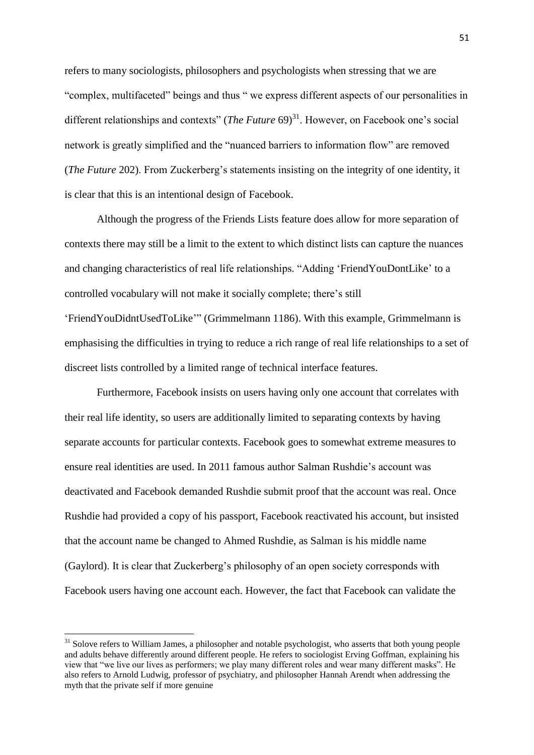refers to many sociologists, philosophers and psychologists when stressing that we are "complex, multifaceted" beings and thus " we express different aspects of our personalities in different relationships and contexts" (*The Future* 69)[31]. However, on Facebook one's social network is greatly simplified and the "nuanced barriers to information flow" are removed (*The Future* 202). From Zuckerberg's statements insisting on the integrity of one identity, it is clear that this is an intentional design of Facebook.

Although the progress of the Friends Lists feature does allow for more separation of contexts there may still be a limit to the extent to which distinct lists can capture the nuances and changing characteristics of real life relationships. "Adding 'FriendYouDontLike' to a controlled vocabulary will not make it socially complete; there's still 'FriendYouDidntUsedToLike'" (Grimmelmann 1186). With this example, Grimmelmann is emphasising the difficulties in trying to reduce a rich range of real life relationships to a set of discreet lists controlled by a limited range of technical interface features.

Furthermore, Facebook insists on users having only one account that correlates with their real life identity, so users are additionally limited to separating contexts by having separate accounts for particular contexts. Facebook goes to somewhat extreme measures to ensure real identities are used. In 2011 famous author Salman Rushdie's account was deactivated and Facebook demanded Rushdie submit proof that the account was real. Once Rushdie had provided a copy of his passport, Facebook reactivated his account, but insisted that the account name be changed to Ahmed Rushdie, as Salman is his middle name (Gaylord). It is clear that Zuckerberg's philosophy of an open society corresponds with Facebook users having one account each. However, the fact that Facebook can validate the

---

[31] Solove refers to William James, a philosopher and notable psychologist, who asserts that both young people and adults behave differently around different people. He refers to sociologist Erving Goffman, explaining his view that "we live our lives as performers; we play many different roles and wear many different masks". He also refers to Arnold Ludwig, professor of psychiatry, and philosopher Hannah Arendt when addressing the myth that the private self if more genuine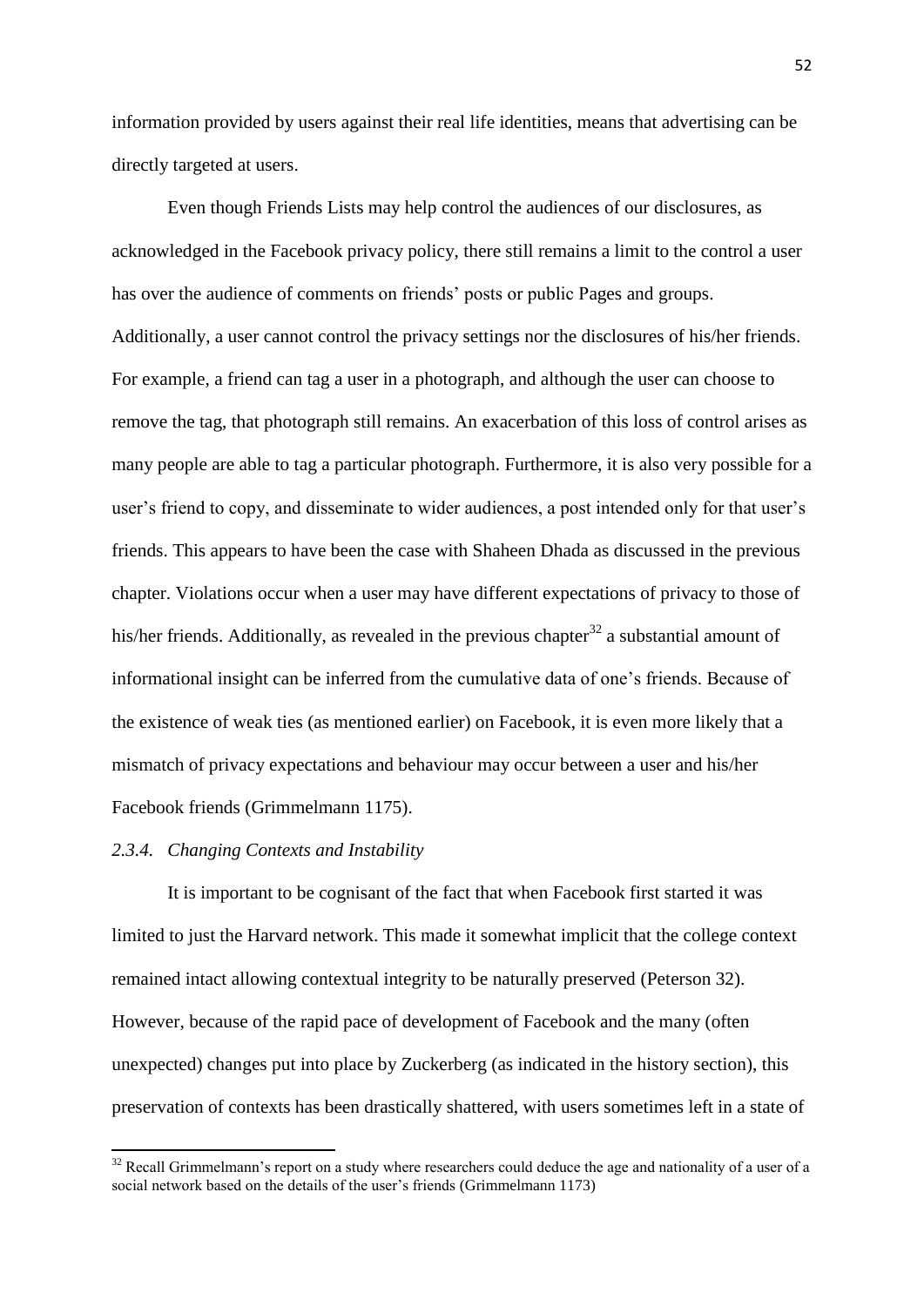information provided by users against their real life identities, means that advertising can be directly targeted at users.

Even though Friends Lists may help control the audiences of our disclosures, as acknowledged in the Facebook privacy policy, there still remains a limit to the control a user has over the audience of comments on friends' posts or public Pages and groups. Additionally, a user cannot control the privacy settings nor the disclosures of his/her friends. For example, a friend can tag a user in a photograph, and although the user can choose to remove the tag, that photograph still remains. An exacerbation of this loss of control arises as many people are able to tag a particular photograph. Furthermore, it is also very possible for a user's friend to copy, and disseminate to wider audiences, a post intended only for that user's friends. This appears to have been the case with Shaheen Dhada as discussed in the previous chapter. Violations occur when a user may have different expectations of privacy to those of his/her friends. Additionally, as revealed in the previous chapter[32] a substantial amount of informational insight can be inferred from the cumulative data of one's friends. Because of the existence of weak ties (as mentioned earlier) on Facebook, it is even more likely that a mismatch of privacy expectations and behaviour may occur between a user and his/her Facebook friends (Grimmelmann 1175).

### *2.3.4. Changing Contexts and Instability*

It is important to be cognisant of the fact that when Facebook first started it was limited to just the Harvard network. This made it somewhat implicit that the college context remained intact allowing contextual integrity to be naturally preserved (Peterson 32). However, because of the rapid pace of development of Facebook and the many (often unexpected) changes put into place by Zuckerberg (as indicated in the history section), this preservation of contexts has been drastically shattered, with users sometimes left in a state of

[32] Recall Grimmelmann's report on a study where researchers could deduce the age and nationality of a user of a social network based on the details of the user's friends (Grimmelmann 1173)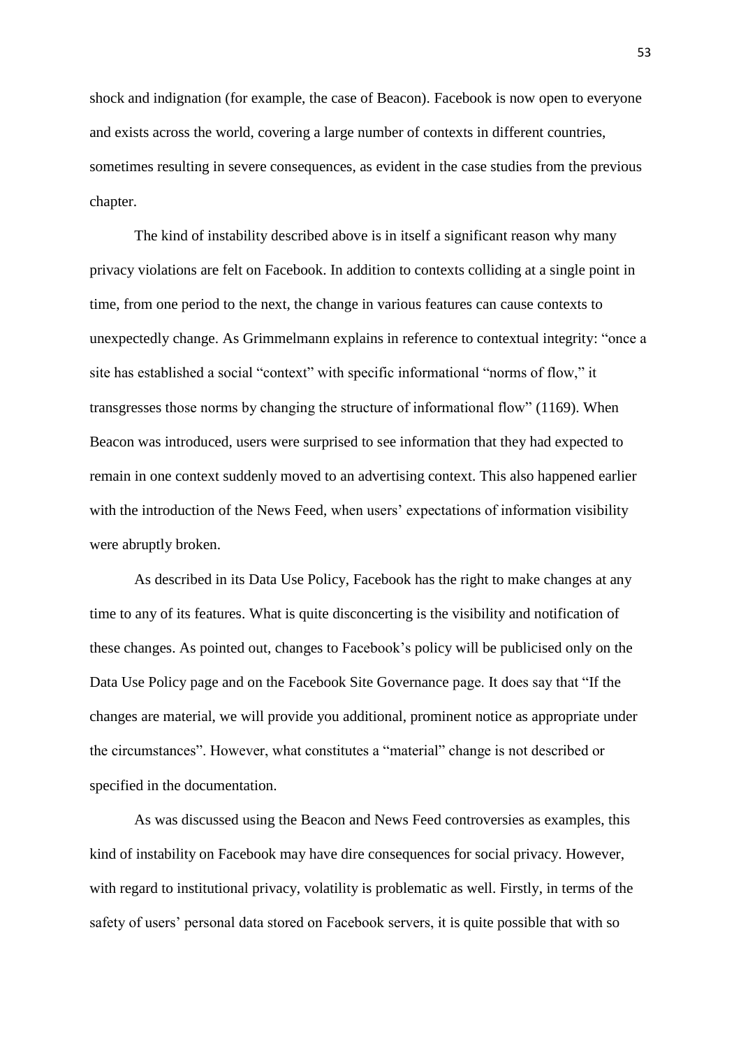shock and indignation (for example, the case of Beacon). Facebook is now open to everyone and exists across the world, covering a large number of contexts in different countries, sometimes resulting in severe consequences, as evident in the case studies from the previous chapter.

The kind of instability described above is in itself a significant reason why many privacy violations are felt on Facebook. In addition to contexts colliding at a single point in time, from one period to the next, the change in various features can cause contexts to unexpectedly change. As Grimmelmann explains in reference to contextual integrity: "once a site has established a social "context" with specific informational "norms of flow," it transgresses those norms by changing the structure of informational flow" (1169). When Beacon was introduced, users were surprised to see information that they had expected to remain in one context suddenly moved to an advertising context. This also happened earlier with the introduction of the News Feed, when users' expectations of information visibility were abruptly broken.

As described in its Data Use Policy, Facebook has the right to make changes at any time to any of its features. What is quite disconcerting is the visibility and notification of these changes. As pointed out, changes to Facebook's policy will be publicised only on the Data Use Policy page and on the Facebook Site Governance page. It does say that "If the changes are material, we will provide you additional, prominent notice as appropriate under the circumstances". However, what constitutes a "material" change is not described or specified in the documentation.

As was discussed using the Beacon and News Feed controversies as examples, this kind of instability on Facebook may have dire consequences for social privacy. However, with regard to institutional privacy, volatility is problematic as well. Firstly, in terms of the safety of users' personal data stored on Facebook servers, it is quite possible that with so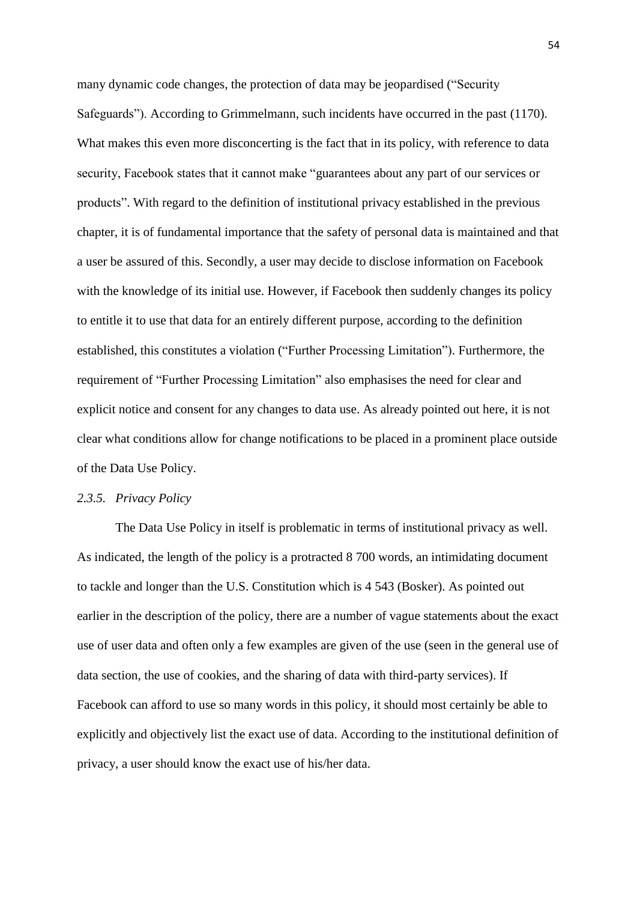many dynamic code changes, the protection of data may be jeopardised ("Security Safeguards"). According to Grimmelmann, such incidents have occurred in the past (1170). What makes this even more disconcerting is the fact that in its policy, with reference to data security, Facebook states that it cannot make "guarantees about any part of our services or products". With regard to the definition of institutional privacy established in the previous chapter, it is of fundamental importance that the safety of personal data is maintained and that a user be assured of this. Secondly, a user may decide to disclose information on Facebook with the knowledge of its initial use. However, if Facebook then suddenly changes its policy to entitle it to use that data for an entirely different purpose, according to the definition established, this constitutes a violation ("Further Processing Limitation"). Furthermore, the requirement of "Further Processing Limitation" also emphasises the need for clear and explicit notice and consent for any changes to data use. As already pointed out here, it is not clear what conditions allow for change notifications to be placed in a prominent place outside of the Data Use Policy.

### *2.3.5. Privacy Policy*

The Data Use Policy in itself is problematic in terms of institutional privacy as well. As indicated, the length of the policy is a protracted 8 700 words, an intimidating document to tackle and longer than the U.S. Constitution which is 4 543 (Bosker). As pointed out earlier in the description of the policy, there are a number of vague statements about the exact use of user data and often only a few examples are given of the use (seen in the general use of data section, the use of cookies, and the sharing of data with third-party services). If Facebook can afford to use so many words in this policy, it should most certainly be able to explicitly and objectively list the exact use of data. According to the institutional definition of privacy, a user should know the exact use of his/her data.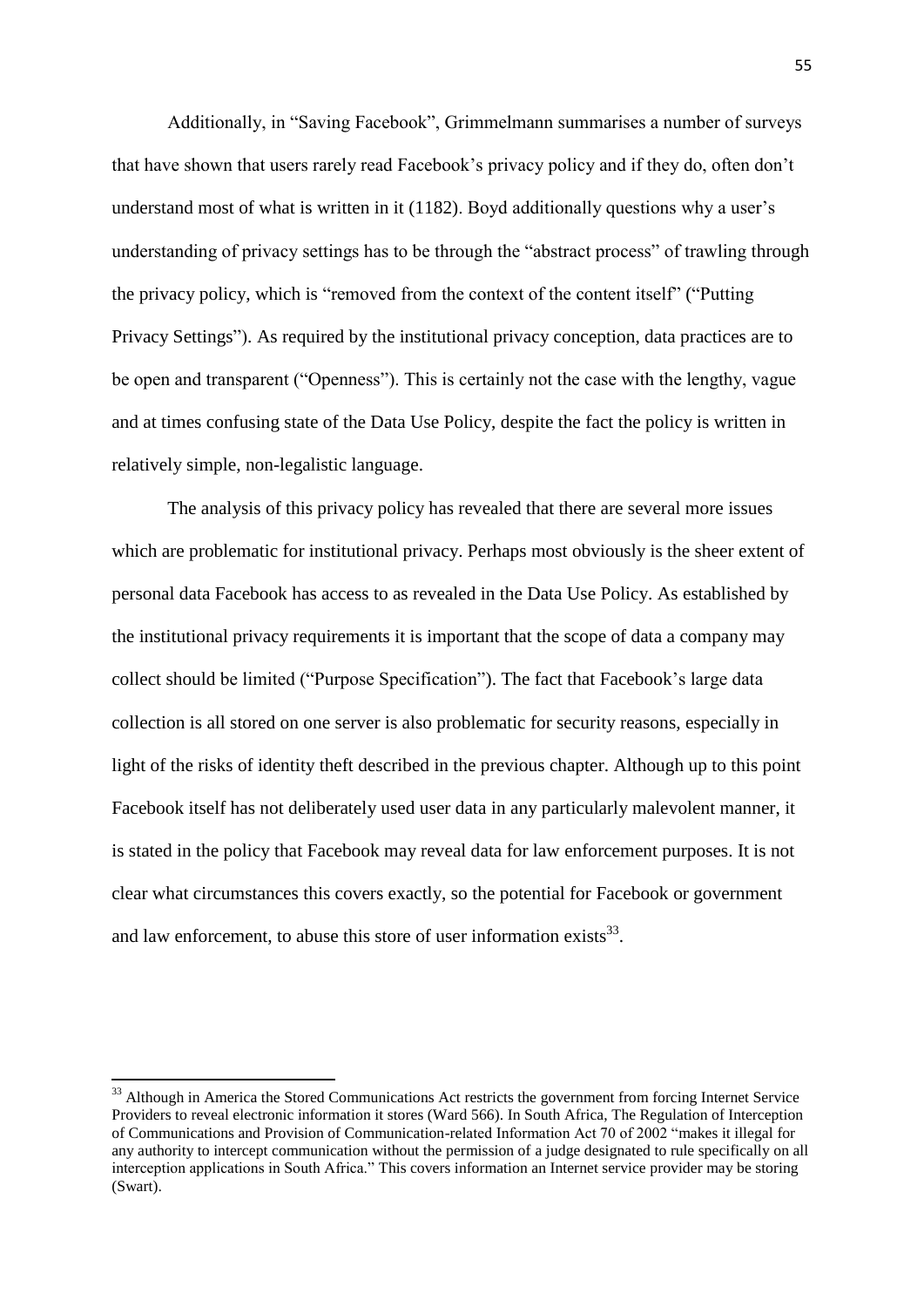Additionally, in “Saving Facebook”, Grimmelmann summarises a number of surveys that have shown that users rarely read Facebook’s privacy policy and if they do, often don’t understand most of what is written in it (1182). Boyd additionally questions why a user’s understanding of privacy settings has to be through the “abstract process” of trawling through the privacy policy, which is “removed from the context of the content itself” (“Putting Privacy Settings”). As required by the institutional privacy conception, data practices are to be open and transparent (“Openness”). This is certainly not the case with the lengthy, vague and at times confusing state of the Data Use Policy, despite the fact the policy is written in relatively simple, non-legalistic language.

The analysis of this privacy policy has revealed that there are several more issues which are problematic for institutional privacy. Perhaps most obviously is the sheer extent of personal data Facebook has access to as revealed in the Data Use Policy. As established by the institutional privacy requirements it is important that the scope of data a company may collect should be limited (“Purpose Specification”). The fact that Facebook’s large data collection is all stored on one server is also problematic for security reasons, especially in light of the risks of identity theft described in the previous chapter. Although up to this point Facebook itself has not deliberately used user data in any particularly malevolent manner, it is stated in the policy that Facebook may reveal data for law enforcement purposes. It is not clear what circumstances this covers exactly, so the potential for Facebook or government and law enforcement, to abuse this store of user information exists[33].

---

[33] Although in America the Stored Communications Act restricts the government from forcing Internet Service Providers to reveal electronic information it stores (Ward 566). In South Africa, The Regulation of Interception of Communications and Provision of Communication-related Information Act 70 of 2002 “makes it illegal for any authority to intercept communication without the permission of a judge designated to rule specifically on all interception applications in South Africa.” This covers information an Internet service provider may be storing (Swart).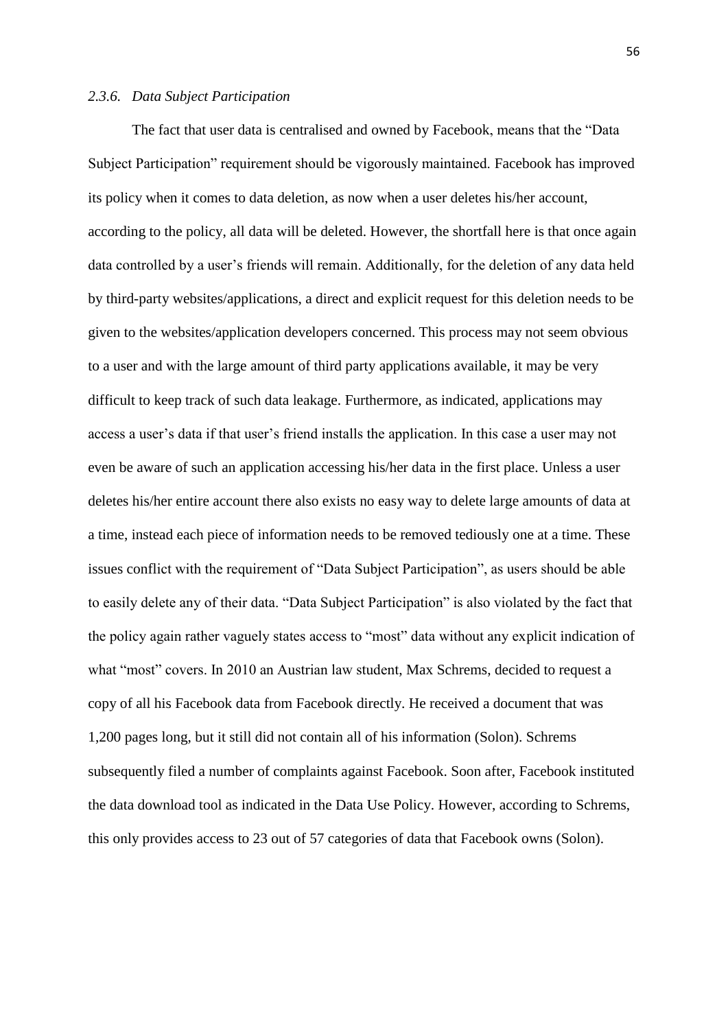### *2.3.6. Data Subject Participation*

The fact that user data is centralised and owned by Facebook, means that the "Data Subject Participation" requirement should be vigorously maintained. Facebook has improved its policy when it comes to data deletion, as now when a user deletes his/her account, according to the policy, all data will be deleted. However, the shortfall here is that once again data controlled by a user's friends will remain. Additionally, for the deletion of any data held by third-party websites/applications, a direct and explicit request for this deletion needs to be given to the websites/application developers concerned. This process may not seem obvious to a user and with the large amount of third party applications available, it may be very difficult to keep track of such data leakage. Furthermore, as indicated, applications may access a user's data if that user's friend installs the application. In this case a user may not even be aware of such an application accessing his/her data in the first place. Unless a user deletes his/her entire account there also exists no easy way to delete large amounts of data at a time, instead each piece of information needs to be removed tediously one at a time. These issues conflict with the requirement of "Data Subject Participation", as users should be able to easily delete any of their data. "Data Subject Participation" is also violated by the fact that the policy again rather vaguely states access to "most" data without any explicit indication of what "most" covers. In 2010 an Austrian law student, Max Schrems, decided to request a copy of all his Facebook data from Facebook directly. He received a document that was 1,200 pages long, but it still did not contain all of his information (Solon). Schrems subsequently filed a number of complaints against Facebook. Soon after, Facebook instituted the data download tool as indicated in the Data Use Policy. However, according to Schrems, this only provides access to 23 out of 57 categories of data that Facebook owns (Solon).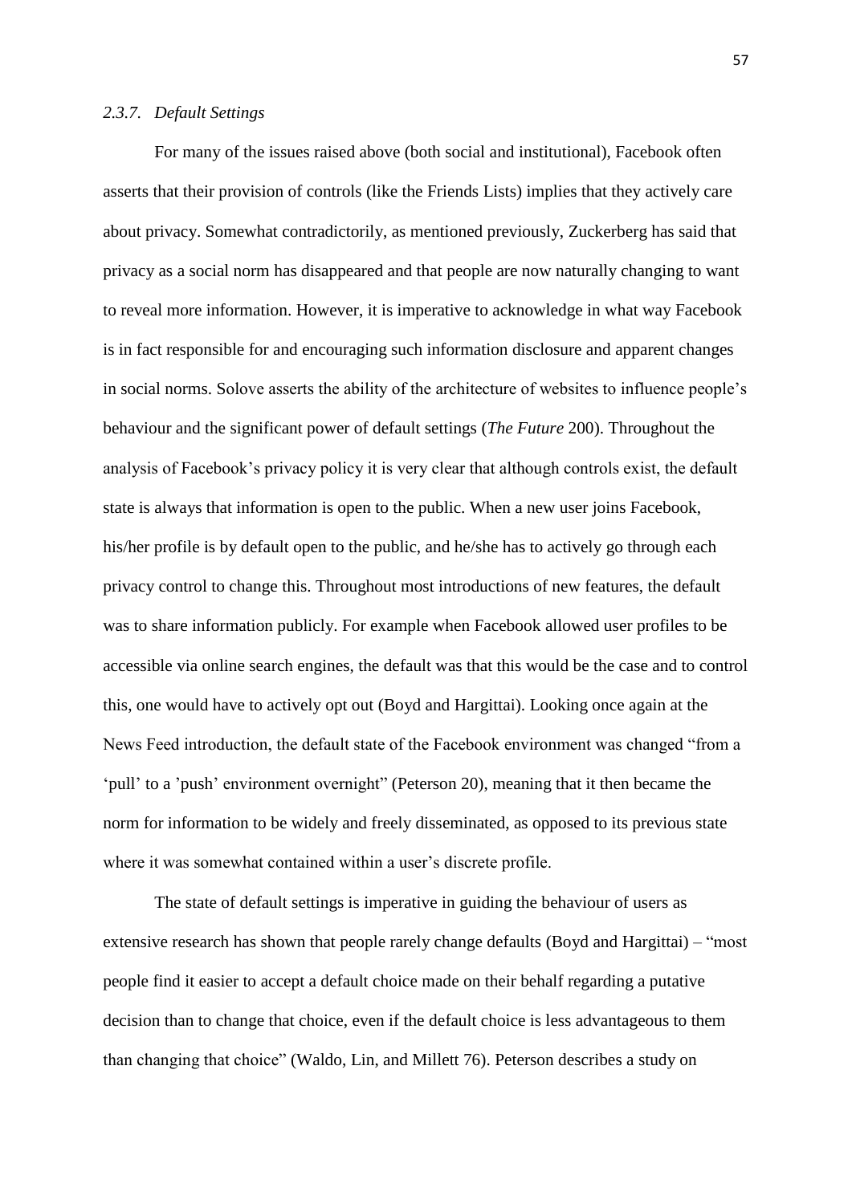### *2.3.7. Default Settings*

For many of the issues raised above (both social and institutional), Facebook often asserts that their provision of controls (like the Friends Lists) implies that they actively care about privacy. Somewhat contradictorily, as mentioned previously, Zuckerberg has said that privacy as a social norm has disappeared and that people are now naturally changing to want to reveal more information. However, it is imperative to acknowledge in what way Facebook is in fact responsible for and encouraging such information disclosure and apparent changes in social norms. Solove asserts the ability of the architecture of websites to influence people's behaviour and the significant power of default settings (*The Future* 200). Throughout the analysis of Facebook's privacy policy it is very clear that although controls exist, the default state is always that information is open to the public. When a new user joins Facebook, his/her profile is by default open to the public, and he/she has to actively go through each privacy control to change this. Throughout most introductions of new features, the default was to share information publicly. For example when Facebook allowed user profiles to be accessible via online search engines, the default was that this would be the case and to control this, one would have to actively opt out (Boyd and Hargittai). Looking once again at the News Feed introduction, the default state of the Facebook environment was changed "from a 'pull' to a 'push' environment overnight" (Peterson 20), meaning that it then became the norm for information to be widely and freely disseminated, as opposed to its previous state where it was somewhat contained within a user's discrete profile.

The state of default settings is imperative in guiding the behaviour of users as extensive research has shown that people rarely change defaults (Boyd and Hargittai) – "most people find it easier to accept a default choice made on their behalf regarding a putative decision than to change that choice, even if the default choice is less advantageous to them than changing that choice" (Waldo, Lin, and Millett 76). Peterson describes a study on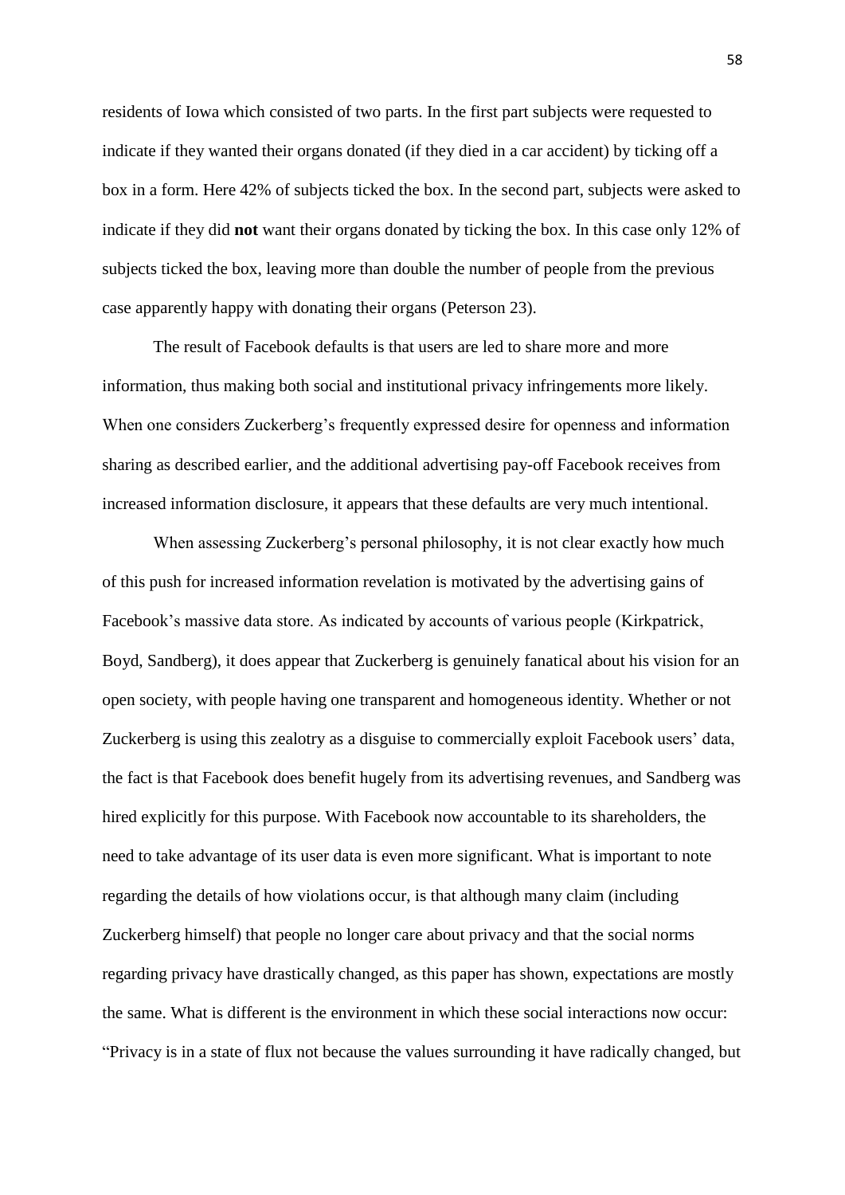residents of Iowa which consisted of two parts. In the first part subjects were requested to indicate if they wanted their organs donated (if they died in a car accident) by ticking off a box in a form. Here 42% of subjects ticked the box. In the second part, subjects were asked to indicate if they did **not** want their organs donated by ticking the box. In this case only 12% of subjects ticked the box, leaving more than double the number of people from the previous case apparently happy with donating their organs (Peterson 23).

The result of Facebook defaults is that users are led to share more and more information, thus making both social and institutional privacy infringements more likely. When one considers Zuckerberg's frequently expressed desire for openness and information sharing as described earlier, and the additional advertising pay-off Facebook receives from increased information disclosure, it appears that these defaults are very much intentional.

When assessing Zuckerberg's personal philosophy, it is not clear exactly how much of this push for increased information revelation is motivated by the advertising gains of Facebook's massive data store. As indicated by accounts of various people (Kirkpatrick, Boyd, Sandberg), it does appear that Zuckerberg is genuinely fanatical about his vision for an open society, with people having one transparent and homogeneous identity. Whether or not Zuckerberg is using this zealotry as a disguise to commercially exploit Facebook users' data, the fact is that Facebook does benefit hugely from its advertising revenues, and Sandberg was hired explicitly for this purpose. With Facebook now accountable to its shareholders, the need to take advantage of its user data is even more significant. What is important to note regarding the details of how violations occur, is that although many claim (including Zuckerberg himself) that people no longer care about privacy and that the social norms regarding privacy have drastically changed, as this paper has shown, expectations are mostly the same. What is different is the environment in which these social interactions now occur: "Privacy is in a state of flux not because the values surrounding it have radically changed, but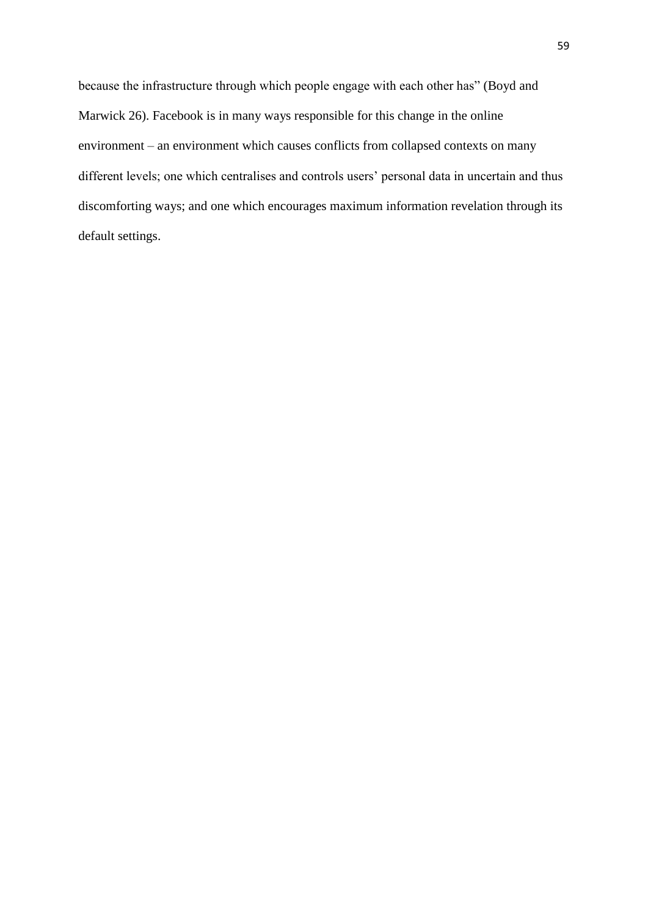because the infrastructure through which people engage with each other has" (Boyd and Marwick 26). Facebook is in many ways responsible for this change in the online environment – an environment which causes conflicts from collapsed contexts on many different levels; one which centralises and controls users' personal data in uncertain and thus discomforting ways; and one which encourages maximum information revelation through its default settings.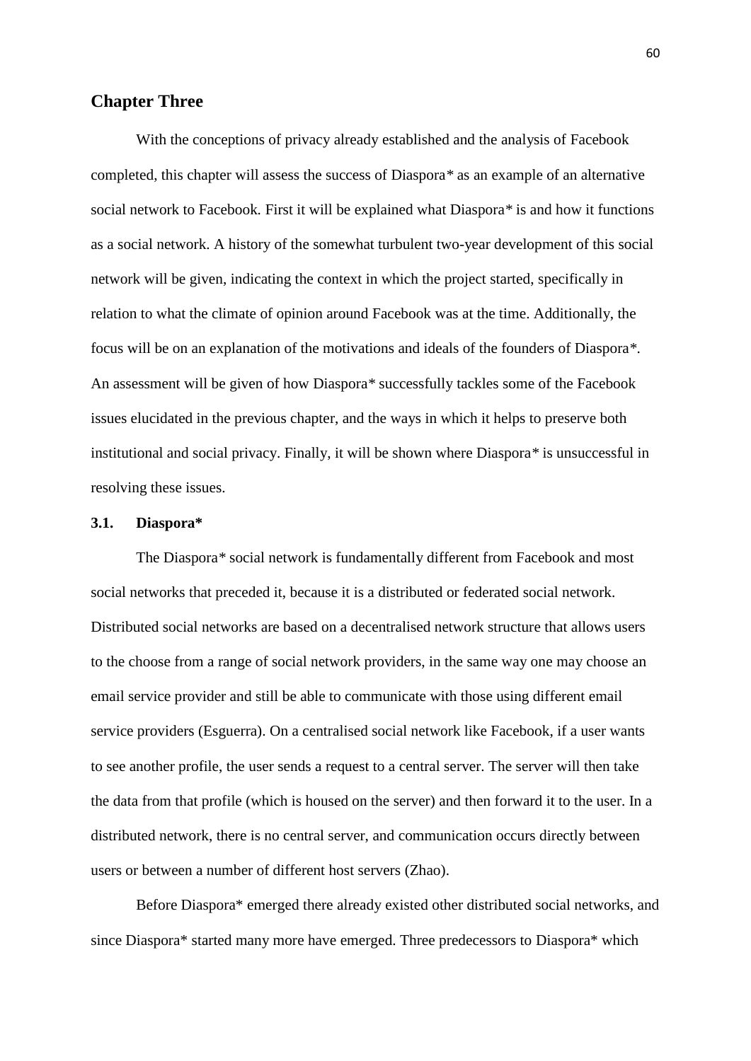## Chapter Three

With the conceptions of privacy already established and the analysis of Facebook completed, this chapter will assess the success of Diaspora* as an example of an alternative social network to Facebook. First it will be explained what Diaspora* is and how it functions as a social network. A history of the somewhat turbulent two-year development of this social network will be given, indicating the context in which the project started, specifically in relation to what the climate of opinion around Facebook was at the time. Additionally, the focus will be on an explanation of the motivations and ideals of the founders of Diaspora*. An assessment will be given of how Diaspora* successfully tackles some of the Facebook issues elucidated in the previous chapter, and the ways in which it helps to preserve both institutional and social privacy. Finally, it will be shown where Diaspora* is unsuccessful in resolving these issues.

### 3.1. Diaspora*

The Diaspora* social network is fundamentally different from Facebook and most social networks that preceded it, because it is a distributed or federated social network. Distributed social networks are based on a decentralised network structure that allows users to the choose from a range of social network providers, in the same way one may choose an email service provider and still be able to communicate with those using different email service providers (Esguerra). On a centralised social network like Facebook, if a user wants to see another profile, the user sends a request to a central server. The server will then take the data from that profile (which is housed on the server) and then forward it to the user. In a distributed network, there is no central server, and communication occurs directly between users or between a number of different host servers (Zhao).

Before Diaspora* emerged there already existed other distributed social networks, and since Diaspora* started many more have emerged. Three predecessors to Diaspora* which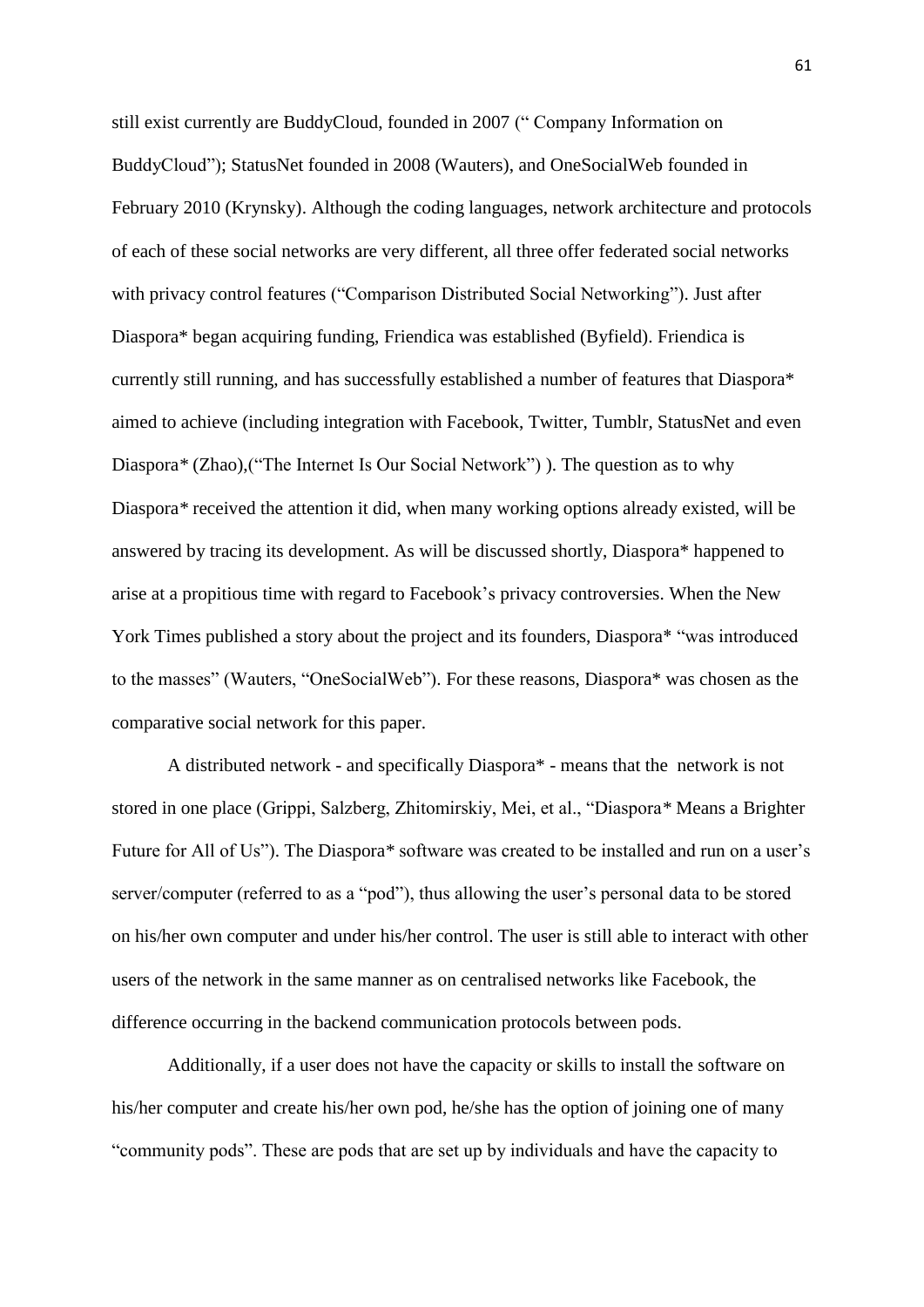still exist currently are BuddyCloud, founded in 2007 (" Company Information on BuddyCloud"); StatusNet founded in 2008 (Wauters), and OneSocialWeb founded in February 2010 (Krynsky). Although the coding languages, network architecture and protocols of each of these social networks are very different, all three offer federated social networks with privacy control features ("Comparison Distributed Social Networking"). Just after Diaspora* began acquiring funding, Friendica was established (Byfield). Friendica is currently still running, and has successfully established a number of features that Diaspora* aimed to achieve (including integration with Facebook, Twitter, Tumblr, StatusNet and even Diaspora* (Zhao),("The Internet Is Our Social Network") ). The question as to why Diaspora* received the attention it did, when many working options already existed, will be answered by tracing its development. As will be discussed shortly, Diaspora* happened to arise at a propitious time with regard to Facebook's privacy controversies. When the New York Times published a story about the project and its founders, Diaspora* "was introduced to the masses" (Wauters, "OneSocialWeb"). For these reasons, Diaspora* was chosen as the comparative social network for this paper.

A distributed network - and specifically Diaspora* - means that the network is not stored in one place (Grippi, Salzberg, Zhitomirskiy, Mei, et al., "Diaspora* Means a Brighter Future for All of Us"). The Diaspora* software was created to be installed and run on a user's server/computer (referred to as a "pod"), thus allowing the user's personal data to be stored on his/her own computer and under his/her control. The user is still able to interact with other users of the network in the same manner as on centralised networks like Facebook, the difference occurring in the backend communication protocols between pods.

Additionally, if a user does not have the capacity or skills to install the software on his/her computer and create his/her own pod, he/she has the option of joining one of many "community pods". These are pods that are set up by individuals and have the capacity to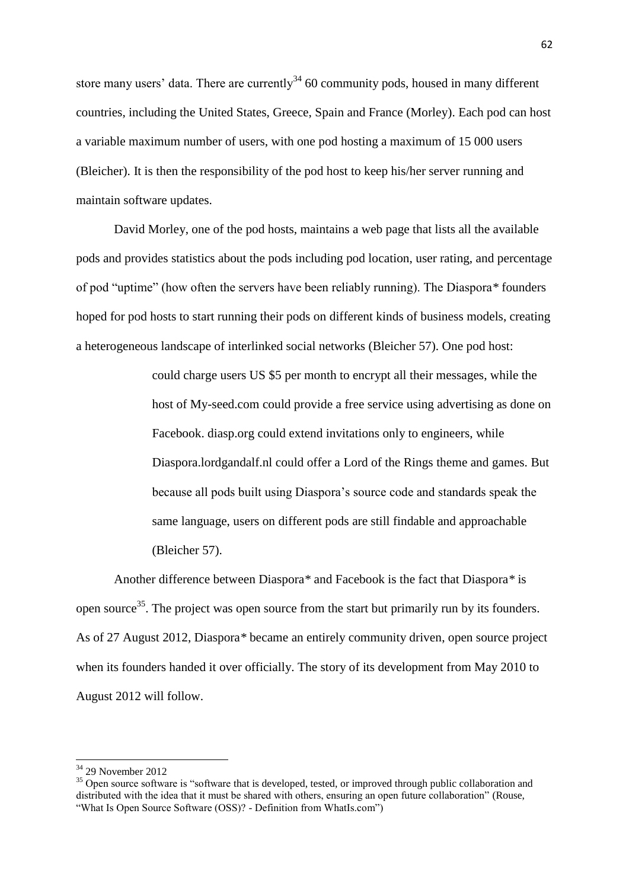store many users' data. There are currently[34] 60 community pods, housed in many different countries, including the United States, Greece, Spain and France (Morley). Each pod can host a variable maximum number of users, with one pod hosting a maximum of 15 000 users (Bleicher). It is then the responsibility of the pod host to keep his/her server running and maintain software updates.

David Morley, one of the pod hosts, maintains a web page that lists all the available pods and provides statistics about the pods including pod location, user rating, and percentage of pod "uptime" (how often the servers have been reliably running). The Diaspora* founders hoped for pod hosts to start running their pods on different kinds of business models, creating a heterogeneous landscape of interlinked social networks (Bleicher 57). One pod host:

> could charge users US $5 per month to encrypt all their messages, while the host of My-seed.com could provide a free service using advertising as done on Facebook. diasp.org could extend invitations only to engineers, while Diaspora.lordgandalf.nl could offer a Lord of the Rings theme and games. But because all pods built using Diaspora's source code and standards speak the same language, users on different pods are still findable and approachable (Bleicher 57).

Another difference between Diaspora* and Facebook is the fact that Diaspora* is open source[35]. The project was open source from the start but primarily run by its founders. As of 27 August 2012, Diaspora* became an entirely community driven, open source project when its founders handed it over officially. The story of its development from May 2010 to August 2012 will follow.

---

[34] 29 November 2012

[35] Open source software is "software that is developed, tested, or improved through public collaboration and distributed with the idea that it must be shared with others, ensuring an open future collaboration" (Rouse, "What Is Open Source Software (OSS)? - Definition from WhatIs.com")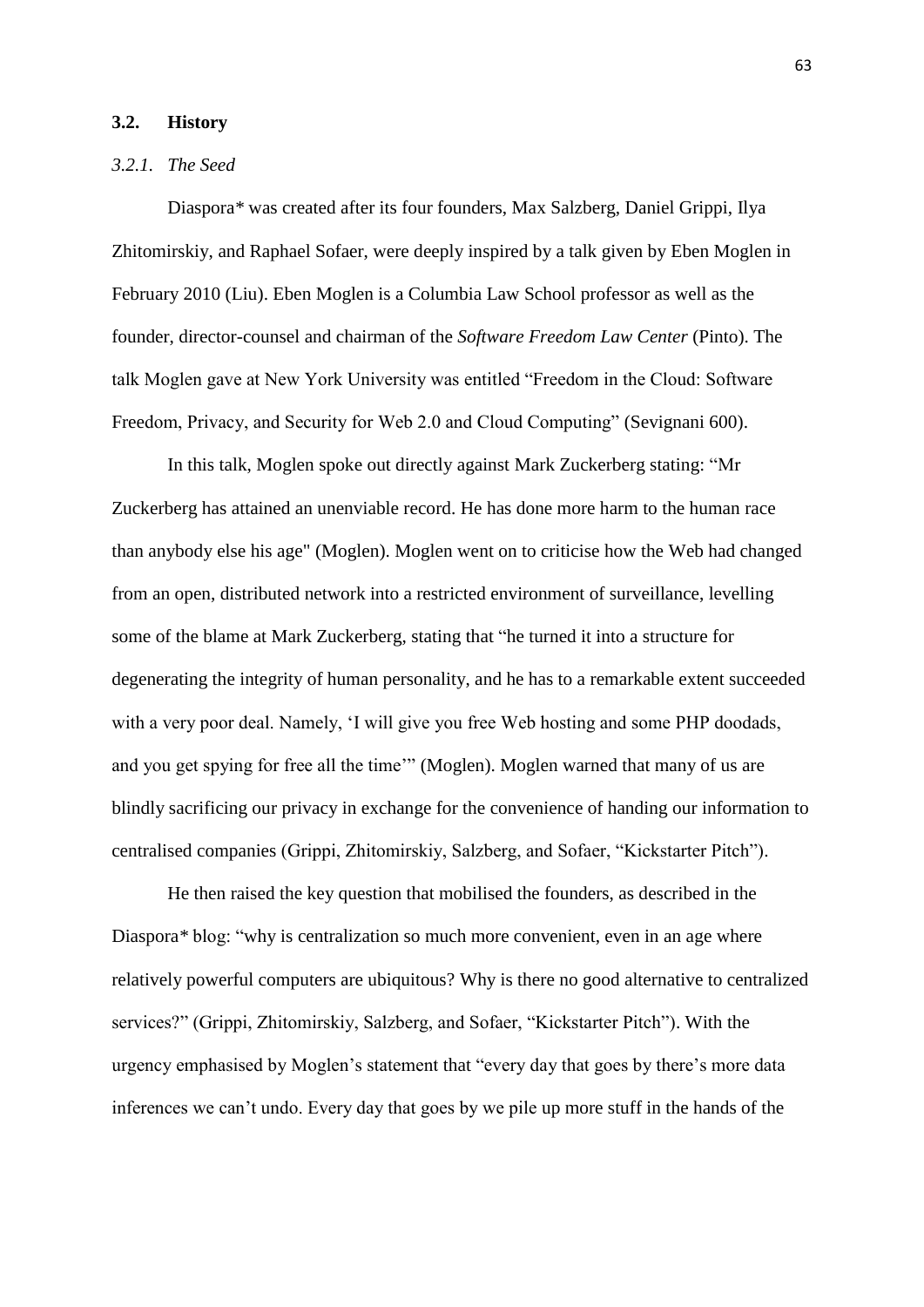## 3.2. History

### *3.2.1. The Seed*

Diaspora* was created after its four founders, Max Salzberg, Daniel Grippi, Ilya Zhitomirskiy, and Raphael Sofaer, were deeply inspired by a talk given by Eben Moglen in February 2010 (Liu). Eben Moglen is a Columbia Law School professor as well as the founder, director-counsel and chairman of the *Software Freedom Law Center* (Pinto). The talk Moglen gave at New York University was entitled "Freedom in the Cloud: Software Freedom, Privacy, and Security for Web 2.0 and Cloud Computing" (Sevignani 600).

In this talk, Moglen spoke out directly against Mark Zuckerberg stating: "Mr Zuckerberg has attained an unenviable record. He has done more harm to the human race than anybody else his age" (Moglen). Moglen went on to criticise how the Web had changed from an open, distributed network into a restricted environment of surveillance, levelling some of the blame at Mark Zuckerberg, stating that "he turned it into a structure for degenerating the integrity of human personality, and he has to a remarkable extent succeeded with a very poor deal. Namely, 'I will give you free Web hosting and some PHP doodads, and you get spying for free all the time'" (Moglen). Moglen warned that many of us are blindly sacrificing our privacy in exchange for the convenience of handing our information to centralised companies (Grippi, Zhitomirskiy, Salzberg, and Sofaer, "Kickstarter Pitch").

He then raised the key question that mobilised the founders, as described in the Diaspora* blog: "why is centralization so much more convenient, even in an age where relatively powerful computers are ubiquitous? Why is there no good alternative to centralized services?" (Grippi, Zhitomirskiy, Salzberg, and Sofaer, "Kickstarter Pitch"). With the urgency emphasised by Moglen's statement that "every day that goes by there's more data inferences we can't undo. Every day that goes by we pile up more stuff in the hands of the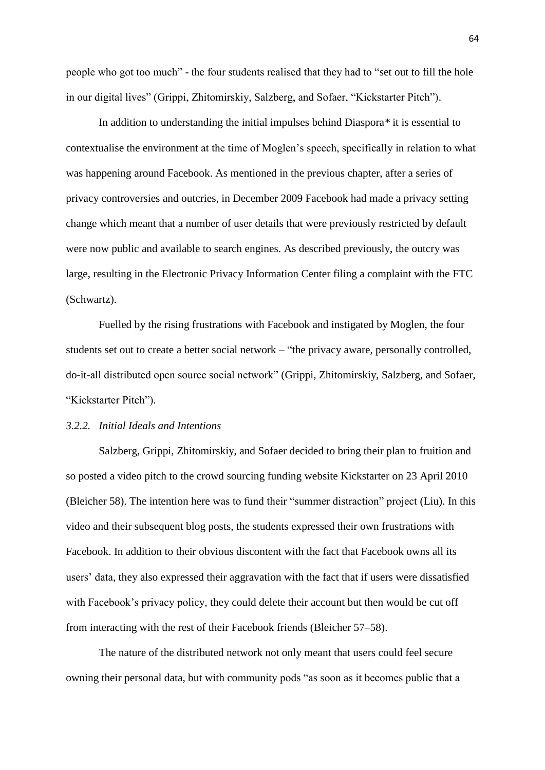people who got too much" - the four students realised that they had to "set out to fill the hole in our digital lives" (Grippi, Zhitomirskiy, Salzberg, and Sofaer, "Kickstarter Pitch").

In addition to understanding the initial impulses behind Diaspora* it is essential to contextualise the environment at the time of Moglen's speech, specifically in relation to what was happening around Facebook. As mentioned in the previous chapter, after a series of privacy controversies and outcries, in December 2009 Facebook had made a privacy setting change which meant that a number of user details that were previously restricted by default were now public and available to search engines. As described previously, the outcry was large, resulting in the Electronic Privacy Information Center filing a complaint with the FTC (Schwartz).

Fuelled by the rising frustrations with Facebook and instigated by Moglen, the four students set out to create a better social network – "the privacy aware, personally controlled, do-it-all distributed open source social network" (Grippi, Zhitomirskiy, Salzberg, and Sofaer, "Kickstarter Pitch").

### *3.2.2. Initial Ideals and Intentions*

Salzberg, Grippi, Zhitomirskiy, and Sofaer decided to bring their plan to fruition and so posted a video pitch to the crowd sourcing funding website Kickstarter on 23 April 2010 (Bleicher 58). The intention here was to fund their "summer distraction" project (Liu). In this video and their subsequent blog posts, the students expressed their own frustrations with Facebook. In addition to their obvious discontent with the fact that Facebook owns all its users' data, they also expressed their aggravation with the fact that if users were dissatisfied with Facebook's privacy policy, they could delete their account but then would be cut off from interacting with the rest of their Facebook friends (Bleicher 57–58).

The nature of the distributed network not only meant that users could feel secure owning their personal data, but with community pods "as soon as it becomes public that a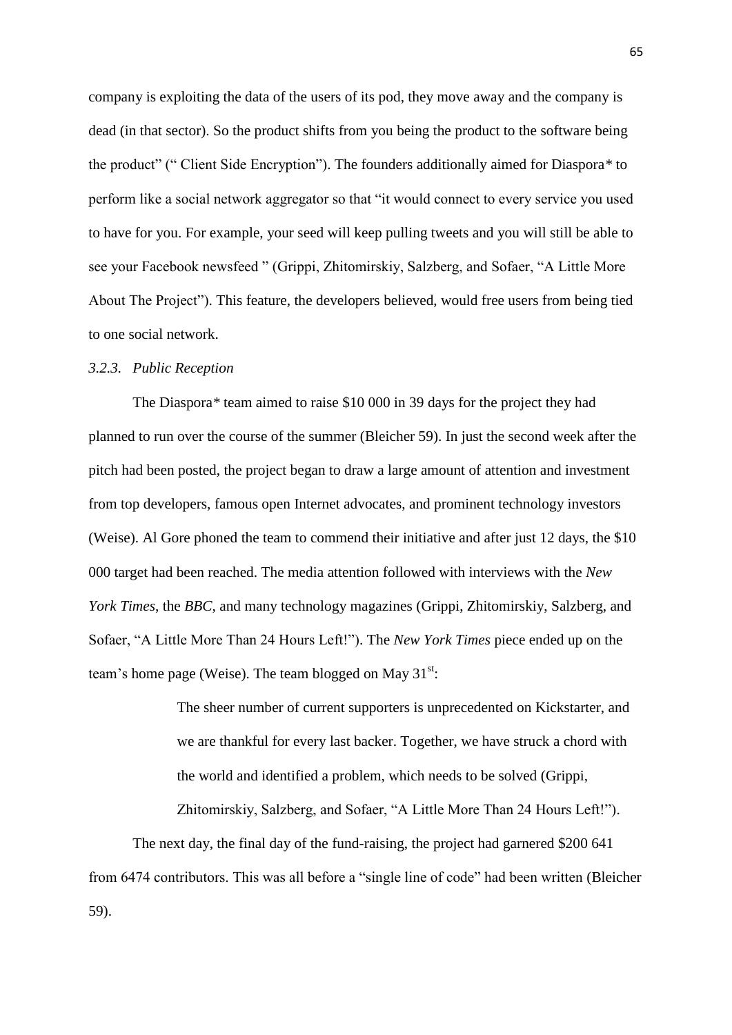company is exploiting the data of the users of its pod, they move away and the company is dead (in that sector). So the product shifts from you being the product to the software being the product" (" Client Side Encryption"). The founders additionally aimed for Diaspora* to perform like a social network aggregator so that "it would connect to every service you used to have for you. For example, your seed will keep pulling tweets and you will still be able to see your Facebook newsfeed " (Grippi, Zhitomirskiy, Salzberg, and Sofaer, "A Little More About The Project"). This feature, the developers believed, would free users from being tied to one social network.

### *3.2.3. Public Reception*

The Diaspora* team aimed to raise $10 000 in 39 days for the project they had planned to run over the course of the summer (Bleicher 59). In just the second week after the pitch had been posted, the project began to draw a large amount of attention and investment from top developers, famous open Internet advocates, and prominent technology investors (Weise). Al Gore phoned the team to commend their initiative and after just 12 days, the $10 000 target had been reached. The media attention followed with interviews with the *New York Times*, the *BBC*, and many technology magazines (Grippi, Zhitomirskiy, Salzberg, and Sofaer, "A Little More Than 24 Hours Left!"). The *New York Times* piece ended up on the team's home page (Weise). The team blogged on May 31st:

> The sheer number of current supporters is unprecedented on Kickstarter, and we are thankful for every last backer. Together, we have struck a chord with the world and identified a problem, which needs to be solved (Grippi, Zhitomirskiy, Salzberg, and Sofaer, "A Little More Than 24 Hours Left!").

The next day, the final day of the fund-raising, the project had garnered $200 641 from 6474 contributors. This was all before a "single line of code" had been written (Bleicher 59).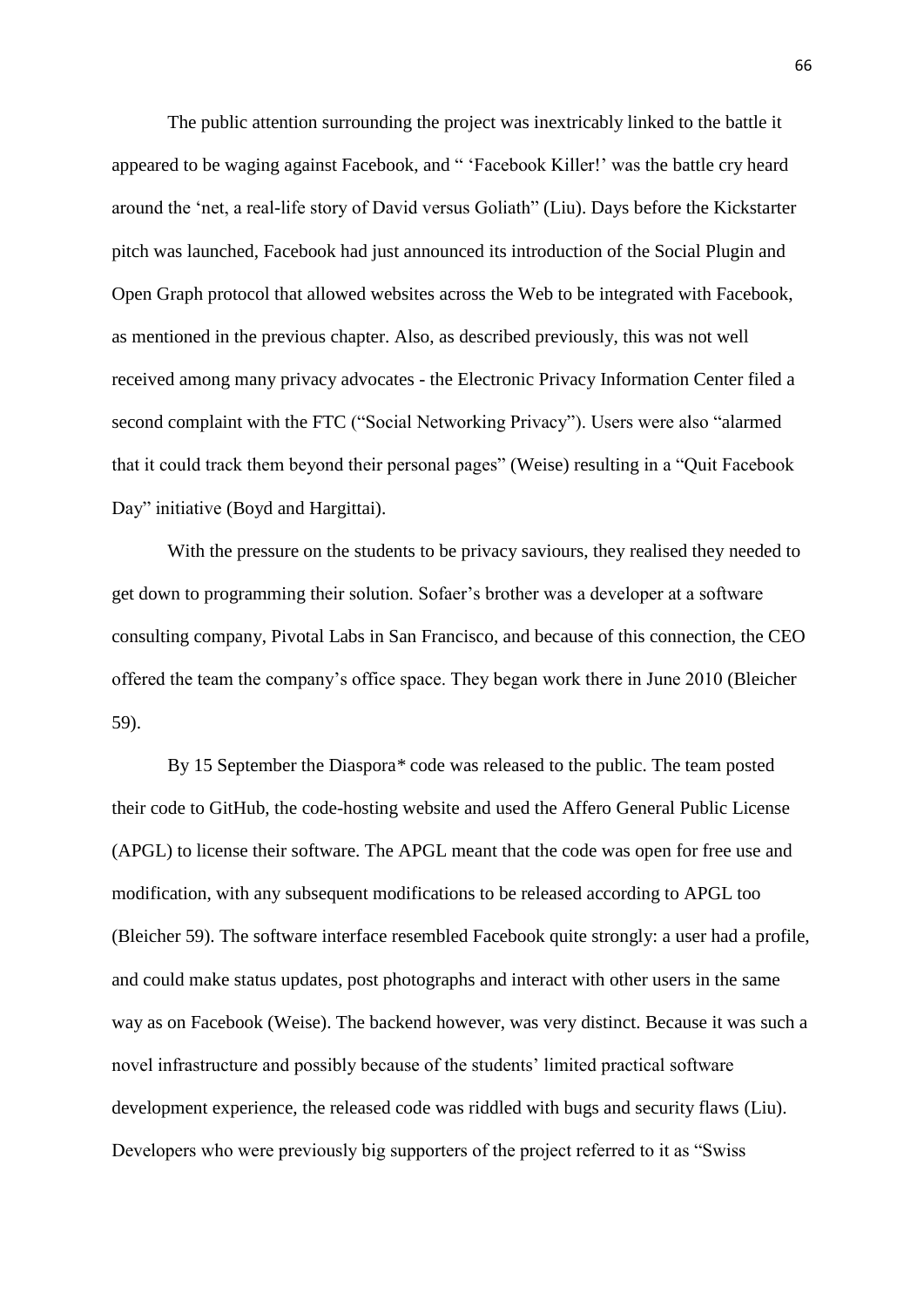The public attention surrounding the project was inextricably linked to the battle it appeared to be waging against Facebook, and " 'Facebook Killer!' was the battle cry heard around the 'net, a real-life story of David versus Goliath" (Liu). Days before the Kickstarter pitch was launched, Facebook had just announced its introduction of the Social Plugin and Open Graph protocol that allowed websites across the Web to be integrated with Facebook, as mentioned in the previous chapter. Also, as described previously, this was not well received among many privacy advocates - the Electronic Privacy Information Center filed a second complaint with the FTC ("Social Networking Privacy"). Users were also "alarmed that it could track them beyond their personal pages" (Weise) resulting in a "Quit Facebook Day" initiative (Boyd and Hargittai).

With the pressure on the students to be privacy saviours, they realised they needed to get down to programming their solution. Sofaer's brother was a developer at a software consulting company, Pivotal Labs in San Francisco, and because of this connection, the CEO offered the team the company's office space. They began work there in June 2010 (Bleicher 59).

By 15 September the Diaspora* code was released to the public. The team posted their code to GitHub, the code-hosting website and used the Affero General Public License (APGL) to license their software. The APGL meant that the code was open for free use and modification, with any subsequent modifications to be released according to APGL too (Bleicher 59). The software interface resembled Facebook quite strongly: a user had a profile, and could make status updates, post photographs and interact with other users in the same way as on Facebook (Weise). The backend however, was very distinct. Because it was such a novel infrastructure and possibly because of the students' limited practical software development experience, the released code was riddled with bugs and security flaws (Liu). Developers who were previously big supporters of the project referred to it as "Swiss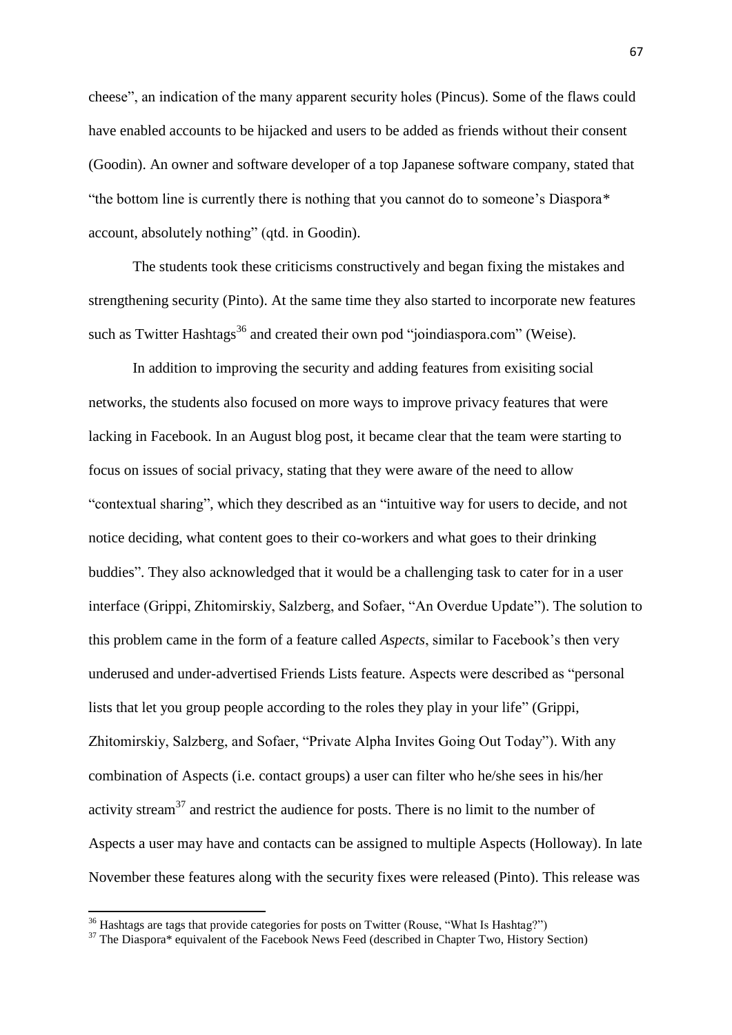cheese", an indication of the many apparent security holes (Pincus). Some of the flaws could have enabled accounts to be hijacked and users to be added as friends without their consent (Goodin). An owner and software developer of a top Japanese software company, stated that "the bottom line is currently there is nothing that you cannot do to someone's Diaspora* account, absolutely nothing" (qtd. in Goodin).

The students took these criticisms constructively and began fixing the mistakes and strengthening security (Pinto). At the same time they also started to incorporate new features such as Twitter Hashtags[36] and created their own pod "joindiaspora.com" (Weise).

In addition to improving the security and adding features from exisiting social networks, the students also focused on more ways to improve privacy features that were lacking in Facebook. In an August blog post, it became clear that the team were starting to focus on issues of social privacy, stating that they were aware of the need to allow "contextual sharing", which they described as an "intuitive way for users to decide, and not notice deciding, what content goes to their co-workers and what goes to their drinking buddies". They also acknowledged that it would be a challenging task to cater for in a user interface (Grippi, Zhitomirskiy, Salzberg, and Sofaer, "An Overdue Update"). The solution to this problem came in the form of a feature called *Aspects*, similar to Facebook's then very underused and under-advertised Friends Lists feature. Aspects were described as "personal lists that let you group people according to the roles they play in your life" (Grippi, Zhitomirskiy, Salzberg, and Sofaer, "Private Alpha Invites Going Out Today"). With any combination of Aspects (i.e. contact groups) a user can filter who he/she sees in his/her activity stream[37] and restrict the audience for posts. There is no limit to the number of Aspects a user may have and contacts can be assigned to multiple Aspects (Holloway). In late November these features along with the security fixes were released (Pinto). This release was

[36] Hashtags are tags that provide categories for posts on Twitter (Rouse, "What Is Hashtag?")

[37] The Diaspora* equivalent of the Facebook News Feed (described in Chapter Two, History Section)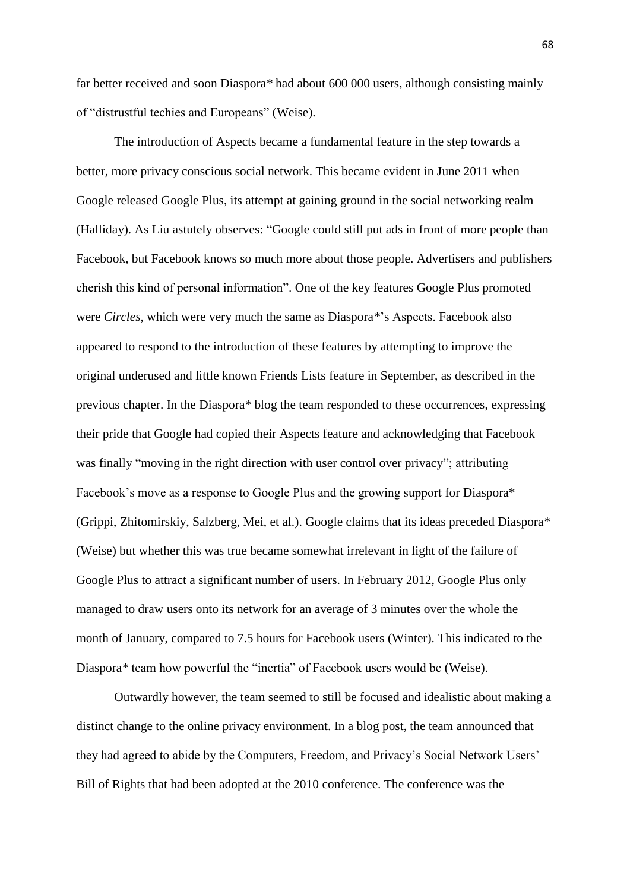far better received and soon Diaspora* had about 600 000 users, although consisting mainly of "distrustful techies and Europeans" (Weise).

The introduction of Aspects became a fundamental feature in the step towards a better, more privacy conscious social network. This became evident in June 2011 when Google released Google Plus, its attempt at gaining ground in the social networking realm (Halliday). As Liu astutely observes: "Google could still put ads in front of more people than Facebook, but Facebook knows so much more about those people. Advertisers and publishers cherish this kind of personal information". One of the key features Google Plus promoted were *Circles*, which were very much the same as Diaspora*'s Aspects. Facebook also appeared to respond to the introduction of these features by attempting to improve the original underused and little known Friends Lists feature in September, as described in the previous chapter. In the Diaspora* blog the team responded to these occurrences, expressing their pride that Google had copied their Aspects feature and acknowledging that Facebook was finally "moving in the right direction with user control over privacy"; attributing Facebook's move as a response to Google Plus and the growing support for Diaspora* (Grippi, Zhitomirskiy, Salzberg, Mei, et al.). Google claims that its ideas preceded Diaspora* (Weise) but whether this was true became somewhat irrelevant in light of the failure of Google Plus to attract a significant number of users. In February 2012, Google Plus only managed to draw users onto its network for an average of 3 minutes over the whole the month of January, compared to 7.5 hours for Facebook users (Winter). This indicated to the Diaspora* team how powerful the "inertia" of Facebook users would be (Weise).

Outwardly however, the team seemed to still be focused and idealistic about making a distinct change to the online privacy environment. In a blog post, the team announced that they had agreed to abide by the Computers, Freedom, and Privacy's Social Network Users' Bill of Rights that had been adopted at the 2010 conference. The conference was the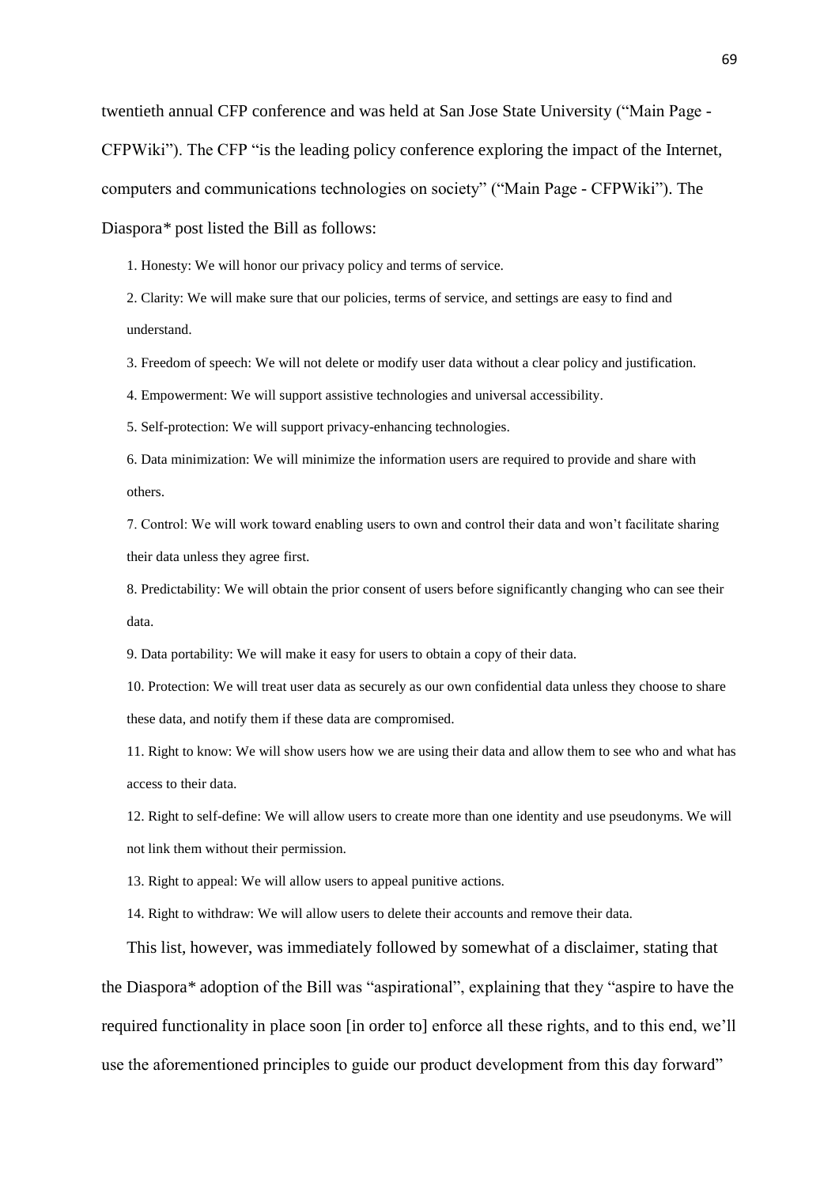twentieth annual CFP conference and was held at San Jose State University ("Main Page - CFPWiki"). The CFP "is the leading policy conference exploring the impact of the Internet, computers and communications technologies on society" ("Main Page - CFPWiki"). The Diaspora* post listed the Bill as follows:

1. Honesty: We will honor our privacy policy and terms of service.
2. Clarity: We will make sure that our policies, terms of service, and settings are easy to find and understand.
3. Freedom of speech: We will not delete or modify user data without a clear policy and justification.
4. Empowerment: We will support assistive technologies and universal accessibility.
5. Self-protection: We will support privacy-enhancing technologies.
6. Data minimization: We will minimize the information users are required to provide and share with others.
7. Control: We will work toward enabling users to own and control their data and won't facilitate sharing their data unless they agree first.
8. Predictability: We will obtain the prior consent of users before significantly changing who can see their data.
9. Data portability: We will make it easy for users to obtain a copy of their data.
10. Protection: We will treat user data as securely as our own confidential data unless they choose to share these data, and notify them if these data are compromised.
11. Right to know: We will show users how we are using their data and allow them to see who and what has access to their data.
12. Right to self-define: We will allow users to create more than one identity and use pseudonyms. We will not link them without their permission.
13. Right to appeal: We will allow users to appeal punitive actions.
14. Right to withdraw: We will allow users to delete their accounts and remove their data.

This list, however, was immediately followed by somewhat of a disclaimer, stating that the Diaspora* adoption of the Bill was "aspirational", explaining that they "aspire to have the required functionality in place soon [in order to] enforce all these rights, and to this end, we'll use the aforementioned principles to guide our product development from this day forward"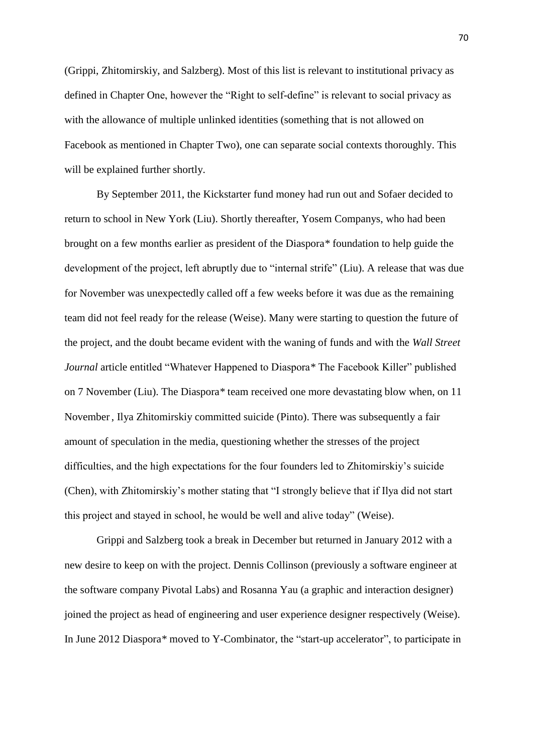(Grippi, Zhitomirskiy, and Salzberg). Most of this list is relevant to institutional privacy as defined in Chapter One, however the "Right to self-define" is relevant to social privacy as with the allowance of multiple unlinked identities (something that is not allowed on Facebook as mentioned in Chapter Two), one can separate social contexts thoroughly. This will be explained further shortly.

By September 2011, the Kickstarter fund money had run out and Sofaer decided to return to school in New York (Liu). Shortly thereafter, Yosem Companys, who had been brought on a few months earlier as president of the Diaspora* foundation to help guide the development of the project, left abruptly due to "internal strife" (Liu). A release that was due for November was unexpectedly called off a few weeks before it was due as the remaining team did not feel ready for the release (Weise). Many were starting to question the future of the project, and the doubt became evident with the waning of funds and with the *Wall Street Journal* article entitled "Whatever Happened to Diaspora* The Facebook Killer" published on 7 November (Liu). The Diaspora* team received one more devastating blow when, on 11 November, Ilya Zhitomirskiy committed suicide (Pinto). There was subsequently a fair amount of speculation in the media, questioning whether the stresses of the project difficulties, and the high expectations for the four founders led to Zhitomirskiy's suicide (Chen), with Zhitomirskiy's mother stating that "I strongly believe that if Ilya did not start this project and stayed in school, he would be well and alive today" (Weise).

Grippi and Salzberg took a break in December but returned in January 2012 with a new desire to keep on with the project. Dennis Collinson (previously a software engineer at the software company Pivotal Labs) and Rosanna Yau (a graphic and interaction designer) joined the project as head of engineering and user experience designer respectively (Weise). In June 2012 Diaspora* moved to Y-Combinator, the "start-up accelerator", to participate in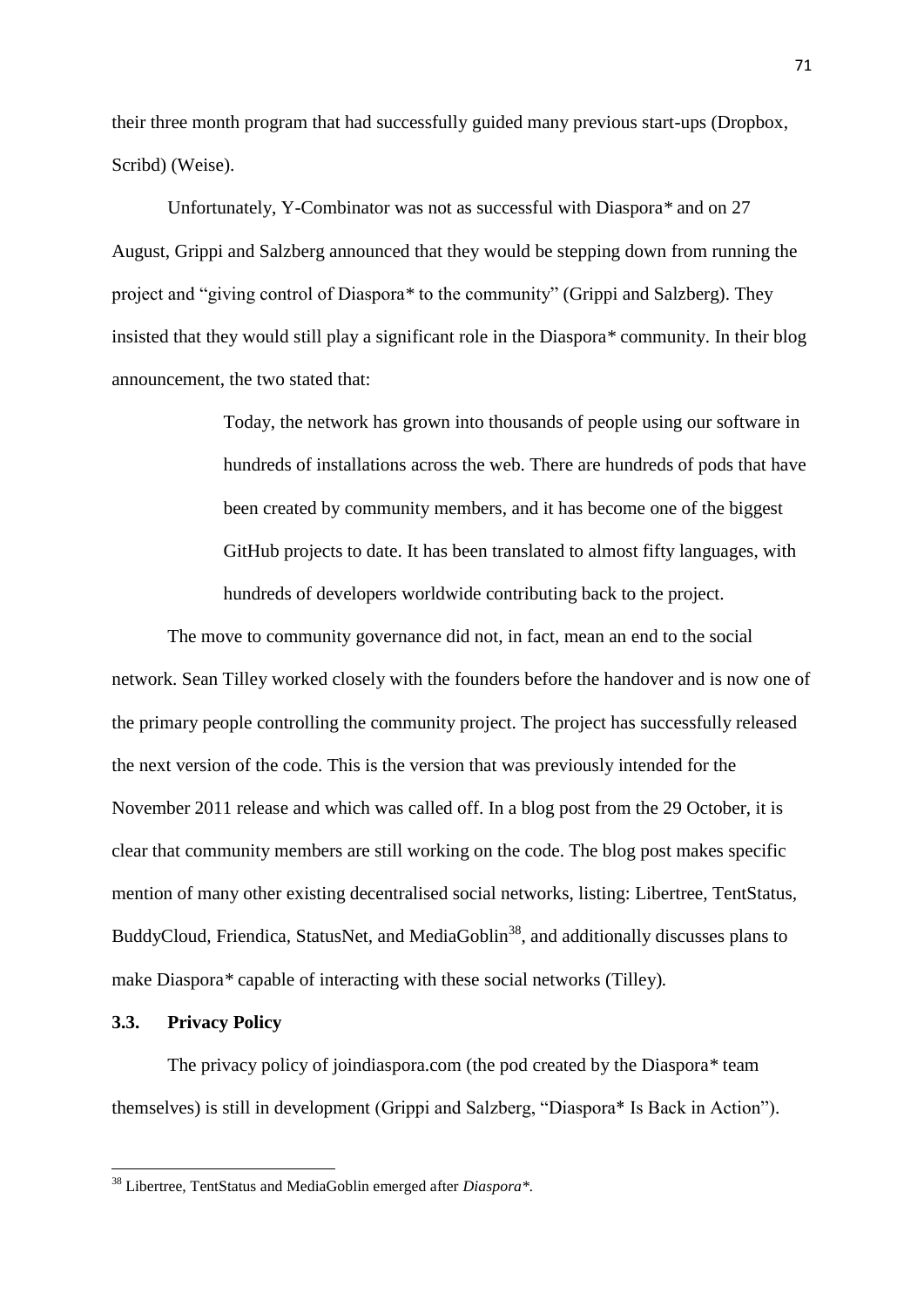their three month program that had successfully guided many previous start-ups (Dropbox, Scribd) (Weise).

Unfortunately, Y-Combinator was not as successful with Diaspora* and on 27 August, Grippi and Salzberg announced that they would be stepping down from running the project and "giving control of Diaspora* to the community" (Grippi and Salzberg). They insisted that they would still play a significant role in the Diaspora* community. In their blog announcement, the two stated that:

> Today, the network has grown into thousands of people using our software in hundreds of installations across the web. There are hundreds of pods that have been created by community members, and it has become one of the biggest GitHub projects to date. It has been translated to almost fifty languages, with hundreds of developers worldwide contributing back to the project.

The move to community governance did not, in fact, mean an end to the social network. Sean Tilley worked closely with the founders before the handover and is now one of the primary people controlling the community project. The project has successfully released the next version of the code. This is the version that was previously intended for the November 2011 release and which was called off. In a blog post from the 29 October, it is clear that community members are still working on the code. The blog post makes specific mention of many other existing decentralised social networks, listing: Libertree, TentStatus, BuddyCloud, Friendica, StatusNet, and MediaGoblin[38], and additionally discusses plans to make Diaspora* capable of interacting with these social networks (Tilley).

### 3.3. Privacy Policy

The privacy policy of joindiaspora.com (the pod created by the Diaspora* team themselves) is still in development (Grippi and Salzberg, "Diaspora* Is Back in Action").

---

[38] Libertree, TentStatus and MediaGoblin emerged after *Diaspora**.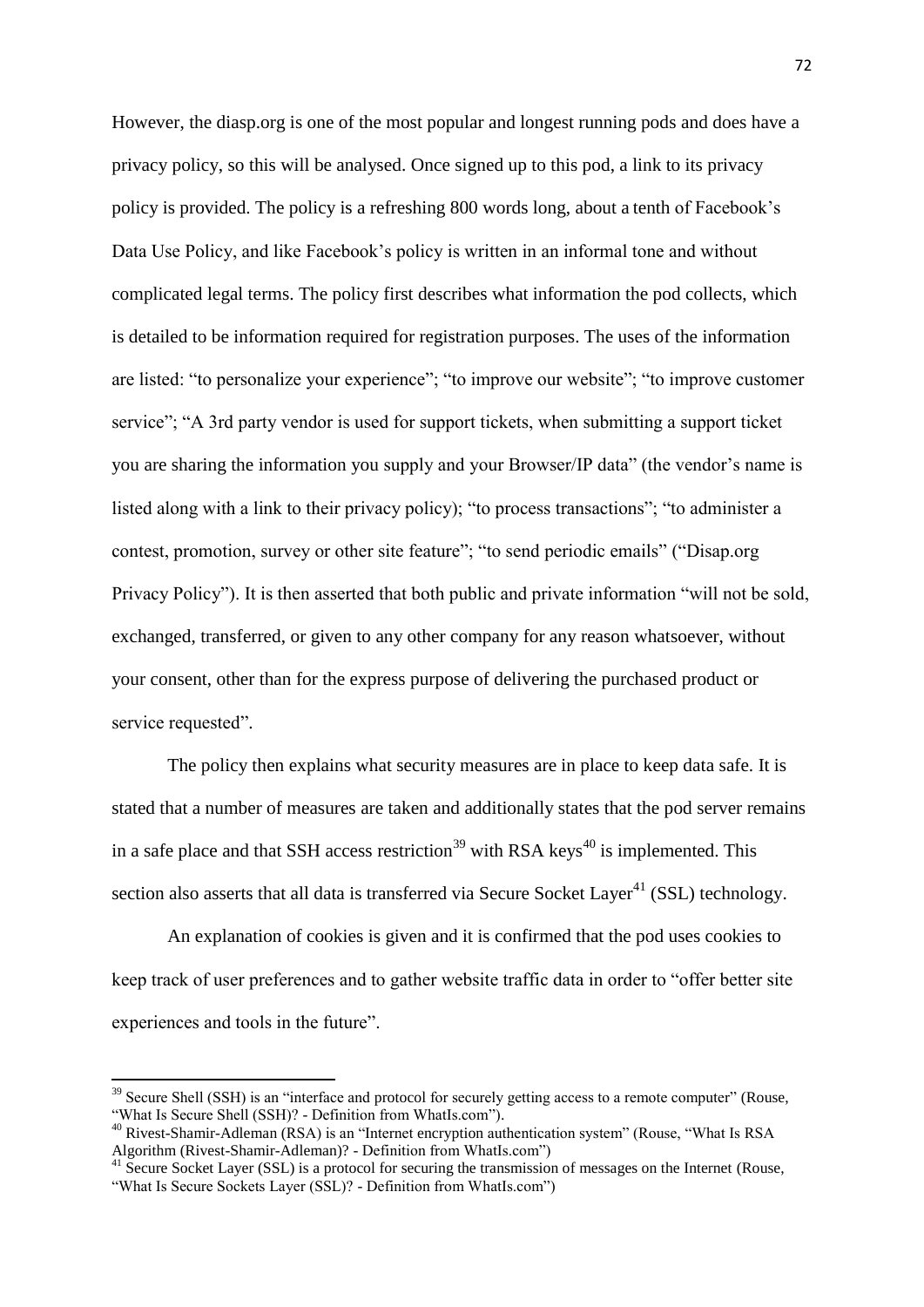However, the diasp.org is one of the most popular and longest running pods and does have a privacy policy, so this will be analysed. Once signed up to this pod, a link to its privacy policy is provided. The policy is a refreshing 800 words long, about a tenth of Facebook's Data Use Policy, and like Facebook's policy is written in an informal tone and without complicated legal terms. The policy first describes what information the pod collects, which is detailed to be information required for registration purposes. The uses of the information are listed: "to personalize your experience"; "to improve our website"; "to improve customer service"; "A 3rd party vendor is used for support tickets, when submitting a support ticket you are sharing the information you supply and your Browser/IP data" (the vendor's name is listed along with a link to their privacy policy); "to process transactions"; "to administer a contest, promotion, survey or other site feature"; "to send periodic emails" ("Disap.org Privacy Policy"). It is then asserted that both public and private information "will not be sold, exchanged, transferred, or given to any other company for any reason whatsoever, without your consent, other than for the express purpose of delivering the purchased product or service requested".

The policy then explains what security measures are in place to keep data safe. It is stated that a number of measures are taken and additionally states that the pod server remains in a safe place and that SSH access restriction[39] with RSA keys[40] is implemented. This section also asserts that all data is transferred via Secure Socket Layer[41] (SSL) technology.

An explanation of cookies is given and it is confirmed that the pod uses cookies to keep track of user preferences and to gather website traffic data in order to "offer better site experiences and tools in the future".

---

[39] Secure Shell (SSH) is an "interface and protocol for securely getting access to a remote computer" (Rouse, "What Is Secure Shell (SSH)? - Definition from WhatIs.com").

[40] Rivest-Shamir-Adleman (RSA) is an "Internet encryption authentication system" (Rouse, "What Is RSA Algorithm (Rivest-Shamir-Adleman)? - Definition from WhatIs.com")

[41] Secure Socket Layer (SSL) is a protocol for securing the transmission of messages on the Internet (Rouse, "What Is Secure Sockets Layer (SSL)? - Definition from WhatIs.com")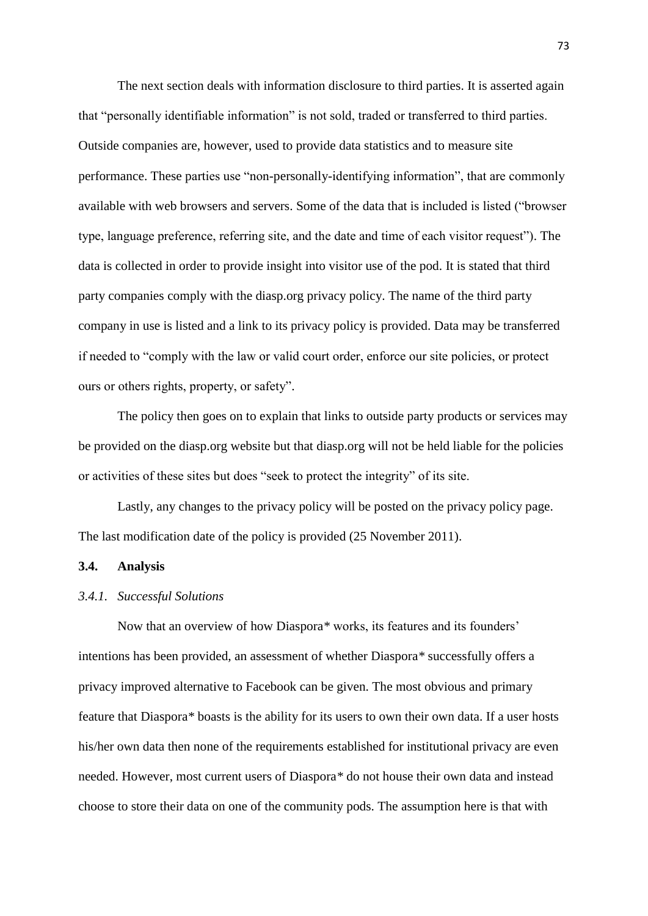The next section deals with information disclosure to third parties. It is asserted again that "personally identifiable information" is not sold, traded or transferred to third parties. Outside companies are, however, used to provide data statistics and to measure site performance. These parties use "non-personally-identifying information", that are commonly available with web browsers and servers. Some of the data that is included is listed ("browser type, language preference, referring site, and the date and time of each visitor request"). The data is collected in order to provide insight into visitor use of the pod. It is stated that third party companies comply with the diasp.org privacy policy. The name of the third party company in use is listed and a link to its privacy policy is provided. Data may be transferred if needed to "comply with the law or valid court order, enforce our site policies, or protect ours or others rights, property, or safety".

The policy then goes on to explain that links to outside party products or services may be provided on the diasp.org website but that diasp.org will not be held liable for the policies or activities of these sites but does "seek to protect the integrity" of its site.

Lastly, any changes to the privacy policy will be posted on the privacy policy page. The last modification date of the policy is provided (25 November 2011).

## 3.4. Analysis

### *3.4.1. Successful Solutions*

Now that an overview of how Diaspora* works, its features and its founders' intentions has been provided, an assessment of whether Diaspora* successfully offers a privacy improved alternative to Facebook can be given. The most obvious and primary feature that Diaspora* boasts is the ability for its users to own their own data. If a user hosts his/her own data then none of the requirements established for institutional privacy are even needed. However, most current users of Diaspora* do not house their own data and instead choose to store their data on one of the community pods. The assumption here is that with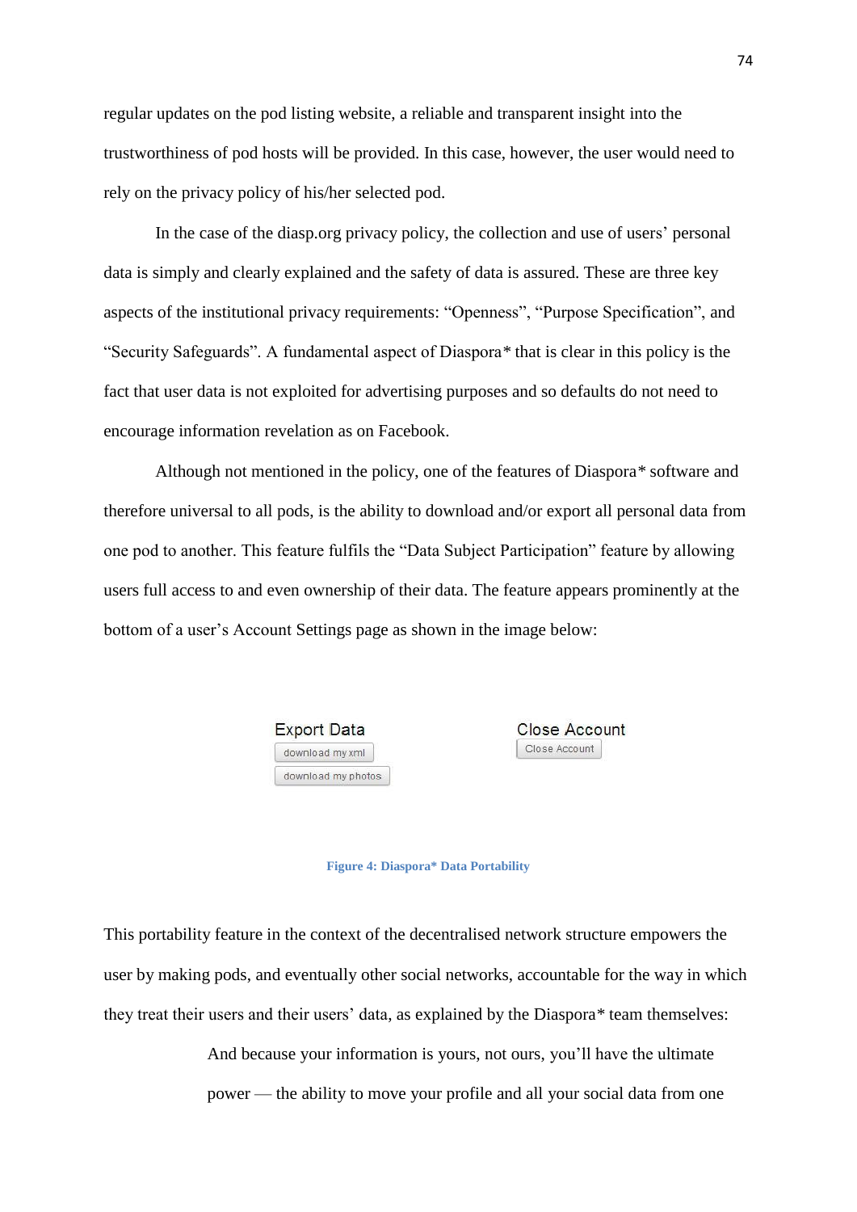regular updates on the pod listing website, a reliable and transparent insight into the trustworthiness of pod hosts will be provided. In this case, however, the user would need to rely on the privacy policy of his/her selected pod.

In the case of the diasp.org privacy policy, the collection and use of users' personal data is simply and clearly explained and the safety of data is assured. These are three key aspects of the institutional privacy requirements: "Openness", "Purpose Specification", and "Security Safeguards". A fundamental aspect of Diaspora* that is clear in this policy is the fact that user data is not exploited for advertising purposes and so defaults do not need to encourage information revelation as on Facebook.

Although not mentioned in the policy, one of the features of Diaspora* software and therefore universal to all pods, is the ability to download and/or export all personal data from one pod to another. This feature fulfils the "Data Subject Participation" feature by allowing users full access to and even ownership of their data. The feature appears prominently at the bottom of a user's Account Settings page as shown in the image below:

Export Data
download my xml
download my photos

Close Account
Close Account

**Figure 4: Diaspora* Data Portability**

This portability feature in the context of the decentralised network structure empowers the user by making pods, and eventually other social networks, accountable for the way in which they treat their users and their users' data, as explained by the Diaspora* team themselves:

> And because your information is yours, not ours, you'll have the ultimate power — the ability to move your profile and all your social data from one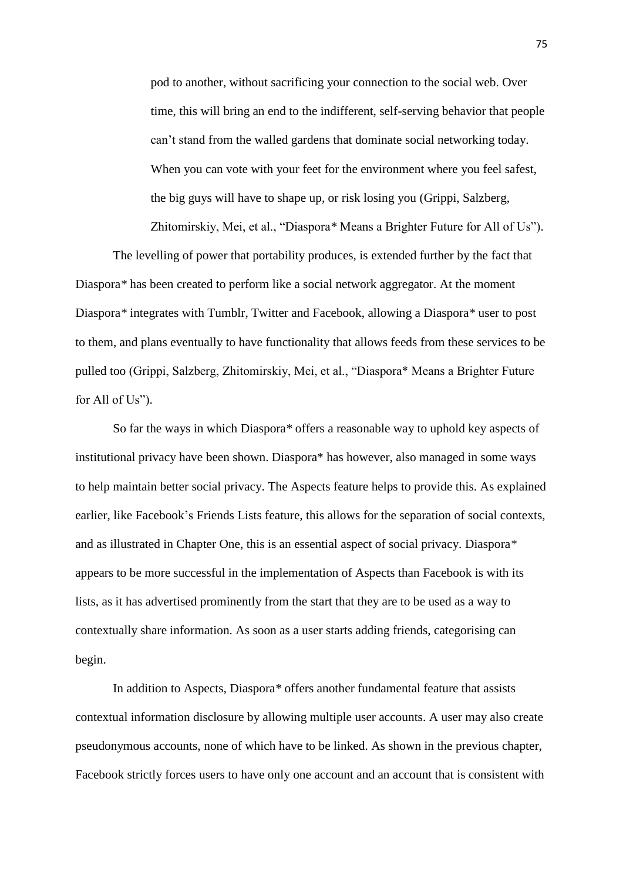> pod to another, without sacrificing your connection to the social web. Over time, this will bring an end to the indifferent, self-serving behavior that people can't stand from the walled gardens that dominate social networking today. When you can vote with your feet for the environment where you feel safest, the big guys will have to shape up, or risk losing you (Grippi, Salzberg, Zhitomirskiy, Mei, et al., "Diaspora* Means a Brighter Future for All of Us").

The levelling of power that portability produces, is extended further by the fact that Diaspora* has been created to perform like a social network aggregator. At the moment Diaspora* integrates with Tumblr, Twitter and Facebook, allowing a Diaspora* user to post to them, and plans eventually to have functionality that allows feeds from these services to be pulled too (Grippi, Salzberg, Zhitomirskiy, Mei, et al., "Diaspora* Means a Brighter Future for All of Us").

So far the ways in which Diaspora* offers a reasonable way to uphold key aspects of institutional privacy have been shown. Diaspora* has however, also managed in some ways to help maintain better social privacy. The Aspects feature helps to provide this. As explained earlier, like Facebook's Friends Lists feature, this allows for the separation of social contexts, and as illustrated in Chapter One, this is an essential aspect of social privacy. Diaspora* appears to be more successful in the implementation of Aspects than Facebook is with its lists, as it has advertised prominently from the start that they are to be used as a way to contextually share information. As soon as a user starts adding friends, categorising can begin.

In addition to Aspects, Diaspora* offers another fundamental feature that assists contextual information disclosure by allowing multiple user accounts. A user may also create pseudonymous accounts, none of which have to be linked. As shown in the previous chapter, Facebook strictly forces users to have only one account and an account that is consistent with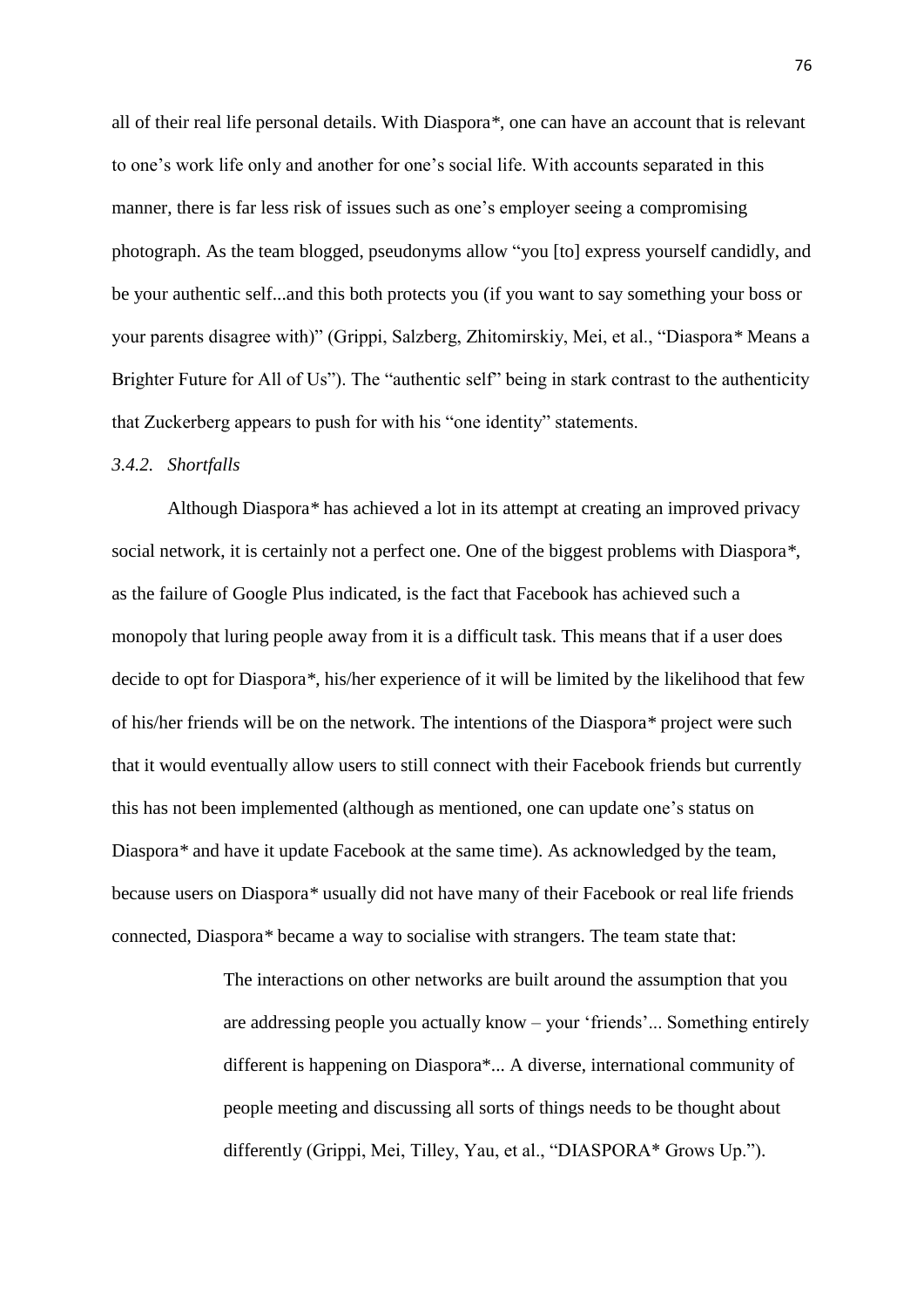all of their real life personal details. With Diaspora*, one can have an account that is relevant to one's work life only and another for one's social life. With accounts separated in this manner, there is far less risk of issues such as one's employer seeing a compromising photograph. As the team blogged, pseudonyms allow "you [to] express yourself candidly, and be your authentic self...and this both protects you (if you want to say something your boss or your parents disagree with)" (Grippi, Salzberg, Zhitomirskiy, Mei, et al., "Diaspora* Means a Brighter Future for All of Us"). The "authentic self" being in stark contrast to the authenticity that Zuckerberg appears to push for with his "one identity" statements.

### *3.4.2. Shortfalls*

Although Diaspora* has achieved a lot in its attempt at creating an improved privacy social network, it is certainly not a perfect one. One of the biggest problems with Diaspora*, as the failure of Google Plus indicated, is the fact that Facebook has achieved such a monopoly that luring people away from it is a difficult task. This means that if a user does decide to opt for Diaspora*, his/her experience of it will be limited by the likelihood that few of his/her friends will be on the network. The intentions of the Diaspora* project were such that it would eventually allow users to still connect with their Facebook friends but currently this has not been implemented (although as mentioned, one can update one's status on Diaspora* and have it update Facebook at the same time). As acknowledged by the team, because users on Diaspora* usually did not have many of their Facebook or real life friends connected, Diaspora* became a way to socialise with strangers. The team state that:

> The interactions on other networks are built around the assumption that you are addressing people you actually know – your 'friends'... Something entirely different is happening on Diaspora*... A diverse, international community of people meeting and discussing all sorts of things needs to be thought about differently (Grippi, Mei, Tilley, Yau, et al., "DIASPORA* Grows Up.").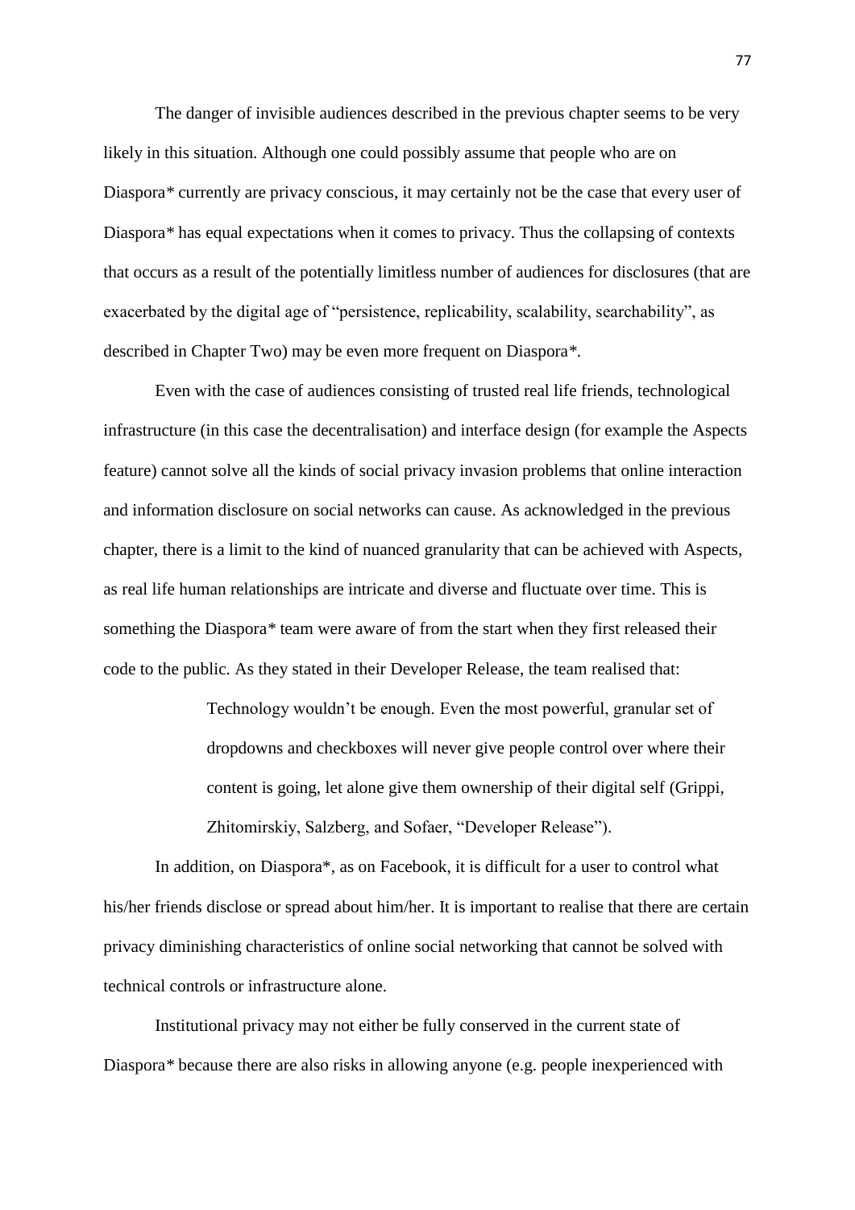The danger of invisible audiences described in the previous chapter seems to be very likely in this situation. Although one could possibly assume that people who are on Diaspora* currently are privacy conscious, it may certainly not be the case that every user of Diaspora* has equal expectations when it comes to privacy. Thus the collapsing of contexts that occurs as a result of the potentially limitless number of audiences for disclosures (that are exacerbated by the digital age of "persistence, replicability, scalability, searchability", as described in Chapter Two) may be even more frequent on Diaspora*.

Even with the case of audiences consisting of trusted real life friends, technological infrastructure (in this case the decentralisation) and interface design (for example the Aspects feature) cannot solve all the kinds of social privacy invasion problems that online interaction and information disclosure on social networks can cause. As acknowledged in the previous chapter, there is a limit to the kind of nuanced granularity that can be achieved with Aspects, as real life human relationships are intricate and diverse and fluctuate over time. This is something the Diaspora* team were aware of from the start when they first released their code to the public. As they stated in their Developer Release, the team realised that:

> Technology wouldn't be enough. Even the most powerful, granular set of dropdowns and checkboxes will never give people control over where their content is going, let alone give them ownership of their digital self (Grippi, Zhitomirskiy, Salzberg, and Sofaer, "Developer Release").

In addition, on Diaspora*, as on Facebook, it is difficult for a user to control what his/her friends disclose or spread about him/her. It is important to realise that there are certain privacy diminishing characteristics of online social networking that cannot be solved with technical controls or infrastructure alone.

Institutional privacy may not either be fully conserved in the current state of Diaspora* because there are also risks in allowing anyone (e.g. people inexperienced with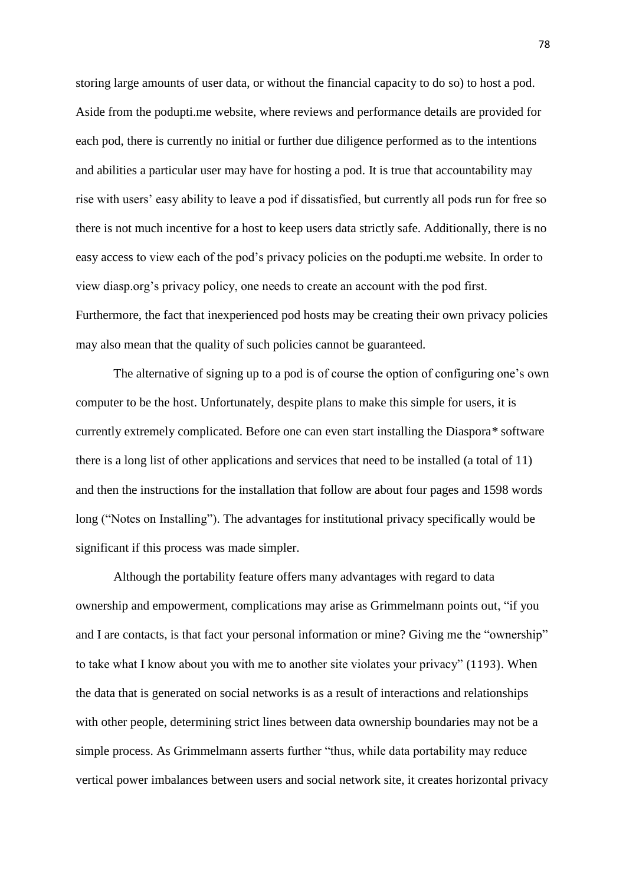storing large amounts of user data, or without the financial capacity to do so) to host a pod. Aside from the podupti.me website, where reviews and performance details are provided for each pod, there is currently no initial or further due diligence performed as to the intentions and abilities a particular user may have for hosting a pod. It is true that accountability may rise with users' easy ability to leave a pod if dissatisfied, but currently all pods run for free so there is not much incentive for a host to keep users data strictly safe. Additionally, there is no easy access to view each of the pod's privacy policies on the podupti.me website. In order to view diasp.org's privacy policy, one needs to create an account with the pod first. Furthermore, the fact that inexperienced pod hosts may be creating their own privacy policies may also mean that the quality of such policies cannot be guaranteed.

The alternative of signing up to a pod is of course the option of configuring one's own computer to be the host. Unfortunately, despite plans to make this simple for users, it is currently extremely complicated. Before one can even start installing the Diaspora* software there is a long list of other applications and services that need to be installed (a total of 11) and then the instructions for the installation that follow are about four pages and 1598 words long ("Notes on Installing"). The advantages for institutional privacy specifically would be significant if this process was made simpler.

Although the portability feature offers many advantages with regard to data ownership and empowerment, complications may arise as Grimmelmann points out, "if you and I are contacts, is that fact your personal information or mine? Giving me the "ownership" to take what I know about you with me to another site violates your privacy" (1193). When the data that is generated on social networks is as a result of interactions and relationships with other people, determining strict lines between data ownership boundaries may not be a simple process. As Grimmelmann asserts further "thus, while data portability may reduce vertical power imbalances between users and social network site, it creates horizontal privacy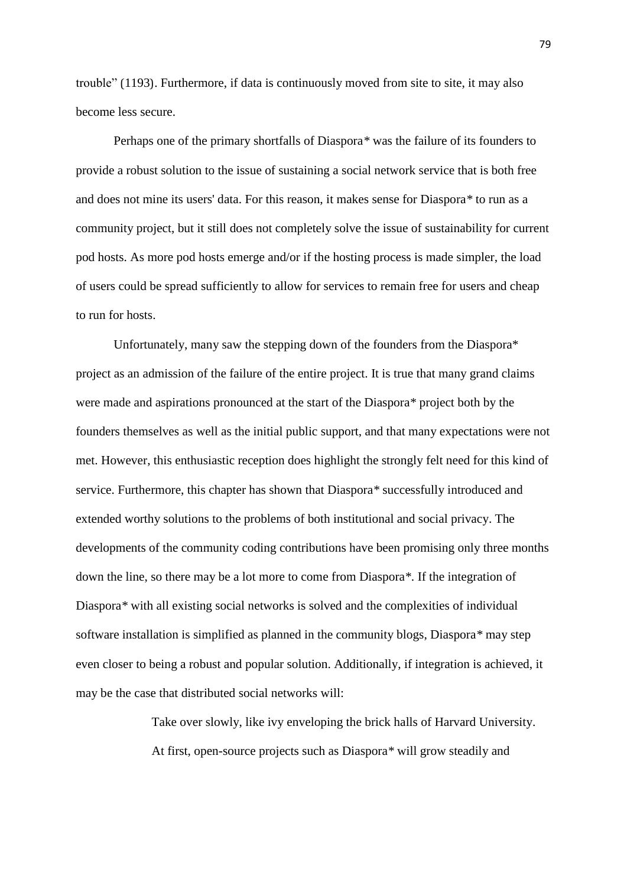trouble" (1193). Furthermore, if data is continuously moved from site to site, it may also become less secure.

Perhaps one of the primary shortfalls of Diaspora* was the failure of its founders to provide a robust solution to the issue of sustaining a social network service that is both free and does not mine its users' data. For this reason, it makes sense for Diaspora* to run as a community project, but it still does not completely solve the issue of sustainability for current pod hosts. As more pod hosts emerge and/or if the hosting process is made simpler, the load of users could be spread sufficiently to allow for services to remain free for users and cheap to run for hosts.

Unfortunately, many saw the stepping down of the founders from the Diaspora* project as an admission of the failure of the entire project. It is true that many grand claims were made and aspirations pronounced at the start of the Diaspora* project both by the founders themselves as well as the initial public support, and that many expectations were not met. However, this enthusiastic reception does highlight the strongly felt need for this kind of service. Furthermore, this chapter has shown that Diaspora* successfully introduced and extended worthy solutions to the problems of both institutional and social privacy. The developments of the community coding contributions have been promising only three months down the line, so there may be a lot more to come from Diaspora*. If the integration of Diaspora* with all existing social networks is solved and the complexities of individual software installation is simplified as planned in the community blogs, Diaspora* may step even closer to being a robust and popular solution. Additionally, if integration is achieved, it may be the case that distributed social networks will:

> Take over slowly, like ivy enveloping the brick halls of Harvard University. At first, open-source projects such as Diaspora* will grow steadily and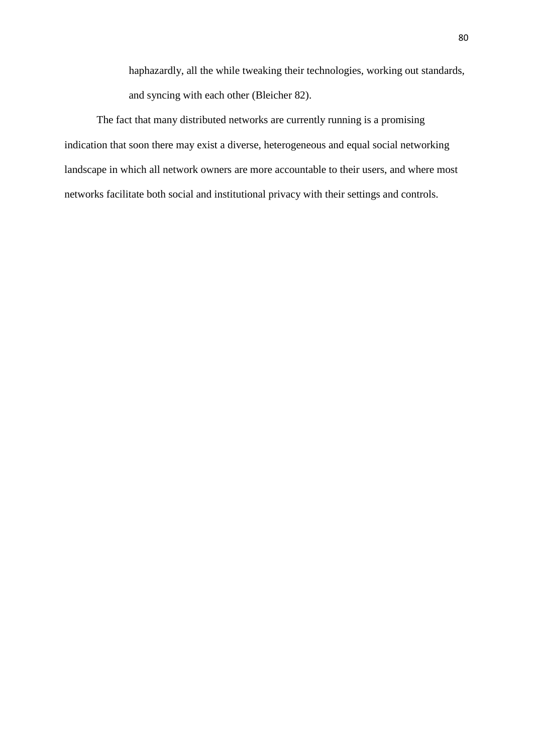> haphazardly, all the while tweaking their technologies, working out standards, and syncing with each other (Bleicher 82).

The fact that many distributed networks are currently running is a promising indication that soon there may exist a diverse, heterogeneous and equal social networking landscape in which all network owners are more accountable to their users, and where most networks facilitate both social and institutional privacy with their settings and controls.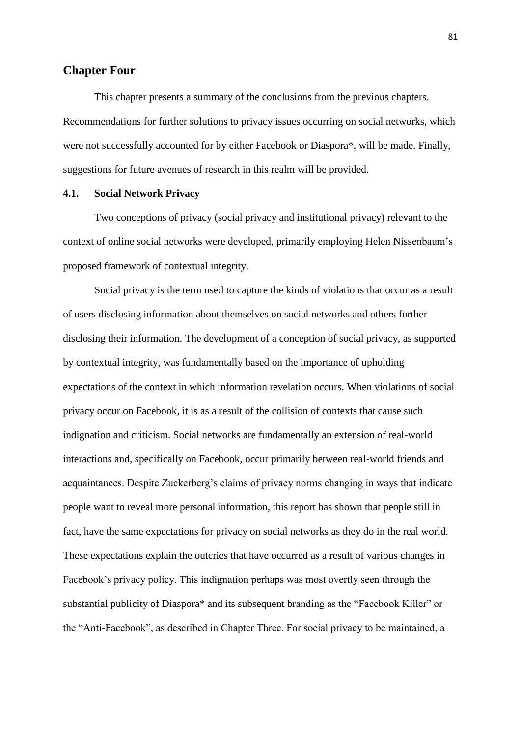## Chapter Four

This chapter presents a summary of the conclusions from the previous chapters. Recommendations for further solutions to privacy issues occurring on social networks, which were not successfully accounted for by either Facebook or Diaspora*, will be made. Finally, suggestions for future avenues of research in this realm will be provided.

### 4.1. Social Network Privacy

Two conceptions of privacy (social privacy and institutional privacy) relevant to the context of online social networks were developed, primarily employing Helen Nissenbaum's proposed framework of contextual integrity.

Social privacy is the term used to capture the kinds of violations that occur as a result of users disclosing information about themselves on social networks and others further disclosing their information. The development of a conception of social privacy, as supported by contextual integrity, was fundamentally based on the importance of upholding expectations of the context in which information revelation occurs. When violations of social privacy occur on Facebook, it is as a result of the collision of contexts that cause such indignation and criticism. Social networks are fundamentally an extension of real-world interactions and, specifically on Facebook, occur primarily between real-world friends and acquaintances. Despite Zuckerberg's claims of privacy norms changing in ways that indicate people want to reveal more personal information, this report has shown that people still in fact, have the same expectations for privacy on social networks as they do in the real world. These expectations explain the outcries that have occurred as a result of various changes in Facebook's privacy policy. This indignation perhaps was most overtly seen through the substantial publicity of Diaspora* and its subsequent branding as the "Facebook Killer" or the "Anti-Facebook", as described in Chapter Three. For social privacy to be maintained, a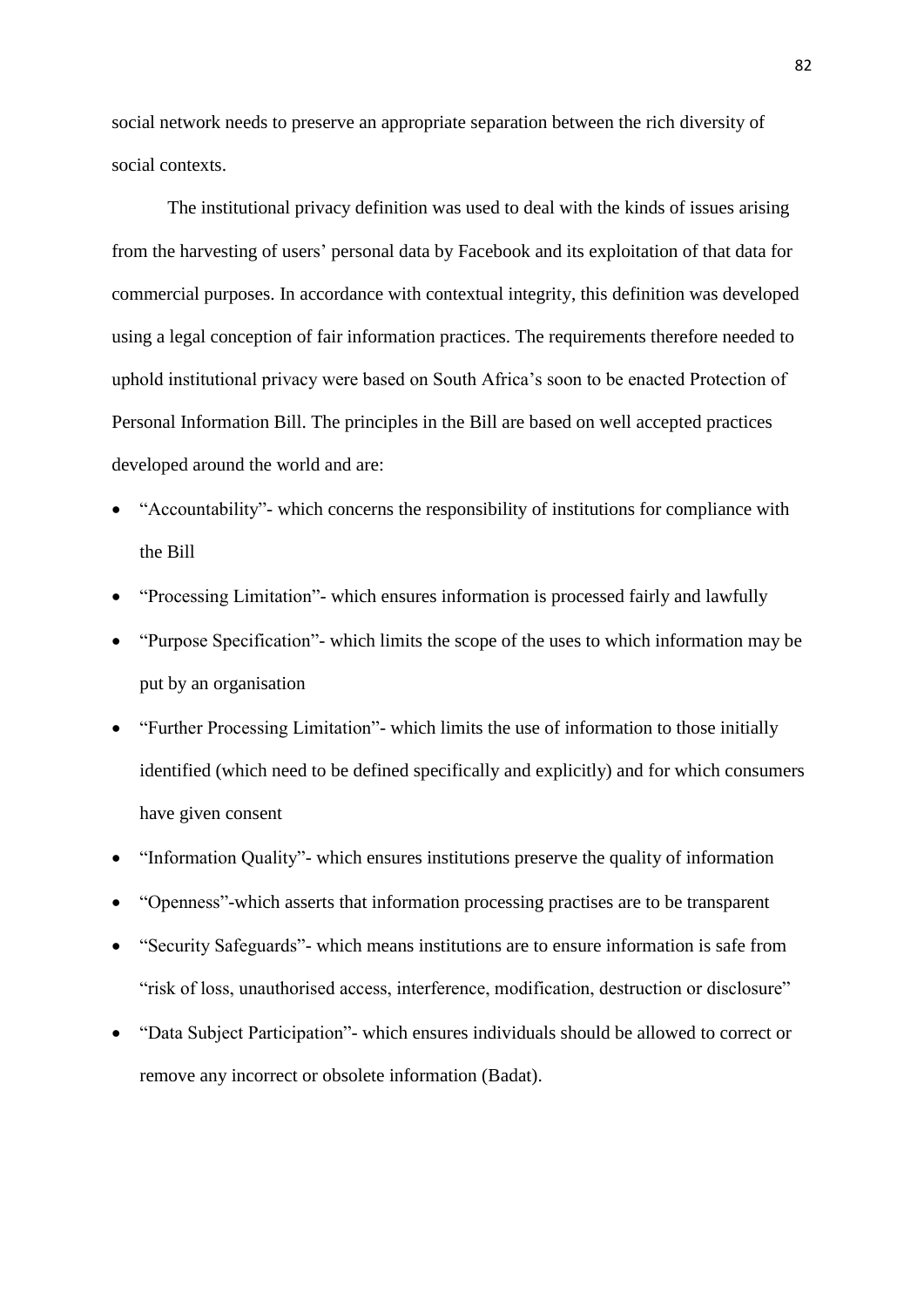social network needs to preserve an appropriate separation between the rich diversity of social contexts.

The institutional privacy definition was used to deal with the kinds of issues arising from the harvesting of users' personal data by Facebook and its exploitation of that data for commercial purposes. In accordance with contextual integrity, this definition was developed using a legal conception of fair information practices. The requirements therefore needed to uphold institutional privacy were based on South Africa's soon to be enacted Protection of Personal Information Bill. The principles in the Bill are based on well accepted practices developed around the world and are:

- "Accountability"- which concerns the responsibility of institutions for compliance with the Bill
- "Processing Limitation"- which ensures information is processed fairly and lawfully
- "Purpose Specification"- which limits the scope of the uses to which information may be put by an organisation
- "Further Processing Limitation"- which limits the use of information to those initially identified (which need to be defined specifically and explicitly) and for which consumers have given consent
- "Information Quality"- which ensures institutions preserve the quality of information
- "Openness"-which asserts that information processing practises are to be transparent
- "Security Safeguards"- which means institutions are to ensure information is safe from "risk of loss, unauthorised access, interference, modification, destruction or disclosure"
- "Data Subject Participation"- which ensures individuals should be allowed to correct or remove any incorrect or obsolete information (Badat).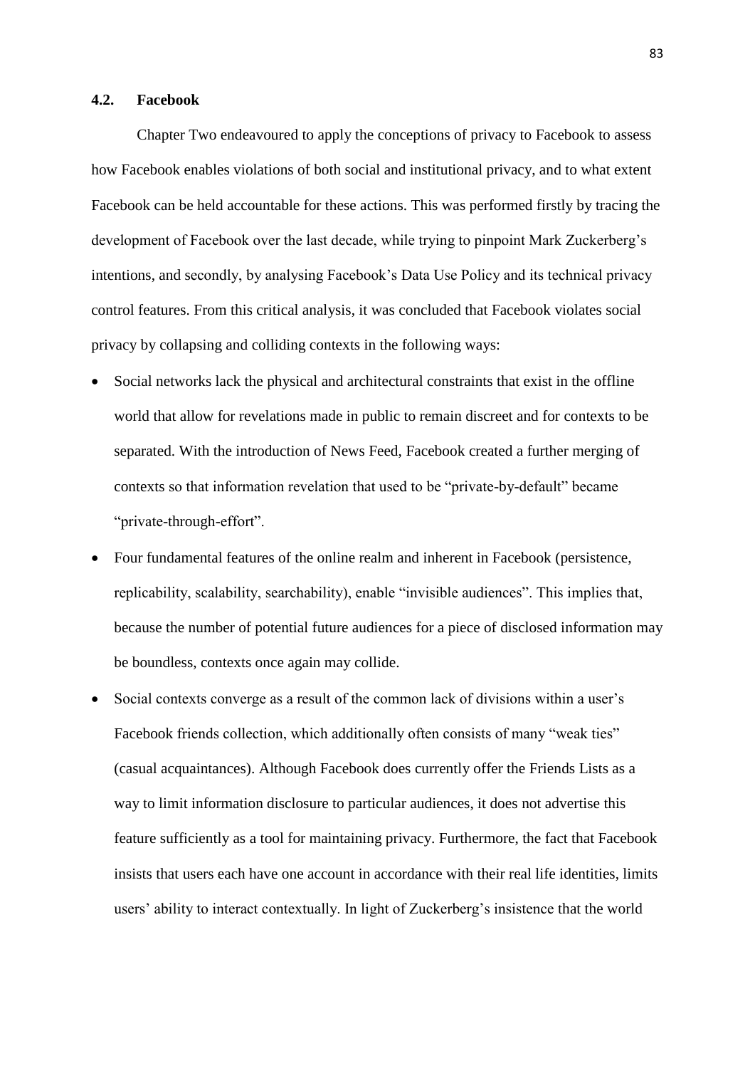## 4.2. Facebook

Chapter Two endeavoured to apply the conceptions of privacy to Facebook to assess how Facebook enables violations of both social and institutional privacy, and to what extent Facebook can be held accountable for these actions. This was performed firstly by tracing the development of Facebook over the last decade, while trying to pinpoint Mark Zuckerberg's intentions, and secondly, by analysing Facebook's Data Use Policy and its technical privacy control features. From this critical analysis, it was concluded that Facebook violates social privacy by collapsing and colliding contexts in the following ways:

- Social networks lack the physical and architectural constraints that exist in the offline world that allow for revelations made in public to remain discreet and for contexts to be separated. With the introduction of News Feed, Facebook created a further merging of contexts so that information revelation that used to be "private-by-default" became "private-through-effort".
- Four fundamental features of the online realm and inherent in Facebook (persistence, replicability, scalability, searchability), enable "invisible audiences". This implies that, because the number of potential future audiences for a piece of disclosed information may be boundless, contexts once again may collide.
- Social contexts converge as a result of the common lack of divisions within a user's Facebook friends collection, which additionally often consists of many "weak ties" (casual acquaintances). Although Facebook does currently offer the Friends Lists as a way to limit information disclosure to particular audiences, it does not advertise this feature sufficiently as a tool for maintaining privacy. Furthermore, the fact that Facebook insists that users each have one account in accordance with their real life identities, limits users' ability to interact contextually. In light of Zuckerberg's insistence that the world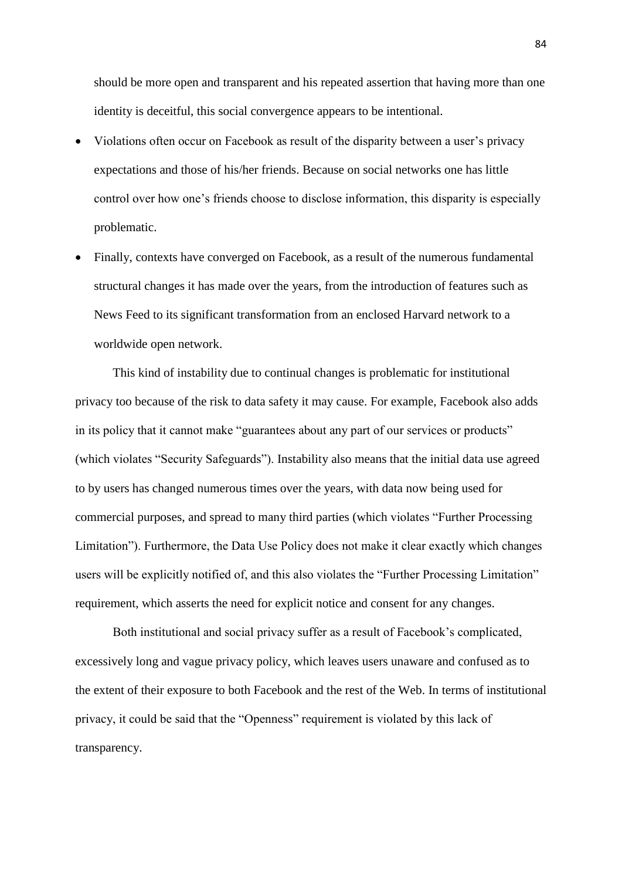should be more open and transparent and his repeated assertion that having more than one identity is deceitful, this social convergence appears to be intentional.

- Violations often occur on Facebook as result of the disparity between a user's privacy expectations and those of his/her friends. Because on social networks one has little control over how one's friends choose to disclose information, this disparity is especially problematic.
- Finally, contexts have converged on Facebook, as a result of the numerous fundamental structural changes it has made over the years, from the introduction of features such as News Feed to its significant transformation from an enclosed Harvard network to a worldwide open network.

This kind of instability due to continual changes is problematic for institutional privacy too because of the risk to data safety it may cause. For example, Facebook also adds in its policy that it cannot make "guarantees about any part of our services or products" (which violates "Security Safeguards"). Instability also means that the initial data use agreed to by users has changed numerous times over the years, with data now being used for commercial purposes, and spread to many third parties (which violates "Further Processing Limitation"). Furthermore, the Data Use Policy does not make it clear exactly which changes users will be explicitly notified of, and this also violates the "Further Processing Limitation" requirement, which asserts the need for explicit notice and consent for any changes.

Both institutional and social privacy suffer as a result of Facebook's complicated, excessively long and vague privacy policy, which leaves users unaware and confused as to the extent of their exposure to both Facebook and the rest of the Web. In terms of institutional privacy, it could be said that the "Openness" requirement is violated by this lack of transparency.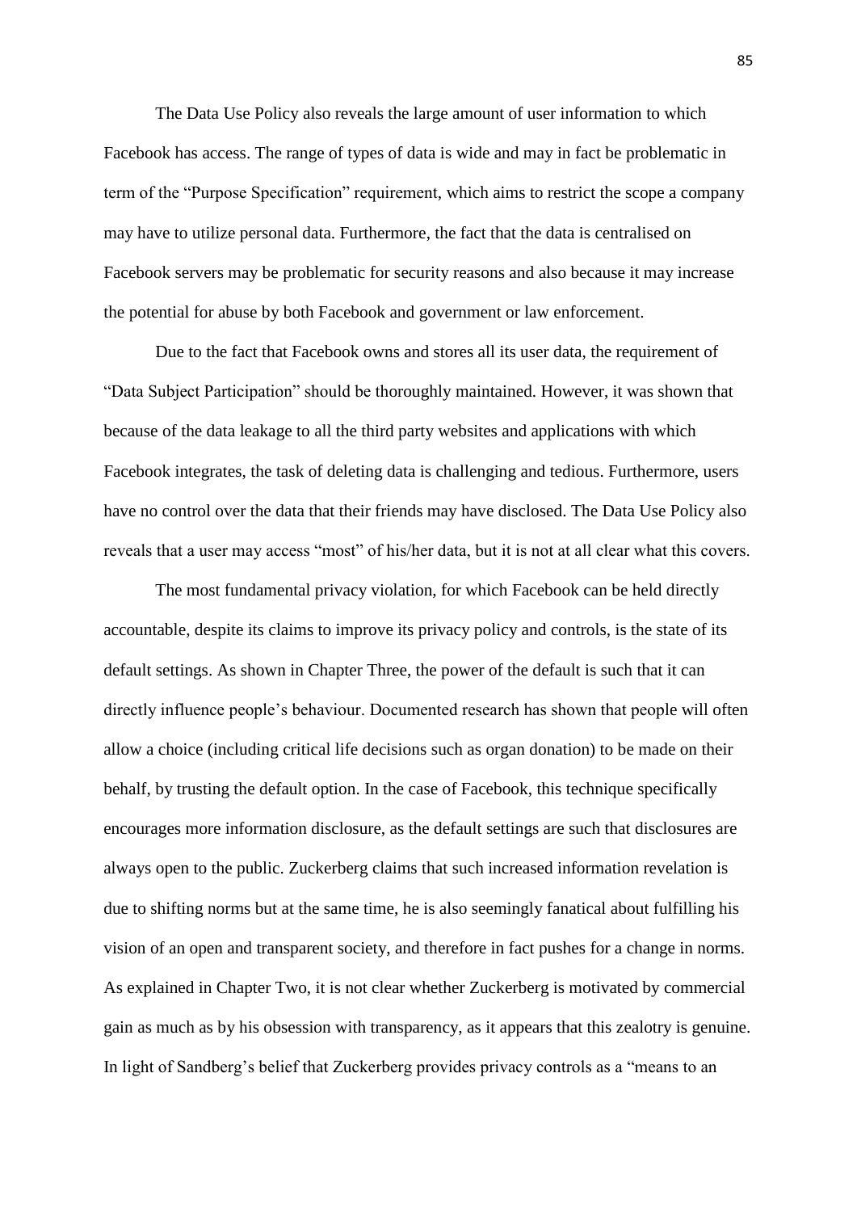The Data Use Policy also reveals the large amount of user information to which Facebook has access. The range of types of data is wide and may in fact be problematic in term of the "Purpose Specification" requirement, which aims to restrict the scope a company may have to utilize personal data. Furthermore, the fact that the data is centralised on Facebook servers may be problematic for security reasons and also because it may increase the potential for abuse by both Facebook and government or law enforcement.

Due to the fact that Facebook owns and stores all its user data, the requirement of "Data Subject Participation" should be thoroughly maintained. However, it was shown that because of the data leakage to all the third party websites and applications with which Facebook integrates, the task of deleting data is challenging and tedious. Furthermore, users have no control over the data that their friends may have disclosed. The Data Use Policy also reveals that a user may access "most" of his/her data, but it is not at all clear what this covers.

The most fundamental privacy violation, for which Facebook can be held directly accountable, despite its claims to improve its privacy policy and controls, is the state of its default settings. As shown in Chapter Three, the power of the default is such that it can directly influence people's behaviour. Documented research has shown that people will often allow a choice (including critical life decisions such as organ donation) to be made on their behalf, by trusting the default option. In the case of Facebook, this technique specifically encourages more information disclosure, as the default settings are such that disclosures are always open to the public. Zuckerberg claims that such increased information revelation is due to shifting norms but at the same time, he is also seemingly fanatical about fulfilling his vision of an open and transparent society, and therefore in fact pushes for a change in norms. As explained in Chapter Two, it is not clear whether Zuckerberg is motivated by commercial gain as much as by his obsession with transparency, as it appears that this zealotry is genuine. In light of Sandberg's belief that Zuckerberg provides privacy controls as a "means to an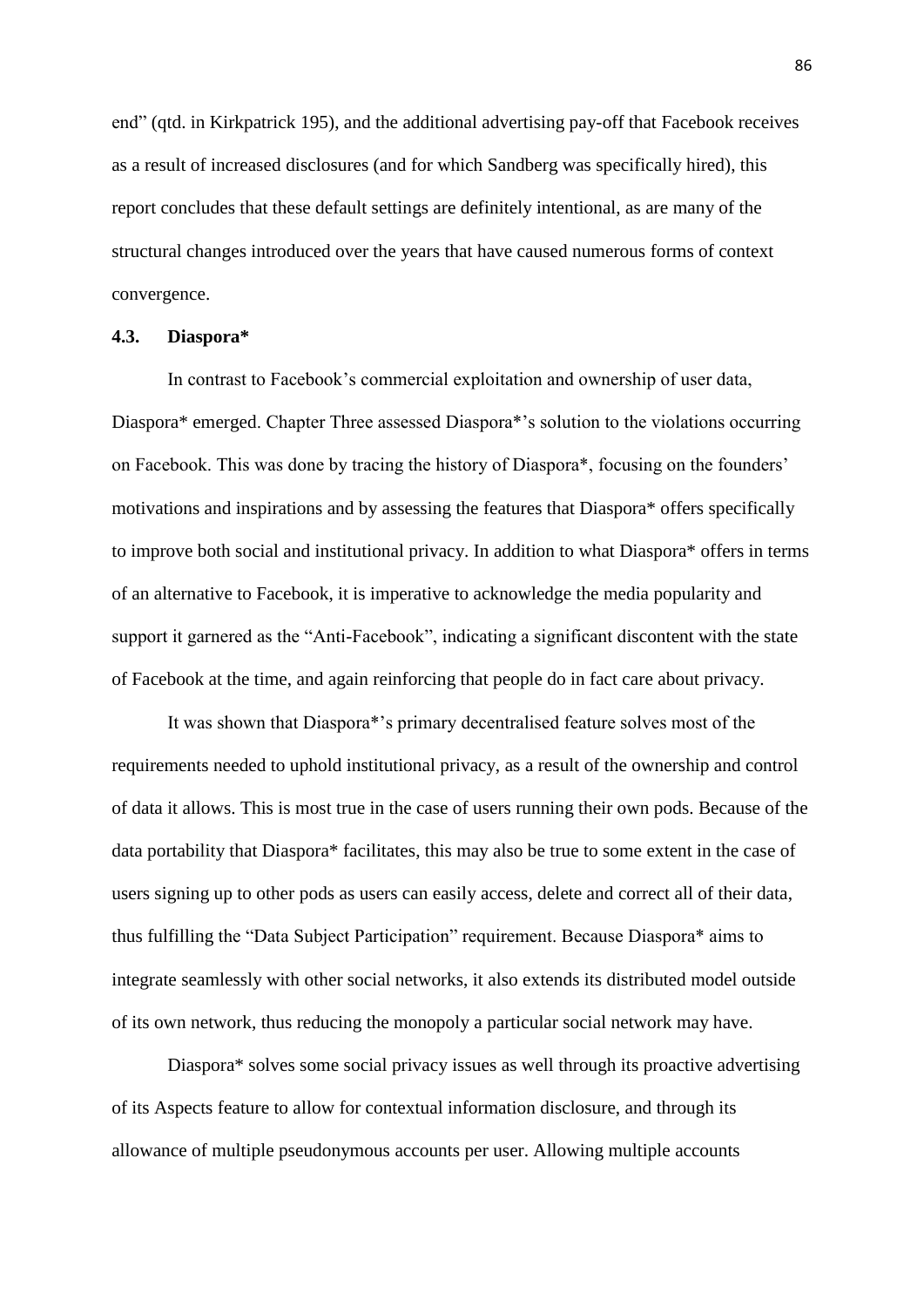end" (qtd. in Kirkpatrick 195), and the additional advertising pay-off that Facebook receives as a result of increased disclosures (and for which Sandberg was specifically hired), this report concludes that these default settings are definitely intentional, as are many of the structural changes introduced over the years that have caused numerous forms of context convergence.

### 4.3. Diaspora*

In contrast to Facebook's commercial exploitation and ownership of user data, Diaspora* emerged. Chapter Three assessed Diaspora*'s solution to the violations occurring on Facebook. This was done by tracing the history of Diaspora*, focusing on the founders' motivations and inspirations and by assessing the features that Diaspora* offers specifically to improve both social and institutional privacy. In addition to what Diaspora* offers in terms of an alternative to Facebook, it is imperative to acknowledge the media popularity and support it garnered as the "Anti-Facebook", indicating a significant discontent with the state of Facebook at the time, and again reinforcing that people do in fact care about privacy.

It was shown that Diaspora*'s primary decentralised feature solves most of the requirements needed to uphold institutional privacy, as a result of the ownership and control of data it allows. This is most true in the case of users running their own pods. Because of the data portability that Diaspora* facilitates, this may also be true to some extent in the case of users signing up to other pods as users can easily access, delete and correct all of their data, thus fulfilling the "Data Subject Participation" requirement. Because Diaspora* aims to integrate seamlessly with other social networks, it also extends its distributed model outside of its own network, thus reducing the monopoly a particular social network may have.

Diaspora* solves some social privacy issues as well through its proactive advertising of its Aspects feature to allow for contextual information disclosure, and through its allowance of multiple pseudonymous accounts per user. Allowing multiple accounts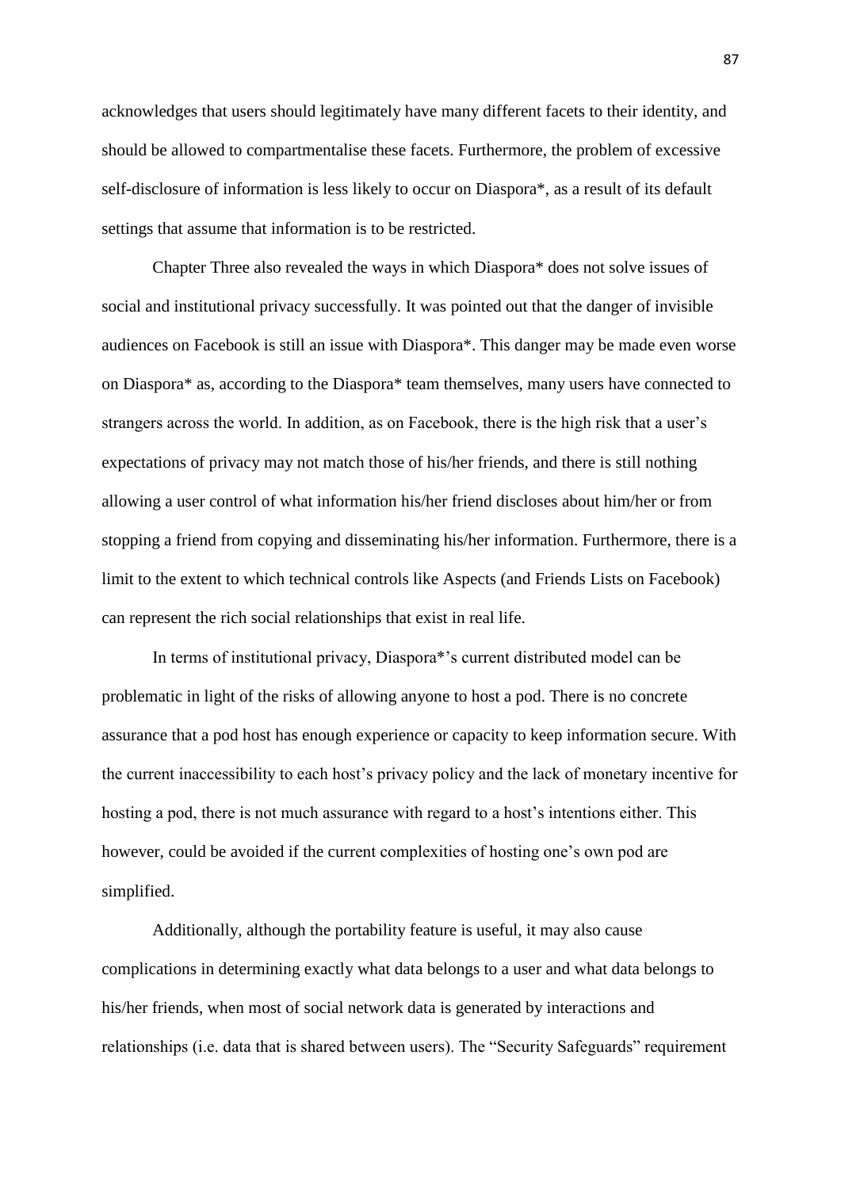acknowledges that users should legitimately have many different facets to their identity, and should be allowed to compartmentalise these facets. Furthermore, the problem of excessive self-disclosure of information is less likely to occur on Diaspora*, as a result of its default settings that assume that information is to be restricted.

Chapter Three also revealed the ways in which Diaspora* does not solve issues of social and institutional privacy successfully. It was pointed out that the danger of invisible audiences on Facebook is still an issue with Diaspora*. This danger may be made even worse on Diaspora* as, according to the Diaspora* team themselves, many users have connected to strangers across the world. In addition, as on Facebook, there is the high risk that a user's expectations of privacy may not match those of his/her friends, and there is still nothing allowing a user control of what information his/her friend discloses about him/her or from stopping a friend from copying and disseminating his/her information. Furthermore, there is a limit to the extent to which technical controls like Aspects (and Friends Lists on Facebook) can represent the rich social relationships that exist in real life.

In terms of institutional privacy, Diaspora*'s current distributed model can be problematic in light of the risks of allowing anyone to host a pod. There is no concrete assurance that a pod host has enough experience or capacity to keep information secure. With the current inaccessibility to each host's privacy policy and the lack of monetary incentive for hosting a pod, there is not much assurance with regard to a host's intentions either. This however, could be avoided if the current complexities of hosting one's own pod are simplified.

Additionally, although the portability feature is useful, it may also cause complications in determining exactly what data belongs to a user and what data belongs to his/her friends, when most of social network data is generated by interactions and relationships (i.e. data that is shared between users). The "Security Safeguards" requirement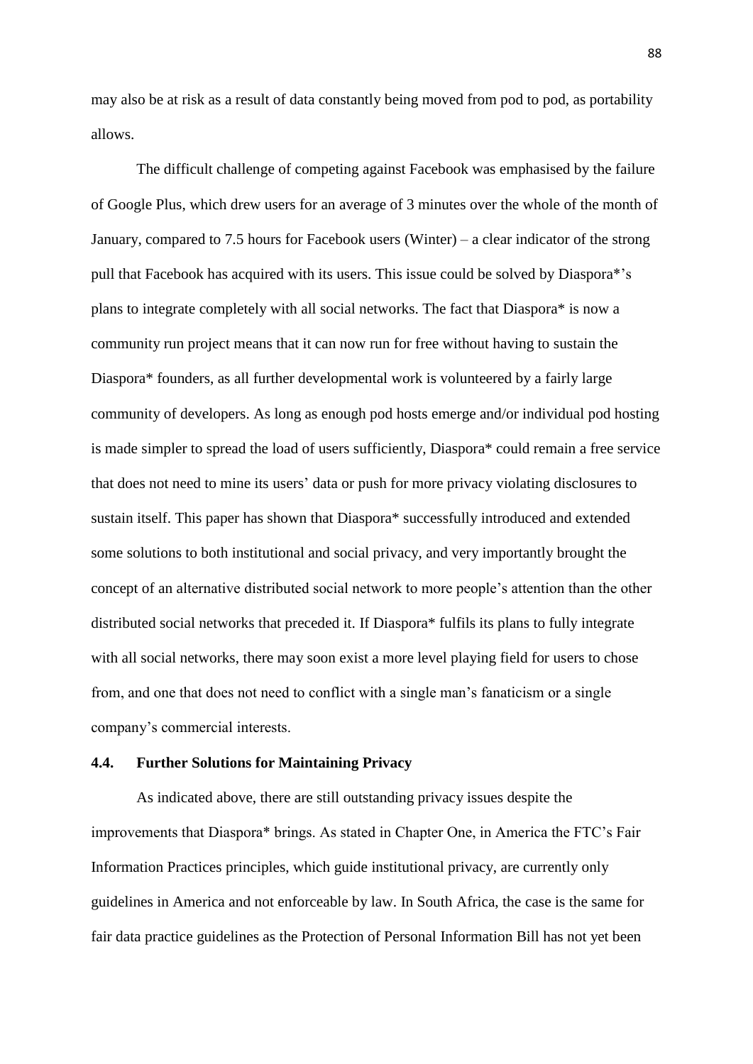may also be at risk as a result of data constantly being moved from pod to pod, as portability allows.

The difficult challenge of competing against Facebook was emphasised by the failure of Google Plus, which drew users for an average of 3 minutes over the whole of the month of January, compared to 7.5 hours for Facebook users (Winter) – a clear indicator of the strong pull that Facebook has acquired with its users. This issue could be solved by Diaspora*'s plans to integrate completely with all social networks. The fact that Diaspora* is now a community run project means that it can now run for free without having to sustain the Diaspora* founders, as all further developmental work is volunteered by a fairly large community of developers. As long as enough pod hosts emerge and/or individual pod hosting is made simpler to spread the load of users sufficiently, Diaspora* could remain a free service that does not need to mine its users' data or push for more privacy violating disclosures to sustain itself. This paper has shown that Diaspora* successfully introduced and extended some solutions to both institutional and social privacy, and very importantly brought the concept of an alternative distributed social network to more people's attention than the other distributed social networks that preceded it. If Diaspora* fulfils its plans to fully integrate with all social networks, there may soon exist a more level playing field for users to chose from, and one that does not need to conflict with a single man's fanaticism or a single company's commercial interests.

### 4.4. Further Solutions for Maintaining Privacy

As indicated above, there are still outstanding privacy issues despite the improvements that Diaspora* brings. As stated in Chapter One, in America the FTC's Fair Information Practices principles, which guide institutional privacy, are currently only guidelines in America and not enforceable by law. In South Africa, the case is the same for fair data practice guidelines as the Protection of Personal Information Bill has not yet been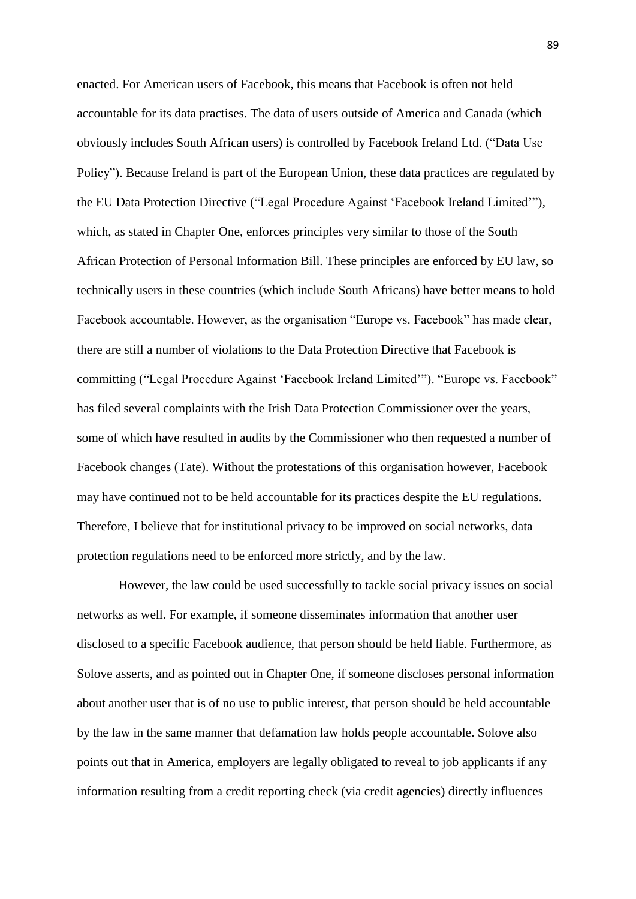enacted. For American users of Facebook, this means that Facebook is often not held accountable for its data practises. The data of users outside of America and Canada (which obviously includes South African users) is controlled by Facebook Ireland Ltd. ("Data Use Policy"). Because Ireland is part of the European Union, these data practices are regulated by the EU Data Protection Directive ("Legal Procedure Against 'Facebook Ireland Limited'"), which, as stated in Chapter One, enforces principles very similar to those of the South African Protection of Personal Information Bill. These principles are enforced by EU law, so technically users in these countries (which include South Africans) have better means to hold Facebook accountable. However, as the organisation "Europe vs. Facebook" has made clear, there are still a number of violations to the Data Protection Directive that Facebook is committing ("Legal Procedure Against 'Facebook Ireland Limited'"). "Europe vs. Facebook" has filed several complaints with the Irish Data Protection Commissioner over the years, some of which have resulted in audits by the Commissioner who then requested a number of Facebook changes (Tate). Without the protestations of this organisation however, Facebook may have continued not to be held accountable for its practices despite the EU regulations. Therefore, I believe that for institutional privacy to be improved on social networks, data protection regulations need to be enforced more strictly, and by the law.

However, the law could be used successfully to tackle social privacy issues on social networks as well. For example, if someone disseminates information that another user disclosed to a specific Facebook audience, that person should be held liable. Furthermore, as Solove asserts, and as pointed out in Chapter One, if someone discloses personal information about another user that is of no use to public interest, that person should be held accountable by the law in the same manner that defamation law holds people accountable. Solove also points out that in America, employers are legally obligated to reveal to job applicants if any information resulting from a credit reporting check (via credit agencies) directly influences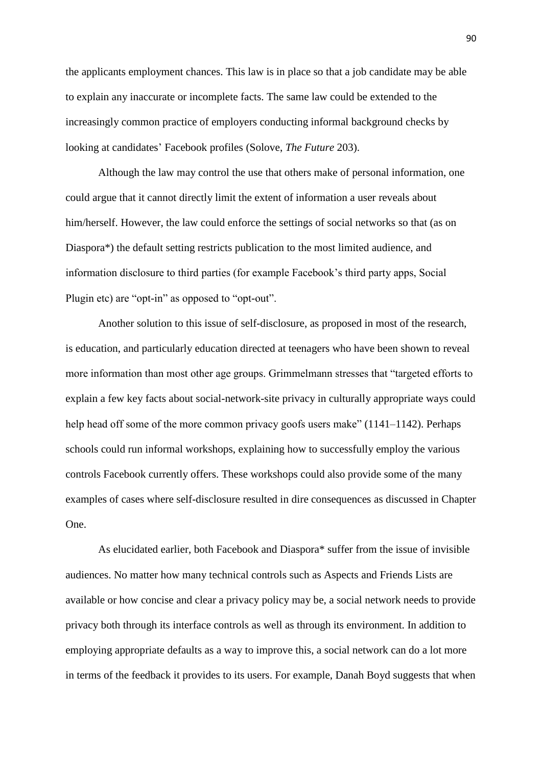the applicants employment chances. This law is in place so that a job candidate may be able to explain any inaccurate or incomplete facts. The same law could be extended to the increasingly common practice of employers conducting informal background checks by looking at candidates' Facebook profiles (Solove, *The Future* 203).

Although the law may control the use that others make of personal information, one could argue that it cannot directly limit the extent of information a user reveals about him/herself. However, the law could enforce the settings of social networks so that (as on Diaspora*) the default setting restricts publication to the most limited audience, and information disclosure to third parties (for example Facebook's third party apps, Social Plugin etc) are "opt-in" as opposed to "opt-out".

Another solution to this issue of self-disclosure, as proposed in most of the research, is education, and particularly education directed at teenagers who have been shown to reveal more information than most other age groups. Grimmelmann stresses that "targeted efforts to explain a few key facts about social-network-site privacy in culturally appropriate ways could help head off some of the more common privacy goofs users make" (1141–1142). Perhaps schools could run informal workshops, explaining how to successfully employ the various controls Facebook currently offers. These workshops could also provide some of the many examples of cases where self-disclosure resulted in dire consequences as discussed in Chapter One.

As elucidated earlier, both Facebook and Diaspora* suffer from the issue of invisible audiences. No matter how many technical controls such as Aspects and Friends Lists are available or how concise and clear a privacy policy may be, a social network needs to provide privacy both through its interface controls as well as through its environment. In addition to employing appropriate defaults as a way to improve this, a social network can do a lot more in terms of the feedback it provides to its users. For example, Danah Boyd suggests that when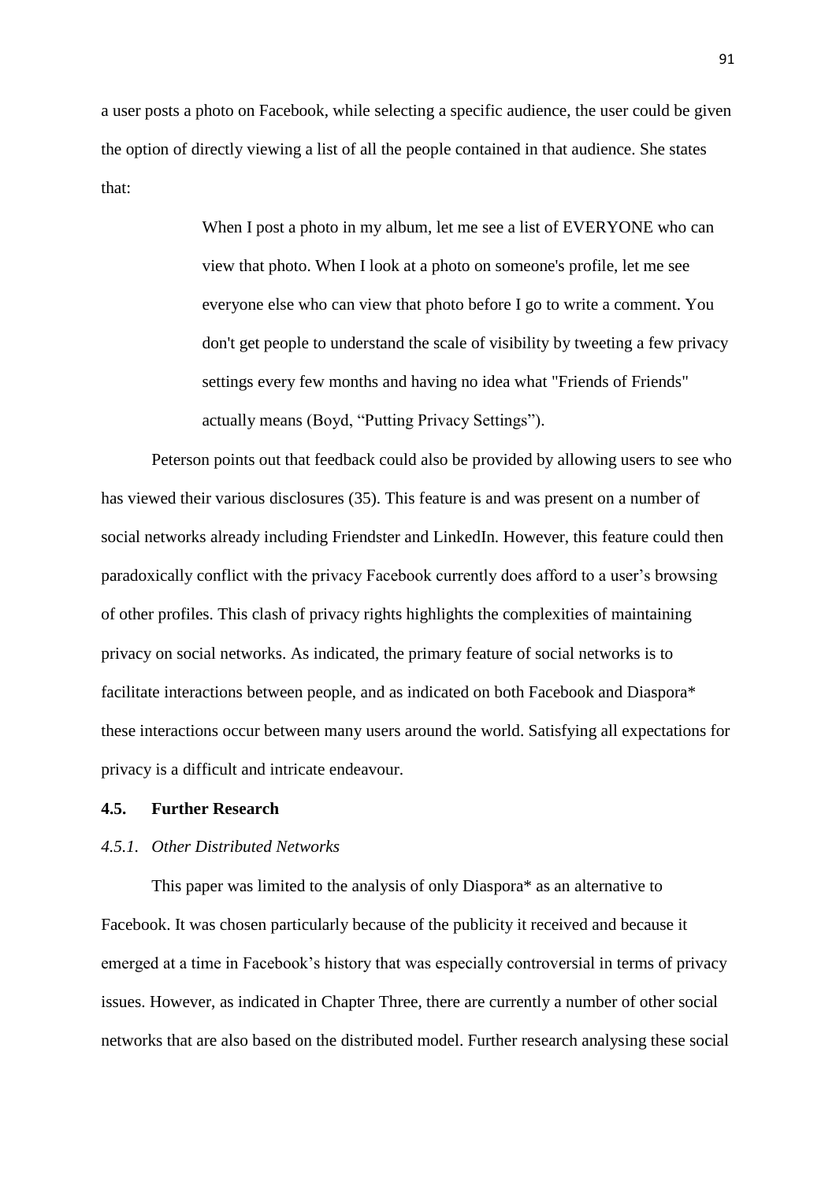a user posts a photo on Facebook, while selecting a specific audience, the user could be given the option of directly viewing a list of all the people contained in that audience. She states that:

> When I post a photo in my album, let me see a list of EVERYONE who can view that photo. When I look at a photo on someone's profile, let me see everyone else who can view that photo before I go to write a comment. You don't get people to understand the scale of visibility by tweeting a few privacy settings every few months and having no idea what "Friends of Friends" actually means (Boyd, "Putting Privacy Settings").

Peterson points out that feedback could also be provided by allowing users to see who has viewed their various disclosures (35). This feature is and was present on a number of social networks already including Friendster and LinkedIn. However, this feature could then paradoxically conflict with the privacy Facebook currently does afford to a user's browsing of other profiles. This clash of privacy rights highlights the complexities of maintaining privacy on social networks. As indicated, the primary feature of social networks is to facilitate interactions between people, and as indicated on both Facebook and Diaspora* these interactions occur between many users around the world. Satisfying all expectations for privacy is a difficult and intricate endeavour.

## 4.5. Further Research

### *4.5.1. Other Distributed Networks*

This paper was limited to the analysis of only Diaspora* as an alternative to Facebook. It was chosen particularly because of the publicity it received and because it emerged at a time in Facebook's history that was especially controversial in terms of privacy issues. However, as indicated in Chapter Three, there are currently a number of other social networks that are also based on the distributed model. Further research analysing these social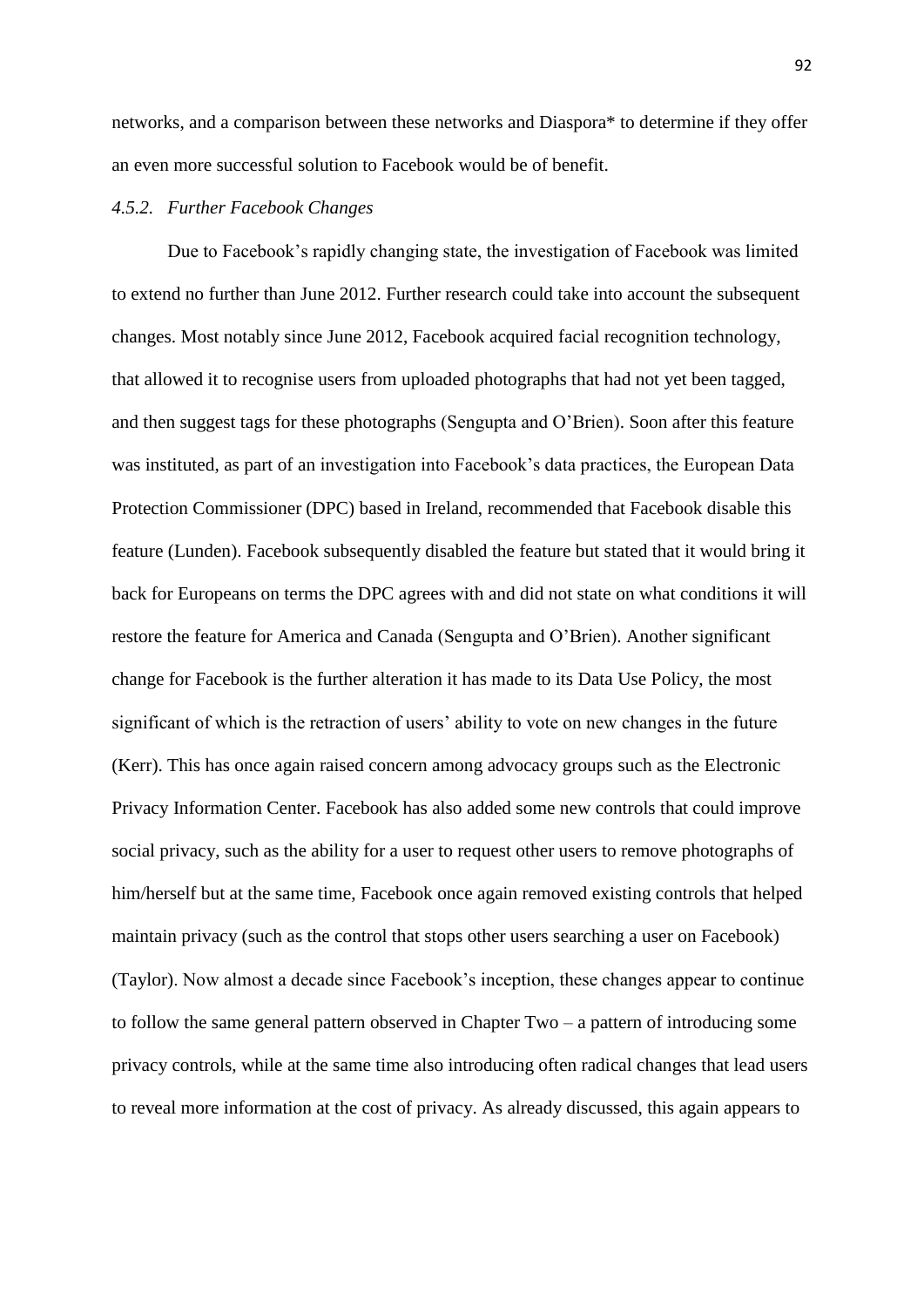networks, and a comparison between these networks and Diaspora* to determine if they offer an even more successful solution to Facebook would be of benefit.

### *4.5.2. Further Facebook Changes*

Due to Facebook's rapidly changing state, the investigation of Facebook was limited to extend no further than June 2012. Further research could take into account the subsequent changes. Most notably since June 2012, Facebook acquired facial recognition technology, that allowed it to recognise users from uploaded photographs that had not yet been tagged, and then suggest tags for these photographs (Sengupta and O'Brien). Soon after this feature was instituted, as part of an investigation into Facebook's data practices, the European Data Protection Commissioner (DPC) based in Ireland, recommended that Facebook disable this feature (Lunden). Facebook subsequently disabled the feature but stated that it would bring it back for Europeans on terms the DPC agrees with and did not state on what conditions it will restore the feature for America and Canada (Sengupta and O'Brien). Another significant change for Facebook is the further alteration it has made to its Data Use Policy, the most significant of which is the retraction of users' ability to vote on new changes in the future (Kerr). This has once again raised concern among advocacy groups such as the Electronic Privacy Information Center. Facebook has also added some new controls that could improve social privacy, such as the ability for a user to request other users to remove photographs of him/herself but at the same time, Facebook once again removed existing controls that helped maintain privacy (such as the control that stops other users searching a user on Facebook) (Taylor). Now almost a decade since Facebook's inception, these changes appear to continue to follow the same general pattern observed in Chapter Two – a pattern of introducing some privacy controls, while at the same time also introducing often radical changes that lead users to reveal more information at the cost of privacy. As already discussed, this again appears to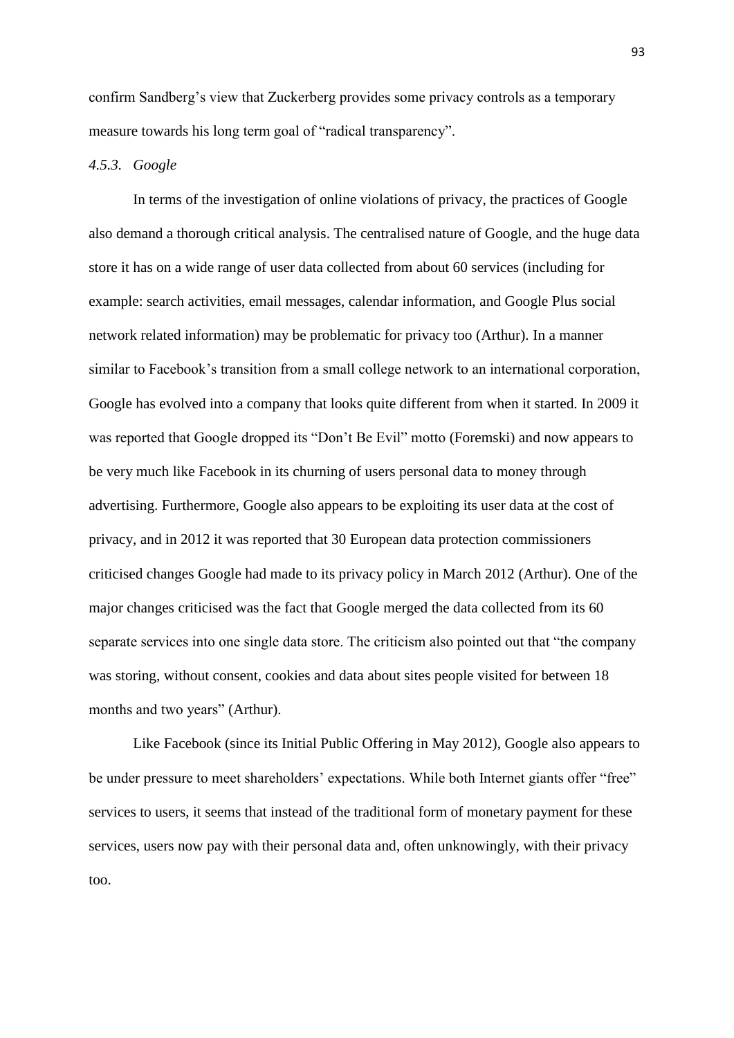confirm Sandberg's view that Zuckerberg provides some privacy controls as a temporary measure towards his long term goal of "radical transparency".

#### *4.5.3. Google*

In terms of the investigation of online violations of privacy, the practices of Google also demand a thorough critical analysis. The centralised nature of Google, and the huge data store it has on a wide range of user data collected from about 60 services (including for example: search activities, email messages, calendar information, and Google Plus social network related information) may be problematic for privacy too (Arthur). In a manner similar to Facebook's transition from a small college network to an international corporation, Google has evolved into a company that looks quite different from when it started. In 2009 it was reported that Google dropped its "Don't Be Evil" motto (Foremski) and now appears to be very much like Facebook in its churning of users personal data to money through advertising. Furthermore, Google also appears to be exploiting its user data at the cost of privacy, and in 2012 it was reported that 30 European data protection commissioners criticised changes Google had made to its privacy policy in March 2012 (Arthur). One of the major changes criticised was the fact that Google merged the data collected from its 60 separate services into one single data store. The criticism also pointed out that "the company was storing, without consent, cookies and data about sites people visited for between 18 months and two years" (Arthur).

Like Facebook (since its Initial Public Offering in May 2012), Google also appears to be under pressure to meet shareholders' expectations. While both Internet giants offer "free" services to users, it seems that instead of the traditional form of monetary payment for these services, users now pay with their personal data and, often unknowingly, with their privacy too.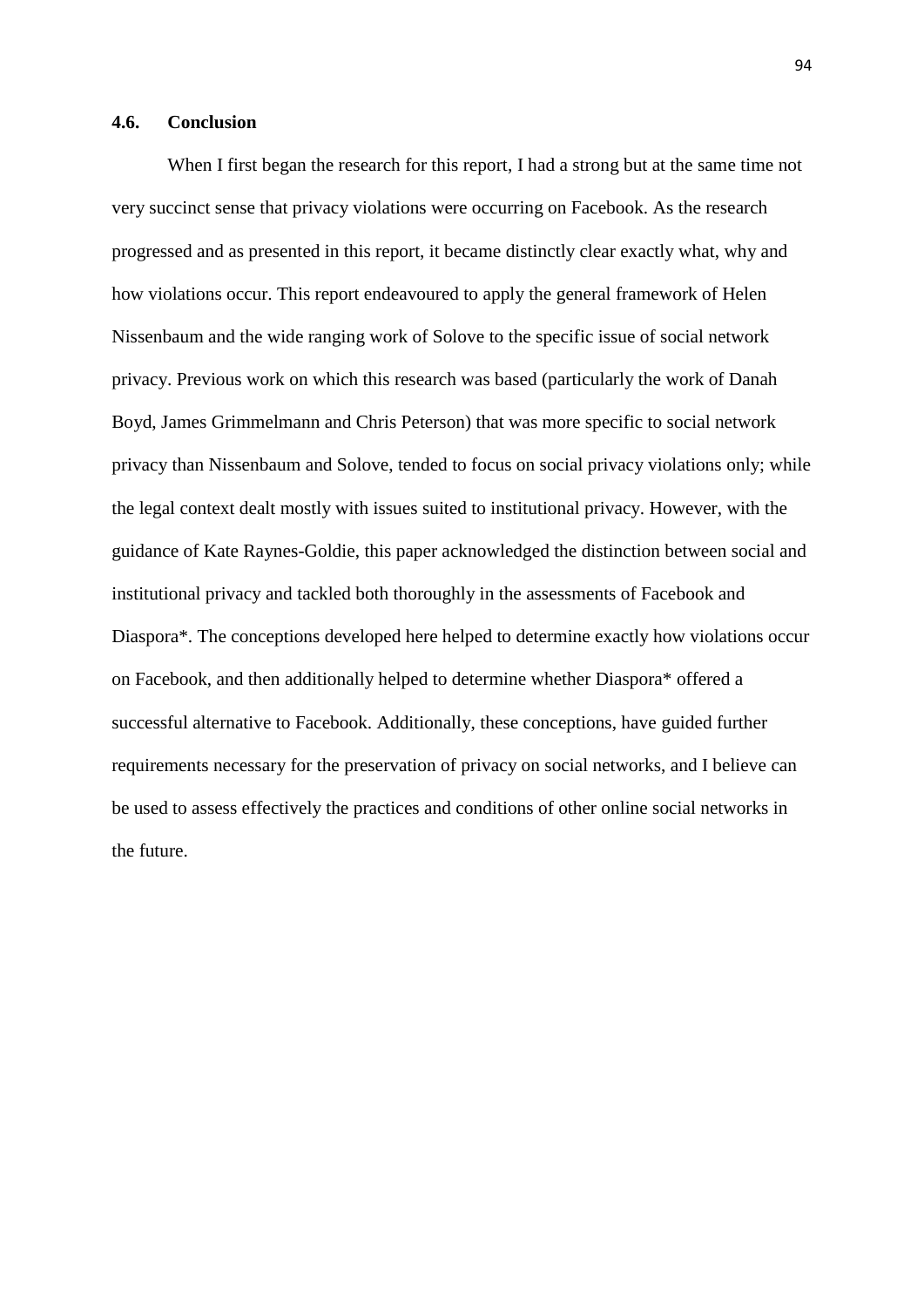### 4.6. Conclusion

When I first began the research for this report, I had a strong but at the same time not very succinct sense that privacy violations were occurring on Facebook. As the research progressed and as presented in this report, it became distinctly clear exactly what, why and how violations occur. This report endeavoured to apply the general framework of Helen Nissenbaum and the wide ranging work of Solove to the specific issue of social network privacy. Previous work on which this research was based (particularly the work of Danah Boyd, James Grimmelmann and Chris Peterson) that was more specific to social network privacy than Nissenbaum and Solove, tended to focus on social privacy violations only; while the legal context dealt mostly with issues suited to institutional privacy. However, with the guidance of Kate Raynes-Goldie, this paper acknowledged the distinction between social and institutional privacy and tackled both thoroughly in the assessments of Facebook and Diaspora*. The conceptions developed here helped to determine exactly how violations occur on Facebook, and then additionally helped to determine whether Diaspora* offered a successful alternative to Facebook. Additionally, these conceptions, have guided further requirements necessary for the preservation of privacy on social networks, and I believe can be used to assess effectively the practices and conditions of other online social networks in the future.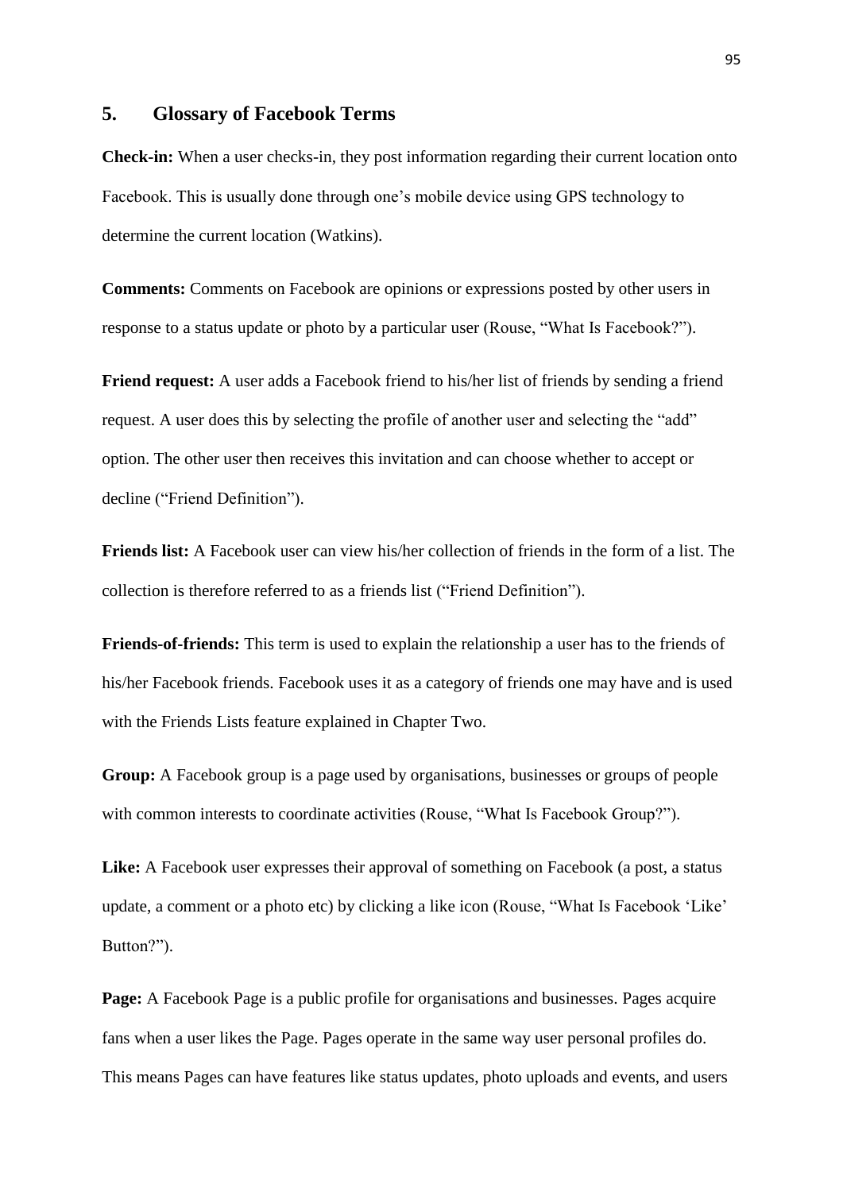## 5. Glossary of Facebook Terms

**Check-in:** When a user checks-in, they post information regarding their current location onto Facebook. This is usually done through one's mobile device using GPS technology to determine the current location (Watkins).

**Comments:** Comments on Facebook are opinions or expressions posted by other users in response to a status update or photo by a particular user (Rouse, "What Is Facebook?").

**Friend request:** A user adds a Facebook friend to his/her list of friends by sending a friend request. A user does this by selecting the profile of another user and selecting the "add" option. The other user then receives this invitation and can choose whether to accept or decline ("Friend Definition").

**Friends list:** A Facebook user can view his/her collection of friends in the form of a list. The collection is therefore referred to as a friends list ("Friend Definition").

**Friends-of-friends:** This term is used to explain the relationship a user has to the friends of his/her Facebook friends. Facebook uses it as a category of friends one may have and is used with the Friends Lists feature explained in Chapter Two.

**Group:** A Facebook group is a page used by organisations, businesses or groups of people with common interests to coordinate activities (Rouse, "What Is Facebook Group?").

**Like:** A Facebook user expresses their approval of something on Facebook (a post, a status update, a comment or a photo etc) by clicking a like icon (Rouse, "What Is Facebook 'Like' Button?").

**Page:** A Facebook Page is a public profile for organisations and businesses. Pages acquire fans when a user likes the Page. Pages operate in the same way user personal profiles do. This means Pages can have features like status updates, photo uploads and events, and users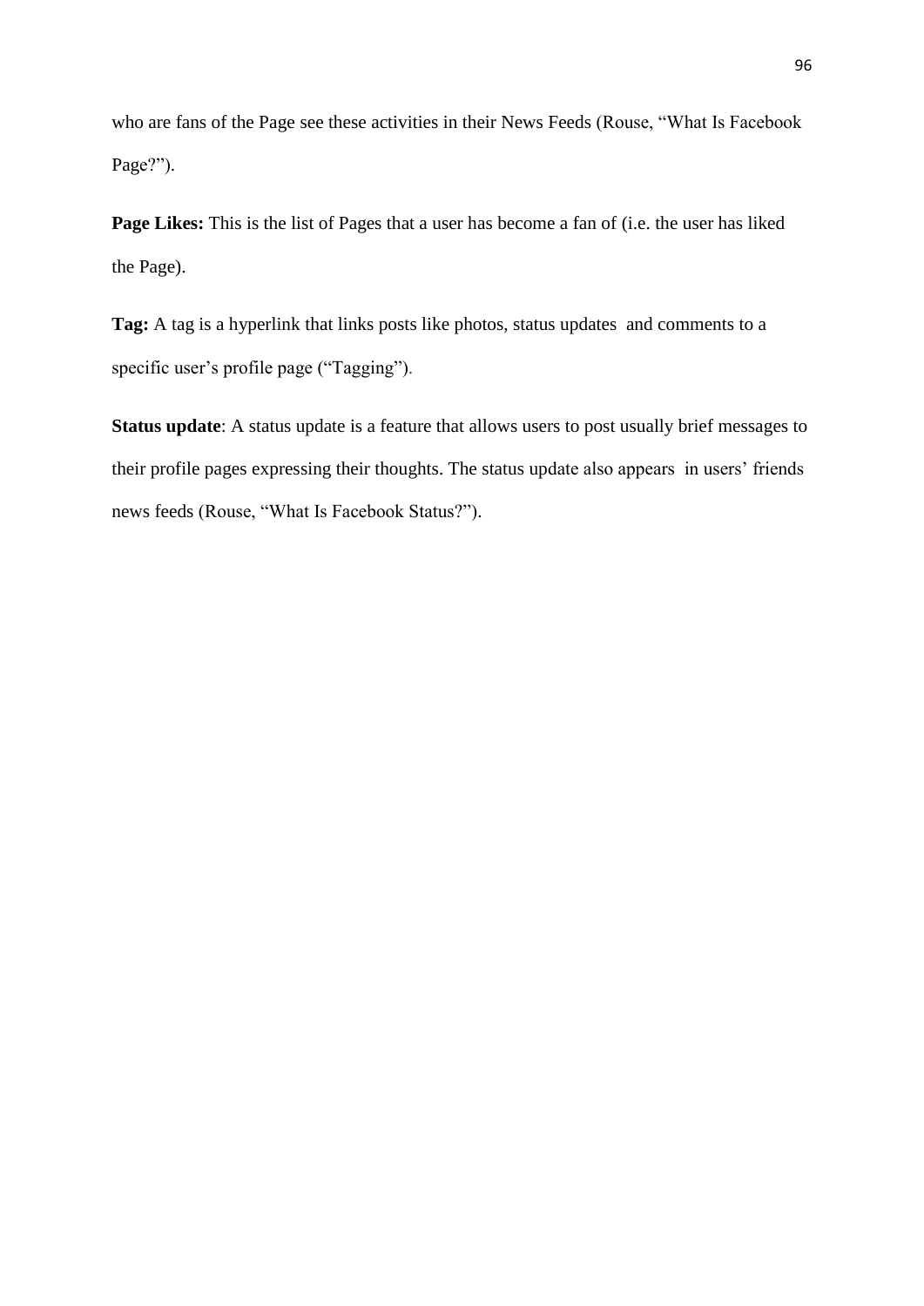who are fans of the Page see these activities in their News Feeds (Rouse, "What Is Facebook Page?").

**Page Likes:** This is the list of Pages that a user has become a fan of (i.e. the user has liked the Page).

**Tag:** A tag is a hyperlink that links posts like photos, status updates and comments to a specific user's profile page ("Tagging").

**Status update**: A status update is a feature that allows users to post usually brief messages to their profile pages expressing their thoughts. The status update also appears in users' friends news feeds (Rouse, "What Is Facebook Status?").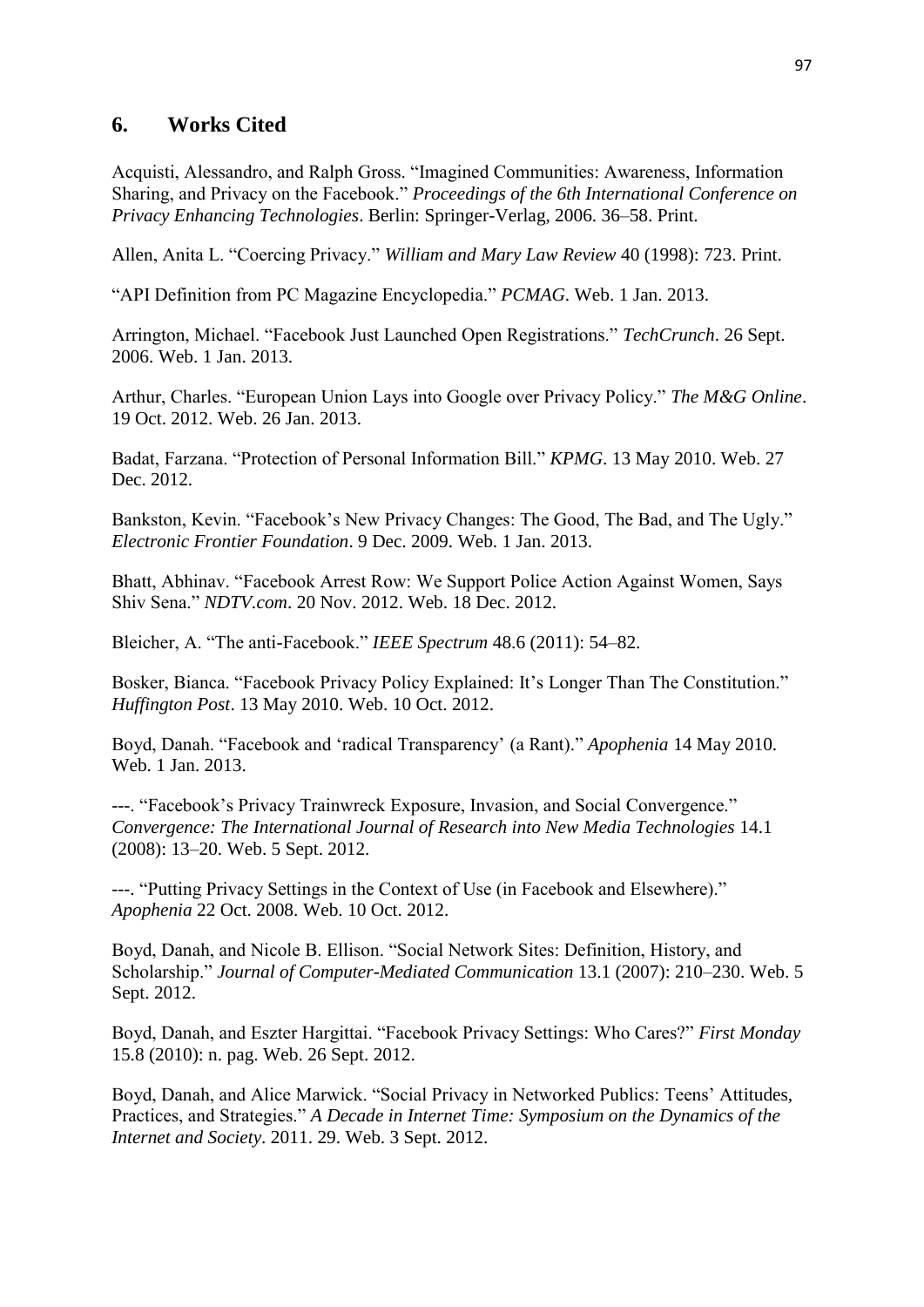## 6. Works Cited

Acquisti, Alessandro, and Ralph Gross. "Imagined Communities: Awareness, Information Sharing, and Privacy on the Facebook." *Proceedings of the 6th International Conference on Privacy Enhancing Technologies*. Berlin: Springer-Verlag, 2006. 36–58. Print.

Allen, Anita L. "Coercing Privacy." *William and Mary Law Review* 40 (1998): 723. Print.

"API Definition from PC Magazine Encyclopedia." *PCMAG*. Web. 1 Jan. 2013.

Arrington, Michael. "Facebook Just Launched Open Registrations." *TechCrunch*. 26 Sept. 2006. Web. 1 Jan. 2013.

Arthur, Charles. "European Union Lays into Google over Privacy Policy." *The M&G Online*. 19 Oct. 2012. Web. 26 Jan. 2013.

Badat, Farzana. "Protection of Personal Information Bill." *KPMG*. 13 May 2010. Web. 27 Dec. 2012.

Bankston, Kevin. "Facebook's New Privacy Changes: The Good, The Bad, and The Ugly." *Electronic Frontier Foundation*. 9 Dec. 2009. Web. 1 Jan. 2013.

Bhatt, Abhinav. "Facebook Arrest Row: We Support Police Action Against Women, Says Shiv Sena." *NDTV.com*. 20 Nov. 2012. Web. 18 Dec. 2012.

Bleicher, A. "The anti-Facebook." *IEEE Spectrum* 48.6 (2011): 54–82.

Bosker, Bianca. "Facebook Privacy Policy Explained: It's Longer Than The Constitution." *Huffington Post*. 13 May 2010. Web. 10 Oct. 2012.

Boyd, Danah. "Facebook and 'radical Transparency' (a Rant)." *Apophenia* 14 May 2010. Web. 1 Jan. 2013.

---. "Facebook's Privacy Trainwreck Exposure, Invasion, and Social Convergence." *Convergence: The International Journal of Research into New Media Technologies* 14.1 (2008): 13–20. Web. 5 Sept. 2012.

---. "Putting Privacy Settings in the Context of Use (in Facebook and Elsewhere)." *Apophenia* 22 Oct. 2008. Web. 10 Oct. 2012.

Boyd, Danah, and Nicole B. Ellison. "Social Network Sites: Definition, History, and Scholarship." *Journal of Computer-Mediated Communication* 13.1 (2007): 210–230. Web. 5 Sept. 2012.

Boyd, Danah, and Eszter Hargittai. "Facebook Privacy Settings: Who Cares?" *First Monday* 15.8 (2010): n. pag. Web. 26 Sept. 2012.

Boyd, Danah, and Alice Marwick. "Social Privacy in Networked Publics: Teens' Attitudes, Practices, and Strategies." *A Decade in Internet Time: Symposium on the Dynamics of the Internet and Society*. 2011. 29. Web. 3 Sept. 2012.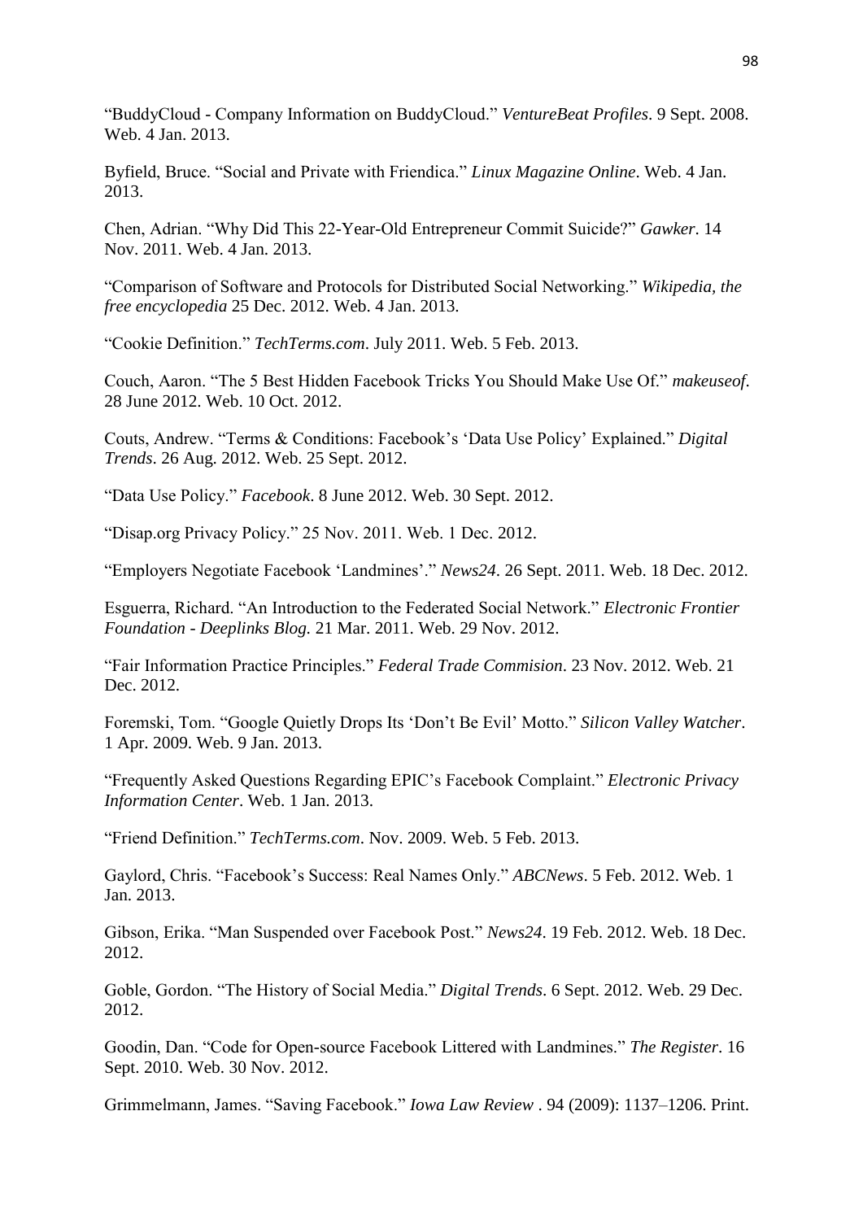"BuddyCloud - Company Information on BuddyCloud." *VentureBeat Profiles*. 9 Sept. 2008. Web. 4 Jan. 2013.

Byfield, Bruce. "Social and Private with Friendica." *Linux Magazine Online*. Web. 4 Jan. 2013.

Chen, Adrian. "Why Did This 22-Year-Old Entrepreneur Commit Suicide?" *Gawker*. 14 Nov. 2011. Web. 4 Jan. 2013.

"Comparison of Software and Protocols for Distributed Social Networking." *Wikipedia, the free encyclopedia* 25 Dec. 2012. Web. 4 Jan. 2013.

"Cookie Definition." *TechTerms.com*. July 2011. Web. 5 Feb. 2013.

Couch, Aaron. "The 5 Best Hidden Facebook Tricks You Should Make Use Of." *makeuseof*. 28 June 2012. Web. 10 Oct. 2012.

Couts, Andrew. "Terms & Conditions: Facebook's 'Data Use Policy' Explained." *Digital Trends*. 26 Aug. 2012. Web. 25 Sept. 2012.

"Data Use Policy." *Facebook*. 8 June 2012. Web. 30 Sept. 2012.

"Disap.org Privacy Policy." 25 Nov. 2011. Web. 1 Dec. 2012.

"Employers Negotiate Facebook 'Landmines'." *News24*. 26 Sept. 2011. Web. 18 Dec. 2012.

Esguerra, Richard. "An Introduction to the Federated Social Network." *Electronic Frontier Foundation - Deeplinks Blog*. 21 Mar. 2011. Web. 29 Nov. 2012.

"Fair Information Practice Principles." *Federal Trade Commision*. 23 Nov. 2012. Web. 21 Dec. 2012.

Foremski, Tom. "Google Quietly Drops Its 'Don't Be Evil' Motto." *Silicon Valley Watcher*. 1 Apr. 2009. Web. 9 Jan. 2013.

"Frequently Asked Questions Regarding EPIC's Facebook Complaint." *Electronic Privacy Information Center*. Web. 1 Jan. 2013.

"Friend Definition." *TechTerms.com*. Nov. 2009. Web. 5 Feb. 2013.

Gaylord, Chris. "Facebook's Success: Real Names Only." *ABCNews*. 5 Feb. 2012. Web. 1 Jan. 2013.

Gibson, Erika. "Man Suspended over Facebook Post." *News24*. 19 Feb. 2012. Web. 18 Dec. 2012.

Goble, Gordon. "The History of Social Media." *Digital Trends*. 6 Sept. 2012. Web. 29 Dec. 2012.

Goodin, Dan. "Code for Open-source Facebook Littered with Landmines." *The Register*. 16 Sept. 2010. Web. 30 Nov. 2012.

Grimmelmann, James. "Saving Facebook." *Iowa Law Review* . 94 (2009): 1137–1206. Print.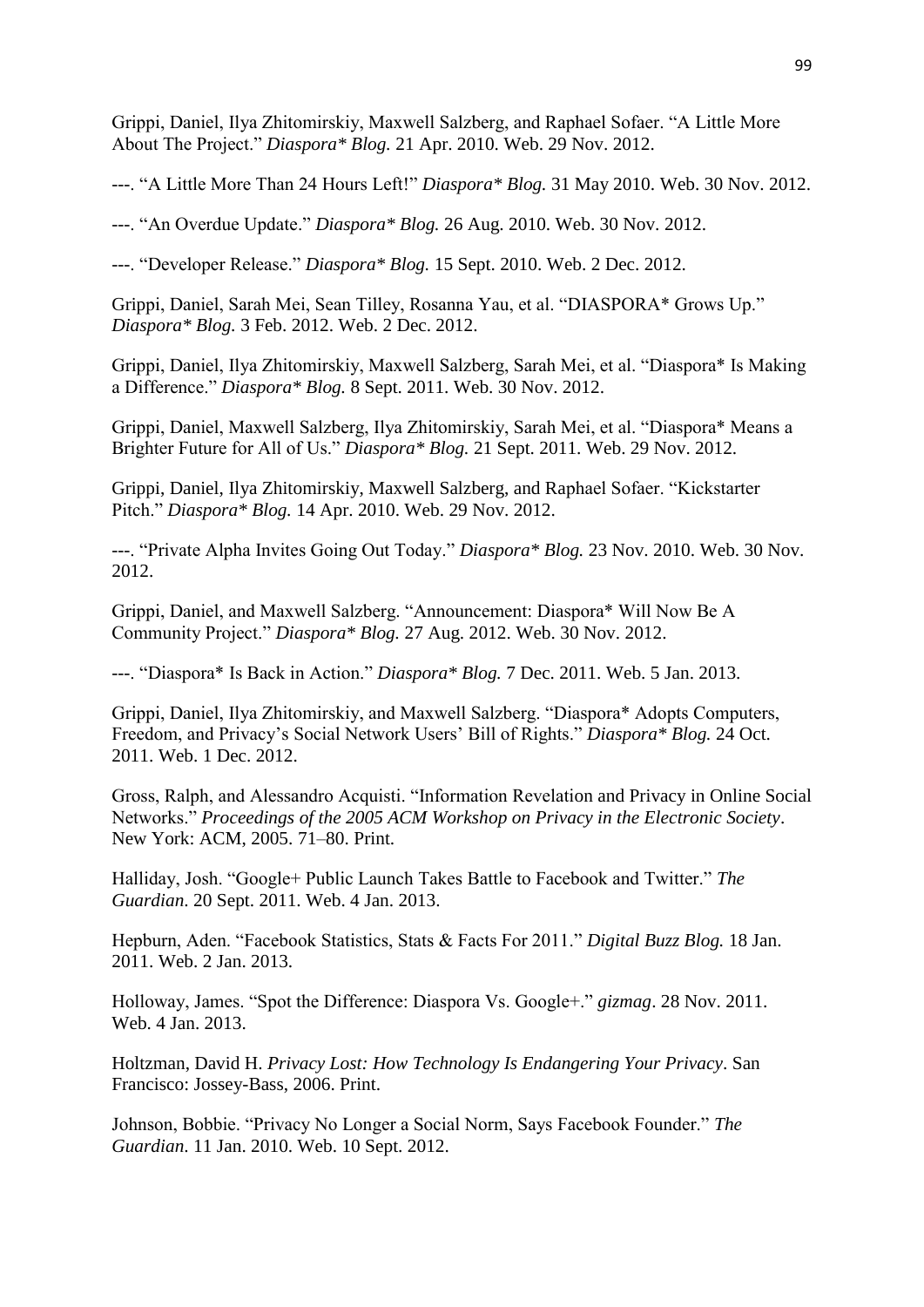Grippi, Daniel, Ilya Zhitomirskiy, Maxwell Salzberg, and Raphael Sofaer. "A Little More About The Project." *Diaspora* Blog.* 21 Apr. 2010. Web. 29 Nov. 2012.

---. "A Little More Than 24 Hours Left!" *Diaspora* Blog.* 31 May 2010. Web. 30 Nov. 2012.

---. "An Overdue Update." *Diaspora* Blog.* 26 Aug. 2010. Web. 30 Nov. 2012.

---. "Developer Release." *Diaspora* Blog.* 15 Sept. 2010. Web. 2 Dec. 2012.

Grippi, Daniel, Sarah Mei, Sean Tilley, Rosanna Yau, et al. "DIASPORA* Grows Up." *Diaspora* Blog.* 3 Feb. 2012. Web. 2 Dec. 2012.

Grippi, Daniel, Ilya Zhitomirskiy, Maxwell Salzberg, Sarah Mei, et al. "Diaspora* Is Making a Difference." *Diaspora* Blog.* 8 Sept. 2011. Web. 30 Nov. 2012.

Grippi, Daniel, Maxwell Salzberg, Ilya Zhitomirskiy, Sarah Mei, et al. "Diaspora* Means a Brighter Future for All of Us." *Diaspora* Blog.* 21 Sept. 2011. Web. 29 Nov. 2012.

Grippi, Daniel, Ilya Zhitomirskiy, Maxwell Salzberg, and Raphael Sofaer. "Kickstarter Pitch." *Diaspora* Blog.* 14 Apr. 2010. Web. 29 Nov. 2012.

---. "Private Alpha Invites Going Out Today." *Diaspora* Blog.* 23 Nov. 2010. Web. 30 Nov. 2012.

Grippi, Daniel, and Maxwell Salzberg. "Announcement: Diaspora* Will Now Be A Community Project." *Diaspora* Blog.* 27 Aug. 2012. Web. 30 Nov. 2012.

---. "Diaspora* Is Back in Action." *Diaspora* Blog.* 7 Dec. 2011. Web. 5 Jan. 2013.

Grippi, Daniel, Ilya Zhitomirskiy, and Maxwell Salzberg. "Diaspora* Adopts Computers, Freedom, and Privacy's Social Network Users' Bill of Rights." *Diaspora* Blog.* 24 Oct. 2011. Web. 1 Dec. 2012.

Gross, Ralph, and Alessandro Acquisti. "Information Revelation and Privacy in Online Social Networks." *Proceedings of the 2005 ACM Workshop on Privacy in the Electronic Society*. New York: ACM, 2005. 71–80. Print.

Halliday, Josh. "Google+ Public Launch Takes Battle to Facebook and Twitter." *The Guardian*. 20 Sept. 2011. Web. 4 Jan. 2013.

Hepburn, Aden. "Facebook Statistics, Stats & Facts For 2011." *Digital Buzz Blog.* 18 Jan. 2011. Web. 2 Jan. 2013.

Holloway, James. "Spot the Difference: Diaspora Vs. Google+." *gizmag*. 28 Nov. 2011. Web. 4 Jan. 2013.

Holtzman, David H. *Privacy Lost: How Technology Is Endangering Your Privacy*. San Francisco: Jossey-Bass, 2006. Print.

Johnson, Bobbie. "Privacy No Longer a Social Norm, Says Facebook Founder." *The Guardian*. 11 Jan. 2010. Web. 10 Sept. 2012.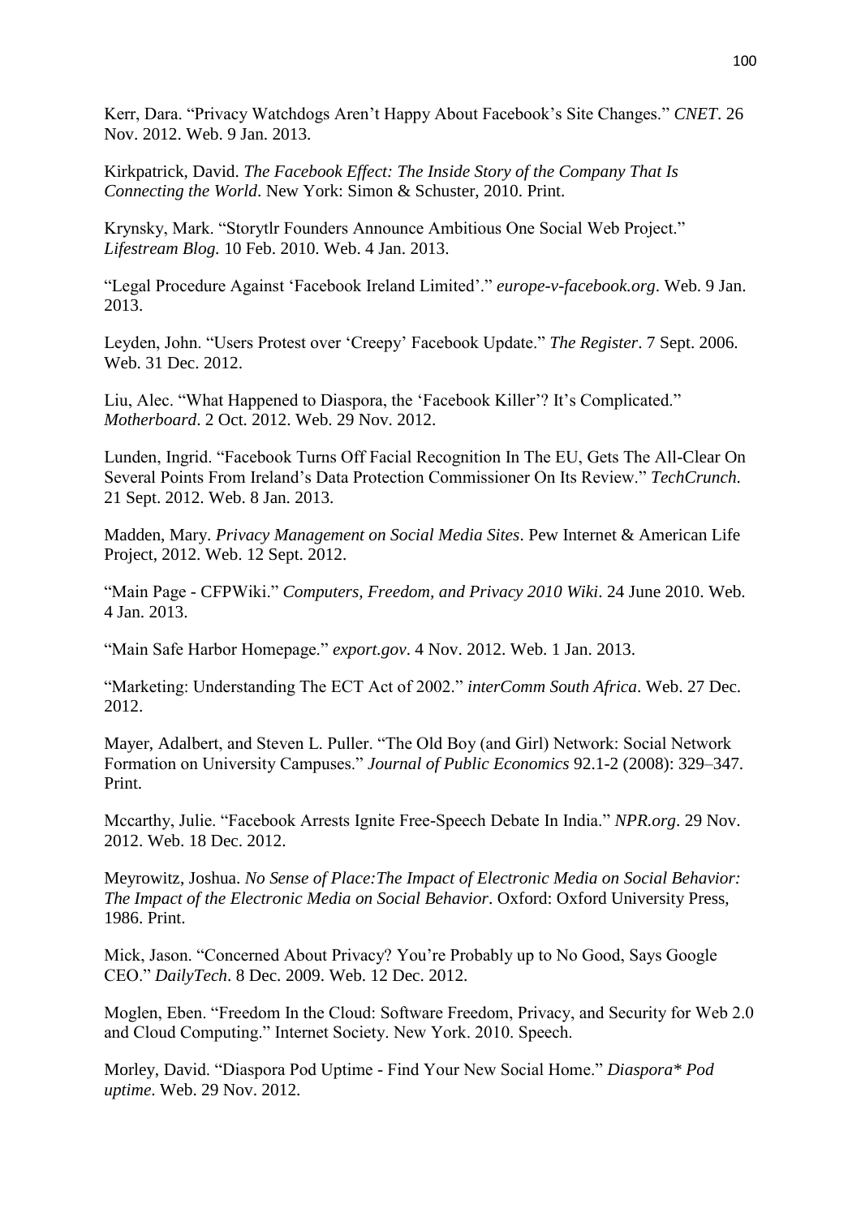Kerr, Dara. “Privacy Watchdogs Aren’t Happy About Facebook’s Site Changes.” *CNET*. 26 Nov. 2012. Web. 9 Jan. 2013.

Kirkpatrick, David. *The Facebook Effect: The Inside Story of the Company That Is Connecting the World*. New York: Simon & Schuster, 2010. Print.

Krynsky, Mark. “Storytlr Founders Announce Ambitious One Social Web Project.” *Lifestream Blog.* 10 Feb. 2010. Web. 4 Jan. 2013.

“Legal Procedure Against ‘Facebook Ireland Limited’.” *europe-v-facebook.org*. Web. 9 Jan. 2013.

Leyden, John. “Users Protest over ‘Creepy’ Facebook Update.” *The Register*. 7 Sept. 2006. Web. 31 Dec. 2012.

Liu, Alec. “What Happened to Diaspora, the ‘Facebook Killer’? It’s Complicated.” *Motherboard*. 2 Oct. 2012. Web. 29 Nov. 2012.

Lunden, Ingrid. “Facebook Turns Off Facial Recognition In The EU, Gets The All-Clear On Several Points From Ireland’s Data Protection Commissioner On Its Review.” *TechCrunch*. 21 Sept. 2012. Web. 8 Jan. 2013.

Madden, Mary. *Privacy Management on Social Media Sites*. Pew Internet & American Life Project, 2012. Web. 12 Sept. 2012.

“Main Page - CFPWiki.” *Computers, Freedom, and Privacy 2010 Wiki*. 24 June 2010. Web. 4 Jan. 2013.

“Main Safe Harbor Homepage.” *export.gov*. 4 Nov. 2012. Web. 1 Jan. 2013.

“Marketing: Understanding The ECT Act of 2002.” *interComm South Africa*. Web. 27 Dec. 2012.

Mayer, Adalbert, and Steven L. Puller. “The Old Boy (and Girl) Network: Social Network Formation on University Campuses.” *Journal of Public Economics* 92.1-2 (2008): 329–347. Print.

Mccarthy, Julie. “Facebook Arrests Ignite Free-Speech Debate In India.” *NPR.org*. 29 Nov. 2012. Web. 18 Dec. 2012.

Meyrowitz, Joshua. *No Sense of Place:The Impact of Electronic Media on Social Behavior: The Impact of the Electronic Media on Social Behavior*. Oxford: Oxford University Press, 1986. Print.

Mick, Jason. “Concerned About Privacy? You’re Probably up to No Good, Says Google CEO.” *DailyTech*. 8 Dec. 2009. Web. 12 Dec. 2012.

Moglen, Eben. “Freedom In the Cloud: Software Freedom, Privacy, and Security for Web 2.0 and Cloud Computing.” Internet Society. New York. 2010. Speech.

Morley, David. “Diaspora Pod Uptime - Find Your New Social Home.” *Diaspora* Pod uptime*. Web. 29 Nov. 2012.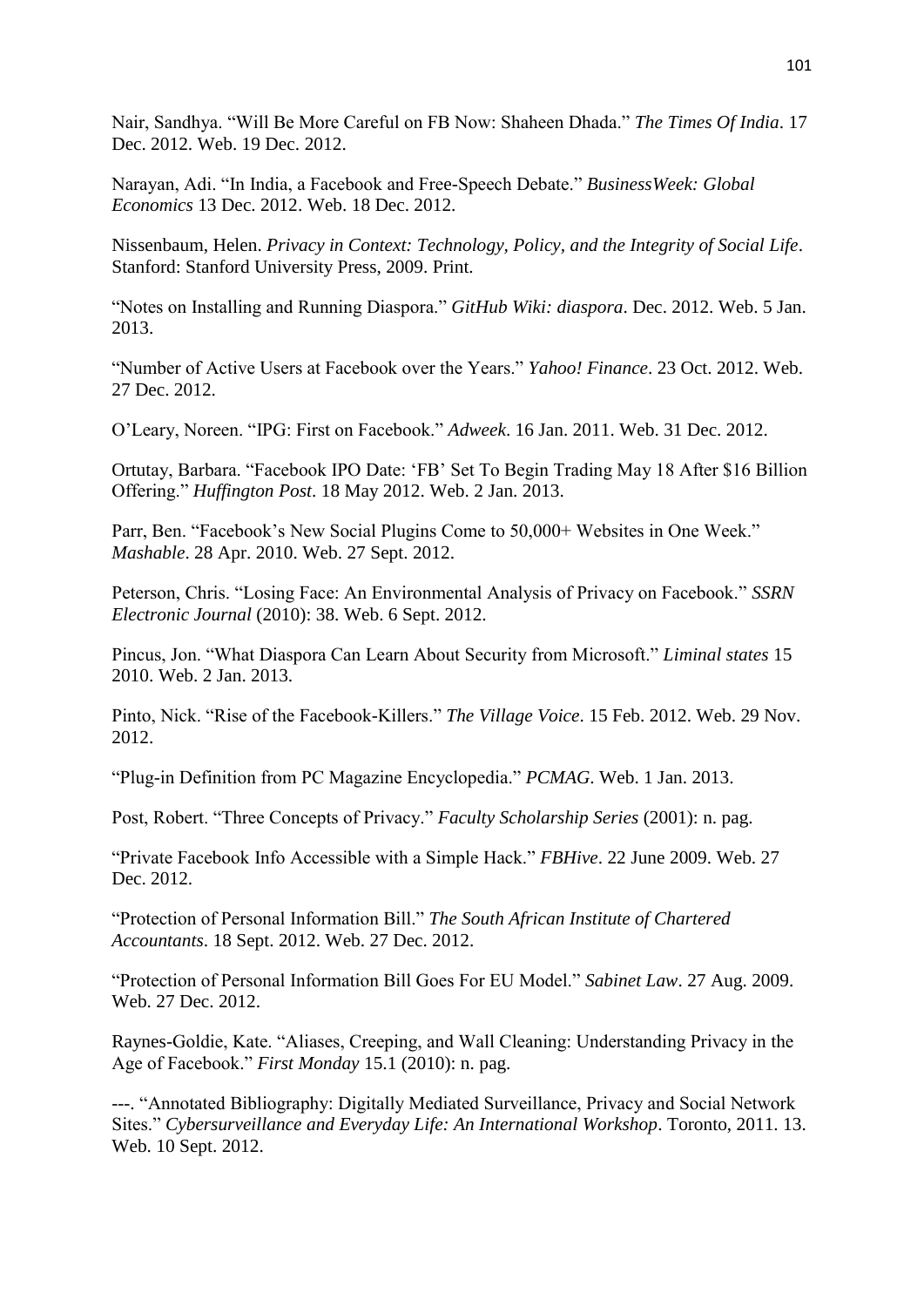Nair, Sandhya. “Will Be More Careful on FB Now: Shaheen Dhada.” *The Times Of India*. 17 Dec. 2012. Web. 19 Dec. 2012.

Narayan, Adi. “In India, a Facebook and Free-Speech Debate.” *BusinessWeek: Global Economics* 13 Dec. 2012. Web. 18 Dec. 2012.

Nissenbaum, Helen. *Privacy in Context: Technology, Policy, and the Integrity of Social Life*. Stanford: Stanford University Press, 2009. Print.

“Notes on Installing and Running Diaspora.” *GitHub Wiki: diaspora*. Dec. 2012. Web. 5 Jan. 2013.

“Number of Active Users at Facebook over the Years.” *Yahoo! Finance*. 23 Oct. 2012. Web. 27 Dec. 2012.

O’Leary, Noreen. “IPG: First on Facebook.” *Adweek*. 16 Jan. 2011. Web. 31 Dec. 2012.

Ortutay, Barbara. “Facebook IPO Date: ‘FB’ Set To Begin Trading May 18 After $16 Billion Offering.” *Huffington Post*. 18 May 2012. Web. 2 Jan. 2013.

Parr, Ben. “Facebook’s New Social Plugins Come to 50,000+ Websites in One Week.” *Mashable*. 28 Apr. 2010. Web. 27 Sept. 2012.

Peterson, Chris. “Losing Face: An Environmental Analysis of Privacy on Facebook.” *SSRN Electronic Journal* (2010): 38. Web. 6 Sept. 2012.

Pincus, Jon. “What Diaspora Can Learn About Security from Microsoft.” *Liminal states* 15 2010. Web. 2 Jan. 2013.

Pinto, Nick. “Rise of the Facebook-Killers.” *The Village Voice*. 15 Feb. 2012. Web. 29 Nov. 2012.

“Plug-in Definition from PC Magazine Encyclopedia.” *PCMAG*. Web. 1 Jan. 2013.

Post, Robert. “Three Concepts of Privacy.” *Faculty Scholarship Series* (2001): n. pag.

“Private Facebook Info Accessible with a Simple Hack.” *FBHive*. 22 June 2009. Web. 27 Dec. 2012.

“Protection of Personal Information Bill.” *The South African Institute of Chartered Accountants*. 18 Sept. 2012. Web. 27 Dec. 2012.

“Protection of Personal Information Bill Goes For EU Model.” *Sabinet Law*. 27 Aug. 2009. Web. 27 Dec. 2012.

Raynes-Goldie, Kate. “Aliases, Creeping, and Wall Cleaning: Understanding Privacy in the Age of Facebook.” *First Monday* 15.1 (2010): n. pag.

---. “Annotated Bibliography: Digitally Mediated Surveillance, Privacy and Social Network Sites.” *Cybersurveillance and Everyday Life: An International Workshop*. Toronto, 2011. 13. Web. 10 Sept. 2012.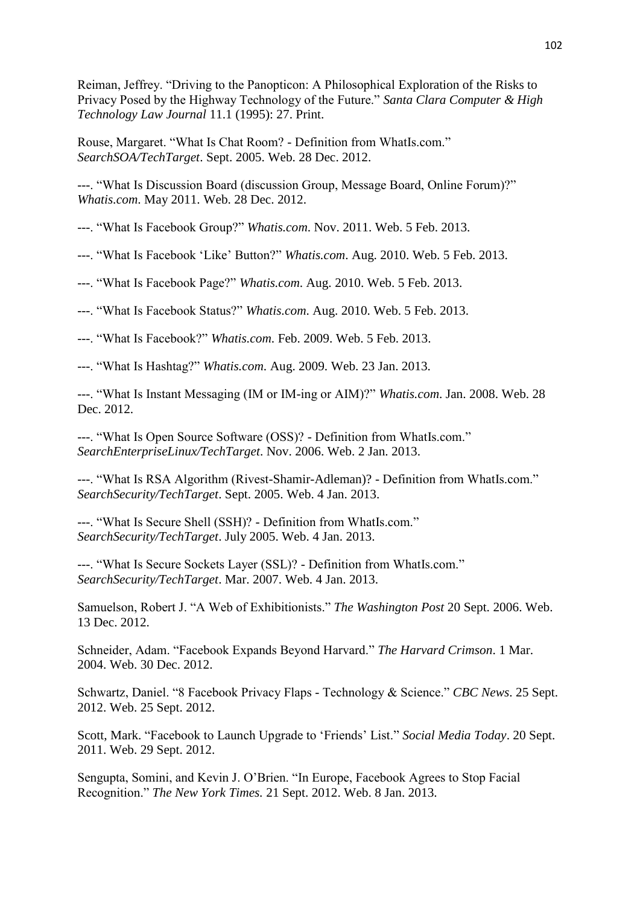Reiman, Jeffrey. "Driving to the Panopticon: A Philosophical Exploration of the Risks to Privacy Posed by the Highway Technology of the Future." *Santa Clara Computer & High Technology Law Journal* 11.1 (1995): 27. Print.

Rouse, Margaret. "What Is Chat Room? - Definition from WhatIs.com." *SearchSOA/TechTarget*. Sept. 2005. Web. 28 Dec. 2012.

---. "What Is Discussion Board (discussion Group, Message Board, Online Forum)?" *Whatis.com*. May 2011. Web. 28 Dec. 2012.

---. "What Is Facebook Group?" *Whatis.com*. Nov. 2011. Web. 5 Feb. 2013.

---. "What Is Facebook 'Like' Button?" *Whatis.com*. Aug. 2010. Web. 5 Feb. 2013.

---. "What Is Facebook Page?" *Whatis.com*. Aug. 2010. Web. 5 Feb. 2013.

---. "What Is Facebook Status?" *Whatis.com*. Aug. 2010. Web. 5 Feb. 2013.

---. "What Is Facebook?" *Whatis.com*. Feb. 2009. Web. 5 Feb. 2013.

---. "What Is Hashtag?" *Whatis.com*. Aug. 2009. Web. 23 Jan. 2013.

---. "What Is Instant Messaging (IM or IM-ing or AIM)?" *Whatis.com*. Jan. 2008. Web. 28 Dec. 2012.

---. "What Is Open Source Software (OSS)? - Definition from WhatIs.com." *SearchEnterpriseLinux/TechTarget*. Nov. 2006. Web. 2 Jan. 2013.

---. "What Is RSA Algorithm (Rivest-Shamir-Adleman)? - Definition from WhatIs.com." *SearchSecurity/TechTarget*. Sept. 2005. Web. 4 Jan. 2013.

---. "What Is Secure Shell (SSH)? - Definition from WhatIs.com." *SearchSecurity/TechTarget*. July 2005. Web. 4 Jan. 2013.

---. "What Is Secure Sockets Layer (SSL)? - Definition from WhatIs.com." *SearchSecurity/TechTarget*. Mar. 2007. Web. 4 Jan. 2013.

Samuelson, Robert J. "A Web of Exhibitionists." *The Washington Post* 20 Sept. 2006. Web. 13 Dec. 2012.

Schneider, Adam. "Facebook Expands Beyond Harvard." *The Harvard Crimson*. 1 Mar. 2004. Web. 30 Dec. 2012.

Schwartz, Daniel. "8 Facebook Privacy Flaps - Technology & Science." *CBC News*. 25 Sept. 2012. Web. 25 Sept. 2012.

Scott, Mark. "Facebook to Launch Upgrade to 'Friends' List." *Social Media Today*. 20 Sept. 2011. Web. 29 Sept. 2012.

Sengupta, Somini, and Kevin J. O'Brien. "In Europe, Facebook Agrees to Stop Facial Recognition." *The New York Times*. 21 Sept. 2012. Web. 8 Jan. 2013.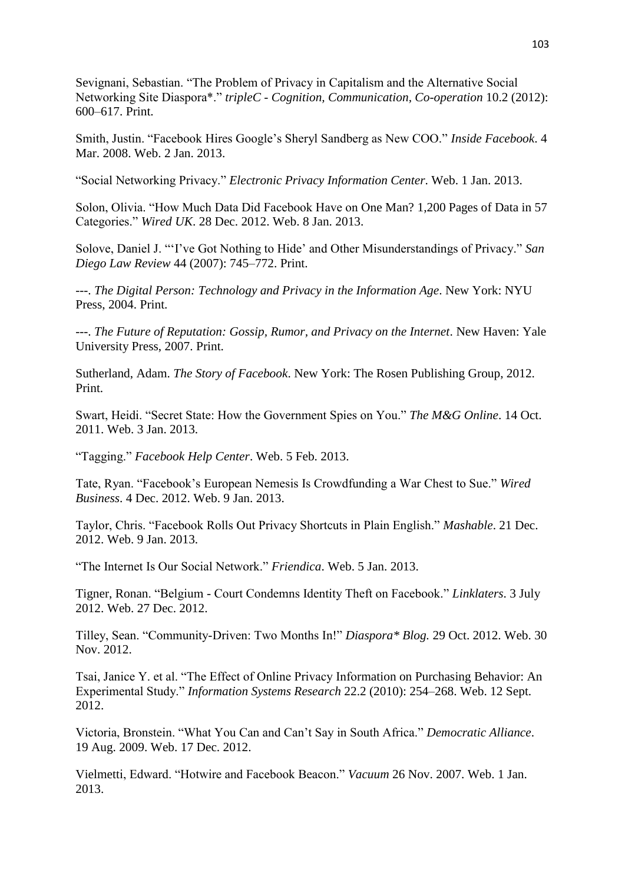Sevignani, Sebastian. “The Problem of Privacy in Capitalism and the Alternative Social Networking Site Diaspora*.” *tripleC - Cognition, Communication, Co-operation* 10.2 (2012): 600–617. Print.

Smith, Justin. “Facebook Hires Google’s Sheryl Sandberg as New COO.” *Inside Facebook*. 4 Mar. 2008. Web. 2 Jan. 2013.

“Social Networking Privacy.” *Electronic Privacy Information Center*. Web. 1 Jan. 2013.

Solon, Olivia. “How Much Data Did Facebook Have on One Man? 1,200 Pages of Data in 57 Categories.” *Wired UK*. 28 Dec. 2012. Web. 8 Jan. 2013.

Solove, Daniel J. “‘I’ve Got Nothing to Hide’ and Other Misunderstandings of Privacy.” *San Diego Law Review* 44 (2007): 745–772. Print.

---. *The Digital Person: Technology and Privacy in the Information Age*. New York: NYU Press, 2004. Print.

---. *The Future of Reputation: Gossip, Rumor, and Privacy on the Internet*. New Haven: Yale University Press, 2007. Print.

Sutherland, Adam. *The Story of Facebook*. New York: The Rosen Publishing Group, 2012. Print.

Swart, Heidi. “Secret State: How the Government Spies on You.” *The M&G Online*. 14 Oct. 2011. Web. 3 Jan. 2013.

“Tagging.” *Facebook Help Center*. Web. 5 Feb. 2013.

Tate, Ryan. “Facebook’s European Nemesis Is Crowdfunding a War Chest to Sue.” *Wired Business*. 4 Dec. 2012. Web. 9 Jan. 2013.

Taylor, Chris. “Facebook Rolls Out Privacy Shortcuts in Plain English.” *Mashable*. 21 Dec. 2012. Web. 9 Jan. 2013.

“The Internet Is Our Social Network.” *Friendica*. Web. 5 Jan. 2013.

Tigner, Ronan. “Belgium - Court Condemns Identity Theft on Facebook.” *Linklaters*. 3 July 2012. Web. 27 Dec. 2012.

Tilley, Sean. “Community-Driven: Two Months In!” *Diaspora* Blog.* 29 Oct. 2012. Web. 30 Nov. 2012.

Tsai, Janice Y. et al. “The Effect of Online Privacy Information on Purchasing Behavior: An Experimental Study.” *Information Systems Research* 22.2 (2010): 254–268. Web. 12 Sept. 2012.

Victoria, Bronstein. “What You Can and Can’t Say in South Africa.” *Democratic Alliance*. 19 Aug. 2009. Web. 17 Dec. 2012.

Vielmetti, Edward. “Hotwire and Facebook Beacon.” *Vacuum* 26 Nov. 2007. Web. 1 Jan. 2013.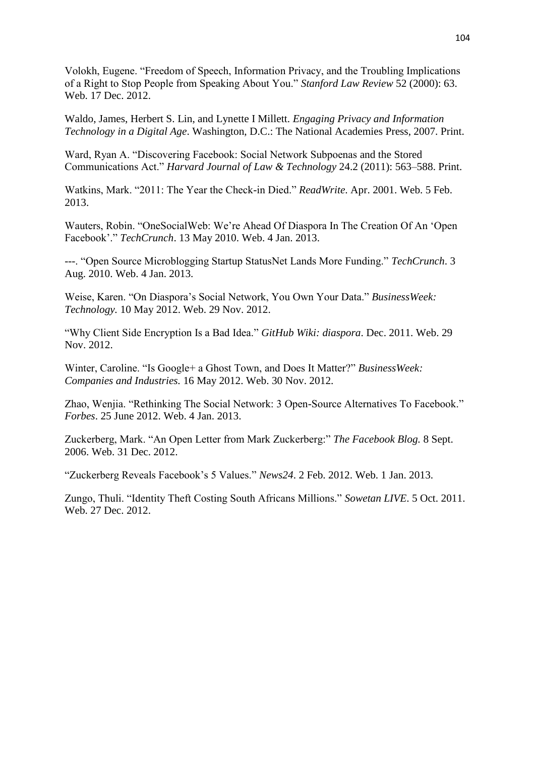Volokh, Eugene. "Freedom of Speech, Information Privacy, and the Troubling Implications of a Right to Stop People from Speaking About You." *Stanford Law Review* 52 (2000): 63. Web. 17 Dec. 2012.

Waldo, James, Herbert S. Lin, and Lynette I Millett. *Engaging Privacy and Information Technology in a Digital Age*. Washington, D.C.: The National Academies Press, 2007. Print.

Ward, Ryan A. "Discovering Facebook: Social Network Subpoenas and the Stored Communications Act." *Harvard Journal of Law & Technology* 24.2 (2011): 563–588. Print.

Watkins, Mark. "2011: The Year the Check-in Died." *ReadWrite*. Apr. 2001. Web. 5 Feb. 2013.

Wauters, Robin. "OneSocialWeb: We're Ahead Of Diaspora In The Creation Of An 'Open Facebook'." *TechCrunch*. 13 May 2010. Web. 4 Jan. 2013.

---. "Open Source Microblogging Startup StatusNet Lands More Funding." *TechCrunch*. 3 Aug. 2010. Web. 4 Jan. 2013.

Weise, Karen. "On Diaspora's Social Network, You Own Your Data." *BusinessWeek: Technology.* 10 May 2012. Web. 29 Nov. 2012.

"Why Client Side Encryption Is a Bad Idea." *GitHub Wiki: diaspora*. Dec. 2011. Web. 29 Nov. 2012.

Winter, Caroline. "Is Google+ a Ghost Town, and Does It Matter?" *BusinessWeek: Companies and Industries.* 16 May 2012. Web. 30 Nov. 2012.

Zhao, Wenjia. "Rethinking The Social Network: 3 Open-Source Alternatives To Facebook." *Forbes*. 25 June 2012. Web. 4 Jan. 2013.

Zuckerberg, Mark. "An Open Letter from Mark Zuckerberg:" *The Facebook Blog.* 8 Sept. 2006. Web. 31 Dec. 2012.

"Zuckerberg Reveals Facebook's 5 Values." *News24*. 2 Feb. 2012. Web. 1 Jan. 2013.

Zungo, Thuli. "Identity Theft Costing South Africans Millions." *Sowetan LIVE*. 5 Oct. 2011. Web. 27 Dec. 2012.